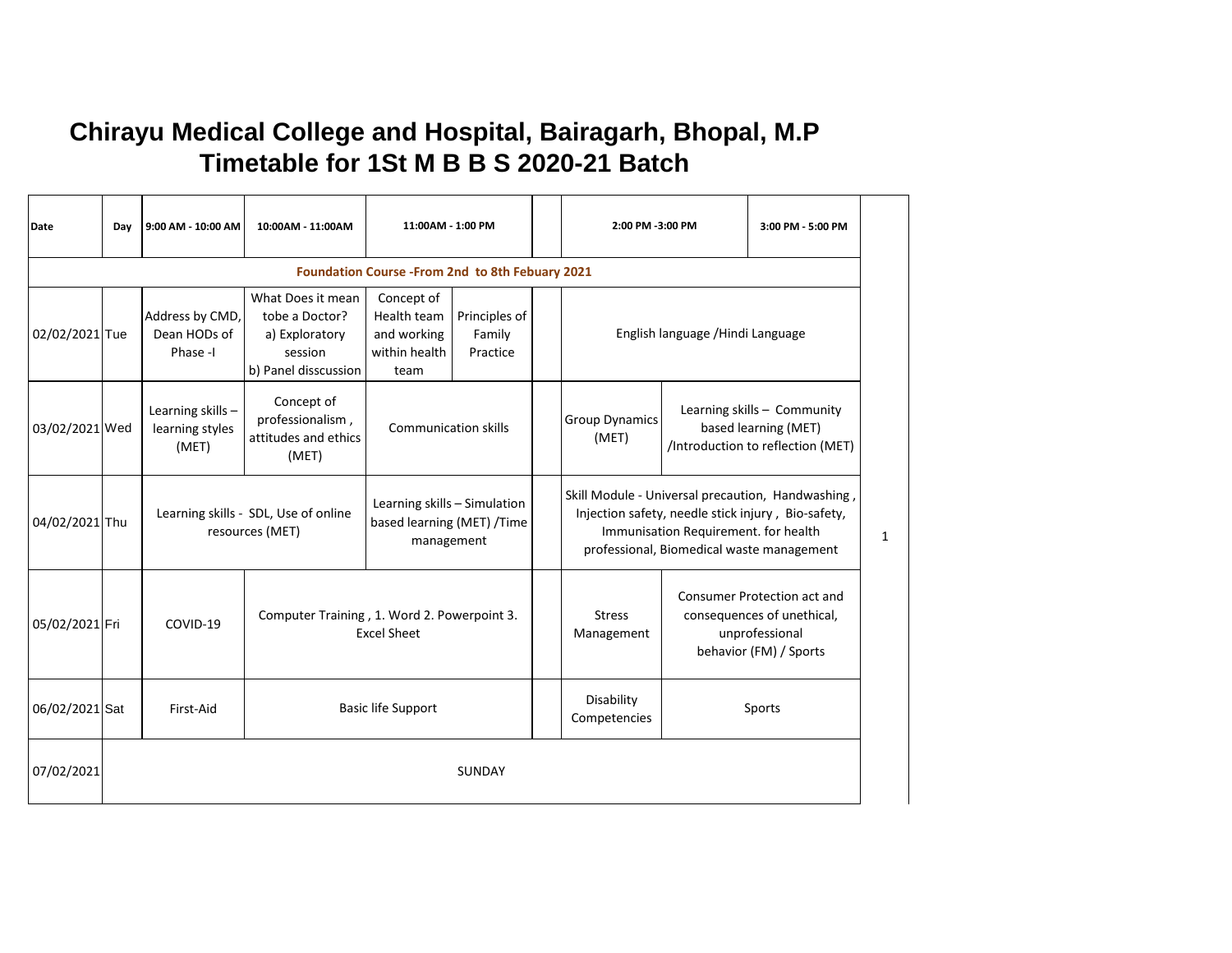# Chirayu Medical College and Hospital, Bairagarh, Bhopal, M.P
## Timetable for 1St M B B S 2020-21 Batch

| Date | Day | 9:00 AM - 10:00 AM | 10:00AM - 11:00AM | 11:00AM - 1:00 PM | | | 2:00 PM -3:00 PM | | 3:00 PM - 5:00 PM |
|---|---|---|---|---|---|---|---|---|---|
| **Foundation Course -From 2nd to 8th Febuary 2021** | | | | | | | | | |
| 02/02/2021 | Tue | Address by CMD, Dean HODs of Phase -I | What Does it mean tobe a Doctor? a) Exploratory session b) Panel disscussion | Concept of Health team and working within health team | Principles of Family Practice | | English language /Hindi Language | | |
| 03/02/2021 | Wed | Learning skills – learning styles (MET) | Concept of professionalism , attitudes and ethics (MET) | Communication skills | | | Group Dynamics (MET) | Learning skills – Community based learning (MET) /Introduction to reflection (MET) | |
| 04/02/2021 | Thu | Learning skills - SDL, Use of online resources (MET) | | Learning skills – Simulation based learning (MET) /Time management | | | Skill Module - Universal precaution, Handwashing , Injection safety, needle stick injury , Bio-safety, Immunisation Requirement. for health professional, Biomedical waste management | | |
| 05/02/2021 | Fri | COVID-19 | Computer Training , 1. Word 2. Powerpoint 3. Excel Sheet | | | | Stress Management | Consumer Protection act and consequences of unethical, unprofessional behavior (FM) / Sports | |
| 06/02/2021 | Sat | First-Aid | Basic life Support | | | | Disability Competencies | Sports | |
| 07/02/2021 | | SUNDAY | | | | | | | |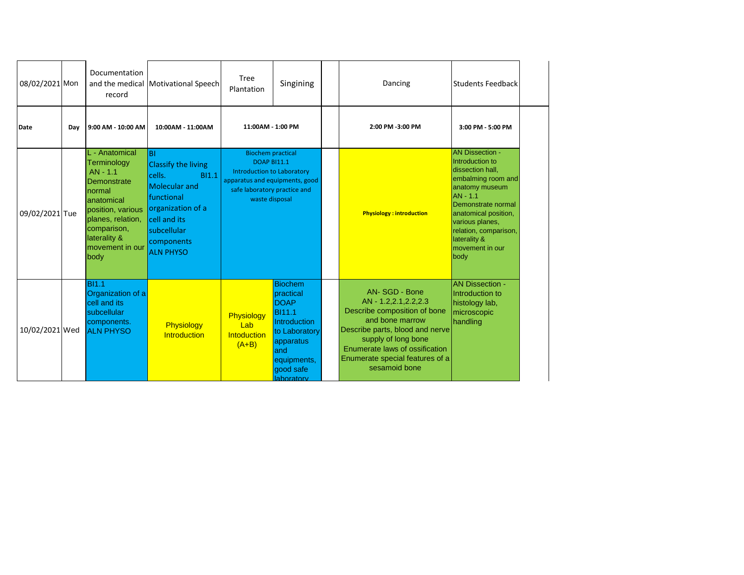| Date | Day | 9:00 AM - 10:00 AM | 10:00AM - 11:00AM | 11:00AM - 1:00 PM | | | 2:00 PM -3:00 PM | 3:00 PM - 5:00 PM |
|---|---|---|---|---|---|---|---|---|
| 08/02/2021 | Mon | Documentation and the medical record | Motivational Speech | Tree Plantation | Singining | | Dancing | Students Feedback |
| 09/02/2021 | Tue | L - Anatomical Terminology AN - 1.1 Demonstrate normal anatomical position, various planes, relation, comparison, laterality & movement in our body | BI Classify the living cells. BI1.1 Molecular and functional organization of a cell and its subcellular components ALN PHYSO | Biochem practical DOAP BI11.1 Introduction to Laboratory apparatus and equipments, good safe laboratory practice and waste disposal | | | Physiology : introduction | AN Dissection - Introduction to dissection hall, embalming room and anatomy museum AN - 1.1 Demonstrate normal anatomical position, various planes, relation, comparison, laterality & movement in our body |
| 10/02/2021 | Wed | BI1.1 Organization of a cell and its subcellular components. ALN PHYSO | Physiology Introduction | Physiology Lab Intoduction (A+B) | Biochem practical DOAP BI11.1 Introduction to Laboratory apparatus and equipments, good safe laboratory | | AN- SGD - Bone AN - 1.2,2.1,2.2,2.3 Describe composition of bone and bone marrow Describe parts, blood and nerve supply of long bone Enumerate laws of ossification Enumerate special features of a sesamoid bone | AN Dissection - Introduction to histology lab, microscopic handling |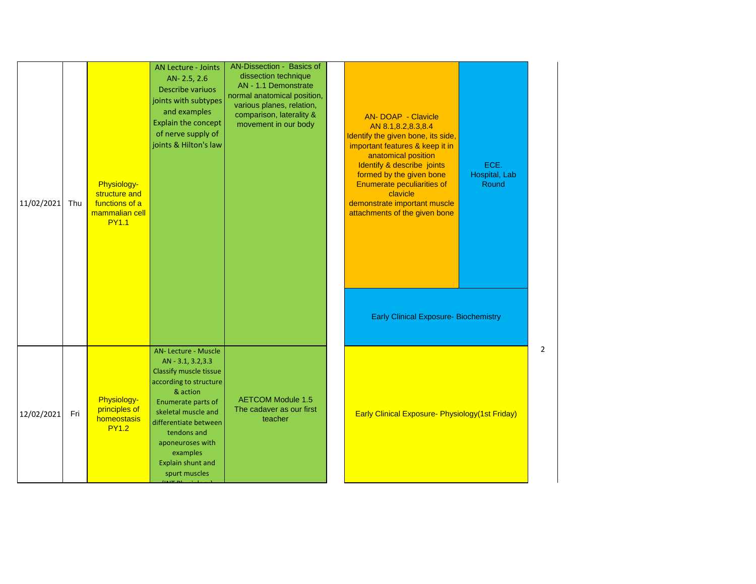| Date | Day | | | | | |
|---|---|---|---|---|---|---|
| 11/02/2021 | Thu | Physiology- structure and functions of a mammalian cell PY1.1 | AN Lecture - Joints AN- 2.5, 2.6 Describe variuos joints with subtypes and examples Explain the concept of nerve supply of joints & Hilton's law | AN-Dissection - Basics of dissection technique AN - 1.1 Demonstrate normal anatomical position, various planes, relation, comparison, laterality & movement in our body | AN- DOAP - Clavicle AN 8.1,8.2,8.3,8.4 Identify the given bone, its side, important features & keep it in anatomical position Identify & describe joints formed by the given bone Enumerate peculiarities of clavicle demonstrate important muscle attachments of the given bone / Early Clinical Exposure- Biochemistry | ECE. Hospital, Lab Round / Early Clinical Exposure- Biochemistry |
| 12/02/2021 | Fri | Physiology- principles of homeostasis PY1.2 | AN- Lecture - Muscle AN - 3.1, 3.2,3.3 Classify muscle tissue according to structure & action Enumerate parts of skeletal muscle and differentiate between tendons and aponeuroses with examples Explain shunt and spurt muscles (INT Physiology) | AETCOM Module 1.5 The cadaver as our first teacher | Early Clinical Exposure- Physiology(1st Friday) | |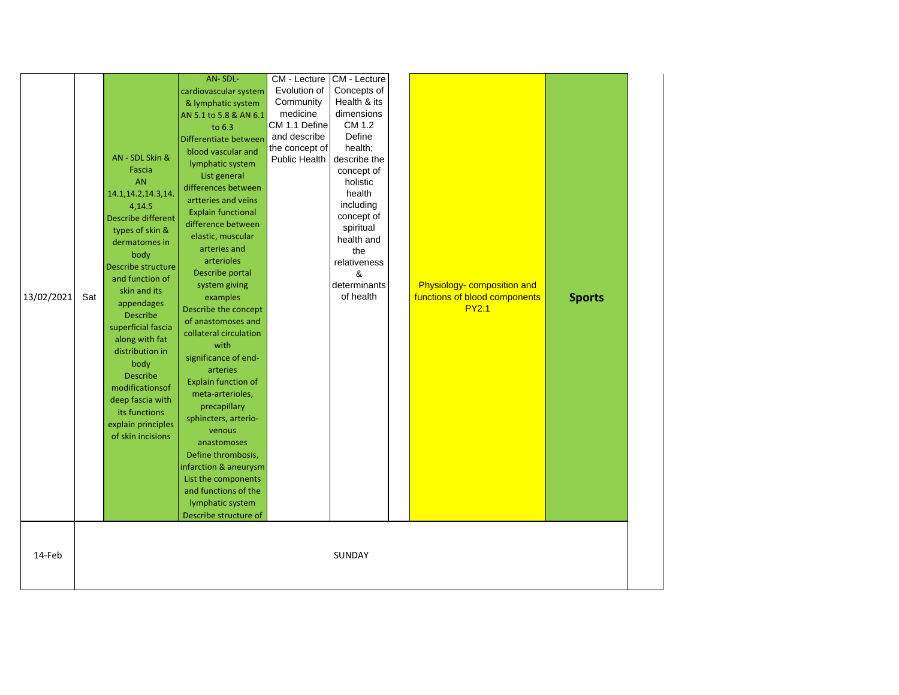| | | | | | | | | |
|---|---|---|---|---|---|---|---|---|
| 13/02/2021 | Sat | AN - SDL Skin & Fascia AN 14.1,14.2,14.3,14.4,14.5 Describe different types of skin & dermatomes in body Describe structure and function of skin and its appendages Describe superficial fascia along with fat distribution in body Describe modificationsof deep fascia with its functions explain principles of skin incisions | AN- SDL- cardiovascular system & lymphatic system AN 5.1 to 5.8 & AN 6.1 to 6.3 Differentiate between blood vascular and lymphatic system List general differences between artteries and veins Explain functional difference between elastic, muscular arteries and arterioles Describe portal system giving examples Describe the concept of anastomoses and collateral circulation with significance of end-arteries Explain function of meta-arterioles, precapillary sphincters, arterio-venous anastomoses Define thrombosis, infarction & aneurysm List the components and functions of the lymphatic system Describe structure of | CM - Lecture Evolution of Community medicine CM 1.1 Define and describe the concept of Public Health | CM - Lecture Concepts of Health & its dimensions CM 1.2 Define health; describe the concept of holistic health including concept of spiritual health and the relativeness & determinants of health | | Physiology- composition and functions of blood components PY2.1 | **Sports** |
| 14-Feb | | | | | SUNDAY | | | |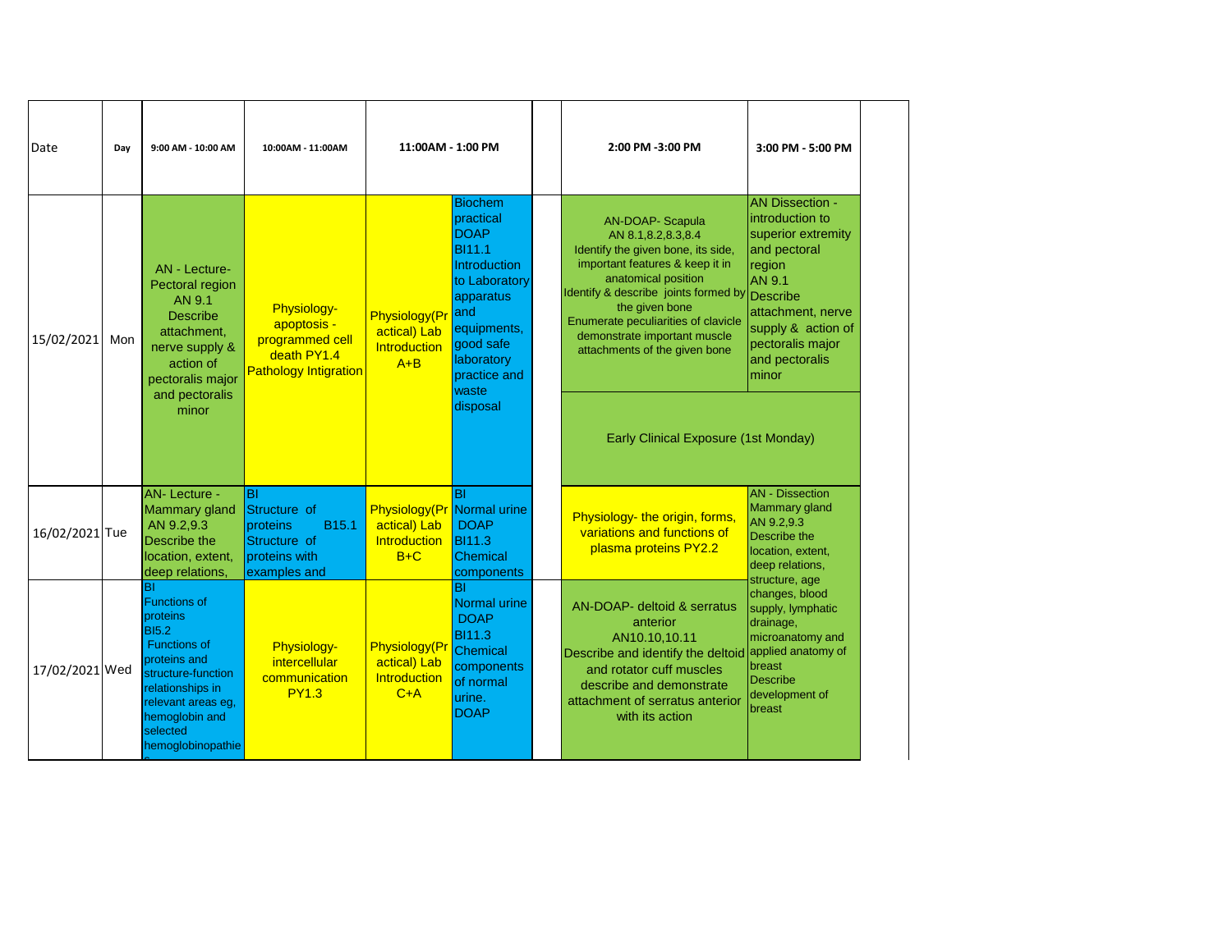| Date | Day | 9:00 AM - 10:00 AM | 10:00AM - 11:00AM | 11:00AM - 1:00 PM | | | 2:00 PM -3:00 PM | 3:00 PM - 5:00 PM |
|---|---|---|---|---|---|---|---|---|
| 15/02/2021 | Mon | AN - Lecture- Pectoral region AN 9.1 Describe attachment, nerve supply & action of pectoralis major and pectoralis minor | Physiology- apoptosis - programmed cell death PY1.4 Pathology Intigration | Physiology(Practical) Lab Introduction A+B | Biochem practical DOAP BI11.1 Introduction to Laboratory apparatus and equipments, good safe laboratory practice and waste disposal | | AN-DOAP- Scapula AN 8.1,8.2,8.3,8.4 Identify the given bone, its side, important features & keep it in anatomical position Identify & describe joints formed by the given bone Enumerate peculiarities of clavicle demonstrate important muscle attachments of the given bone | AN Dissection - introduction to superior extremity and pectoral region AN 9.1 Describe attachment, nerve supply & action of pectoralis major and pectoralis minor |
| | | | | | | | Early Clinical Exposure (1st Monday) | |
| 16/02/2021 | Tue | AN- Lecture - Mammary gland AN 9.2,9.3 Describe the location, extent, deep relations, | BI Structure of proteins B15.1 Structure of proteins with examples and | Physiology(Practical) Lab Introduction B+C | BI Normal urine DOAP BI11.3 Chemical components | | Physiology- the origin, forms, variations and functions of plasma proteins PY2.2 | AN - Dissection Mammary gland AN 9.2,9.3 Describe the location, extent, deep relations, structure, age changes, blood supply, lymphatic drainage, microanatomy and applied anatomy of breast Describe development of breast |
| 17/02/2021 | Wed | BI Functions of proteins BI5.2 Functions of proteins and structure-function relationships in relevant areas eg, hemoglobin and selected hemoglobinopathie | Physiology- intercellular communication PY1.3 | Physiology(Practical) Lab Introduction C+A | BI Normal urine DOAP BI11.3 Chemical components of normal urine. DOAP | | AN-DOAP- deltoid & serratus anterior AN10.10,10.11 Describe and identify the deltoid and rotator cuff muscles describe and demonstrate attachment of serratus anterior with its action | |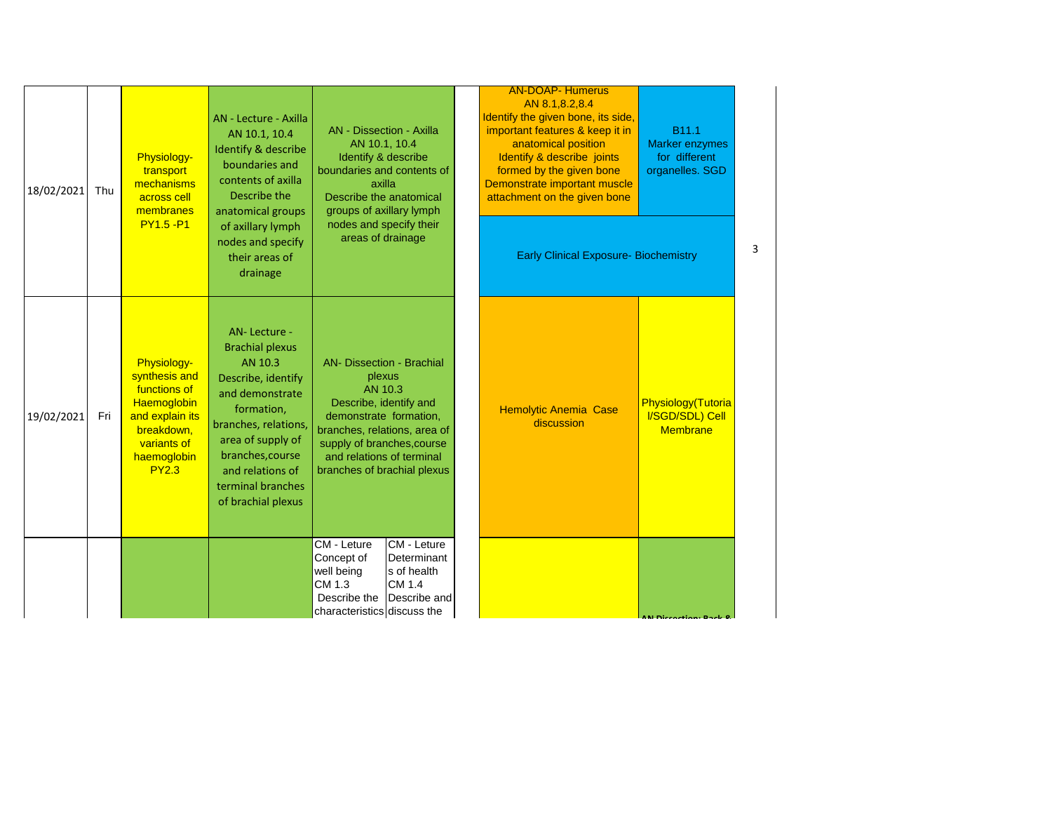| Date | Day | | | | | | |
|---|---|---|---|---|---|---|---|
| 18/02/2021 | Thu | Physiology- transport mechanisms across cell membranes PY1.5 -P1 | AN - Lecture - Axilla AN 10.1, 10.4 Identify & describe boundaries and contents of axilla Describe the anatomical groups of axillary lymph nodes and specify their areas of drainage | AN - Dissection - Axilla AN 10.1, 10.4 Identify & describe boundaries and contents of axilla Describe the anatomical groups of axillary lymph nodes and specify their areas of drainage | | AN-DOAP- Humerus AN 8.1,8.2,8.4 Identify the given bone, its side, important features & keep it in anatomical position Identify & describe joints formed by the given bone Demonstrate important muscle attachment on the given bone / Early Clinical Exposure- Biochemistry | B11.1 Marker enzymes for different organelles. SGD |
| 19/02/2021 | Fri | Physiology- synthesis and functions of Haemoglobin and explain its breakdown, variants of haemoglobin PY2.3 | AN- Lecture - Brachial plexus AN 10.3 Describe, identify and demonstrate formation, branches, relations, area of supply of branches,course and relations of terminal branches of brachial plexus | AN- Dissection - Brachial plexus AN 10.3 Describe, identify and demonstrate formation, branches, relations, area of supply of branches,course and relations of terminal branches of brachial plexus | | Hemolytic Anemia Case discussion | Physiology(Tutorial/SGD/SDL) Cell Membrane |
| | | | | CM - Leture Concept of well being CM 1.3 Describe the characteristics | CM - Leture Determinants of health CM 1.4 Describe and discuss the | | AN Dissection: Back & |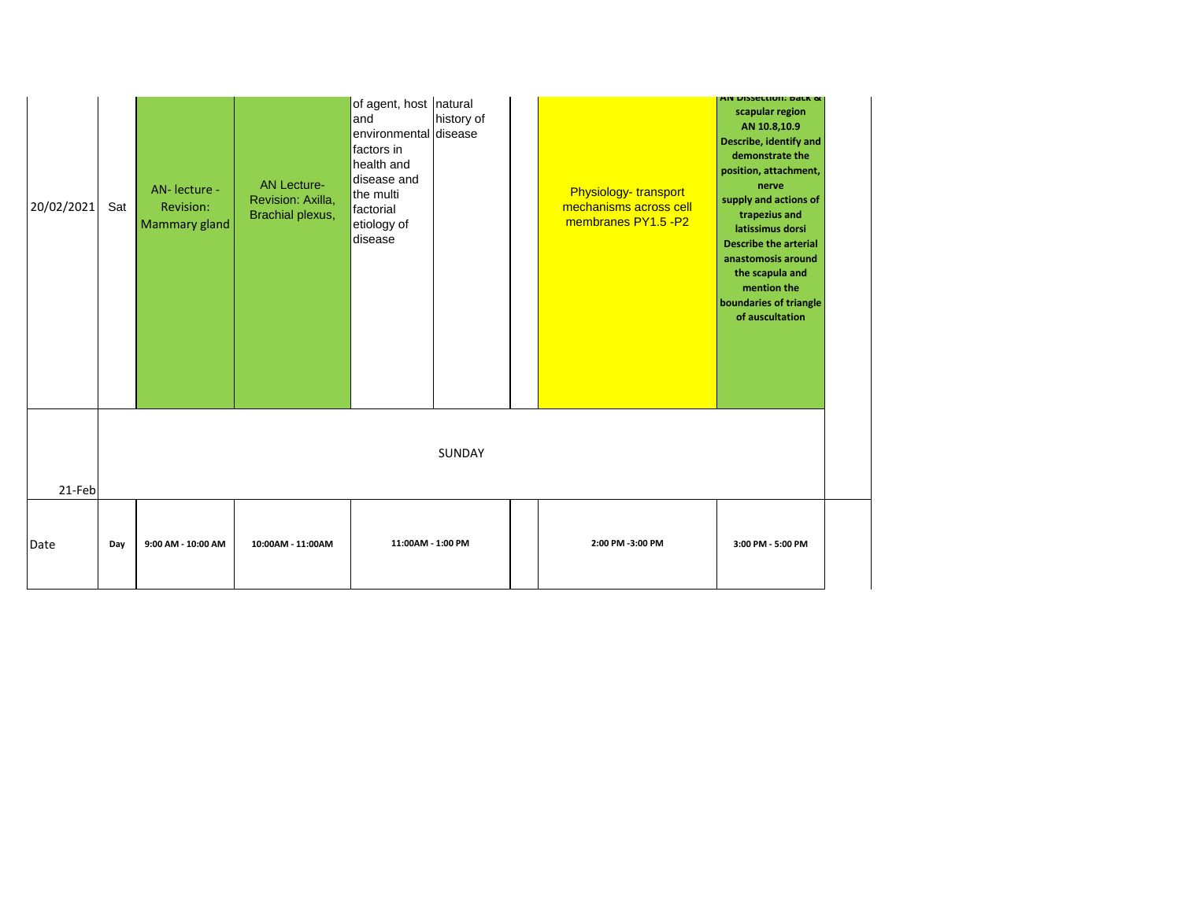| 20/02/2021 | Sat | AN- lecture - Revision: Mammary gland | AN Lecture- Revision: Axilla, Brachial plexus, | of agent, host and environmental factors in health and disease and the multi factorial etiology of disease | natural history of disease | | Physiology- transport mechanisms across cell membranes PY1.5 -P2 | **AN Dissection: Back & scapular region AN 10.8,10.9 Describe, identify and demonstrate the position, attachment, nerve supply and actions of trapezius and latissimus dorsi Describe the arterial anastomosis around the scapula and mention the boundaries of triangle of auscultation** |
|---|---|---|---|---|---|---|---|---|
| 21-Feb | SUNDAY | | | | | | | |
| Date | **Day** | **9:00 AM - 10:00 AM** | **10:00AM - 11:00AM** | **11:00AM - 1:00 PM** | | | **2:00 PM -3:00 PM** | **3:00 PM - 5:00 PM** |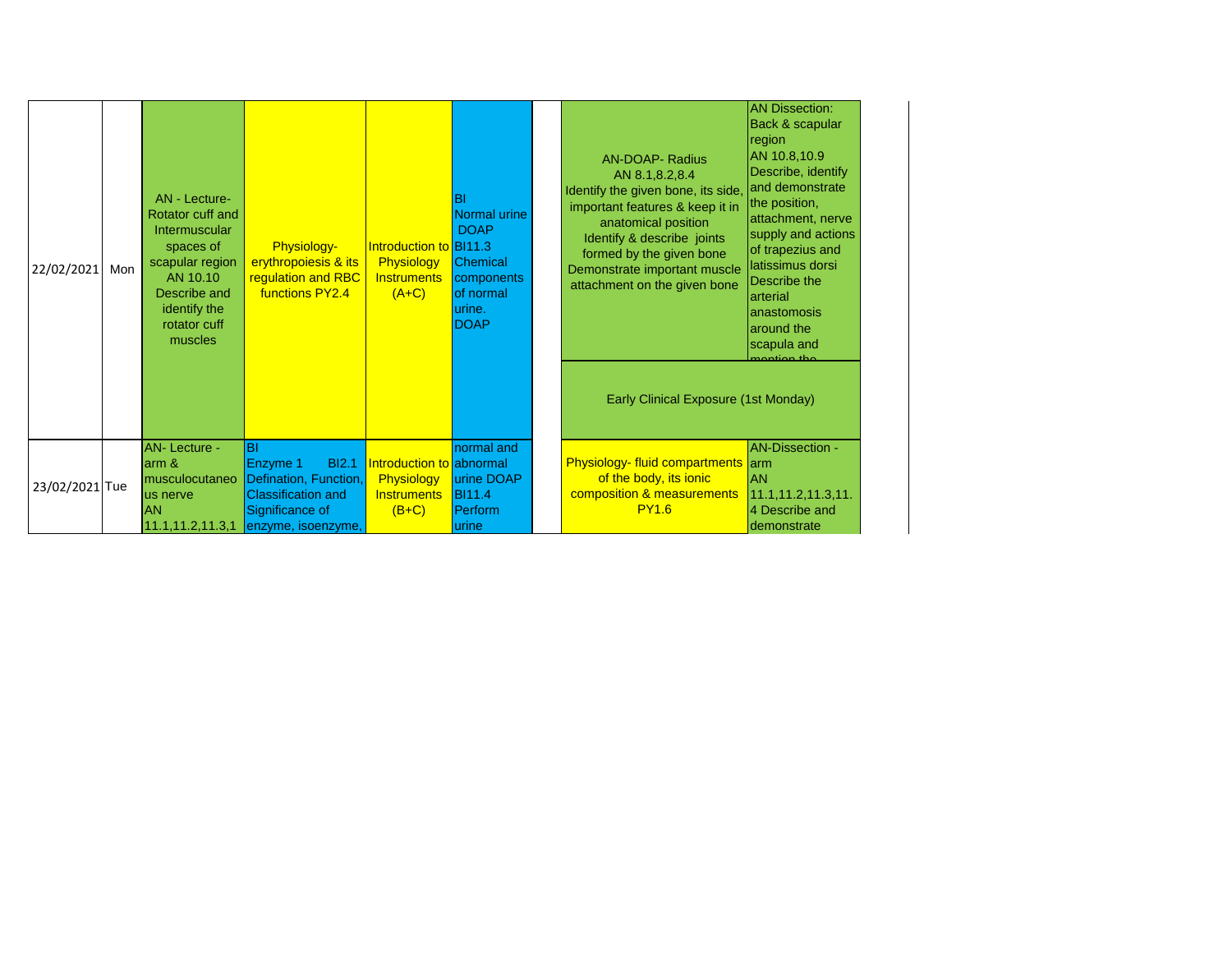| 22/02/2021 | Mon | AN - Lecture- Rotator cuff and Intermuscular spaces of scapular region AN 10.10 Describe and identify the rotator cuff muscles | Physiology- erythropoiesis & its regulation and RBC functions PY2.4 | Introduction to Physiology Instruments (A+C) | BI Normal urine DOAP BI11.3 Chemical components of normal urine. DOAP | | AN-DOAP- Radius AN 8.1,8.2,8.4 Identify the given bone, its side, important features & keep it in anatomical position Identify & describe joints formed by the given bone Demonstrate important muscle attachment on the given bone | AN Dissection: Back & scapular region AN 10.8,10.9 Describe, identify and demonstrate the position, attachment, nerve supply and actions of trapezius and latissimus dorsi Describe the arterial anastomosis around the scapula and mention the |
|---|---|---|---|---|---|---|---|---|
| | | | | | | | Early Clinical Exposure (1st Monday) | |
| 23/02/2021 | Tue | AN- Lecture - arm & musculocutaneous nerve AN 11.1,11.2,11.3,1 | BI Enzyme 1 BI2.1 Defination, Function, Classification and Significance of enzyme, isoenzyme, | Introduction to Physiology Instruments (B+C) | normal and abnormal urine DOAP BI11.4 Perform urine | | Physiology- fluid compartments of the body, its ionic composition & measurements PY1.6 | AN-Dissection - arm AN 11.1,11.2,11.3,11.4 Describe and demonstrate |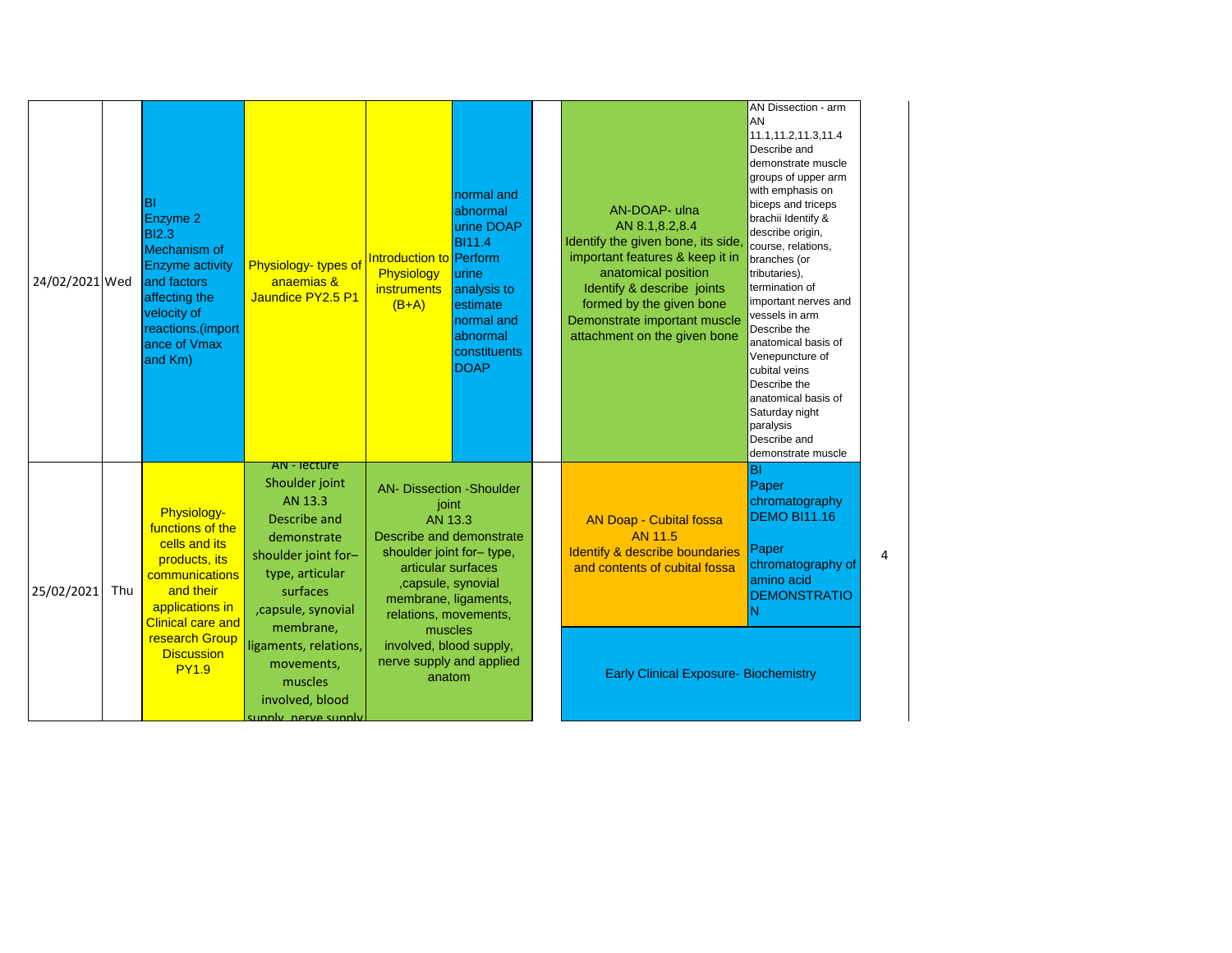| | | | | | | | | | |
|---|---|---|---|---|---|---|---|---|---|
| 24/02/2021 | Wed | BI Enzyme 2 BI2.3 Mechanism of Enzyme activity and factors affecting the velocity of reactions.(importance of Vmax and Km) | Physiology- types of anaemias & Jaundice PY2.5 P1 | Introduction to Physiology instruments (B+A) | normal and abnormal urine DOAP BI11.4 Perform urine analysis to estimate normal and abnormal constituents DOAP | | AN-DOAP- ulna AN 8.1,8.2,8.4 Identify the given bone, its side, important features & keep it in anatomical position Identify & describe joints formed by the given bone Demonstrate important muscle attachment on the given bone | AN Dissection - arm AN 11.1,11.2,11.3,11.4 Describe and demonstrate muscle groups of upper arm with emphasis on biceps and triceps brachii Identify & describe origin, course, relations, branches (or tributaries), termination of important nerves and vessels in arm Describe the anatomical basis of Venepuncture of cubital veins Describe the anatomical basis of Saturday night paralysis Describe and demonstrate muscle | |
| 25/02/2021 | Thu | Physiology- functions of the cells and its products, its communications and their applications in Clinical care and research Group Discussion PY1.9 | AN - lecture Shoulder joint AN 13.3 Describe and demonstrate shoulder joint for– type, articular surfaces ,capsule, synovial membrane, ligaments, relations, movements, muscles involved, blood supply, nerve supply | AN- Dissection -Shoulder joint AN 13.3 Describe and demonstrate shoulder joint for– type, articular surfaces ,capsule, synovial membrane, ligaments, relations, movements, muscles involved, blood supply, nerve supply and applied anatom | | | AN Doap - Cubital fossa AN 11.5 Identify & describe boundaries and contents of cubital fossa | BI Paper chromatography DEMO BI11.16 Paper chromatography of amino acid DEMONSTRATION | 4 |
| | | | | | | | Early Clinical Exposure- Biochemistry | | |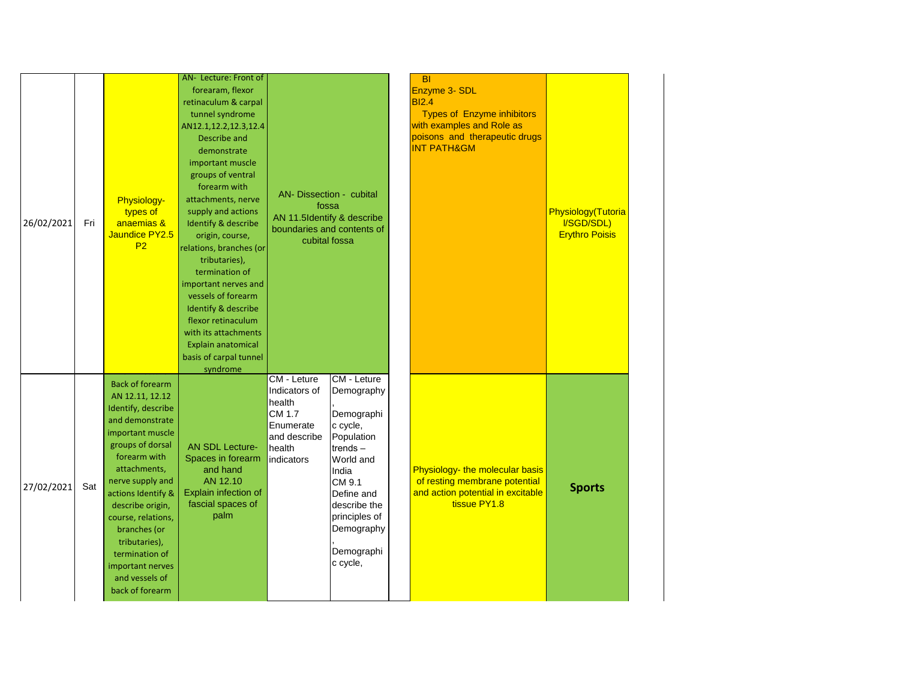| | | | | | | | | |
|---|---|---|---|---|---|---|---|---|
| 26/02/2021 | Fri | Physiology- types of anaemias & Jaundice PY2.5 P2 | AN- Lecture: Front of forearam, flexor retinaculum & carpal tunnel syndrome AN12.1,12.2,12.3,12.4 Describe and demonstrate important muscle groups of ventral forearm with attachments, nerve supply and actions Identify & describe origin, course, relations, branches (or tributaries), termination of important nerves and vessels of forearm Identify & describe flexor retinaculum with its attachments Explain anatomical basis of carpal tunnel syndrome | AN- Dissection - cubital fossa AN 11.5Identify & describe boundaries and contents of cubital fossa | | | BI Enzyme 3- SDL BI2.4 Types of Enzyme inhibitors with examples and Role as poisons and therapeutic drugs INT PATH&GM | Physiology(Tutorial/SGD/SDL) Erythro Poisis |
| 27/02/2021 | Sat | Back of forearm AN 12.11, 12.12 Identify, describe and demonstrate important muscle groups of dorsal forearm with attachments, nerve supply and actions Identify & describe origin, course, relations, branches (or tributaries), termination of important nerves and vessels of back of forearm | AN SDL Lecture- Spaces in forearm and hand AN 12.10 Explain infection of fascial spaces of palm | CM - Leture Indicators of health CM 1.7 Enumerate and describe health indicators | CM - Leture Demography, Demographic cycle, Population trends – World and India CM 9.1 Define and describe the principles of Demography, Demographic cycle, | | Physiology- the molecular basis of resting membrane potential and action potential in excitable tissue PY1.8 | **Sports** |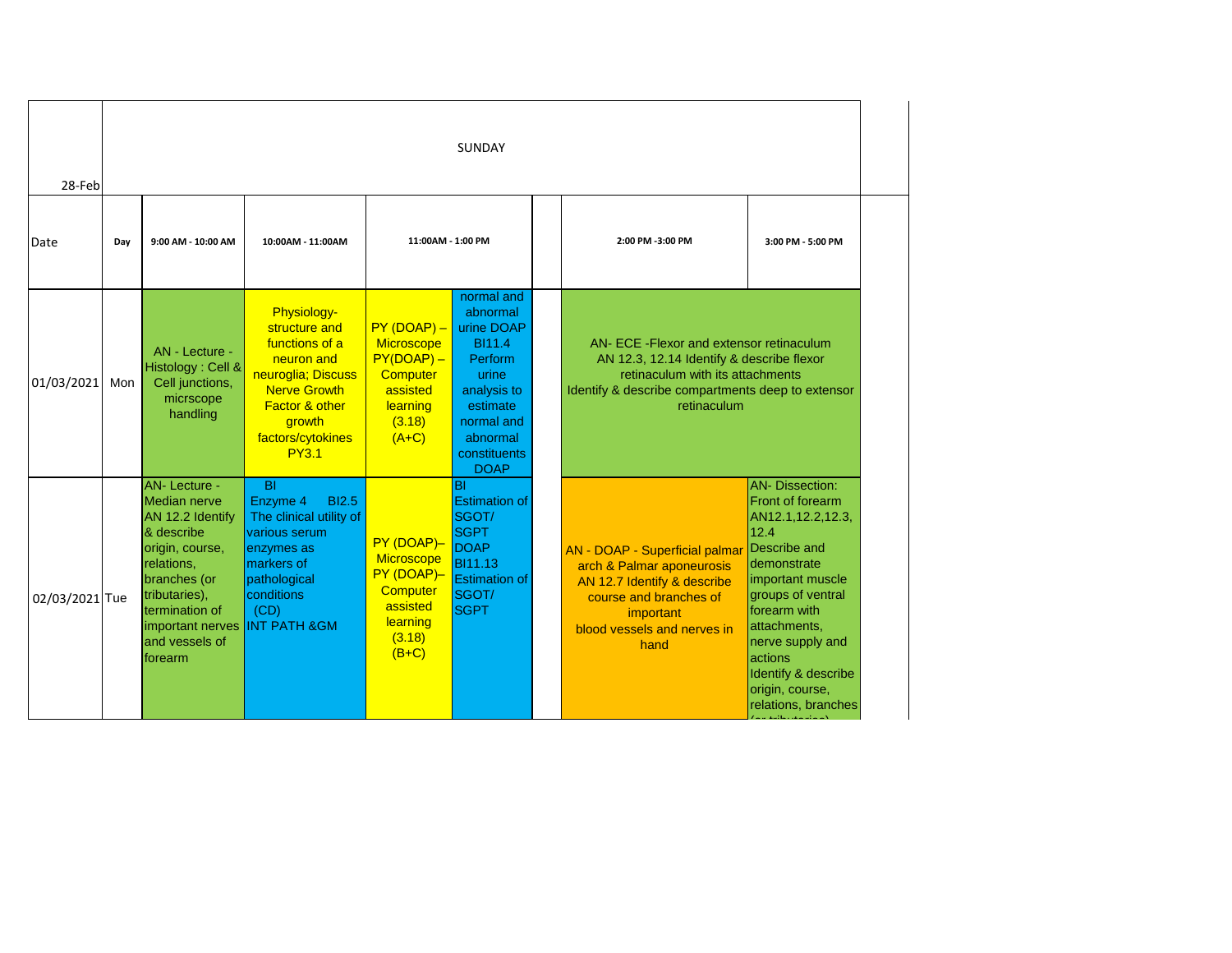| 28-Feb | SUNDAY | | | | | | | |
|---|---|---|---|---|---|---|---|---|
| Date | Day | 9:00 AM - 10:00 AM | 10:00AM - 11:00AM | 11:00AM - 1:00 PM | | | 2:00 PM -3:00 PM | 3:00 PM - 5:00 PM |
| 01/03/2021 | Mon | AN - Lecture - Histology : Cell & Cell junctions, micrscope handling | Physiology- structure and functions of a neuron and neuroglia; Discuss Nerve Growth Factor & other growth factors/cytokines PY3.1 | PY (DOAP) – Microscope PY(DOAP) – Computer assisted learning (3.18) (A+C) | normal and abnormal urine DOAP BI11.4 Perform urine analysis to estimate normal and abnormal constituents DOAP | | AN- ECE -Flexor and extensor retinaculum AN 12.3, 12.14 Identify & describe flexor retinaculum with its attachments Identify & describe compartments deep to extensor retinaculum | |
| 02/03/2021 | Tue | AN- Lecture - Median nerve AN 12.2 Identify & describe origin, course, relations, branches (or tributaries), termination of important nerves and vessels of forearm | BI Enzyme 4 BI2.5 The clinical utility of various serum enzymes as markers of pathological conditions (CD) INT PATH &GM | PY (DOAP)– Microscope PY (DOAP)– Computer assisted learning (3.18) (B+C) | BI Estimation of SGOT/ SGPT DOAP BI11.13 Estimation of SGOT/ SGPT | | AN - DOAP - Superficial palmar arch & Palmar aponeurosis AN 12.7 Identify & describe course and branches of important blood vessels and nerves in hand | AN- Dissection: Front of forearm AN12.1,12.2,12.3, 12.4 Describe and demonstrate important muscle groups of ventral forearm with attachments, nerve supply and actions Identify & describe origin, course, relations, branches (or tributaries) |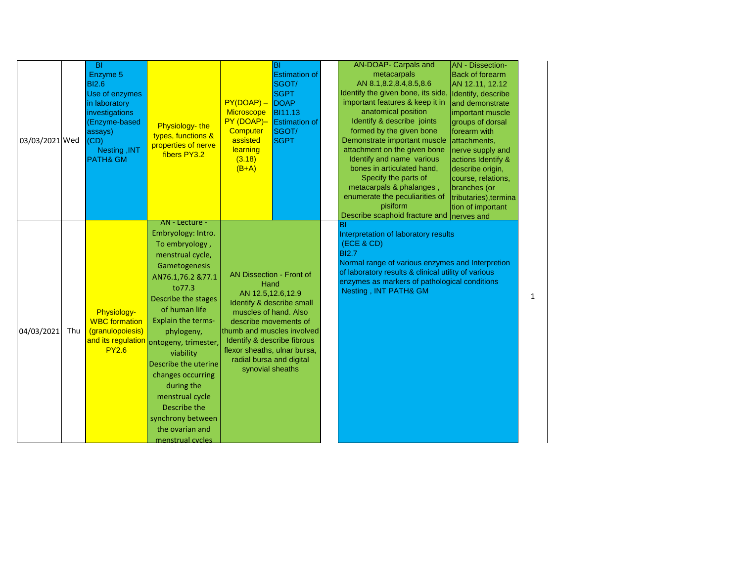| Date | Day | | | | | | | |
|---|---|---|---|---|---|---|---|---|
| 03/03/2021 | Wed | BI Enzyme 5 BI2.6 Use of enzymes in laboratory investigations (Enzyme-based assays) (CD) Nesting ,INT PATH& GM | Physiology- the types, functions & properties of nerve fibers PY3.2 | PY(DOAP) – Microscope PY (DOAP)– Computer assisted learning (3.18) (B+A) | BI Estimation of SGOT/ SGPT DOAP BI11.13 Estimation of SGOT/ SGPT | | AN-DOAP- Carpals and metacarpals AN 8.1,8.2,8.4,8.5,8.6 Identify the given bone, its side, important features & keep it in anatomical position Identify & describe joints formed by the given bone Demonstrate important muscle attachment on the given bone Identify and name various bones in articulated hand, Specify the parts of metacarpals & phalanges , enumerate the peculiarities of pisiform Describe scaphoid fracture and | AN - Dissection- Back of forearm AN 12.11, 12.12 Identify, describe and demonstrate important muscle groups of dorsal forearm with attachments, nerve supply and actions Identify & describe origin, course, relations, branches (or tributaries),termination of important nerves and |
| 04/03/2021 | Thu | Physiology- WBC formation (granulopoiesis) and its regulation PY2.6 | AN - Lecture - Embryology: Intro. To embryology , menstrual cycle, Gametogenesis AN76.1,76.2 &77.1 to77.3 Describe the stages of human life Explain the terms- phylogeny, ontogeny, trimester, viability Describe the uterine changes occurring during the menstrual cycle Describe the synchrony between the ovarian and menstrual cycles | AN Dissection - Front of Hand AN 12.5,12.6,12.9 Identify & describe small muscles of hand. Also describe movements of thumb and muscles involved Identify & describe fibrous flexor sheaths, ulnar bursa, radial bursa and digital synovial sheaths | | | BI Interpretation of laboratory results (ECE & CD) BI2.7 Normal range of various enzymes and Interpretion of laboratory results & clinical utility of various enzymes as markers of pathological conditions Nesting , INT PATH& GM | |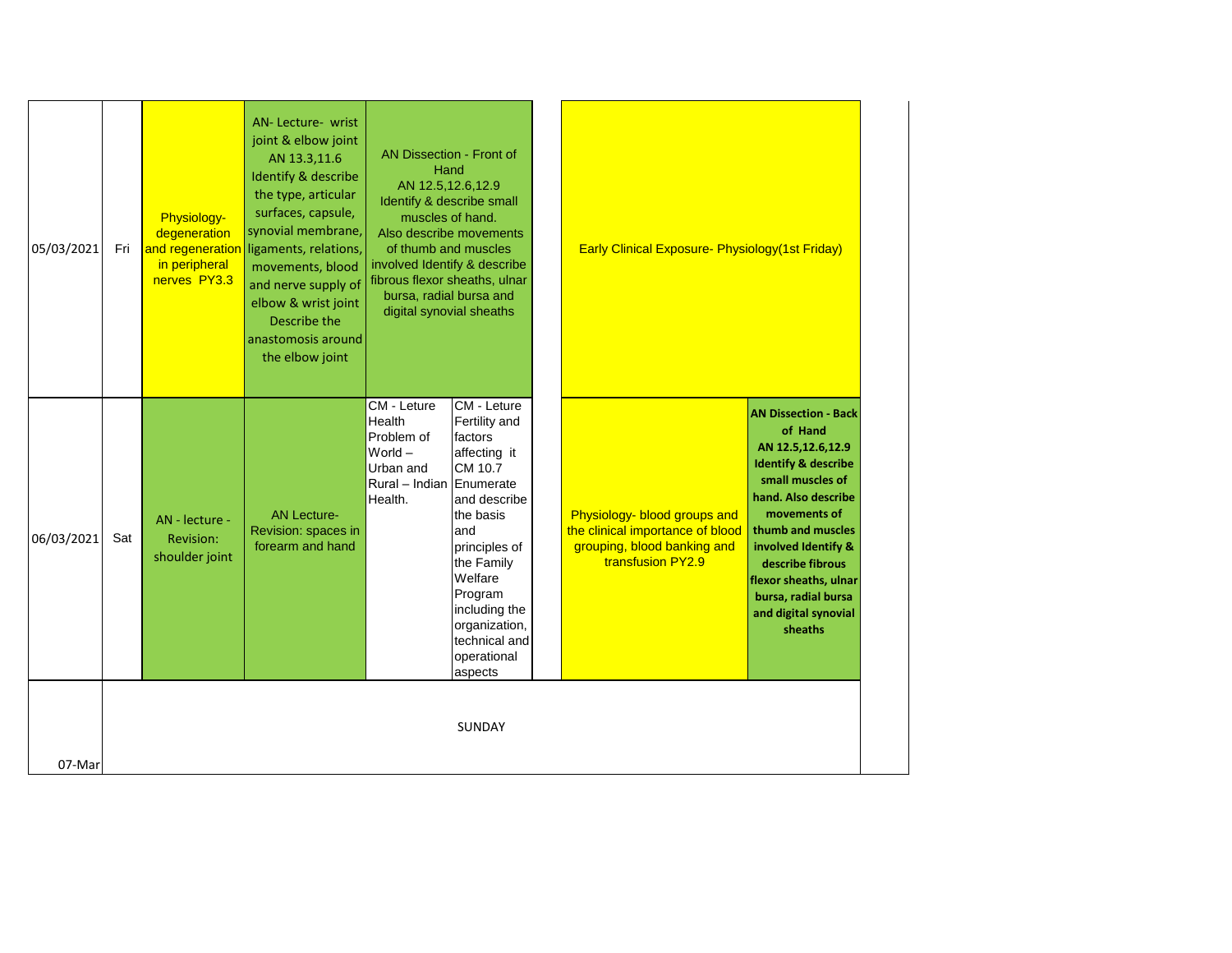| Date | Day | | | | | | | |
|---|---|---|---|---|---|---|---|---|
| 05/03/2021 | Fri | Physiology- degeneration and regeneration in peripheral nerves PY3.3 | AN- Lecture- wrist joint & elbow joint AN 13.3,11.6 Identify & describe the type, articular surfaces, capsule, synovial membrane, ligaments, relations, movements, blood and nerve supply of elbow & wrist joint Describe the anastomosis around the elbow joint | AN Dissection - Front of Hand AN 12.5,12.6,12.9 Identify & describe small muscles of hand. Also describe movements of thumb and muscles involved Identify & describe fibrous flexor sheaths, ulnar bursa, radial bursa and digital synovial sheaths | | | Early Clinical Exposure- Physiology(1st Friday) | |
| 06/03/2021 | Sat | AN - lecture - Revision: shoulder joint | AN Lecture- Revision: spaces in forearm and hand | CM - Leture Health Problem of World – Urban and Rural – Indian Health. | CM - Leture Fertility and factors affecting it CM 10.7 Enumerate and describe the basis and principles of the Family Welfare Program including the organization, technical and operational aspects | | Physiology- blood groups and the clinical importance of blood grouping, blood banking and transfusion PY2.9 | **AN Dissection - Back of Hand AN 12.5,12.6,12.9 Identify & describe small muscles of hand. Also describe movements of thumb and muscles involved Identify & describe fibrous flexor sheaths, ulnar bursa, radial bursa and digital synovial sheaths** |
| 07-Mar | | SUNDAY | | | | | | |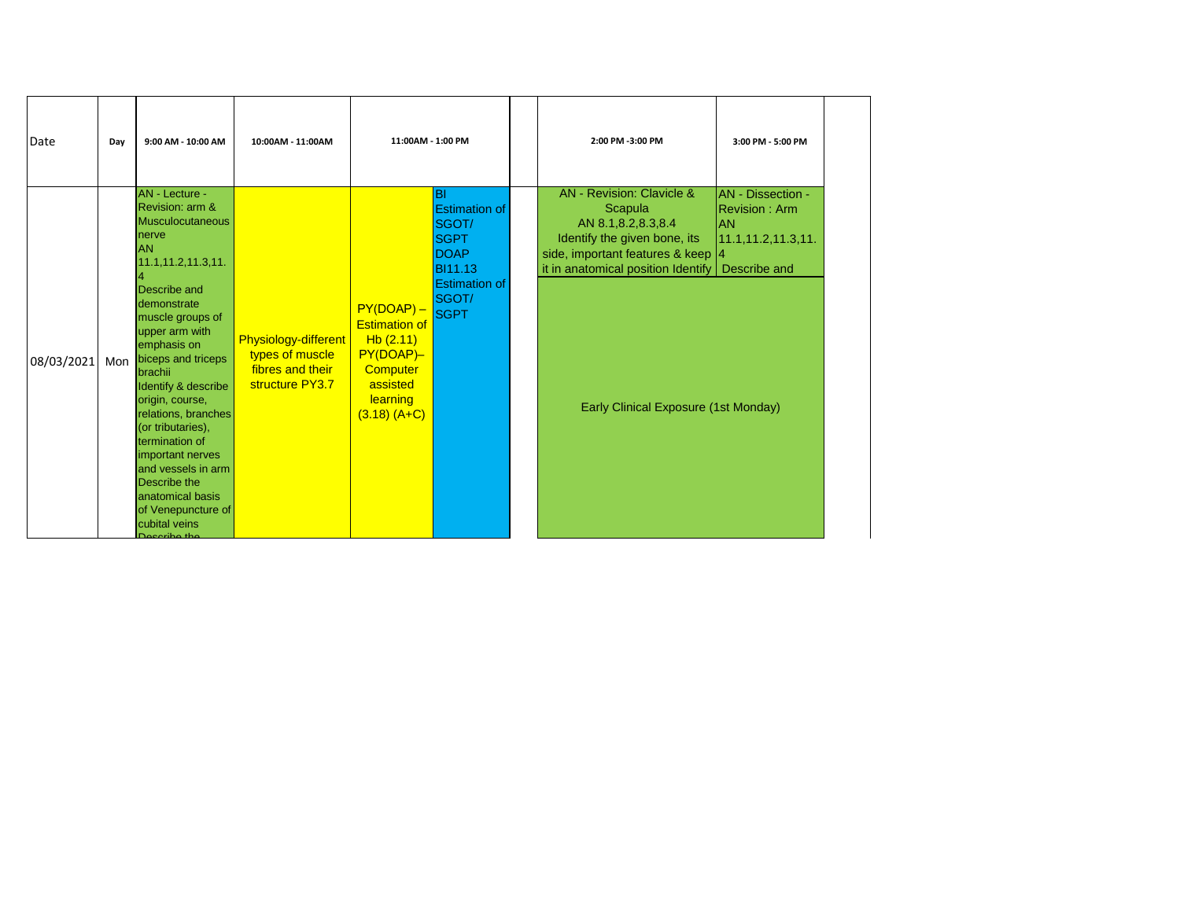| Date | Day | 9:00 AM - 10:00 AM | 10:00AM - 11:00AM | 11:00AM - 1:00 PM | | | 2:00 PM -3:00 PM | 3:00 PM - 5:00 PM | |
|---|---|---|---|---|---|---|---|---|---|
| 08/03/2021 | Mon | AN - Lecture - Revision: arm & Musculocutaneous nerve AN 11.1,11.2,11.3,11.4 Describe and demonstrate muscle groups of upper arm with emphasis on biceps and triceps brachii Identify & describe origin, course, relations, branches (or tributaries), termination of important nerves and vessels in arm Describe the anatomical basis of Venepuncture of cubital veins Describe the | Physiology-different types of muscle fibres and their structure PY3.7 | PY(DOAP) – Estimation of Hb (2.11) PY(DOAP)– Computer assisted learning (3.18) (A+C) | BI Estimation of SGOT/ SGPT DOAP BI11.13 Estimation of SGOT/ SGPT | | AN - Revision: Clavicle & Scapula AN 8.1,8.2,8.3,8.4 Identify the given bone, its side, important features & keep it in anatomical position Identify | AN - Dissection - Revision : Arm AN 11.1,11.2,11.3,11.4 Describe and | |
| | | | | | | | Early Clinical Exposure (1st Monday) | | |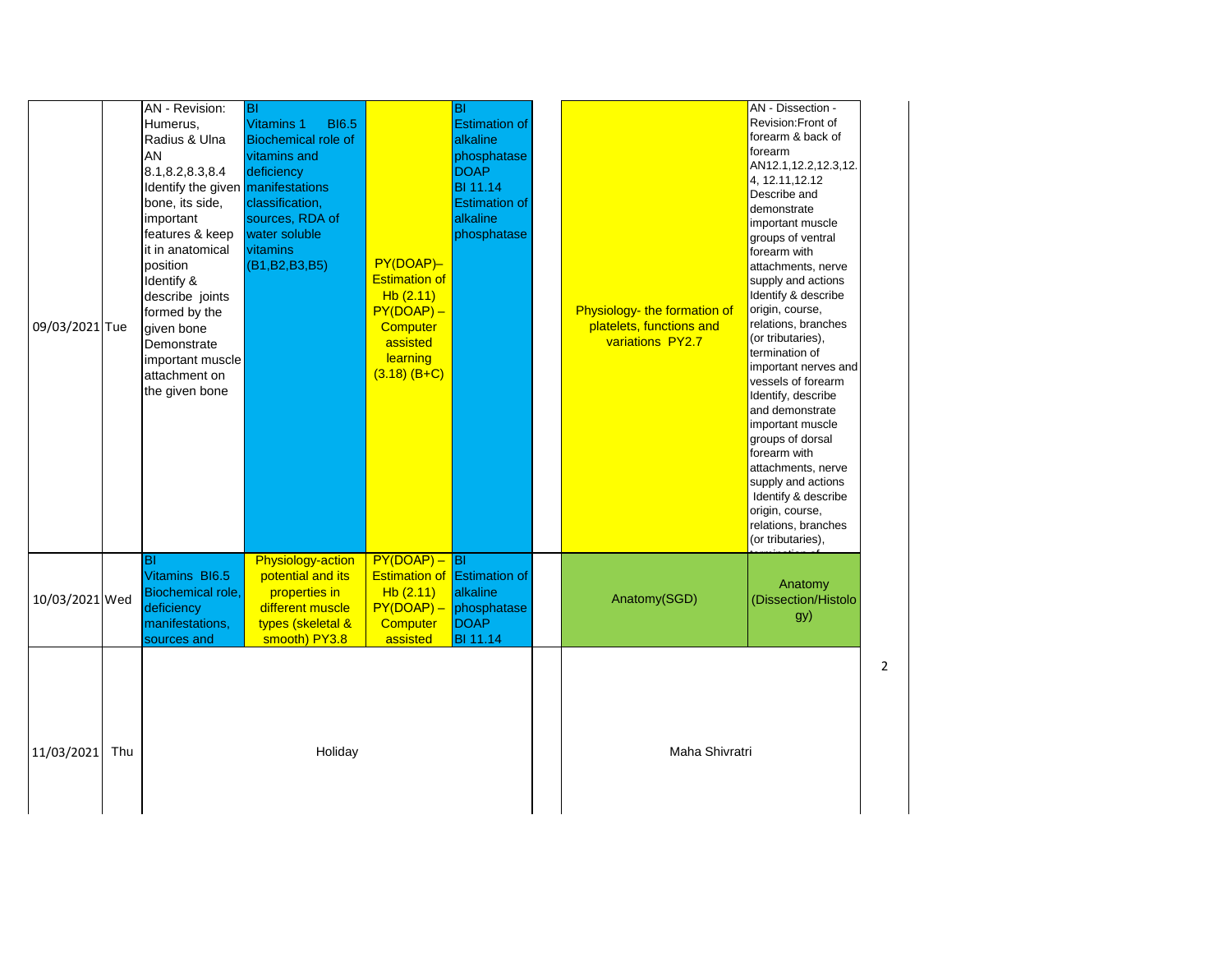| | | | | | | | | |
|---|---|---|---|---|---|---|---|---|
| 09/03/2021 | Tue | AN - Revision: Humerus, Radius & Ulna AN 8.1,8.2,8.3,8.4 Identify the given bone, its side, important features & keep it in anatomical position Identify & describe joints formed by the given bone Demonstrate important muscle attachment on the given bone | BI Vitamins 1 BI6.5 Biochemical role of vitamins and deficiency manifestations classification, sources, RDA of water soluble vitamins (B1,B2,B3,B5) | PY(DOAP)– Estimation of Hb (2.11) PY(DOAP) – Computer assisted learning (3.18) (B+C) | BI Estimation of alkaline phosphatase DOAP BI 11.14 Estimation of alkaline phosphatase | | Physiology- the formation of platelets, functions and variations PY2.7 | AN - Dissection - Revision:Front of forearm & back of forearm AN12.1,12.2,12.3,12.4, 12.11,12.12 Describe and demonstrate important muscle groups of ventral forearm with attachments, nerve supply and actions Identify & describe origin, course, relations, branches (or tributaries), termination of important nerves and vessels of forearm Identify, describe and demonstrate important muscle groups of dorsal forearm with attachments, nerve supply and actions Identify & describe origin, course, relations, branches (or tributaries), |
| 10/03/2021 | Wed | BI Vitamins BI6.5 Biochemical role, deficiency manifestations, sources and | Physiology-action potential and its properties in different muscle types (skeletal & smooth) PY3.8 | PY(DOAP) – Estimation of Hb (2.11) PY(DOAP) – Computer assisted | BI Estimation of alkaline phosphatase DOAP BI 11.14 | | Anatomy(SGD) | Anatomy (Dissection/Histology) |
| 11/03/2021 | Thu | Holiday | | | | | Maha Shivratri | |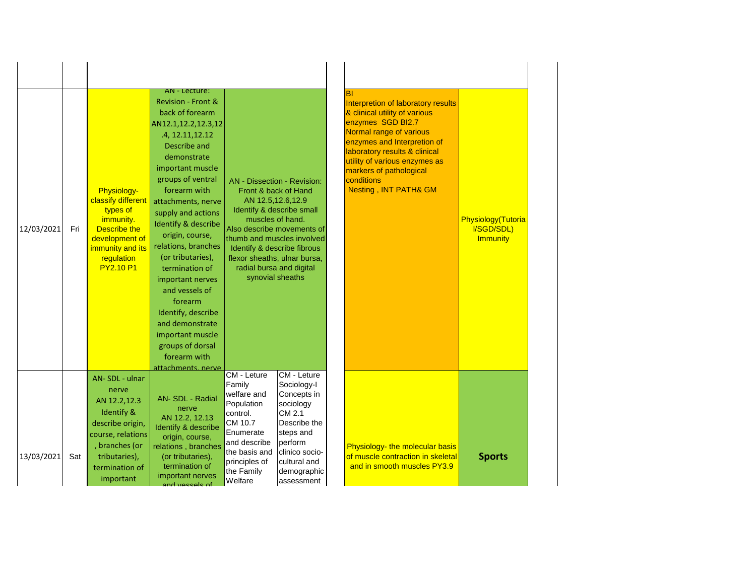| | | | | | | | |
|---|---|---|---|---|---|---|---|
| | | | | | | | |
| 12/03/2021 | Fri | Physiology- classify different types of immunity. Describe the development of immunity and its regulation PY2.10 P1 | AN - Lecture: Revision - Front & back of forearm AN12.1,12.2,12.3,12.4, 12.11,12.12 Describe and demonstrate important muscle groups of ventral forearm with attachments, nerve supply and actions Identify & describe origin, course, relations, branches (or tributaries), termination of important nerves and vessels of forearm Identify, describe and demonstrate important muscle groups of dorsal forearm with attachments, nerve | AN - Dissection - Revision: Front & back of Hand AN 12.5,12.6,12.9 Identify & describe small muscles of hand. Also describe movements of thumb and muscles involved Identify & describe fibrous flexor sheaths, ulnar bursa, radial bursa and digital synovial sheaths | | BI Interpretion of laboratory results & clinical utility of various enzymes SGD BI2.7 Normal range of various enzymes and Interpretion of laboratory results & clinical utility of various enzymes as markers of pathological conditions Nesting , INT PATH& GM | Physiology(Tutorial/SGD/SDL) Immunity |
| 13/03/2021 | Sat | AN- SDL - ulnar nerve AN 12.2,12.3 Identify & describe origin, course, relations, branches (or tributaries), termination of important | AN- SDL - Radial nerve AN 12.2, 12.13 Identify & describe origin, course, relations , branches (or tributaries), termination of important nerves and vessels of | CM - Leture Family welfare and Population control. CM 10.7 Enumerate and describe the basis and principles of the Family Welfare | CM - Leture Sociology-I Concepts in sociology CM 2.1 Describe the steps and perform clinico socio-cultural and demographic assessment | Physiology- the molecular basis of muscle contraction in skeletal and in smooth muscles PY3.9 | **Sports** |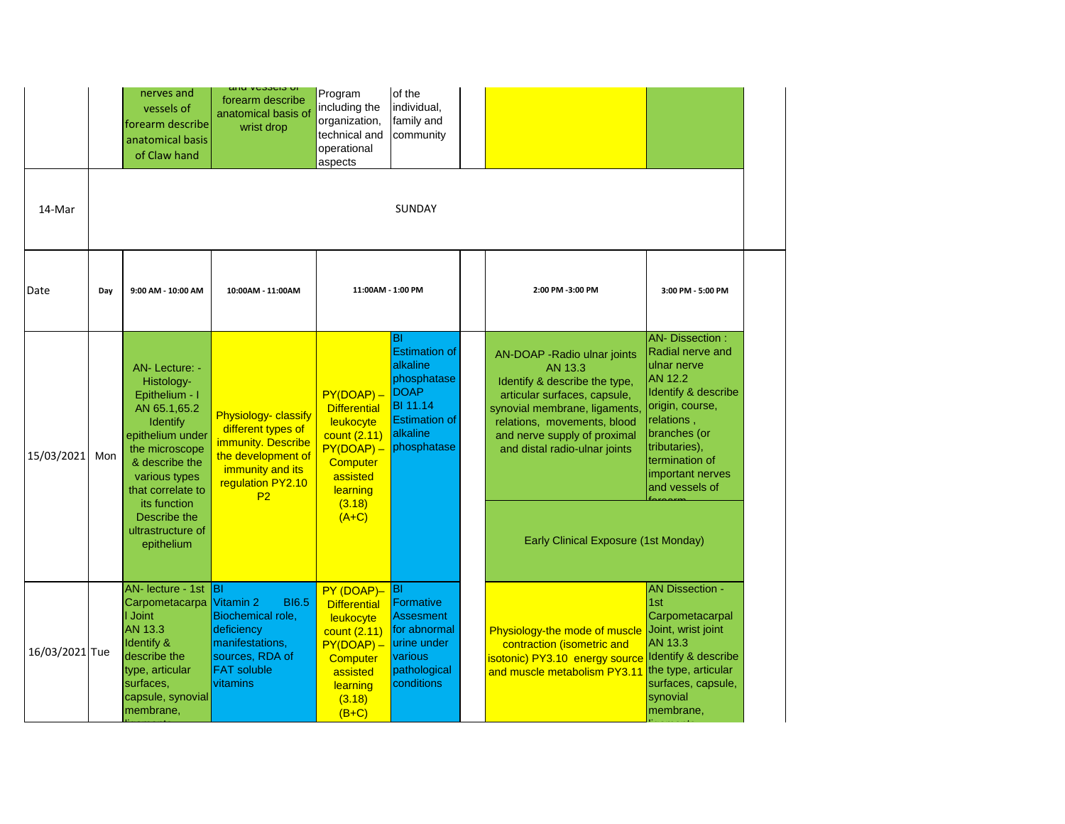| | | | | | | | | | |
|---|---|---|---|---|---|---|---|---|---|
| | | nerves and vessels of forearm describe anatomical basis of Claw hand | and vessels of forearm describe anatomical basis of wrist drop | Program including the organization, technical and operational aspects | of the individual, family and community | | | | |
| 14-Mar | | | | | SUNDAY | | | | |
| Date | Day | 9:00 AM - 10:00 AM | 10:00AM - 11:00AM | 11:00AM - 1:00 PM | | | 2:00 PM -3:00 PM | 3:00 PM - 5:00 PM | |
| 15/03/2021 | Mon | AN- Lecture: - Histology- Epithelium - I AN 65.1,65.2 Identify epithelium under the microscope & describe the various types that correlate to its function Describe the ultrastructure of epithelium | Physiology- classify different types of immunity. Describe the development of immunity and its regulation PY2.10 P2 | PY(DOAP) – Differential leukocyte count (2.11) PY(DOAP) – Computer assisted learning (3.18) (A+C) | BI Estimation of alkaline phosphatase DOAP BI 11.14 Estimation of alkaline phosphatase | | AN-DOAP -Radio ulnar joints AN 13.3 Identify & describe the type, articular surfaces, capsule, synovial membrane, ligaments, relations, movements, blood and nerve supply of proximal and distal radio-ulnar joints / Early Clinical Exposure (1st Monday) | AN- Dissection : Radial nerve and ulnar nerve AN 12.2 Identify & describe origin, course, relations , branches (or tributaries), termination of important nerves and vessels of forearm / Early Clinical Exposure (1st Monday) | |
| 16/03/2021 | Tue | AN- lecture - 1st Carpometacarpal Joint AN 13.3 Identify & describe the type, articular surfaces, capsule, synovial membrane, ligaments | BI Vitamin 2 BI6.5 Biochemical role, deficiency manifestations, sources, RDA of FAT soluble vitamins | PY (DOAP)– Differential leukocyte count (2.11) PY(DOAP) – Computer assisted learning (3.18) (B+C) | BI Formative Assesment for abnormal urine under various pathological conditions | | Physiology-the mode of muscle contraction (isometric and isotonic) PY3.10 energy source and muscle metabolism PY3.11 | AN Dissection - 1st Carpometacarpal Joint, wrist joint AN 13.3 Identify & describe the type, articular surfaces, capsule, synovial membrane, ligaments | |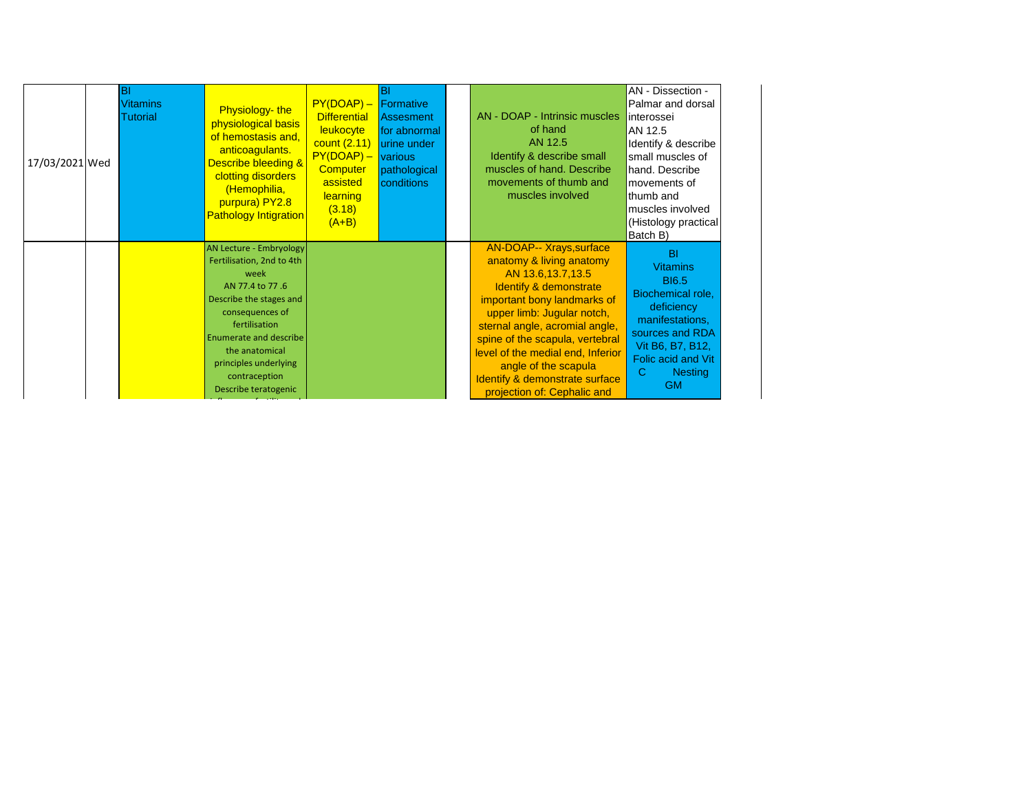| | | | | | | | | |
|---|---|---|---|---|---|---|---|---|
| 17/03/2021 | Wed | BI Vitamins Tutorial | Physiology- the physiological basis of hemostasis and, anticoagulants. Describe bleeding & clotting disorders (Hemophilia, purpura) PY2.8 Pathology Intigration | PY(DOAP) – Differential leukocyte count (2.11) PY(DOAP) – Computer assisted learning (3.18) (A+B) | BI Formative Assesment for abnormal urine under various pathological conditions | | AN - DOAP - Intrinsic muscles of hand AN 12.5 Identify & describe small muscles of hand. Describe movements of thumb and muscles involved | AN - Dissection - Palmar and dorsal interossei AN 12.5 Identify & describe small muscles of hand. Describe movements of thumb and muscles involved (Histology practical Batch B) |
| | | | AN Lecture - Embryology Fertilisation, 2nd to 4th week AN 77.4 to 77 .6 Describe the stages and consequences of fertilisation Enumerate and describe the anatomical principles underlying contraception Describe teratogenic | | | | AN-DOAP-- Xrays,surface anatomy & living anatomy AN 13.6,13.7,13.5 Identify & demonstrate important bony landmarks of upper limb: Jugular notch, sternal angle, acromial angle, spine of the scapula, vertebral level of the medial end, Inferior angle of the scapula Identify & demonstrate surface projection of: Cephalic and | BI Vitamins BI6.5 Biochemical role, deficiency manifestations, sources and RDA Vit B6, B7, B12, Folic acid and Vit C Nesting GM |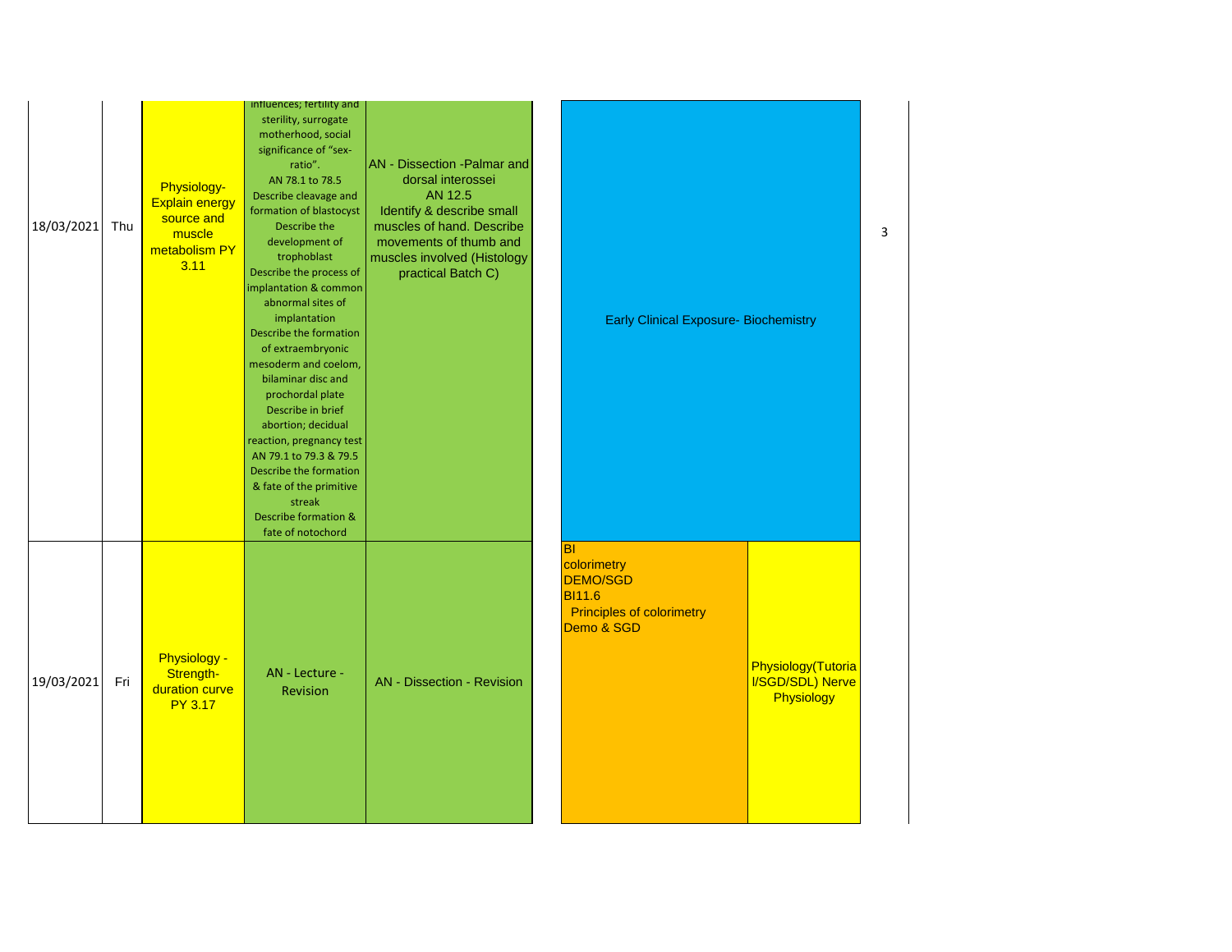| Date | Day | | | | | | |
|---|---|---|---|---|---|---|---|
| 18/03/2021 | Thu | Physiology- Explain energy source and muscle metabolism PY 3.11 | influences; fertility and sterility, surrogate motherhood, social significance of "sex-ratio". AN 78.1 to 78.5 Describe cleavage and formation of blastocyst Describe the development of trophoblast Describe the process of implantation & common abnormal sites of implantation Describe the formation of extraembryonic mesoderm and coelom, bilaminar disc and prochordal plate Describe in brief abortion; decidual reaction, pregnancy test AN 79.1 to 79.3 & 79.5 Describe the formation & fate of the primitive streak Describe formation & fate of notochord | AN - Dissection -Palmar and dorsal interossei AN 12.5 Identify & describe small muscles of hand. Describe movements of thumb and muscles involved (Histology practical Batch C) | Early Clinical Exposure- Biochemistry | | 3 |
| 19/03/2021 | Fri | Physiology - Strength-duration curve PY 3.17 | AN - Lecture - Revision | AN - Dissection - Revision | BI colorimetry DEMO/SGD BI11.6 Principles of colorimetry Demo & SGD | Physiology(Tutorial/SGD/SDL) Nerve Physiology | |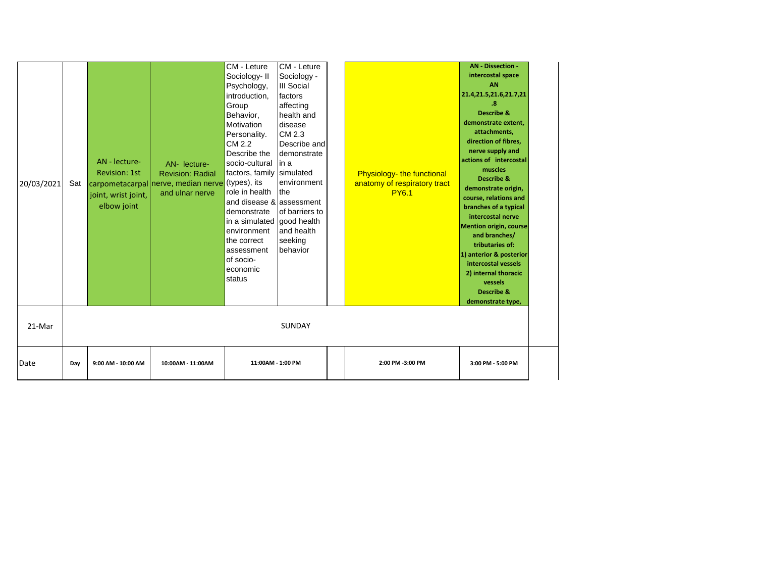| Date | Day | 9:00 AM - 10:00 AM | 10:00AM - 11:00AM | 11:00AM - 1:00 PM | | | 2:00 PM -3:00 PM | 3:00 PM - 5:00 PM |
|---|---|---|---|---|---|---|---|---|
| 20/03/2021 | Sat | AN - lecture- Revision: 1st carpometacarpal joint, wrist joint, elbow joint | AN- lecture- Revision: Radial nerve, median nerve and ulnar nerve | CM - Leture Sociology- II Psychology, introduction, Group Behavior, Motivation Personality. CM 2.2 Describe the socio-cultural factors, family (types), its role in health and disease & demonstrate in a simulated environment the correct assessment of socio-economic status | CM - Leture Sociology - III Social factors affecting health and disease CM 2.3 Describe and demonstrate in a simulated environment the assessment of barriers to good health and health seeking behavior | | Physiology- the functional anatomy of respiratory tract PY6.1 | **AN - Dissection - intercostal space AN 21.4,21.5,21.6,21.7,21.8 Describe & demonstrate extent, attachments, direction of fibres, nerve supply and actions of intercostal muscles Describe & demonstrate origin, course, relations and branches of a typical intercostal nerve Mention origin, course and branches/ tributaries of: 1) anterior & posterior intercostal vessels 2) internal thoracic vessels Describe & demonstrate type,** |
| 21-Mar | | SUNDAY | | | | | | |
| Date | Day | 9:00 AM - 10:00 AM | 10:00AM - 11:00AM | 11:00AM - 1:00 PM | | | 2:00 PM -3:00 PM | 3:00 PM - 5:00 PM |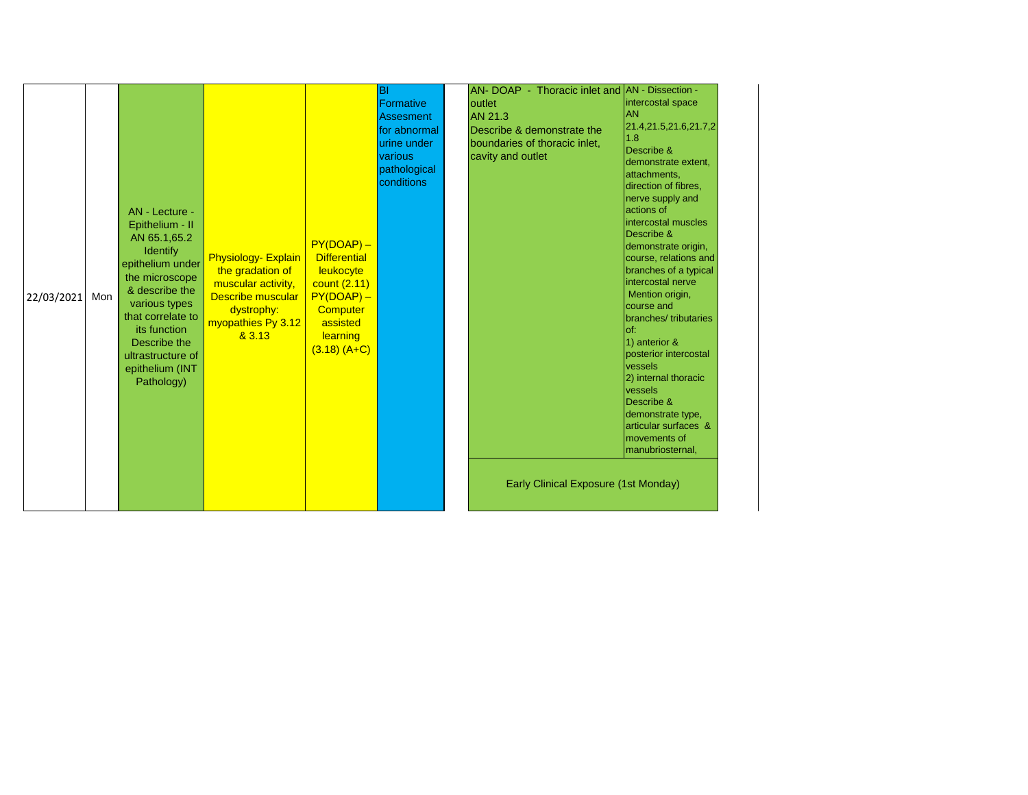| | | | | | | | |
|---|---|---|---|---|---|---|---|
| 22/03/2021 | Mon | AN - Lecture - Epithelium - II AN 65.1,65.2 Identify epithelium under the microscope & describe the various types that correlate to its function Describe the ultrastructure of epithelium (INT Pathology) | Physiology- Explain the gradation of muscular activity, Describe muscular dystrophy: myopathies Py 3.12 & 3.13 | PY(DOAP) – Differential leukocyte count (2.11) PY(DOAP) – Computer assisted learning (3.18) (A+C) | BI Formative Assesment for abnormal urine under various pathological conditions | AN- DOAP - Thoracic inlet and outlet AN 21.3 Describe & demonstrate the boundaries of thoracic inlet, cavity and outlet | AN - Dissection - intercostal space AN 21.4,21.5,21.6,21.7,21.8 Describe & demonstrate extent, attachments, direction of fibres, nerve supply and actions of intercostal muscles Describe & demonstrate origin, course, relations and branches of a typical intercostal nerve Mention origin, course and branches/ tributaries of: 1) anterior & posterior intercostal vessels 2) internal thoracic vessels Describe & demonstrate type, articular surfaces & movements of manubriosternal, |
| | | | | | | Early Clinical Exposure (1st Monday) | |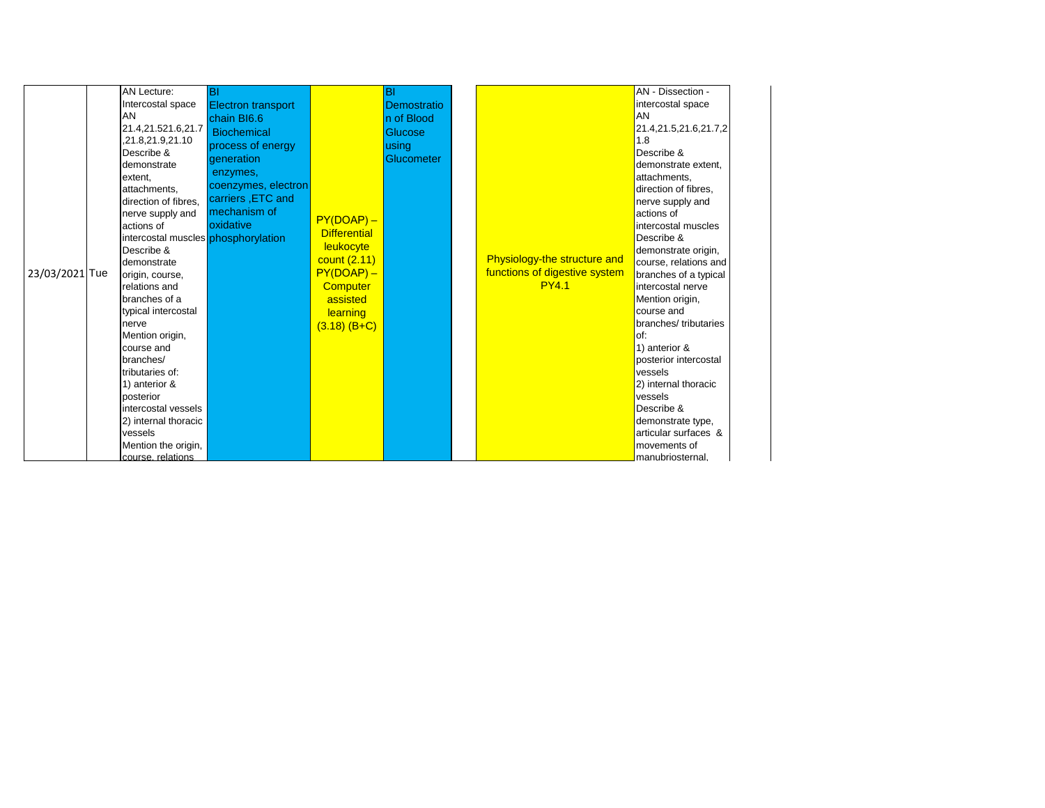| | | | | | | | | |
|---|---|---|---|---|---|---|---|---|
| 23/03/2021 | Tue | AN Lecture: Intercostal space AN 21.4,21.521.6,21.7,21.8,21.9,21.10 Describe & demonstrate extent, attachments, direction of fibres, nerve supply and actions of intercostal muscles Describe & demonstrate origin, course, relations and branches of a typical intercostal nerve Mention origin, course and branches/ tributaries of: 1) anterior & posterior intercostal vessels 2) internal thoracic vessels Mention the origin, course, relations | BI Electron transport chain BI6.6 Biochemical process of energy generation enzymes, coenzymes, electron carriers ,ETC and mechanism of oxidative phosphorylation | PY(DOAP) – Differential leukocyte count (2.11) PY(DOAP) – Computer assisted learning (3.18) (B+C) | BI Demostration of Blood Glucose using Glucometer | | Physiology-the structure and functions of digestive system PY4.1 | AN - Dissection - intercostal space AN 21.4,21.5,21.6,21.7,21.8 Describe & demonstrate extent, attachments, direction of fibres, nerve supply and actions of intercostal muscles Describe & demonstrate origin, course, relations and branches of a typical intercostal nerve Mention origin, course and branches/ tributaries of: 1) anterior & posterior intercostal vessels 2) internal thoracic vessels Describe & demonstrate type, articular surfaces & movements of manubriosternal, |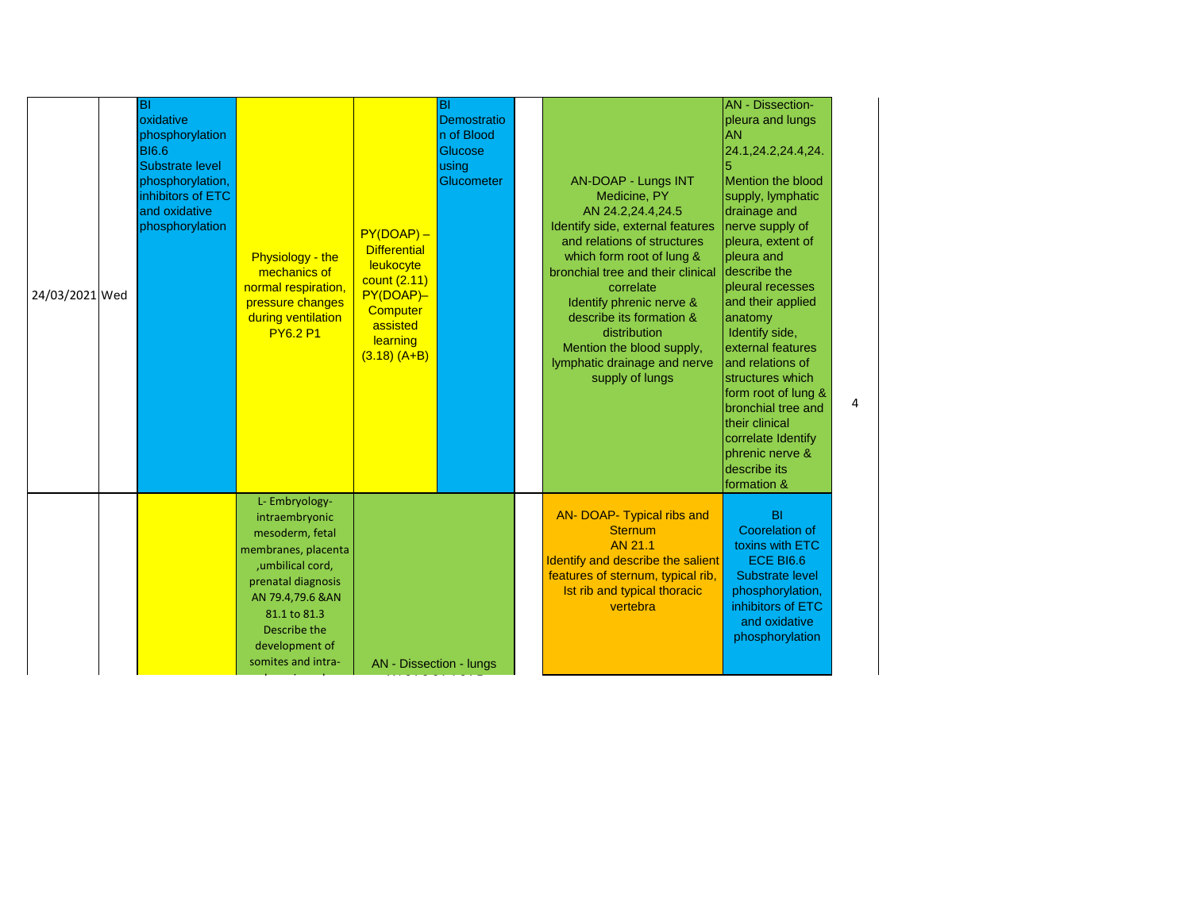| | | | | | | | | | |
|---|---|---|---|---|---|---|---|---|---|
| 24/03/2021 | Wed | BI oxidative phosphorylation BI6.6 Substrate level phosphorylation, inhibitors of ETC and oxidative phosphorylation | Physiology - the mechanics of normal respiration, pressure changes during ventilation PY6.2 P1 | PY(DOAP) – Differential leukocyte count (2.11) PY(DOAP)– Computer assisted learning (3.18) (A+B) | BI Demostration of Blood Glucose using Glucometer | | AN-DOAP - Lungs INT Medicine, PY AN 24.2,24.4,24.5 Identify side, external features and relations of structures which form root of lung & bronchial tree and their clinical correlate Identify phrenic nerve & describe its formation & distribution Mention the blood supply, lymphatic drainage and nerve supply of lungs | AN - Dissection- pleura and lungs AN 24.1,24.2,24.4,24.5 Mention the blood supply, lymphatic drainage and nerve supply of pleura, extent of pleura and describe the pleural recesses and their applied anatomy Identify side, external features and relations of structures which form root of lung & bronchial tree and their clinical correlate Identify phrenic nerve & describe its formation & | 4 |
| | | | L- Embryology- intraembryonic mesoderm, fetal membranes, placenta ,umbilical cord, prenatal diagnosis AN 79.4,79.6 &AN 81.1 to 81.3 Describe the development of somites and intra- | AN - Dissection - lungs | | | AN- DOAP- Typical ribs and Sternum AN 21.1 Identify and describe the salient features of sternum, typical rib, Ist rib and typical thoracic vertebra | BI Coorelation of toxins with ETC ECE BI6.6 Substrate level phosphorylation, inhibitors of ETC and oxidative phosphorylation | |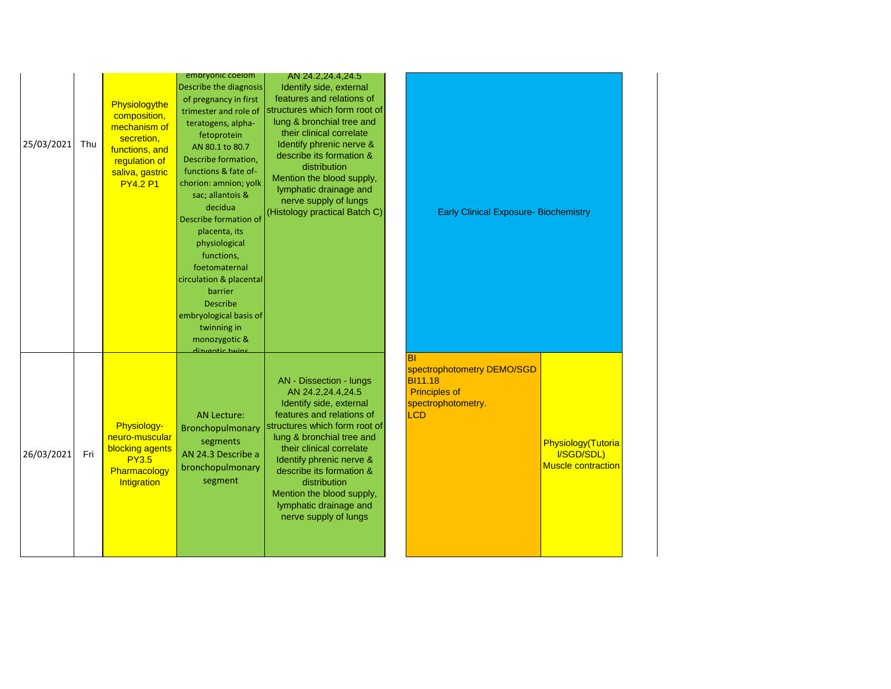| | | | | | | |
|---|---|---|---|---|---|---|
| 25/03/2021 | Thu | Physiologythe composition, mechanism of secretion, functions, and regulation of saliva, gastric PY4.2 P1 | embryonic coelom Describe the diagnosis of pregnancy in first trimester and role of teratogens, alpha-fetoprotein AN 80.1 to 80.7 Describe formation, functions & fate of-chorion: amnion; yolk sac; allantois & decidua Describe formation of placenta, its physiological functions, foetomaternal circulation & placental barrier Describe embryological basis of twinning in monozygotic & dizygotic twins | AN 24.2,24.4,24.5 Identify side, external features and relations of structures which form root of lung & bronchial tree and their clinical correlate Identify phrenic nerve & describe its formation & distribution Mention the blood supply, lymphatic drainage and nerve supply of lungs (Histology practical Batch C) | Early Clinical Exposure- Biochemistry | |
| 26/03/2021 | Fri | Physiology- neuro-muscular blocking agents PY3.5 Pharmacology Intigration | AN Lecture: Bronchopulmonary segments AN 24.3 Describe a bronchopulmonary segment | AN - Dissection - lungs AN 24.2,24.4,24.5 Identify side, external features and relations of structures which form root of lung & bronchial tree and their clinical correlate Identify phrenic nerve & describe its formation & distribution Mention the blood supply, lymphatic drainage and nerve supply of lungs | BI spectrophotometry DEMO/SGD BI11.18 Principles of spectrophotometry. LCD | Physiology(Tutorial/SGD/SDL) Muscle contraction |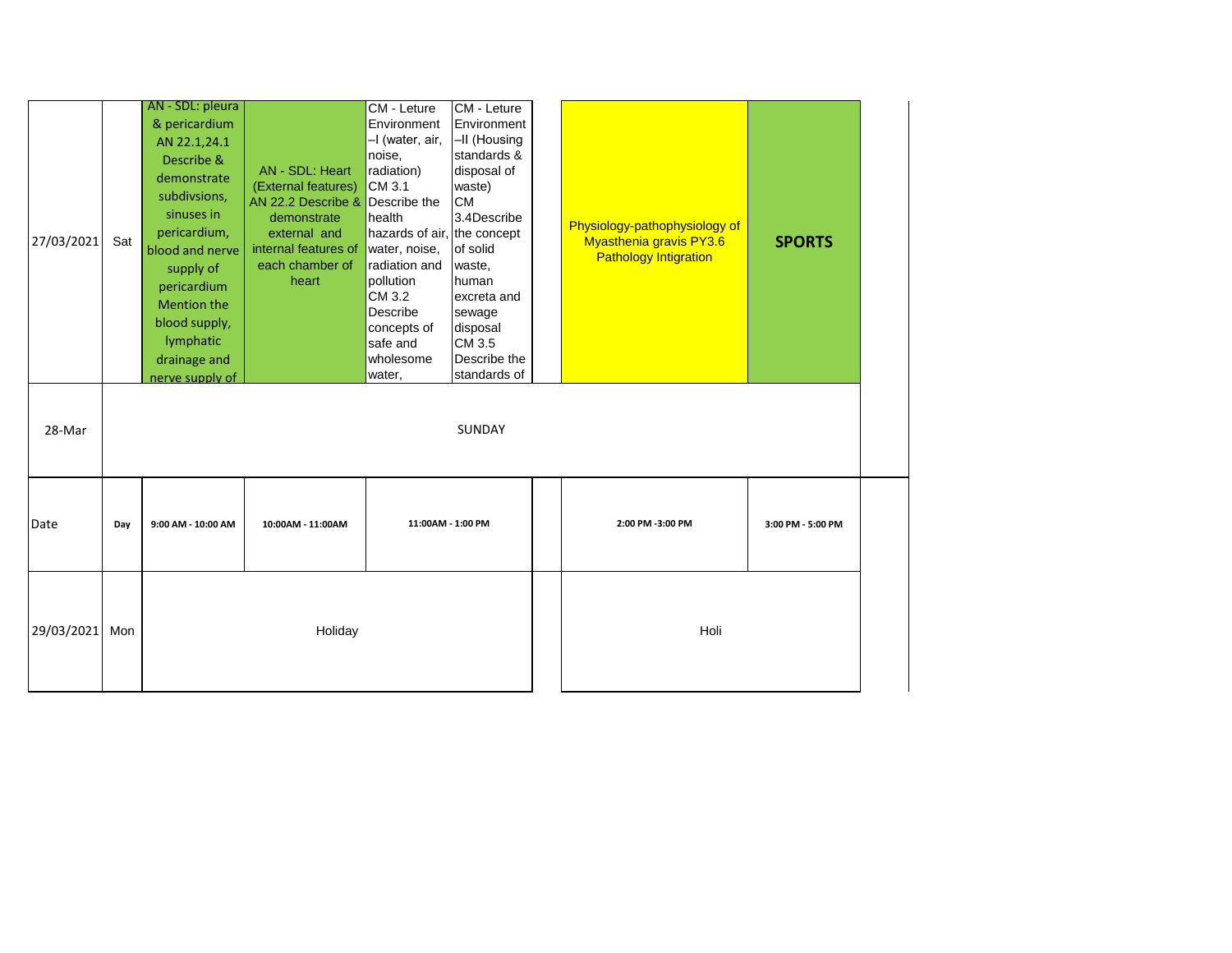| | | | | | | | | |
|---|---|---|---|---|---|---|---|---|
| 27/03/2021 | Sat | AN - SDL: pleura & pericardium AN 22.1,24.1 Describe & demonstrate subdivsions, sinuses in pericardium, blood and nerve supply of pericardium Mention the blood supply, lymphatic drainage and nerve supply of | AN - SDL: Heart (External features) AN 22.2 Describe & demonstrate external and internal features of each chamber of heart | CM - Leture Environment –I (water, air, noise, radiation) CM 3.1 Describe the health hazards of air, water, noise, radiation and pollution CM 3.2 Describe concepts of safe and wholesome water, | CM - Leture Environment –II (Housing standards & disposal of waste) CM 3.4Describe the concept of solid waste, human excreta and sewage disposal CM 3.5 Describe the standards of | | Physiology-pathophysiology of Myasthenia gravis PY3.6 Pathology Intigration | **SPORTS** |
| 28-Mar | SUNDAY | | | | | | | |
| Date | Day | 9:00 AM - 10:00 AM | 10:00AM - 11:00AM | 11:00AM - 1:00 PM | | | 2:00 PM -3:00 PM | 3:00 PM - 5:00 PM |
| 29/03/2021 | Mon | Holiday | | | | | Holi | |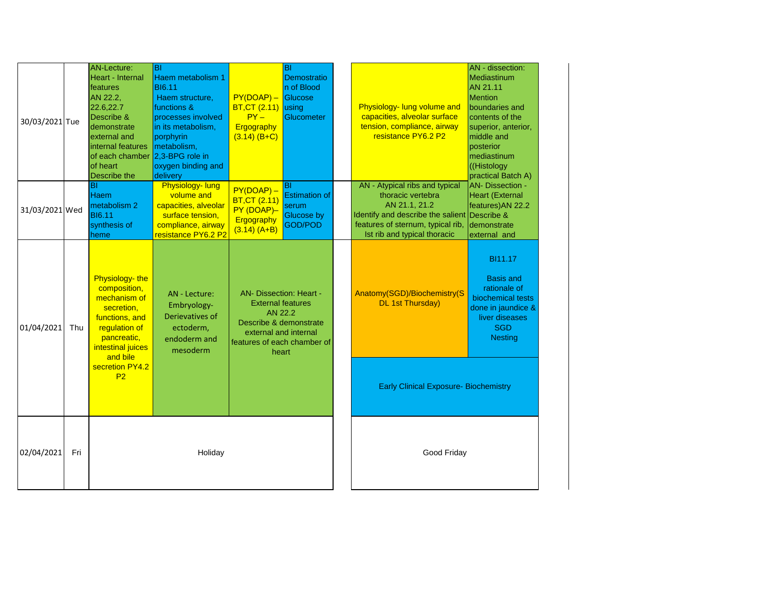| Date | Day | | | | | | |
|---|---|---|---|---|---|---|---|
| 30/03/2021 | Tue | AN-Lecture: Heart - Internal features AN 22.2, 22.6,22.7 Describe & demonstrate external and internal features of each chamber of heart Describe the | BI Haem metabolism 1 BI6.11 Haem structure, functions & processes involved in its metabolism, porphyrin metabolism, 2,3-BPG role in oxygen binding and delivery | PY(DOAP) – BT,CT (2.11) PY – Ergography (3.14) (B+C) | BI Demostration of Blood Glucose using Glucometer | Physiology- lung volume and capacities, alveolar surface tension, compliance, airway resistance PY6.2 P2 | AN - dissection: Mediastinum AN 21.11 Mention boundaries and contents of the superior, anterior, middle and posterior mediastinum ((Histology practical Batch A) |
| 31/03/2021 | Wed | BI Haem metabolism 2 BI6.11 synthesis of heme | Physiology- lung volume and capacities, alveolar surface tension, compliance, airway resistance PY6.2 P2 | PY(DOAP) – BT,CT (2.11) PY (DOAP)– Ergography (3.14) (A+B) | BI Estimation of serum Glucose by GOD/POD | AN - Atypical ribs and typical thoracic vertebra AN 21.1, 21.2 Identify and describe the salient features of sternum, typical rib, Ist rib and typical thoracic | AN- Dissection - Heart (External features)AN 22.2 Describe & demonstrate external and |
| 01/04/2021 | Thu | Physiology- the composition, mechanism of secretion, functions, and regulation of pancreatic, intestinal juices and bile secretion PY4.2 P2 | AN - Lecture: Embryology- Derievatives of ectoderm, endoderm and mesoderm | AN- Dissection: Heart - External features AN 22.2 Describe & demonstrate external and internal features of each chamber of heart | | Anatomy(SGD)/Biochemistry(SDL 1st Thursday) / Early Clinical Exposure- Biochemistry | BI11.17 Basis and rationale of biochemical tests done in jaundice & liver diseases SGD Nesting / Early Clinical Exposure- Biochemistry |
| 02/04/2021 | Fri | Holiday | | | | Good Friday | |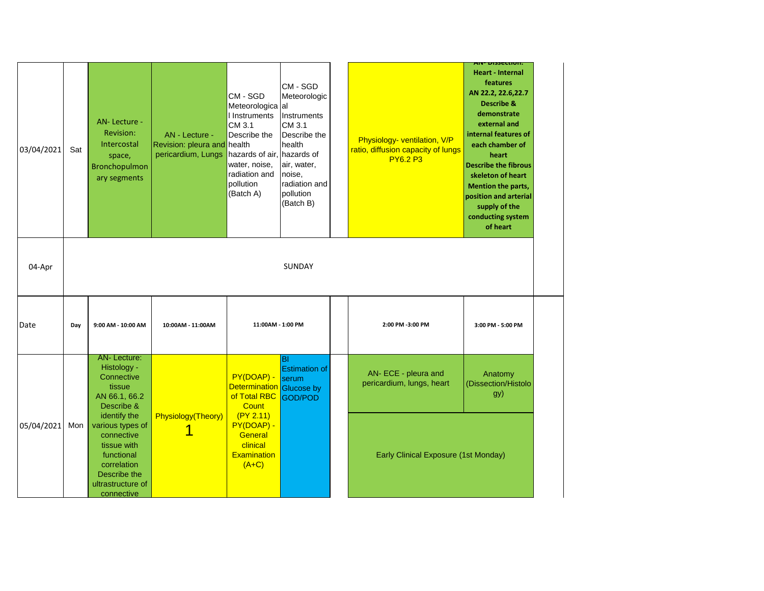| 03/04/2021 | Sat | AN- Lecture - Revision: Intercostal space, Bronchopulmonary segments | AN - Lecture - Revision: pleura and pericardium, Lungs | CM - SGD Meteorological Instruments CM 3.1 Describe the health hazards of air, water, noise, radiation and pollution (Batch A) | CM - SGD Meteorological Instruments CM 3.1 Describe the health hazards of air, water, noise, radiation and pollution (Batch B) | Physiology- ventilation, V/P ratio, diffusion capacity of lungs PY6.2 P3 | **AN- Dissection: Heart - Internal features AN 22.2, 22.6,22.7 Describe & demonstrate external and internal features of each chamber of heart Describe the fibrous skeleton of heart Mention the parts, position and arterial supply of the conducting system of heart** |
|---|---|---|---|---|---|---|---|
| 04-Apr | | SUNDAY | | | | | |
| Date | Day | 9:00 AM - 10:00 AM | 10:00AM - 11:00AM | 11:00AM - 1:00 PM | | 2:00 PM -3:00 PM | 3:00 PM - 5:00 PM |
| 05/04/2021 | Mon | AN- Lecture: Histology - Connective tissue AN 66.1, 66.2 Describe & identify the various types of connective tissue with functional correlation Describe the ultrastructure of connective | Physiology(Theory) 1 | PY(DOAP) - Determination of Total RBC Count (PY 2.11) PY(DOAP) - General clinical Examination (A+C) | BI Estimation of serum Glucose by GOD/POD | AN- ECE - pleura and pericardium, lungs, heart | Anatomy (Dissection/Histology) |
| | | | | | | Early Clinical Exposure (1st Monday) | |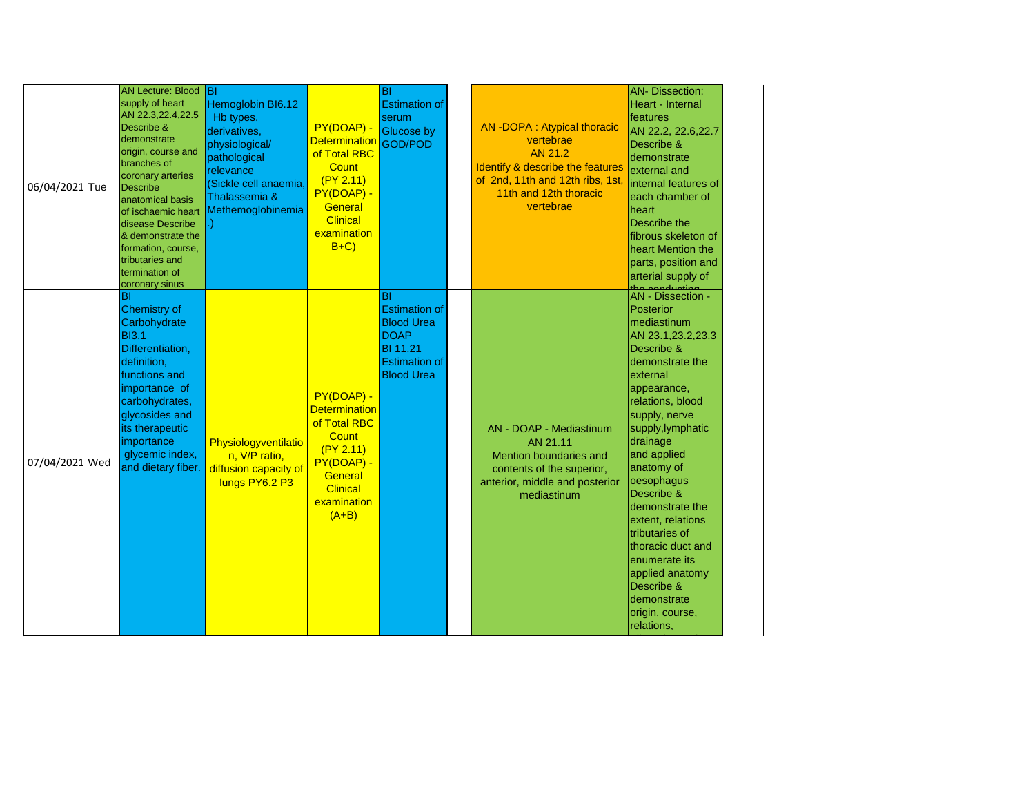| | | | | | | | | |
|---|---|---|---|---|---|---|---|---|
| 06/04/2021 | Tue | AN Lecture: Blood supply of heart AN 22.3,22.4,22.5 Describe & demonstrate origin, course and branches of coronary arteries Describe anatomical basis of ischaemic heart disease Describe & demonstrate the formation, course, tributaries and termination of coronary sinus | BI Hemoglobin BI6.12 Hb types, derivatives, physiological/ pathological relevance (Sickle cell anaemia, Thalassemia & Methemoglobinemia .) | PY(DOAP) - Determination of Total RBC Count (PY 2.11) PY(DOAP) - General Clinical examination B+C) | BI Estimation of serum Glucose by GOD/POD | | AN -DOPA : Atypical thoracic vertebrae AN 21.2 Identify & describe the features of 2nd, 11th and 12th ribs, 1st, 11th and 12th thoracic vertebrae | AN- Dissection: Heart - Internal features AN 22.2, 22.6,22.7 Describe & demonstrate external and internal features of each chamber of heart Describe the fibrous skeleton of heart Mention the parts, position and arterial supply of the conducting |
| 07/04/2021 | Wed | BI Chemistry of Carbohydrate BI3.1 Differentiation, definition, functions and importance of carbohydrates, glycosides and its therapeutic importance glycemic index, and dietary fiber. | Physiologyventilation, V/P ratio, diffusion capacity of lungs PY6.2 P3 | PY(DOAP) - Determination of Total RBC Count (PY 2.11) PY(DOAP) - General Clinical examination (A+B) | BI Estimation of Blood Urea DOAP BI 11.21 Estimation of Blood Urea | | AN - DOAP - Mediastinum AN 21.11 Mention boundaries and contents of the superior, anterior, middle and posterior mediastinum | AN - Dissection - Posterior mediastinum AN 23.1,23.2,23.3 Describe & demonstrate the external appearance, relations, blood supply, nerve supply,lymphatic drainage and applied anatomy of oesophagus Describe & demonstrate the extent, relations tributaries of thoracic duct and enumerate its applied anatomy Describe & demonstrate origin, course, relations, |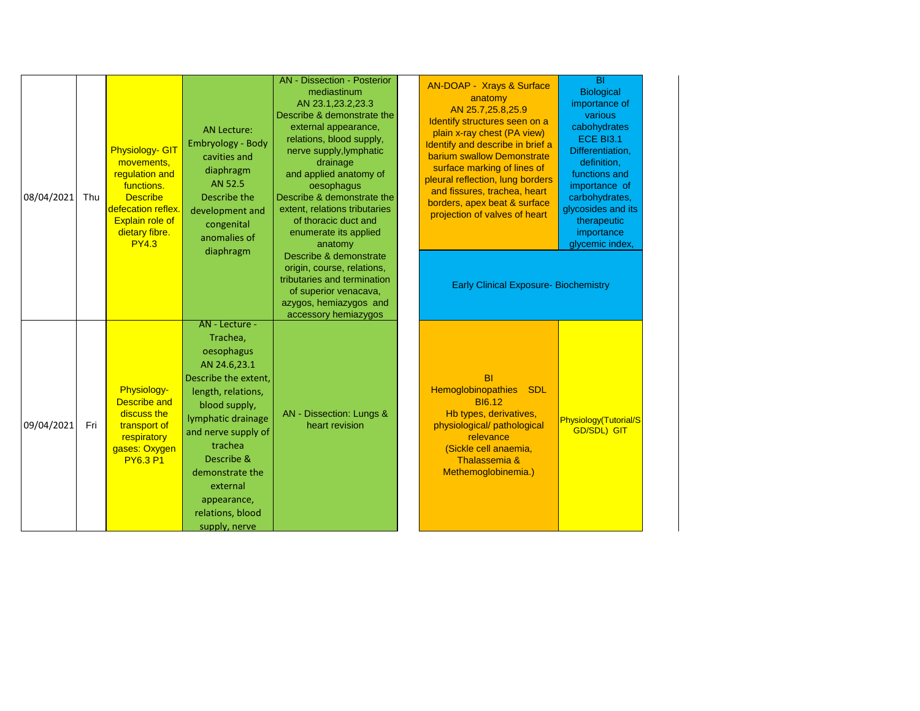| Date | Day | | | | | |
|---|---|---|---|---|---|---|
| 08/04/2021 | Thu | Physiology- GIT movements, regulation and functions. Describe defecation reflex. Explain role of dietary fibre. PY4.3 | AN Lecture: Embryology - Body cavities and diaphragm AN 52.5 Describe the development and congenital anomalies of diaphragm | AN - Dissection - Posterior mediastinum AN 23.1,23.2,23.3 Describe & demonstrate the external appearance, relations, blood supply, nerve supply,lymphatic drainage and applied anatomy of oesophagus Describe & demonstrate the extent, relations tributaries of thoracic duct and enumerate its applied anatomy Describe & demonstrate origin, course, relations, tributaries and termination of superior venacava, azygos, hemiazygos and accessory hemiazygos | AN-DOAP - Xrays & Surface anatomy AN 25.7,25.8,25.9 Identify structures seen on a plain x-ray chest (PA view) Identify and describe in brief a barium swallow Demonstrate surface marking of lines of pleural reflection, lung borders and fissures, trachea, heart borders, apex beat & surface projection of valves of heart<br>Early Clinical Exposure- Biochemistry | BI Biological importance of various cabohydrates ECE BI3.1 Differentiation, definition, functions and importance of carbohydrates, glycosides and its therapeutic importance glycemic index, |
| 09/04/2021 | Fri | Physiology- Describe and discuss the transport of respiratory gases: Oxygen PY6.3 P1 | AN - Lecture - Trachea, oesophagus AN 24.6,23.1 Describe the extent, length, relations, blood supply, lymphatic drainage and nerve supply of trachea Describe & demonstrate the external appearance, relations, blood supply, nerve | AN - Dissection: Lungs & heart revision | BI Hemoglobinopathies SDL BI6.12 Hb types, derivatives, physiological/ pathological relevance (Sickle cell anaemia, Thalassemia & Methemoglobinemia.) | Physiology(Tutorial/SGD/SDL) GIT |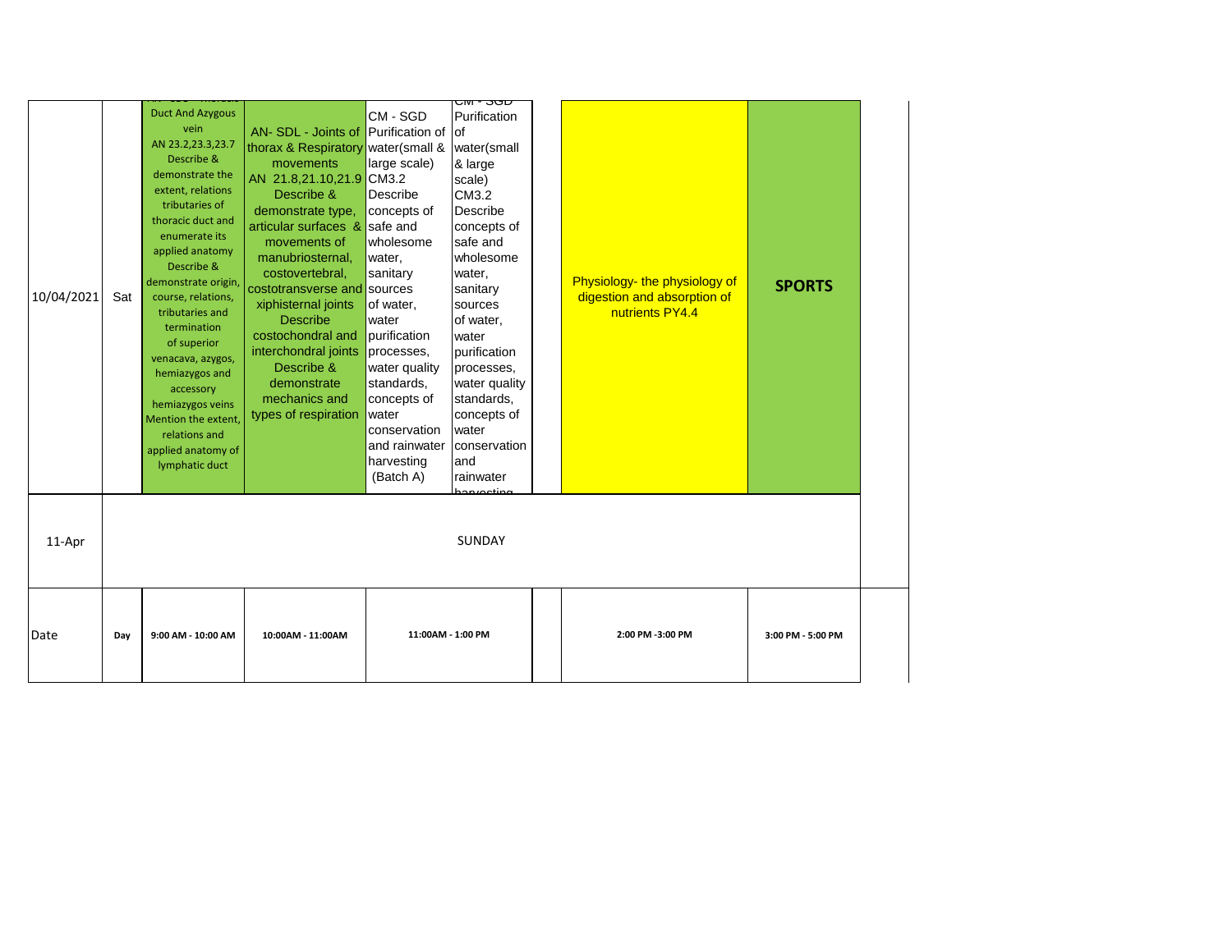| 10/04/2021 | Sat | AN - SDL - Thoracic Duct And Azygous vein AN 23.2,23.3,23.7 Describe & demonstrate the extent, relations tributaries of thoracic duct and enumerate its applied anatomy Describe & demonstrate origin, course, relations, tributaries and termination of superior venacava, azygos, hemiazygos and accessory hemiazygos veins Mention the extent, relations and applied anatomy of lymphatic duct | AN- SDL - Joints of thorax & Respiratory movements AN 21.8,21.10,21.9 Describe & demonstrate type, articular surfaces & movements of manubriosternal, costovertebral, costotransverse and xiphisternal joints Describe costochondral and interchondral joints Describe & demonstrate mechanics and types of respiration | CM - SGD Purification of water(small & large scale) CM3.2 Describe concepts of safe and wholesome water, sanitary sources of water, water purification processes, water quality standards, concepts of water conservation and rainwater harvesting (Batch A) | CM - SGD Purification of water(small & large scale) CM3.2 Describe concepts of safe and wholesome water, sanitary sources of water, water purification processes, water quality standards, concepts of water conservation and rainwater harvesting | | Physiology- the physiology of digestion and absorption of nutrients PY4.4 | **SPORTS** |
|---|---|---|---|---|---|---|---|---|
| 11-Apr | | | | SUNDAY | | | | |
| Date | Day | 9:00 AM - 10:00 AM | 10:00AM - 11:00AM | 11:00AM - 1:00 PM | | | 2:00 PM -3:00 PM | 3:00 PM - 5:00 PM |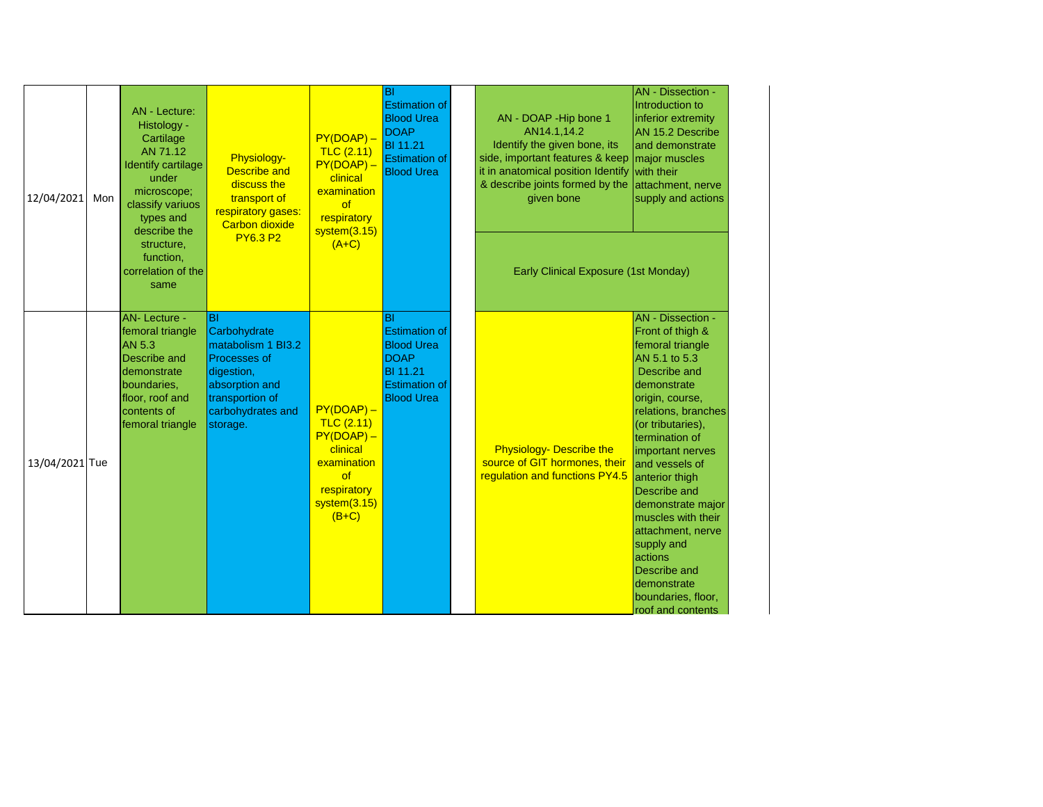| | | | | | | | | |
|---|---|---|---|---|---|---|---|---|
| 12/04/2021 | Mon | AN - Lecture: Histology - Cartilage AN 71.12 Identify cartilage under microscope; classify variuos types and describe the structure, function, correlation of the same | Physiology- Describe and discuss the transport of respiratory gases: Carbon dioxide PY6.3 P2 | PY(DOAP) – TLC (2.11) PY(DOAP) – clinical examination of respiratory system(3.15) (A+C) | BI Estimation of Blood Urea DOAP BI 11.21 Estimation of Blood Urea | | AN - DOAP -Hip bone 1 AN14.1,14.2 Identify the given bone, its side, important features & keep it in anatomical position Identify & describe joints formed by the given bone | AN - Dissection - Introduction to inferior extremity AN 15.2 Describe and demonstrate major muscles with their attachment, nerve supply and actions |
| | | | | | | | Early Clinical Exposure (1st Monday) | |
| 13/04/2021 | Tue | AN- Lecture - femoral triangle AN 5.3 Describe and demonstrate boundaries, floor, roof and contents of femoral triangle | BI Carbohydrate matabolism 1 BI3.2 Processes of digestion, absorption and transportion of carbohydrates and storage. | PY(DOAP) – TLC (2.11) PY(DOAP) – clinical examination of respiratory system(3.15) (B+C) | BI Estimation of Blood Urea DOAP BI 11.21 Estimation of Blood Urea | | Physiology- Describe the source of GIT hormones, their regulation and functions PY4.5 | AN - Dissection - Front of thigh & femoral triangle AN 5.1 to 5.3 Describe and demonstrate origin, course, relations, branches (or tributaries), termination of important nerves and vessels of anterior thigh Describe and demonstrate major muscles with their attachment, nerve supply and actions Describe and demonstrate boundaries, floor, roof and contents |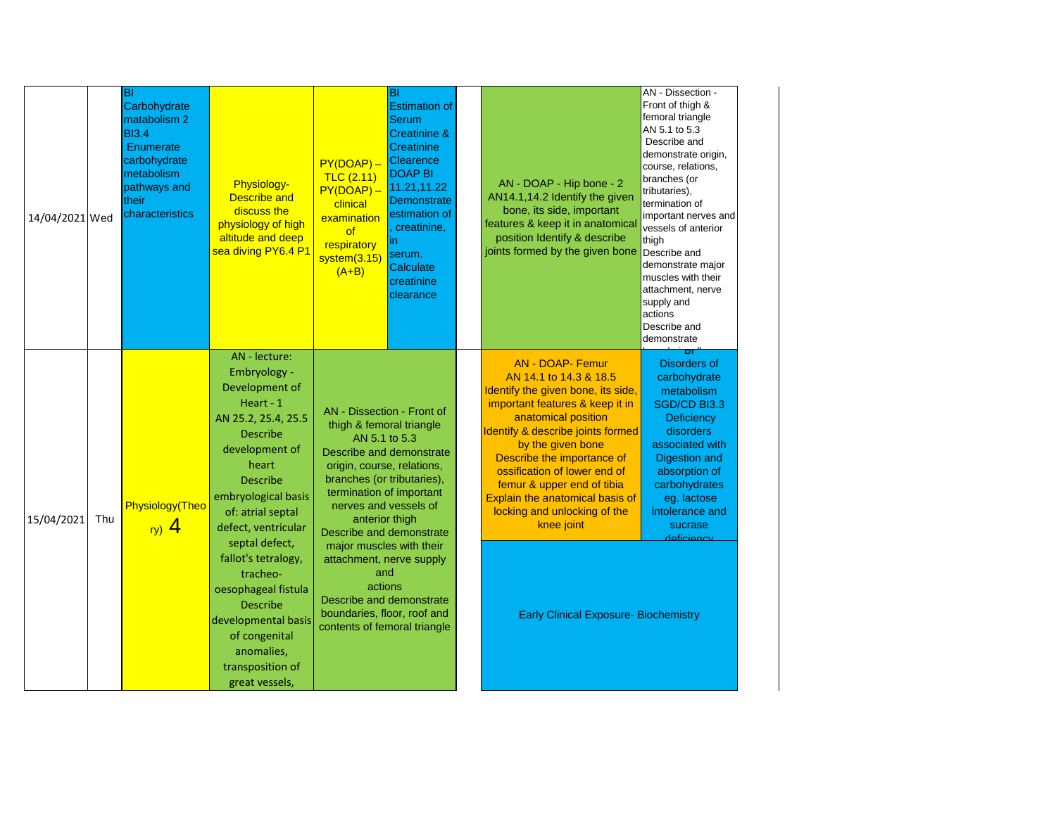| Date | Day | | | | | | | |
|---|---|---|---|---|---|---|---|---|
| 14/04/2021 | Wed | BI Carbohydrate matabolism 2 BI3.4 Enumerate carbohydrate metabolism pathways and their characteristics | Physiology- Describe and discuss the physiology of high altitude and deep sea diving PY6.4 P1 | PY(DOAP) – TLC (2.11) PY(DOAP) – clinical examination of respiratory system(3.15) (A+B) | BI Estimation of Serum Creatinine & Creatinine Clearence DOAP BI 11.21,11.22 Demonstrate estimation of , creatinine, in serum. Calculate creatinine clearance | | AN - DOAP - Hip bone - 2 AN14.1,14.2 Identify the given bone, its side, important features & keep it in anatomical position Identify & describe joints formed by the given bone | AN - Dissection - Front of thigh & femoral triangle AN 5.1 to 5.3 Describe and demonstrate origin, course, relations, branches (or tributaries), termination of important nerves and vessels of anterior thigh Describe and demonstrate major muscles with their attachment, nerve supply and actions Describe and demonstrate |
| 15/04/2021 | Thu | Physiology(Theory) 4 | AN - lecture: Embryology - Development of Heart - 1 AN 25.2, 25.4, 25.5 Describe development of heart Describe embryological basis of: atrial septal defect, ventricular septal defect, fallot's tetralogy, tracheo-oesophageal fistula Describe developmental basis of congenital anomalies, transposition of great vessels, | AN - Dissection - Front of thigh & femoral triangle AN 5.1 to 5.3 Describe and demonstrate origin, course, relations, branches (or tributaries), termination of important nerves and vessels of anterior thigh Describe and demonstrate major muscles with their attachment, nerve supply and actions Describe and demonstrate boundaries, floor, roof and contents of femoral triangle | | | AN - DOAP- Femur AN 14.1 to 14.3 & 18.5 Identify the given bone, its side, important features & keep it in anatomical position Identify & describe joints formed by the given bone Describe the importance of ossification of lower end of femur & upper end of tibia Explain the anatomical basis of locking and unlocking of the knee joint<br>Early Clinical Exposure- Biochemistry | BI Disorders of carbohydrate metabolism SGD/CD BI3.3 Deficiency disorders associated with Digestion and absorption of carbohydrates eg. lactose intolerance and sucrase deficiency |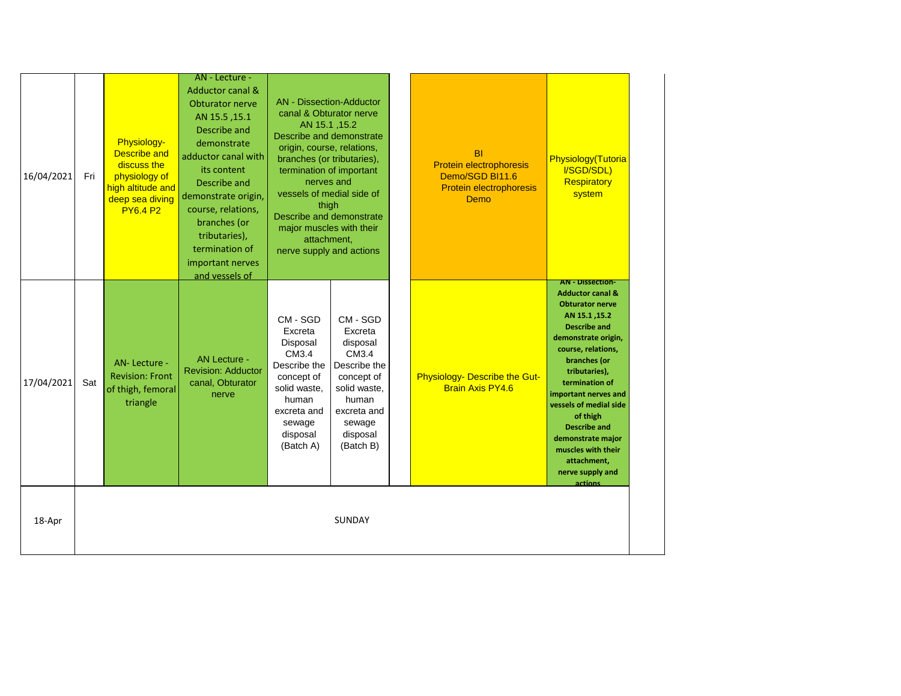| Date | Day | | | | | | | |
|---|---|---|---|---|---|---|---|---|
| 16/04/2021 | Fri | Physiology- Describe and discuss the physiology of high altitude and deep sea diving PY6.4 P2 | AN - Lecture - Adductor canal & Obturator nerve AN 15.5 ,15.1 Describe and demonstrate adductor canal with its content Describe and demonstrate origin, course, relations, branches (or tributaries), termination of important nerves and vessels of | AN - Dissection-Adductor canal & Obturator nerve AN 15.1 ,15.2 Describe and demonstrate origin, course, relations, branches (or tributaries), termination of important nerves and vessels of medial side of thigh Describe and demonstrate major muscles with their attachment, nerve supply and actions | | | BI Protein electrophoresis Demo/SGD BI11.6 Protein electrophoresis Demo | Physiology(Tutorial/SGD/SDL) Respiratory system |
| 17/04/2021 | Sat | AN- Lecture - Revision: Front of thigh, femoral triangle | AN Lecture - Revision: Adductor canal, Obturator nerve | CM - SGD Excreta Disposal CM3.4 Describe the concept of solid waste, human excreta and sewage disposal (Batch A) | CM - SGD Excreta disposal CM3.4 Describe the concept of solid waste, human excreta and sewage disposal (Batch B) | | Physiology- Describe the Gut-Brain Axis PY4.6 | AN - Dissection- Adductor canal & Obturator nerve AN 15.1 ,15.2 Describe and demonstrate origin, course, relations, branches (or tributaries), termination of important nerves and vessels of medial side of thigh Describe and demonstrate major muscles with their attachment, nerve supply and actions |
| 18-Apr | | SUNDAY | | | | | | |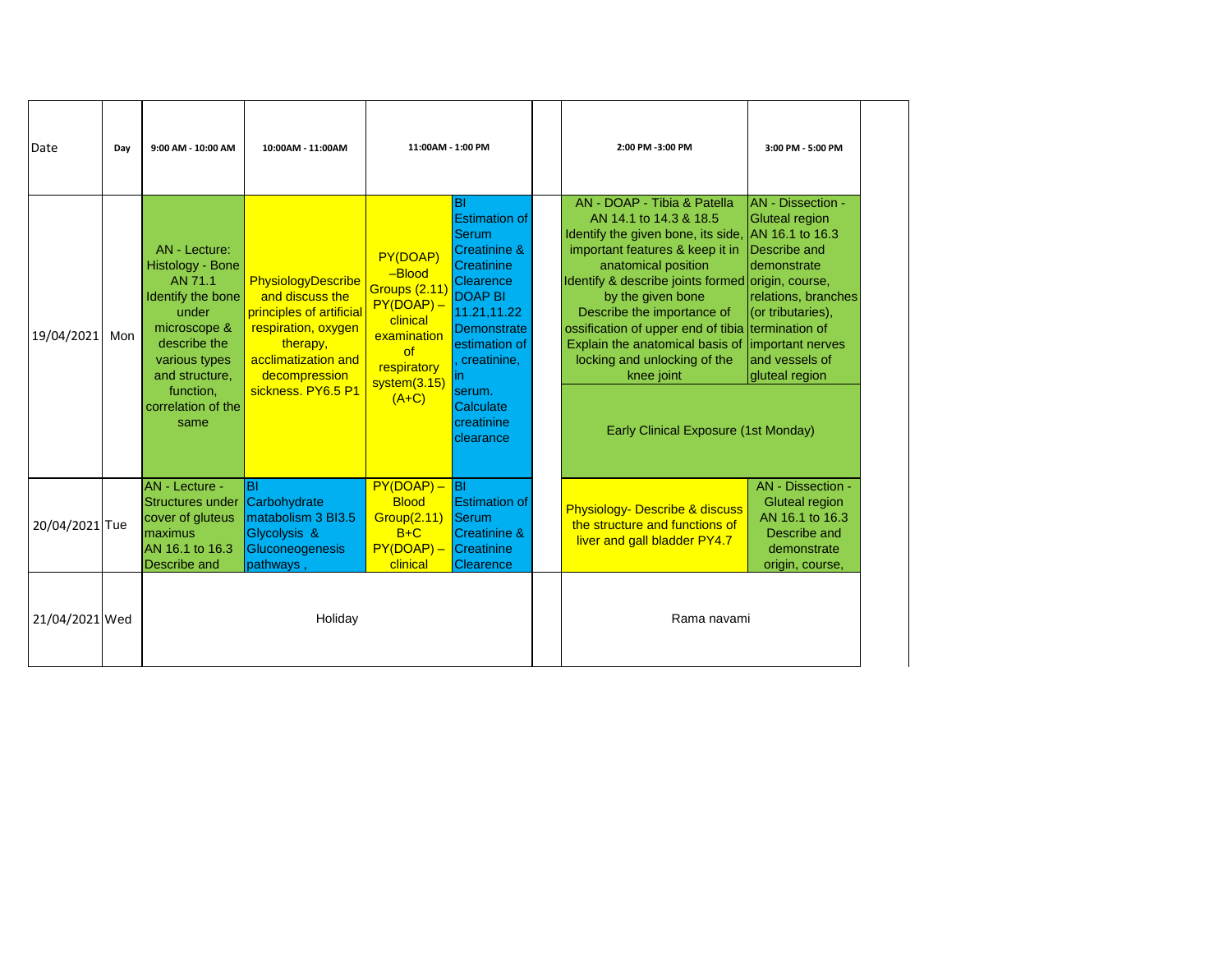| Date | Day | 9:00 AM - 10:00 AM | 10:00AM - 11:00AM | 11:00AM - 1:00 PM | | | 2:00 PM -3:00 PM | 3:00 PM - 5:00 PM |
|---|---|---|---|---|---|---|---|---|
| 19/04/2021 | Mon | AN - Lecture: Histology - Bone AN 71.1 Identify the bone under microscope & describe the various types and structure, function, correlation of the same | PhysiologyDescribe and discuss the principles of artificial respiration, oxygen therapy, acclimatization and decompression sickness. PY6.5 P1 | PY(DOAP) –Blood Groups (2.11) PY(DOAP) – clinical examination of respiratory system(3.15) (A+C) | BI Estimation of Serum Creatinine & Creatinine Clearence DOAP BI 11.21,11.22 Demonstrate estimation of , creatinine, in serum. Calculate creatinine clearance | | AN - DOAP - Tibia & Patella AN 14.1 to 14.3 & 18.5 Identify the given bone, its side, important features & keep it in anatomical position Identify & describe joints formed by the given bone Describe the importance of ossification of upper end of tibia Explain the anatomical basis of locking and unlocking of the knee joint | AN - Dissection - Gluteal region AN 16.1 to 16.3 Describe and demonstrate origin, course, relations, branches (or tributaries), termination of important nerves and vessels of gluteal region |
| | | | | | | | Early Clinical Exposure (1st Monday) | |
| 20/04/2021 | Tue | AN - Lecture - Structures under cover of gluteus maximus AN 16.1 to 16.3 Describe and | BI Carbohydrate matabolism 3 BI3.5 Glycolysis & Gluconeogenesis pathways , | PY(DOAP) – Blood Group(2.11) B+C PY(DOAP) – clinical | BI Estimation of Serum Creatinine & Creatinine Clearence | | Physiology- Describe & discuss the structure and functions of liver and gall bladder PY4.7 | AN - Dissection - Gluteal region AN 16.1 to 16.3 Describe and demonstrate origin, course, |
| 21/04/2021 | Wed | Holiday | | | | | Rama navami | |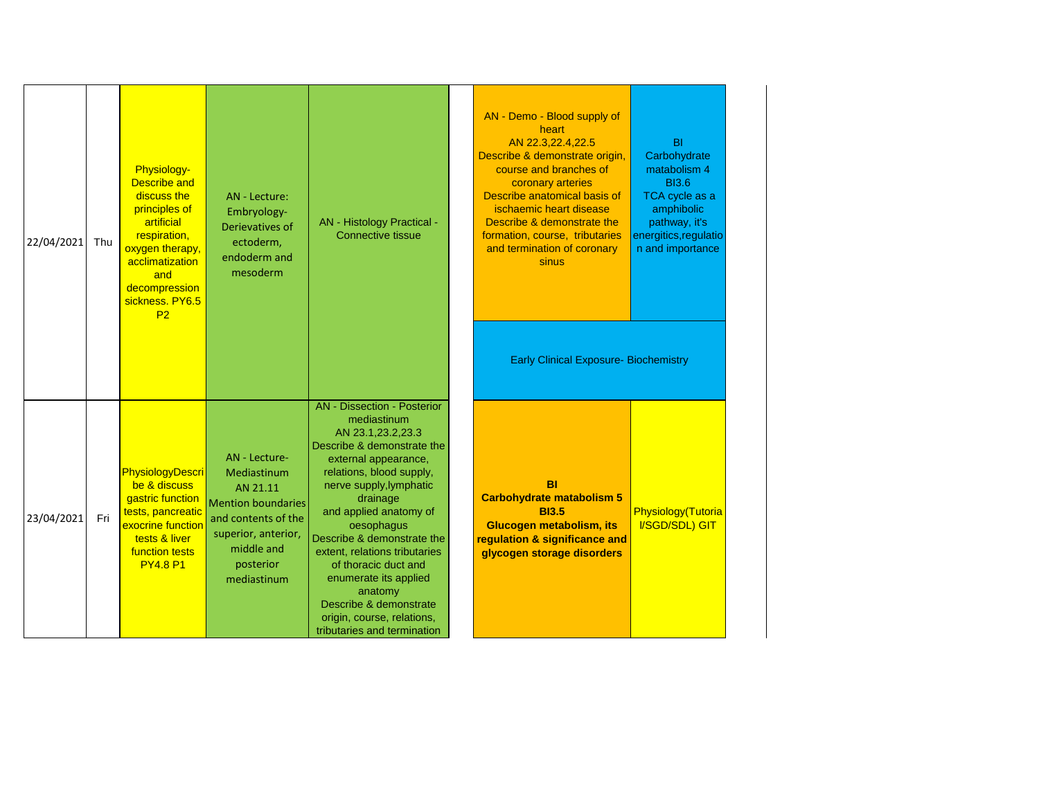| Date | Day | | | | | |
|---|---|---|---|---|---|---|
| 22/04/2021 | Thu | Physiology- Describe and discuss the principles of artificial respiration, oxygen therapy, acclimatization and decompression sickness. PY6.5 P2 | AN - Lecture: Embryology- Derievatives of ectoderm, endoderm and mesoderm | AN - Histology Practical - Connective tissue | AN - Demo - Blood supply of heart AN 22.3,22.4,22.5 Describe & demonstrate origin, course and branches of coronary arteries Describe anatomical basis of ischaemic heart disease Describe & demonstrate the formation, course, tributaries and termination of coronary sinus | BI Carbohydrate matabolism 4 BI3.6 TCA cycle as a amphibolic pathway, it's energitics,regulation and importance |
| | | | | | Early Clinical Exposure- Biochemistry | |
| 23/04/2021 | Fri | PhysiologyDescribe & discuss gastric function tests, pancreatic exocrine function tests & liver function tests PY4.8 P1 | AN - Lecture- Mediastinum AN 21.11 Mention boundaries and contents of the superior, anterior, middle and posterior mediastinum | AN - Dissection - Posterior mediastinum AN 23.1,23.2,23.3 Describe & demonstrate the external appearance, relations, blood supply, nerve supply,lymphatic drainage and applied anatomy of oesophagus Describe & demonstrate the extent, relations tributaries of thoracic duct and enumerate its applied anatomy Describe & demonstrate origin, course, relations, tributaries and termination | **BI Carbohydrate matabolism 5 BI3.5 Glucogen metabolism, its regulation & significance and glycogen storage disorders** | Physiology(Tutorial/SGD/SDL) GIT |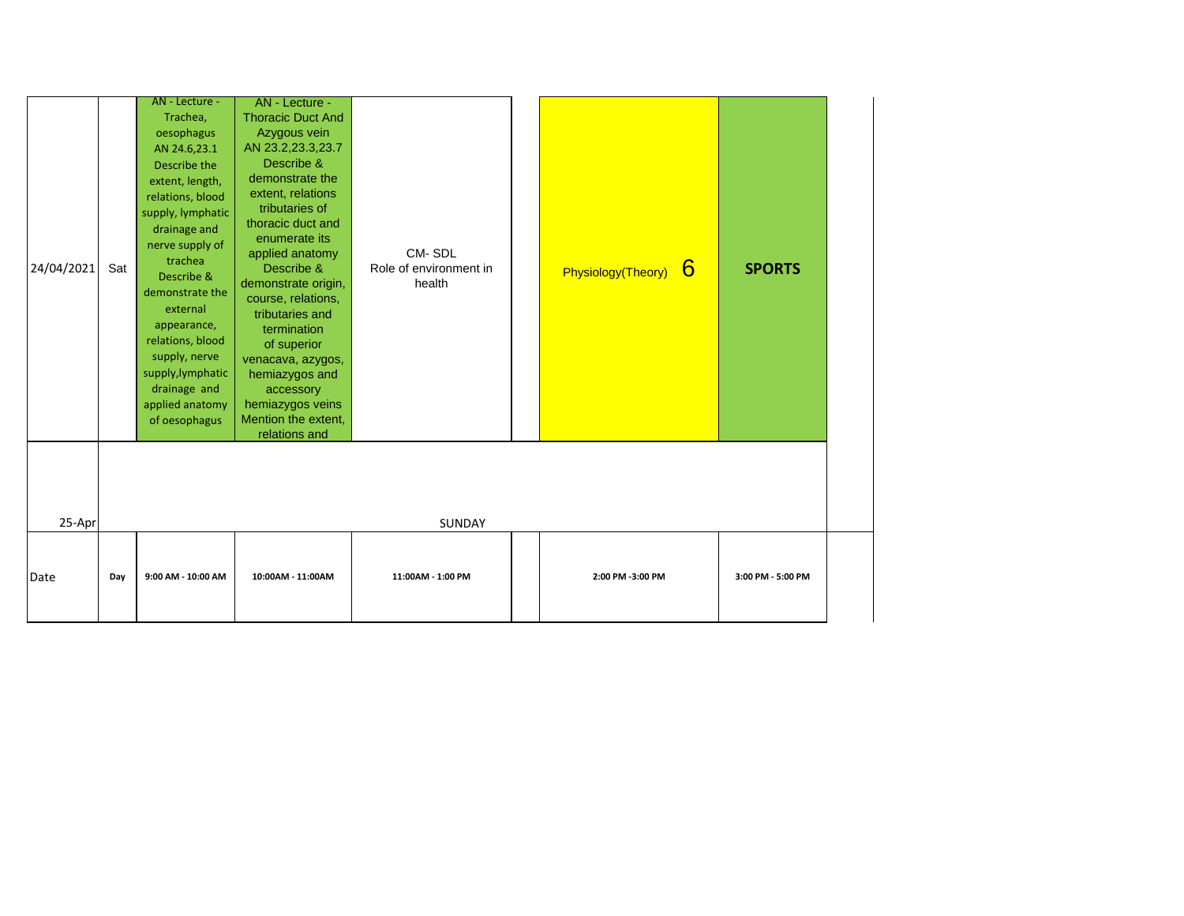| Date | Day | 9:00 AM - 10:00 AM | 10:00AM - 11:00AM | 11:00AM - 1:00 PM | | 2:00 PM -3:00 PM | 3:00 PM - 5:00 PM |
|---|---|---|---|---|---|---|---|
| 24/04/2021 | Sat | AN - Lecture - Trachea, oesophagus AN 24.6,23.1 Describe the extent, length, relations, blood supply, lymphatic drainage and nerve supply of trachea Describe & demonstrate the external appearance, relations, blood supply, nerve supply,lymphatic drainage and applied anatomy of oesophagus | AN - Lecture - Thoracic Duct And Azygous vein AN 23.2,23.3,23.7 Describe & demonstrate the extent, relations tributaries of thoracic duct and enumerate its applied anatomy Describe & demonstrate origin, course, relations, tributaries and termination of superior venacava, azygos, hemiazygos and accessory hemiazygos veins Mention the extent, relations and | CM- SDL Role of environment in health | | Physiology(Theory) 6 | **SPORTS** |
| 25-Apr | | | | SUNDAY | | | |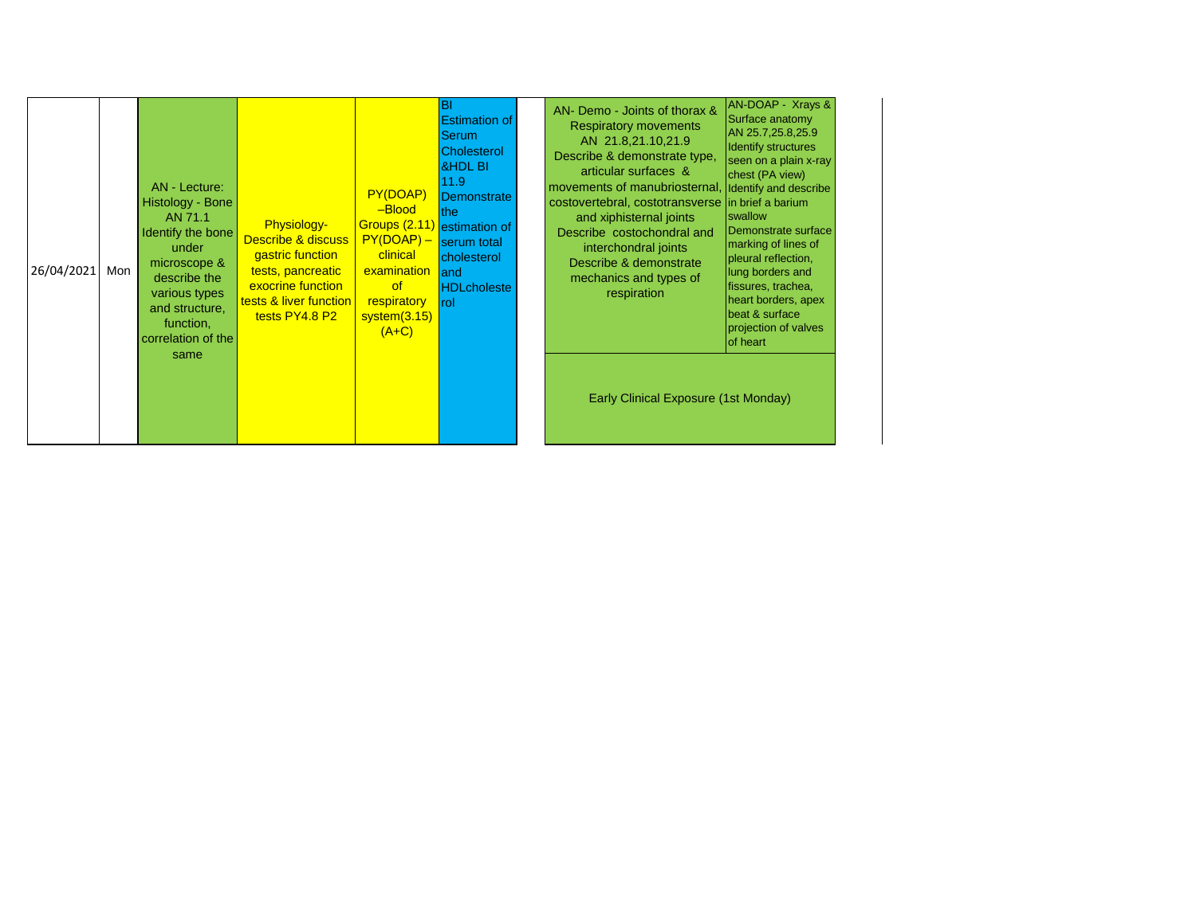| Date | Day | | | | | | |
|---|---|---|---|---|---|---|---|
| 26/04/2021 | Mon | AN - Lecture: Histology - Bone AN 71.1 Identify the bone under microscope & describe the various types and structure, function, correlation of the same | Physiology- Describe & discuss gastric function tests, pancreatic exocrine function tests & liver function tests PY4.8 P2 | PY(DOAP) –Blood Groups (2.11) PY(DOAP) – clinical examination of respiratory system(3.15) (A+C) | BI Estimation of Serum Cholesterol &HDL BI 11.9 Demonstrate the estimation of serum total cholesterol and HDLcholesterol | AN- Demo - Joints of thorax & Respiratory movements AN 21.8,21.10,21.9 Describe & demonstrate type, articular surfaces & movements of manubriosternal, costovertebral, costotransverse and xiphisternal joints Describe costochondral and interchondral joints Describe & demonstrate mechanics and types of respiration | AN-DOAP - Xrays & Surface anatomy AN 25.7,25.8,25.9 Identify structures seen on a plain x-ray chest (PA view) Identify and describe in brief a barium swallow Demonstrate surface marking of lines of pleural reflection, lung borders and fissures, trachea, heart borders, apex beat & surface projection of valves of heart |
| | | | | | | Early Clinical Exposure (1st Monday) | |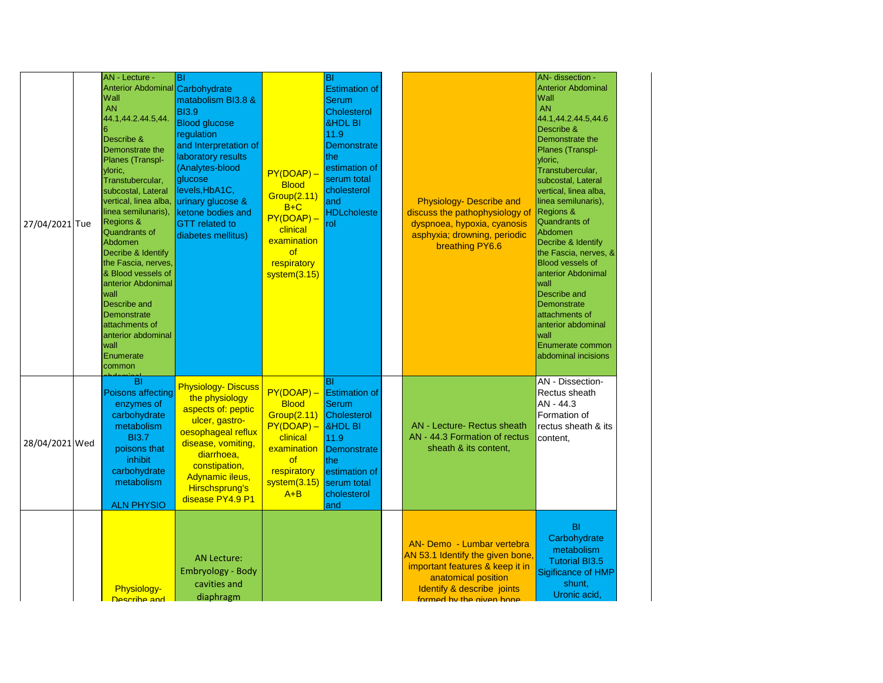| | | | | | | | | |
|---|---|---|---|---|---|---|---|---|
| 27/04/2021 | Tue | AN - Lecture - Anterior Abdominal Wall AN 44.1,44.2.44.5,44.6 Describe & Demonstrate the Planes (Transpl-yloric, Transtubercular, subcostal, Lateral vertical, linea alba, linea semilunaris), Regions & Quandrants of Abdomen Decribe & Identify the Fascia, nerves, & Blood vessels of anterior Abdonimal wall Describe and Demonstrate attachments of anterior abdominal wall Enumerate common abdominal | BI Carbohydrate matabolism BI3.8 & BI3.9 Blood glucose regulation and Interpretation of laboratory results (Analytes-blood glucose levels,HbA1C, urinary glucose & ketone bodies and GTT related to diabetes mellitus) | PY(DOAP) – Blood Group(2.11) B+C PY(DOAP) – clinical examination of respiratory system(3.15) | BI Estimation of Serum Cholesterol &HDL BI 11.9 Demonstrate the estimation of serum total cholesterol and HDLcholesterol | | Physiology- Describe and discuss the pathophysiology of dyspnoea, hypoxia, cyanosis asphyxia; drowning, periodic breathing PY6.6 | AN- dissection - Anterior Abdominal Wall AN 44.1,44.2.44.5,44.6 Describe & Demonstrate the Planes (Transpl-yloric, Transtubercular, subcostal, Lateral vertical, linea alba, linea semilunaris), Regions & Quandrants of Abdomen Decribe & Identify the Fascia, nerves, & Blood vessels of anterior Abdonimal wall Describe and Demonstrate attachments of anterior abdominal wall Enumerate common abdominal incisions |
| 28/04/2021 | Wed | BI Poisons affecting enzymes of carbohydrate metabolism BI3.7 poisons that inhibit carbohydrate metabolism ALN PHYSIO | Physiology- Discuss the physiology aspects of: peptic ulcer, gastro-oesophageal reflux disease, vomiting, diarrhoea, constipation, Adynamic ileus, Hirschsprung's disease PY4.9 P1 | PY(DOAP) – Blood Group(2.11) PY(DOAP) – clinical examination of respiratory system(3.15) A+B | BI Estimation of Serum Cholesterol &HDL BI 11.9 Demonstrate the estimation of serum total cholesterol and | | AN - Lecture- Rectus sheath AN - 44.3 Formation of rectus sheath & its content, | AN - Dissection- Rectus sheath AN - 44.3 Formation of rectus sheath & its content, |
| | | Physiology- Describe and | AN Lecture: Embryology - Body cavities and diaphragm | | | | AN- Demo - Lumbar vertebra AN 53.1 Identify the given bone, important features & keep it in anatomical position Identify & describe joints formed by the given bone | BI Carbohydrate metabolism Tutorial BI3.5 Sigificance of HMP shunt, Uronic acid, |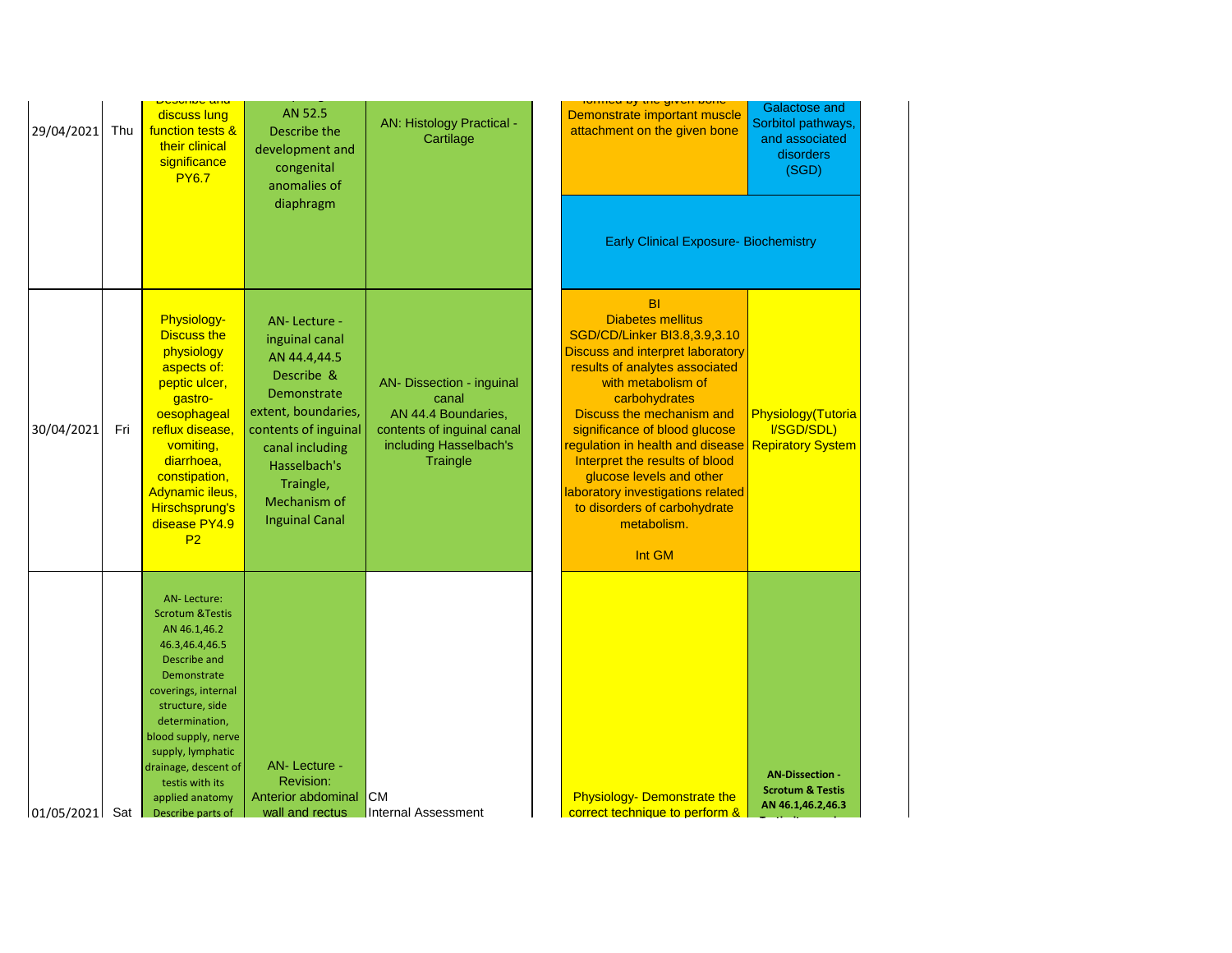| | | | | | | |
|---|---|---|---|---|---|---|
| 29/04/2021 | Thu | Describe and discuss lung function tests & their clinical significance PY6.7 | AN 52.5 Describe the development and congenital anomalies of diaphragm | AN: Histology Practical - Cartilage | formed by the given bone Demonstrate important muscle attachment on the given bone | Galactose and Sorbitol pathways, and associated disorders (SGD) |
| | | | | | Early Clinical Exposure- Biochemistry | |
| 30/04/2021 | Fri | Physiology- Discuss the physiology aspects of: peptic ulcer, gastro-oesophageal reflux disease, vomiting, diarrhoea, constipation, Adynamic ileus, Hirschsprung's disease PY4.9 P2 | AN- Lecture - inguinal canal AN 44.4,44.5 Describe & Demonstrate extent, boundaries, contents of inguinal canal including Hasselbach's Traingle, Mechanism of Inguinal Canal | AN- Dissection - inguinal canal AN 44.4 Boundaries, contents of inguinal canal including Hasselbach's Traingle | BI Diabetes mellitus SGD/CD/Linker BI3.8,3.9,3.10 Discuss and interpret laboratory results of analytes associated with metabolism of carbohydrates Discuss the mechanism and significance of blood glucose regulation in health and disease Interpret the results of blood glucose levels and other laboratory investigations related to disorders of carbohydrate metabolism. Int GM | Physiology(Tutorial/SGD/SDL) Repiratory System |
| 01/05/2021 | Sat | AN- Lecture: Scrotum &Testis AN 46.1,46.2 46.3,46.4,46.5 Describe and Demonstrate coverings, internal structure, side determination, blood supply, nerve supply, lymphatic drainage, descent of testis with its applied anatomy Describe parts of | AN- Lecture - Revision: Anterior abdominal wall and rectus | CM Internal Assessment | Physiology- Demonstrate the correct technique to perform & | AN-Dissection - Scrotum & Testis AN 46.1,46.2,46.3 |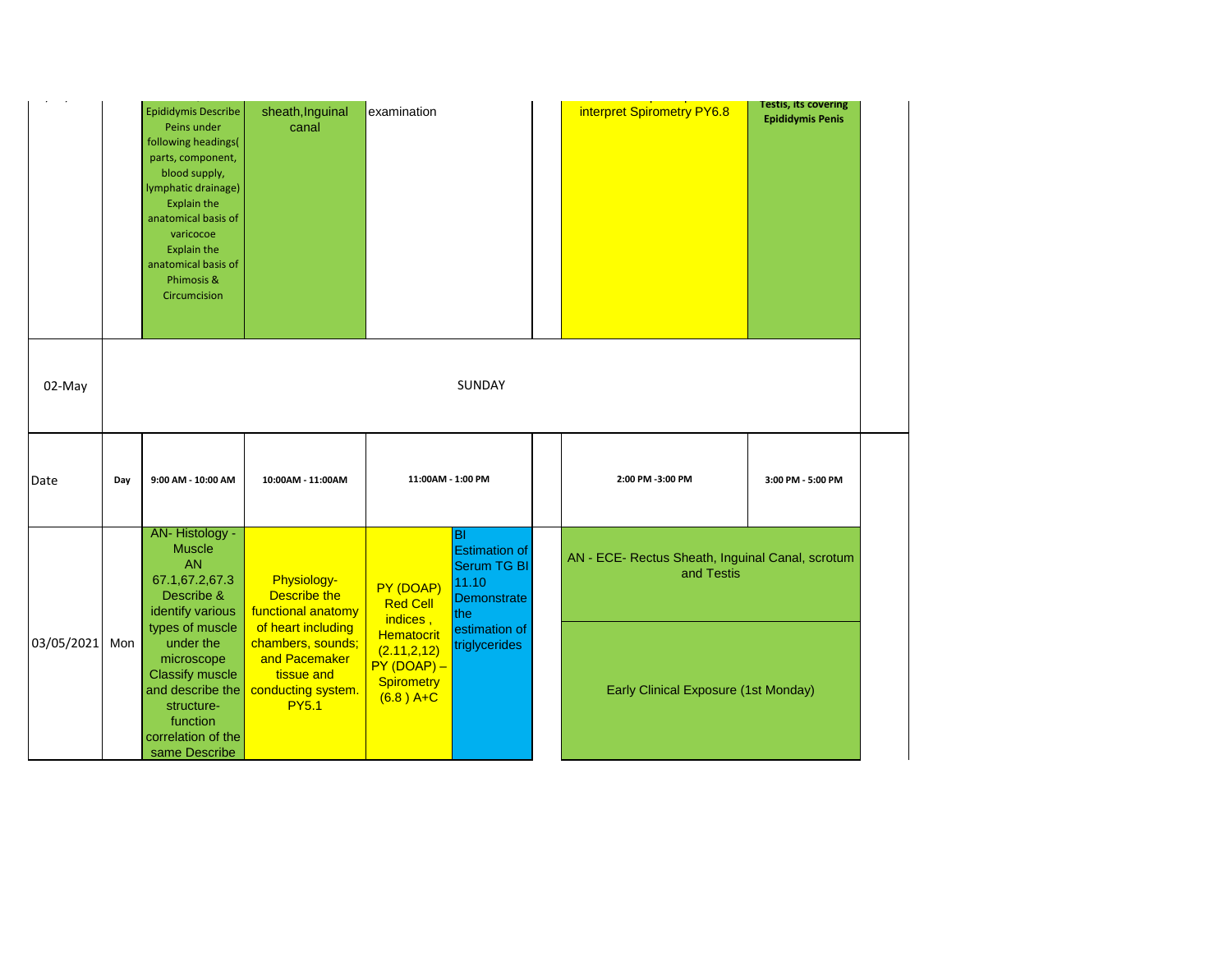| | | | | | | | | |
|---|---|---|---|---|---|---|---|---|
| | | Epididymis Describe Peins under following headings( parts, component, blood supply, lymphatic drainage) Explain the anatomical basis of varicocoe Explain the anatomical basis of Phimosis & Circumcision | sheath,Inguinal canal | examination | | | interpret Spirometry PY6.8 | Testis, its covering Epididymis Penis |
| 02-May | SUNDAY | | | | | | | |
| Date | Day | 9:00 AM - 10:00 AM | 10:00AM - 11:00AM | 11:00AM - 1:00 PM | | | 2:00 PM -3:00 PM | 3:00 PM - 5:00 PM |
| 03/05/2021 | Mon | AN- Histology - Muscle AN 67.1,67.2,67.3 Describe & identify various types of muscle under the microscope Classify muscle and describe the structure-function correlation of the same Describe | Physiology- Describe the functional anatomy of heart including chambers, sounds; and Pacemaker tissue and conducting system. PY5.1 | PY (DOAP) Red Cell indices , Hematocrit (2.11,2,12) PY (DOAP) – Spirometry (6.8 ) A+C | BI Estimation of Serum TG BI 11.10 Demonstrate the estimation of triglycerides | | AN - ECE- Rectus Sheath, Inguinal Canal, scrotum and Testis<br>Early Clinical Exposure (1st Monday) | |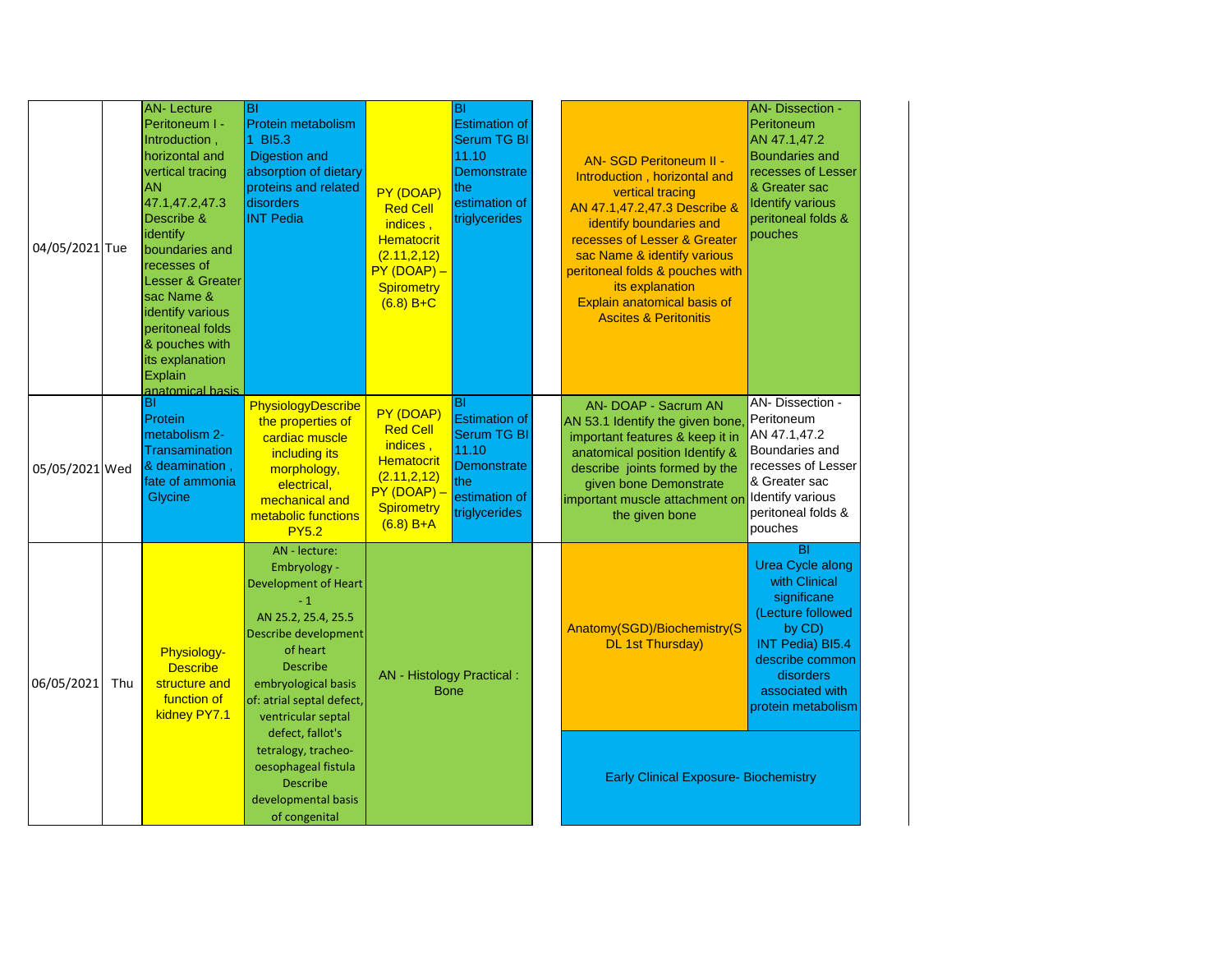| Date | Day | | | | | | | |
|---|---|---|---|---|---|---|---|---|
| 04/05/2021 | Tue | AN- Lecture Peritoneum I - Introduction , horizontal and vertical tracing AN 47.1,47.2,47.3 Describe & identify boundaries and recesses of Lesser & Greater sac Name & identify various peritoneal folds & pouches with its explanation Explain anatomical basis | BI Protein metabolism 1 BI5.3 Digestion and absorption of dietary proteins and related disorders INT Pedia | PY (DOAP) Red Cell indices , Hematocrit (2.11,2,12) PY (DOAP) – Spirometry (6.8) B+C | BI Estimation of Serum TG BI 11.10 Demonstrate the estimation of triglycerides | | AN- SGD Peritoneum II - Introduction , horizontal and vertical tracing AN 47.1,47.2,47.3 Describe & identify boundaries and recesses of Lesser & Greater sac Name & identify various peritoneal folds & pouches with its explanation Explain anatomical basis of Ascites & Peritonitis | AN- Dissection - Peritoneum AN 47.1,47.2 Boundaries and recesses of Lesser & Greater sac Identify various peritoneal folds & pouches |
| 05/05/2021 | Wed | BI Protein metabolism 2- Transamination & deamination , fate of ammonia Glycine | PhysiologyDescribe the properties of cardiac muscle including its morphology, electrical, mechanical and metabolic functions PY5.2 | PY (DOAP) Red Cell indices , Hematocrit (2.11,2,12) PY (DOAP) – Spirometry (6.8) B+A | BI Estimation of Serum TG BI 11.10 Demonstrate the estimation of triglycerides | | AN- DOAP - Sacrum AN AN 53.1 Identify the given bone, important features & keep it in anatomical position Identify & describe joints formed by the given bone Demonstrate important muscle attachment on the given bone | AN- Dissection - Peritoneum AN 47.1,47.2 Boundaries and recesses of Lesser & Greater sac Identify various peritoneal folds & pouches |
| 06/05/2021 | Thu | Physiology- Describe structure and function of kidney PY7.1 | AN - lecture: Embryology - Development of Heart - 1 AN 25.2, 25.4, 25.5 Describe development of heart Describe embryological basis of: atrial septal defect, ventricular septal defect, fallot's tetralogy, tracheo-oesophageal fistula Describe developmental basis of congenital | AN - Histology Practical : Bone | | | Anatomy(SGD)/Biochemistry(SDL 1st Thursday) | BI Urea Cycle along with Clinical significane (Lecture followed by CD) INT Pedia) BI5.4 describe common disorders associated with protein metabolism |
| | | | | | | | Early Clinical Exposure- Biochemistry | |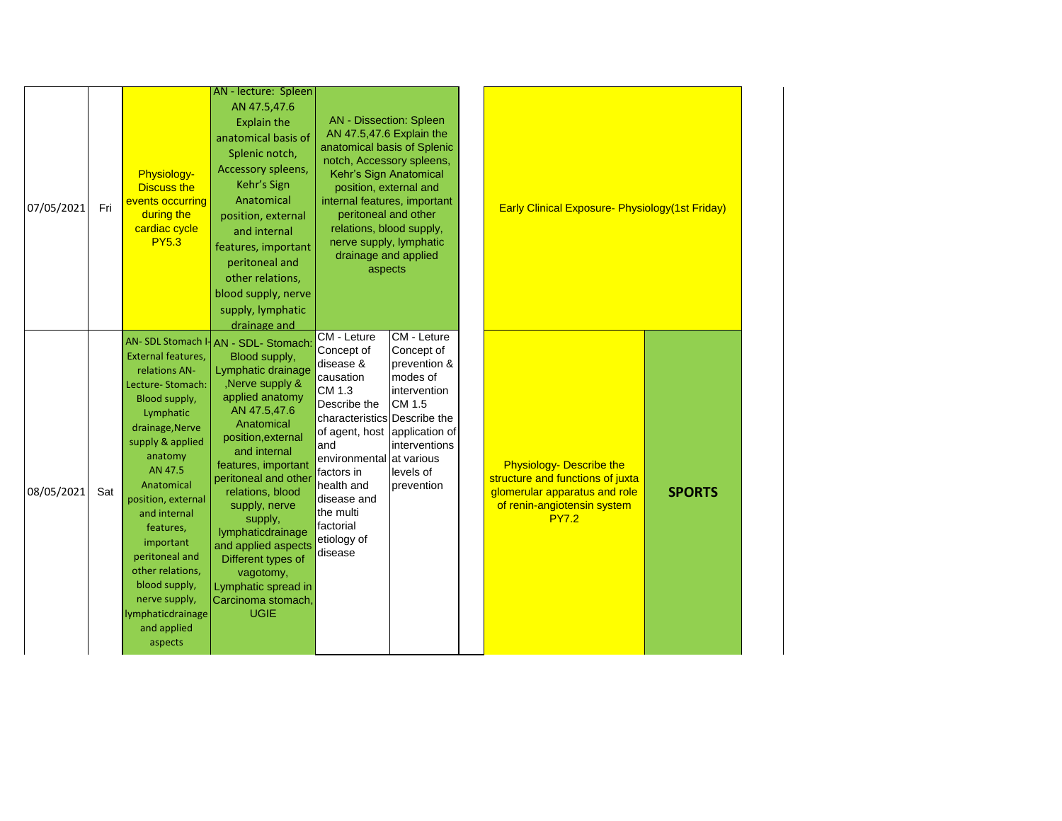| Date | Day | | | | | | | |
|---|---|---|---|---|---|---|---|---|
| 07/05/2021 | Fri | Physiology- Discuss the events occurring during the cardiac cycle PY5.3 | AN - lecture: Spleen AN 47.5,47.6 Explain the anatomical basis of Splenic notch, Accessory spleens, Kehr's Sign Anatomical position, external and internal features, important peritoneal and other relations, blood supply, nerve supply, lymphatic drainage and | AN - Dissection: Spleen AN 47.5,47.6 Explain the anatomical basis of Splenic notch, Accessory spleens, Kehr's Sign Anatomical position, external and internal features, important peritoneal and other relations, blood supply, nerve supply, lymphatic drainage and applied aspects | | | Early Clinical Exposure- Physiology(1st Friday) | |
| 08/05/2021 | Sat | AN- SDL Stomach I- External features, relations AN- Lecture- Stomach: Blood supply, Lymphatic drainage,Nerve supply & applied anatomy AN 47.5 Anatomical position, external and internal features, important peritoneal and other relations, blood supply, nerve supply, lymphaticdrainage and applied aspects | AN - SDL- Stomach: Blood supply, Lymphatic drainage ,Nerve supply & applied anatomy AN 47.5,47.6 Anatomical position,external and internal features, important peritoneal and other relations, blood supply, nerve supply, lymphaticdrainage and applied aspects Different types of vagotomy, Lymphatic spread in Carcinoma stomach, UGIE | CM - Leture Concept of disease & causation CM 1.3 Describe the characteristics of agent, host and environmental factors in health and disease and the multi factorial etiology of disease | CM - Leture Concept of prevention & modes of intervention CM 1.5 Describe the application of interventions at various levels of prevention | | Physiology- Describe the structure and functions of juxta glomerular apparatus and role of renin-angiotensin system PY7.2 | **SPORTS** |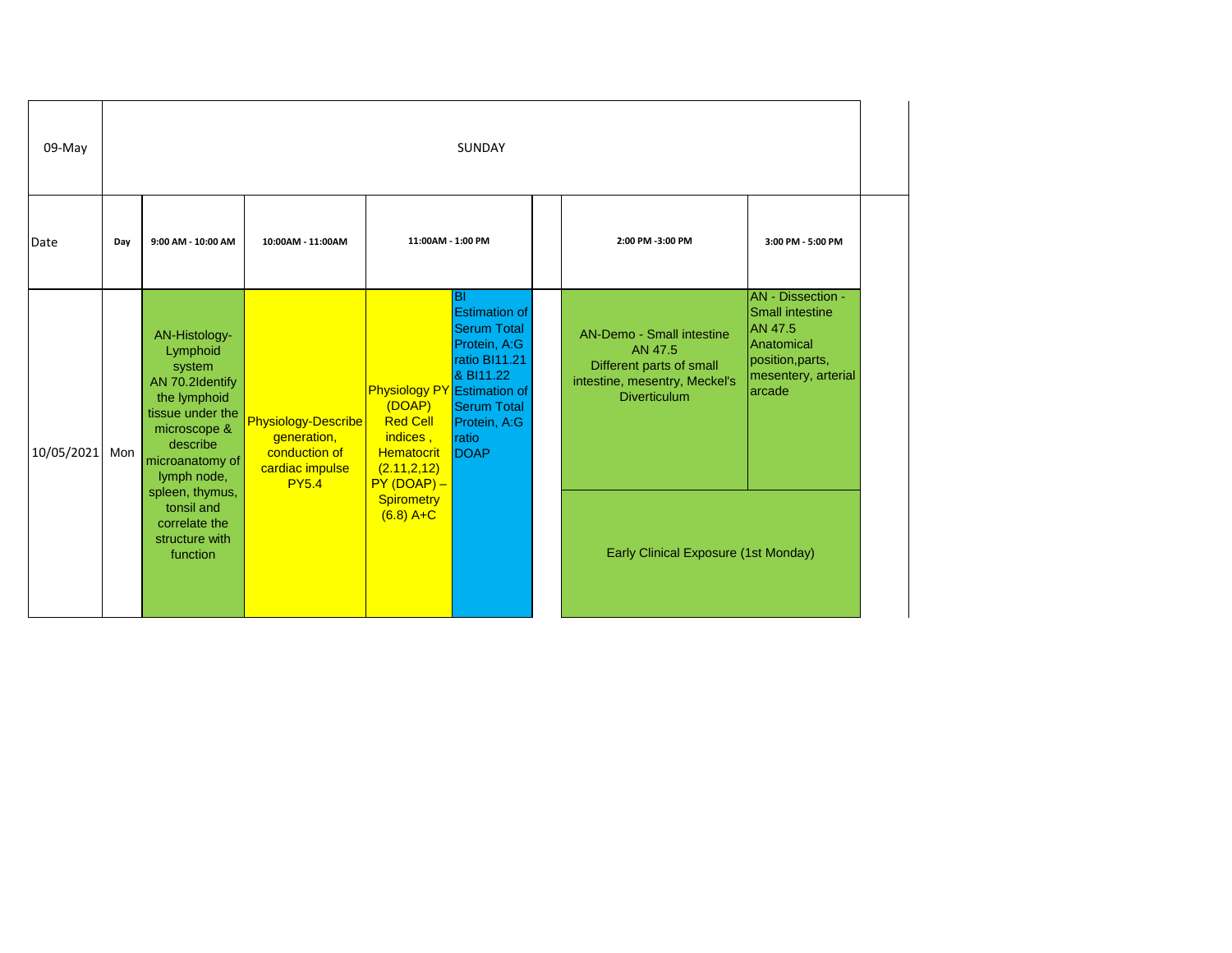| 09-May | SUNDAY | | | | | | |
|---|---|---|---|---|---|---|---|
| Date | Day | 9:00 AM - 10:00 AM | 10:00AM - 11:00AM | 11:00AM - 1:00 PM | | 2:00 PM -3:00 PM | 3:00 PM - 5:00 PM |
| 10/05/2021 | Mon | AN-Histology-Lymphoid system AN 70.2Identify the lymphoid tissue under the microscope & describe microanatomy of lymph node, spleen, thymus, tonsil and correlate the structure with function | Physiology-Describe generation, conduction of cardiac impulse PY5.4 | Physiology PY (DOAP) Red Cell indices , Hematocrit (2.11,2,12) PY (DOAP) – Spirometry (6.8) A+C | BI Estimation of Serum Total Protein, A:G ratio BI11.21 & BI11.22 Estimation of Serum Total Protein, A:G ratio DOAP | AN-Demo - Small intestine AN 47.5 Different parts of small intestine, mesentry, Meckel's Diverticulum | AN - Dissection - Small intestine AN 47.5 Anatomical position,parts, mesentery, arterial arcade |
| | | | | | | Early Clinical Exposure (1st Monday) | |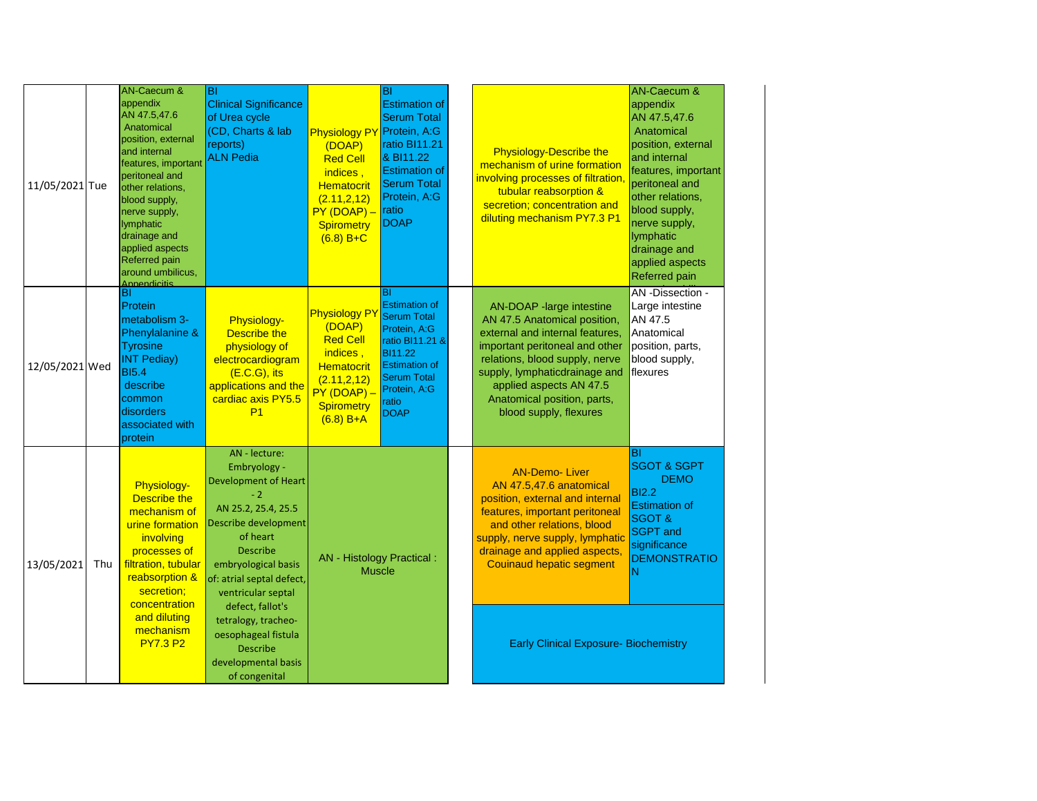| Date | Day | | | | | | |
|---|---|---|---|---|---|---|---|
| 11/05/2021 | Tue | AN-Caecum & appendix AN 47.5,47.6 Anatomical position, external and internal features, important peritoneal and other relations, blood supply, nerve supply, lymphatic drainage and applied aspects Referred pain around umbilicus, Appendicitis | BI Clinical Significance of Urea cycle (CD, Charts & lab reports) ALN Pedia | Physiology PY (DOAP) Red Cell indices , Hematocrit (2.11,2,12) PY (DOAP) – Spirometry (6.8) B+C | BI Estimation of Serum Total Protein, A:G ratio BI11.21 & BI11.22 Estimation of Serum Total Protein, A:G ratio DOAP | Physiology-Describe the mechanism of urine formation involving processes of filtration, tubular reabsorption & secretion; concentration and diluting mechanism PY7.3 P1 | AN-Caecum & appendix AN 47.5,47.6 Anatomical position, external and internal features, important peritoneal and other relations, blood supply, nerve supply, lymphatic drainage and applied aspects Referred pain |
| 12/05/2021 | Wed | BI Protein metabolism 3- Phenylalanine & Tyrosine INT Pediay) BI5.4 describe common disorders associated with protein | Physiology- Describe the physiology of electrocardiogram (E.C.G), its applications and the cardiac axis PY5.5 P1 | Physiology PY (DOAP) Red Cell indices , Hematocrit (2.11,2,12) PY (DOAP) – Spirometry (6.8) B+A | BI Estimation of Serum Total Protein, A:G ratio BI11.21 & BI11.22 Estimation of Serum Total Protein, A:G ratio DOAP | AN-DOAP -large intestine AN 47.5 Anatomical position, external and internal features, important peritoneal and other relations, blood supply, nerve supply, lymphaticdrainage and applied aspects AN 47.5 Anatomical position, parts, blood supply, flexures | AN -Dissection - Large intestine AN 47.5 Anatomical position, parts, blood supply, flexures |
| 13/05/2021 | Thu | Physiology- Describe the mechanism of urine formation involving processes of filtration, tubular reabsorption & secretion; concentration and diluting mechanism PY7.3 P2 | AN - lecture: Embryology - Development of Heart - 2 AN 25.2, 25.4, 25.5 Describe development of heart Describe embryological basis of: atrial septal defect, ventricular septal defect, fallot's tetralogy, tracheo-oesophageal fistula Describe developmental basis of congenital | AN - Histology Practical : Muscle | | AN-Demo- Liver AN 47.5,47.6 anatomical position, external and internal features, important peritoneal and other relations, blood supply, nerve supply, lymphatic drainage and applied aspects, Couinaud hepatic segment | BI SGOT & SGPT DEMO BI2.2 Estimation of SGOT & SGPT and significance DEMONSTRATION |
| | | | | | | Early Clinical Exposure- Biochemistry | |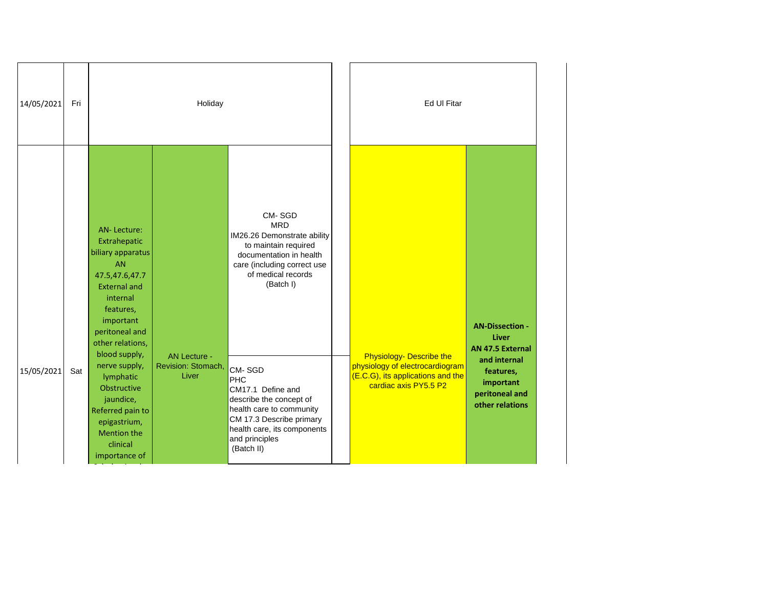| | | | | | | | |
|---|---|---|---|---|---|---|---|
| 14/05/2021 | Fri | Holiday | | | | Ed Ul Fitar | |
| 15/05/2021 | Sat | AN- Lecture: Extrahepatic biliary apparatus AN 47.5,47.6,47.7 External and internal features, important peritoneal and other relations, blood supply, nerve supply, lymphatic Obstructive jaundice, Referred pain to epigastrium, Mention the clinical importance of | AN Lecture - Revision: Stomach, Liver | CM- SGD MRD IM26.26 Demonstrate ability to maintain required documentation in health care (including correct use of medical records (Batch I)<br><br>CM- SGD PHC CM17.1 Define and describe the concept of health care to community CM 17.3 Describe primary health care, its components and principles (Batch II) | | Physiology- Describe the physiology of electrocardiogram (E.C.G), its applications and the cardiac axis PY5.5 P2 | **AN-Dissection - Liver AN 47.5 External and internal features, important peritoneal and other relations** |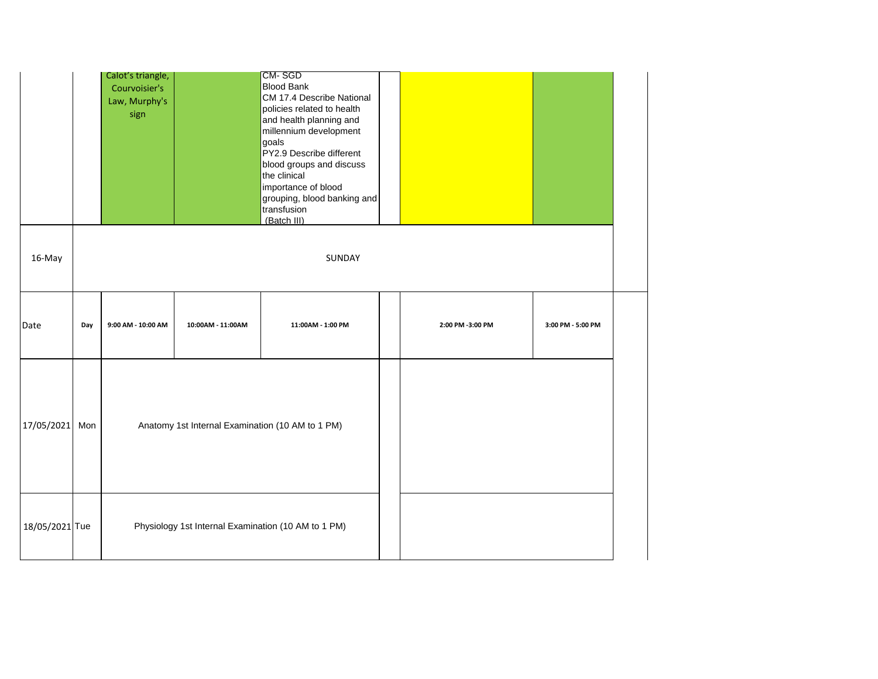| Date | Day | 9:00 AM - 10:00 AM | 10:00AM - 11:00AM | 11:00AM - 1:00 PM | | 2:00 PM -3:00 PM | 3:00 PM - 5:00 PM |
|---|---|---|---|---|---|---|---|
| | | Calot's triangle, Courvoisier's Law, Murphy's sign | | CM- SGD<br>Blood Bank<br>CM 17.4 Describe National policies related to health and health planning and millennium development goals<br>PY2.9 Describe different blood groups and discuss the clinical importance of blood grouping, blood banking and transfusion<br>(Batch III) | | | |
| 16-May | | SUNDAY | | | | | |
| 17/05/2021 | Mon | Anatomy 1st Internal Examination (10 AM to 1 PM) | | | | | |
| 18/05/2021 | Tue | Physiology 1st Internal Examination (10 AM to 1 PM) | | | | | |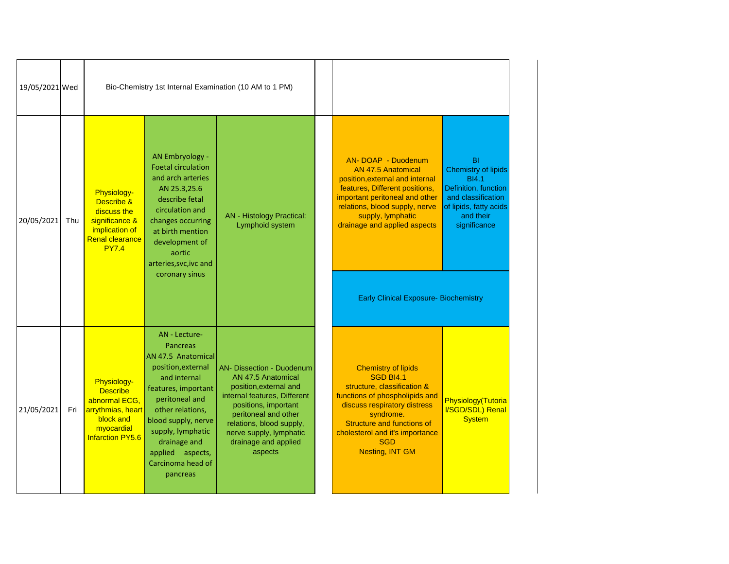| Date | Day | | | | | | |
|---|---|---|---|---|---|---|---|
| 19/05/2021 | Wed | Bio-Chemistry 1st Internal Examination (10 AM to 1 PM) | | | | | |
| 20/05/2021 | Thu | Physiology- Describe & discuss the significance & implication of Renal clearance PY7.4 | AN Embryology - Foetal circulation and arch arteries AN 25.3,25.6 describe fetal circulation and changes occurring at birth mention development of aortic arteries,svc,ivc and coronary sinus | AN - Histology Practical: Lymphoid system | | AN- DOAP - Duodenum AN 47.5 Anatomical position,external and internal features, Different positions, important peritoneal and other relations, blood supply, nerve supply, lymphatic drainage and applied aspects | BI Chemistry of lipids BI4.1 Definition, function and classification of lipids, fatty acids and their significance |
| | | | | | | Early Clinical Exposure- Biochemistry | |
| 21/05/2021 | Fri | Physiology- Describe abnormal ECG, arrythmias, heart block and myocardial Infarction PY5.6 | AN - Lecture- Pancreas AN 47.5 Anatomical position,external and internal features, important peritoneal and other relations, blood supply, nerve supply, lymphatic drainage and applied aspects, Carcinoma head of pancreas | AN- Dissection - Duodenum AN 47.5 Anatomical position,external and internal features, Different positions, important peritoneal and other relations, blood supply, nerve supply, lymphatic drainage and applied aspects | | Chemistry of lipids SGD BI4.1 structure, classification & functions of phospholipids and discuss respiratory distress syndrome. Structure and functions of cholesterol and it's importance SGD Nesting, INT GM | Physiology(Tutorial/SGD/SDL) Renal System |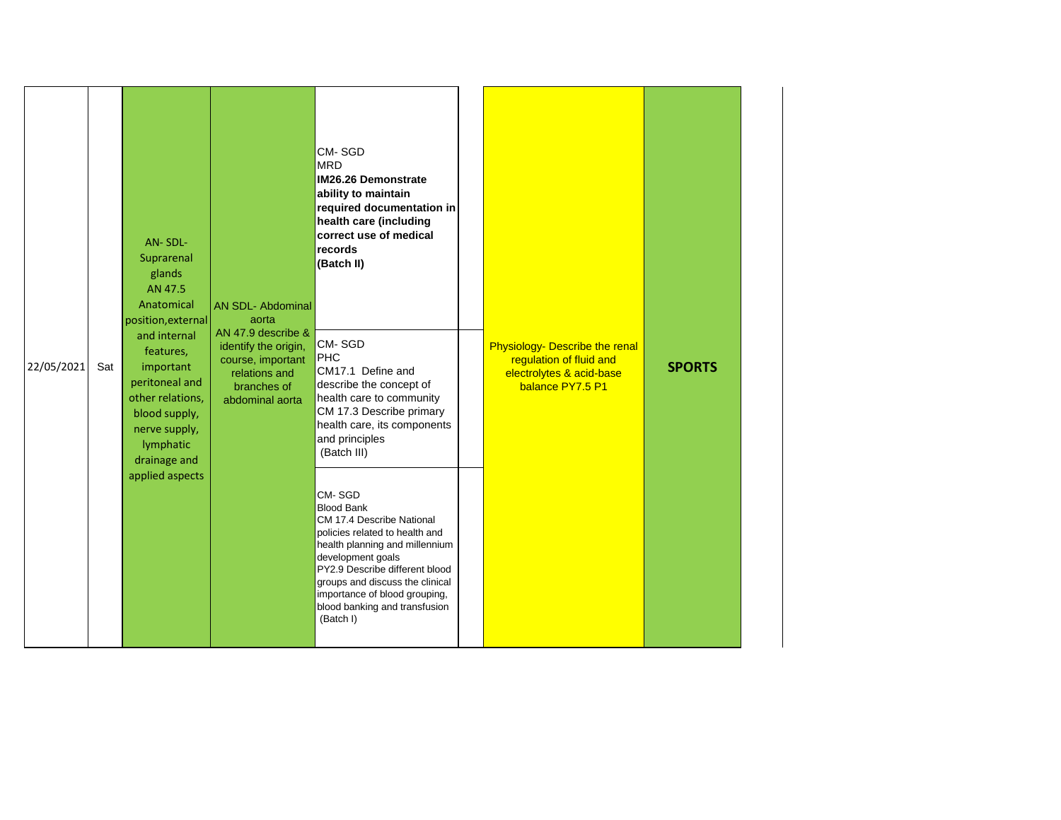| Date | Day | | | | | | |
|---|---|---|---|---|---|---|---|
| 22/05/2021 | Sat | AN- SDL- Suprarenal glands AN 47.5 Anatomical position,external and internal features, important peritoneal and other relations, blood supply, nerve supply, lymphatic drainage and applied aspects | AN SDL- Abdominal aorta AN 47.9 describe & identify the origin, course, important relations and branches of abdominal aorta | CM- SGD MRD **IM26.26 Demonstrate ability to maintain required documentation in health care (including correct use of medical records (Batch II)** | | Physiology- Describe the renal regulation of fluid and electrolytes & acid-base balance PY7.5 P1 | **SPORTS** |
| | | | | CM- SGD PHC CM17.1 Define and describe the concept of health care to community CM 17.3 Describe primary health care, its components and principles (Batch III) | | | |
| | | | | CM- SGD Blood Bank CM 17.4 Describe National policies related to health and health planning and millennium development goals PY2.9 Describe different blood groups and discuss the clinical importance of blood grouping, blood banking and transfusion (Batch I) | | | |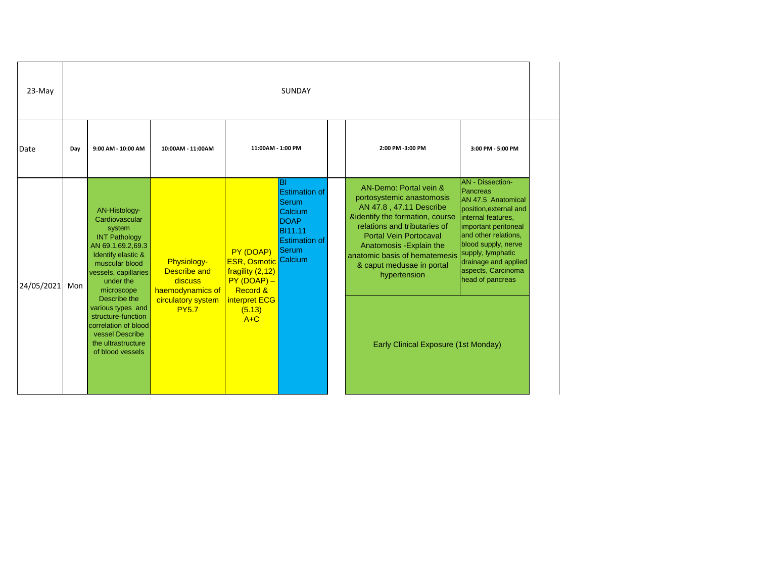| 23-May | SUNDAY | | | | | | |
|---|---|---|---|---|---|---|---|
| Date | Day | 9:00 AM - 10:00 AM | 10:00AM - 11:00AM | 11:00AM - 1:00 PM | | 2:00 PM -3:00 PM | 3:00 PM - 5:00 PM |
| 24/05/2021 | Mon | AN-Histology- Cardiovascular system INT Pathology AN 69.1,69.2,69.3 Identify elastic & muscular blood vessels, capillaries under the microscope Describe the various types and structure-function correlation of blood vessel Describe the ultrastructure of blood vessels | Physiology- Describe and discuss haemodynamics of circulatory system PY5.7 | PY (DOAP) ESR, Osmotic fragility (2,12) PY (DOAP) – Record & interpret ECG (5.13) A+C | BI Estimation of Serum Calcium DOAP BI11.11 Estimation of Serum Calcium | AN-Demo: Portal vein & portosystemic anastomosis AN 47.8 , 47.11 Describe &identify the formation, course relations and tributaries of Portal Vein Portocaval Anatomosis -Explain the anatomic basis of hematemesis & caput medusae in portal hypertension | AN - Dissection- Pancreas AN 47.5 Anatomical position,external and internal features, important peritoneal and other relations, blood supply, nerve supply, lymphatic drainage and applied aspects, Carcinoma head of pancreas |
| | | | | | | Early Clinical Exposure (1st Monday) | |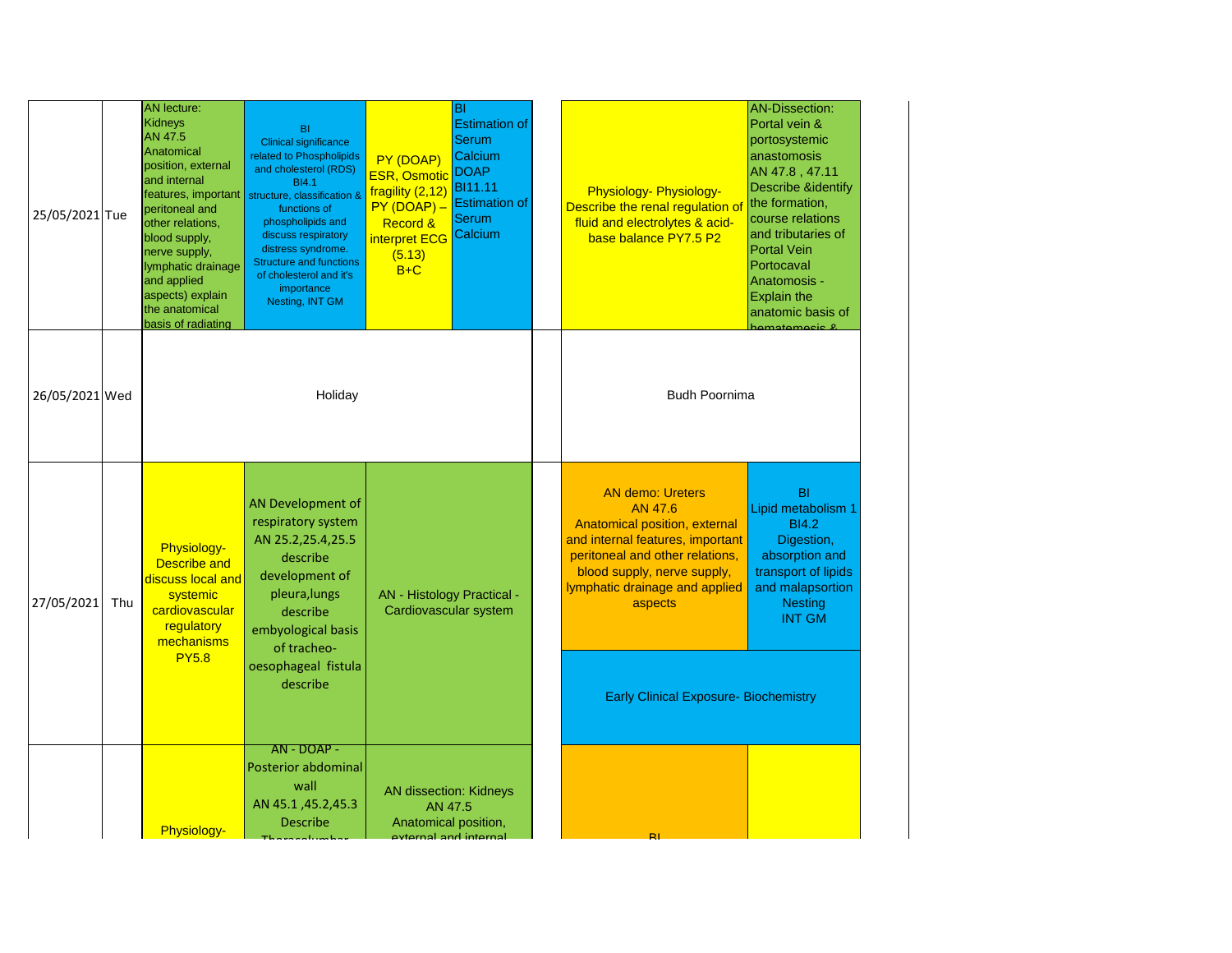| Date | Day | | | | | | | |
|---|---|---|---|---|---|---|---|---|
| 25/05/2021 | Tue | AN lecture: Kidneys AN 47.5 Anatomical position, external and internal features, important peritoneal and other relations, blood supply, nerve supply, lymphatic drainage and applied aspects) explain the anatomical basis of radiating | BI Clinical significance related to Phospholipids and cholesterol (RDS) BI4.1 structure, classification & functions of phospholipids and discuss respiratory distress syndrome. Structure and functions of cholesterol and it's importance Nesting, INT GM | PY (DOAP) ESR, Osmotic fragility (2,12) PY (DOAP) – Record & interpret ECG (5.13) B+C | BI Estimation of Serum Calcium DOAP BI11.11 Estimation of Serum Calcium | | Physiology- Physiology- Describe the renal regulation of fluid and electrolytes & acid-base balance PY7.5 P2 | AN-Dissection: Portal vein & portosystemic anastomosis AN 47.8 , 47.11 Describe &identify the formation, course relations and tributaries of Portal Vein Portocaval Anatomosis - Explain the anatomic basis of hematemesis & |
| 26/05/2021 | Wed | Holiday | | | | | Budh Poornima | |
| 27/05/2021 | Thu | Physiology- Describe and discuss local and systemic cardiovascular regulatory mechanisms PY5.8 | AN Development of respiratory system AN 25.2,25.4,25.5 describe development of pleura,lungs describe embyological basis of tracheo-oesophageal fistula describe | AN - Histology Practical - Cardiovascular system | | | AN demo: Ureters AN 47.6 Anatomical position, external and internal features, important peritoneal and other relations, blood supply, nerve supply, lymphatic drainage and applied aspects | BI Lipid metabolism 1 BI4.2 Digestion, absorption and transport of lipids and malapsortion Nesting INT GM |
| | | | | | | | Early Clinical Exposure- Biochemistry | |
| | | Physiology- | AN - DOAP - Posterior abdominal wall AN 45.1 ,45.2,45.3 Describe Thoracolumbar | AN dissection: Kidneys AN 47.5 Anatomical position, external and internal | | | BI | |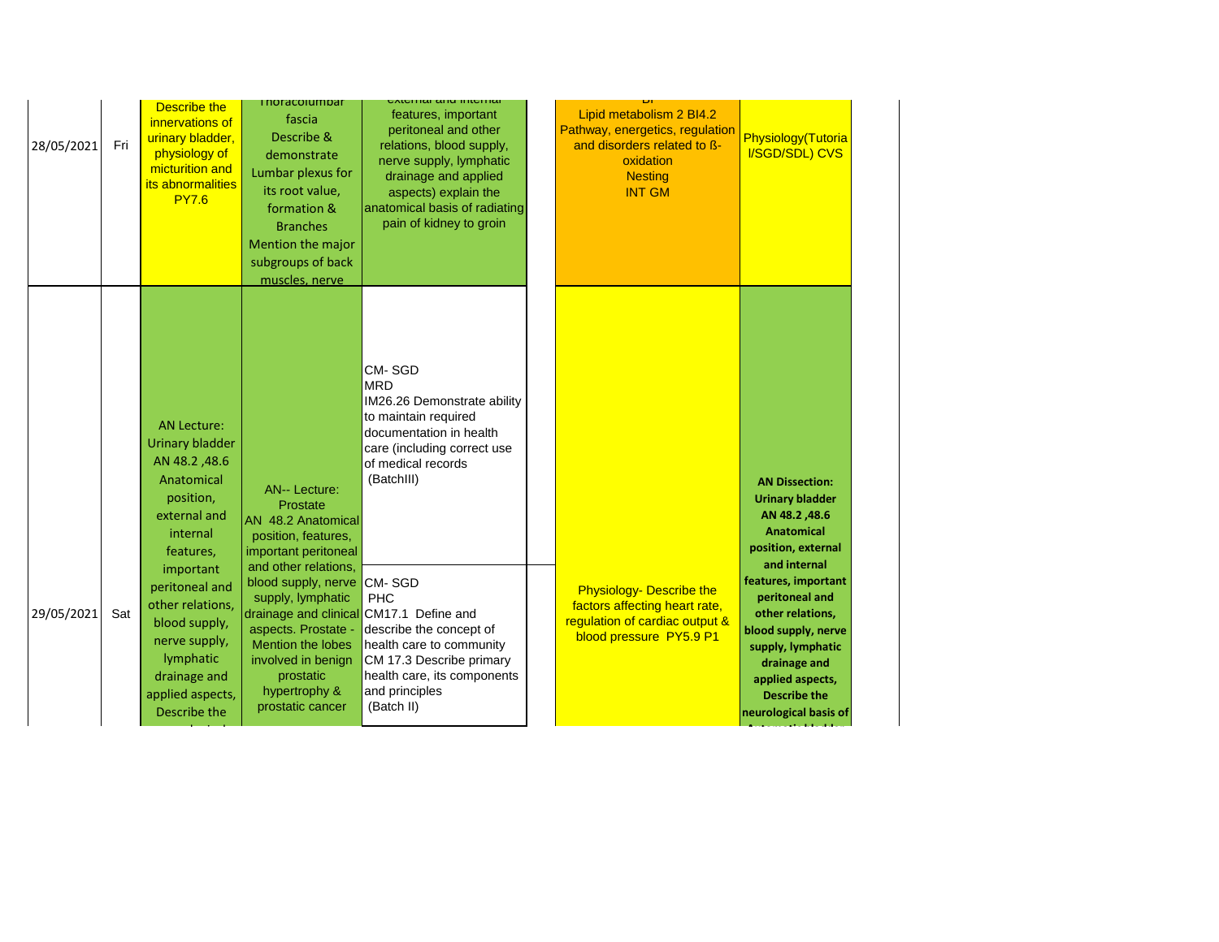| | | | | | | | |
|---|---|---|---|---|---|---|---|
| 28/05/2021 | Fri | Describe the innervations of urinary bladder, physiology of micturition and its abnormalities PY7.6 | Thoracolumbar fascia Describe & demonstrate Lumbar plexus for its root value, formation & Branches Mention the major subgroups of back muscles, nerve | external and internal features, important peritoneal and other relations, blood supply, nerve supply, lymphatic drainage and applied aspects) explain the anatomical basis of radiating pain of kidney to groin | | BI Lipid metabolism 2 BI4.2 Pathway, energetics, regulation and disorders related to ß-oxidation Nesting INT GM | Physiology(Tutorial/SGD/SDL) CVS |
| 29/05/2021 | Sat | AN Lecture: Urinary bladder AN 48.2 ,48.6 Anatomical position, external and internal features, important peritoneal and other relations, blood supply, nerve supply, lymphatic drainage and applied aspects, Describe the | AN-- Lecture: Prostate AN 48.2 Anatomical position, features, important peritoneal and other relations, blood supply, nerve supply, lymphatic drainage and clinical aspects. Prostate - Mention the lobes involved in benign prostatic hypertrophy & prostatic cancer | CM- SGD MRD IM26.26 Demonstrate ability to maintain required documentation in health care (including correct use of medical records (BatchIII)<br><br>CM- SGD PHC CM17.1 Define and describe the concept of health care to community CM 17.3 Describe primary health care, its components and principles (Batch II) | | Physiology- Describe the factors affecting heart rate, regulation of cardiac output & blood pressure PY5.9 P1 | **AN Dissection: Urinary bladder AN 48.2 ,48.6 Anatomical position, external and internal features, important peritoneal and other relations, blood supply, nerve supply, lymphatic drainage and applied aspects, Describe the neurological basis of** |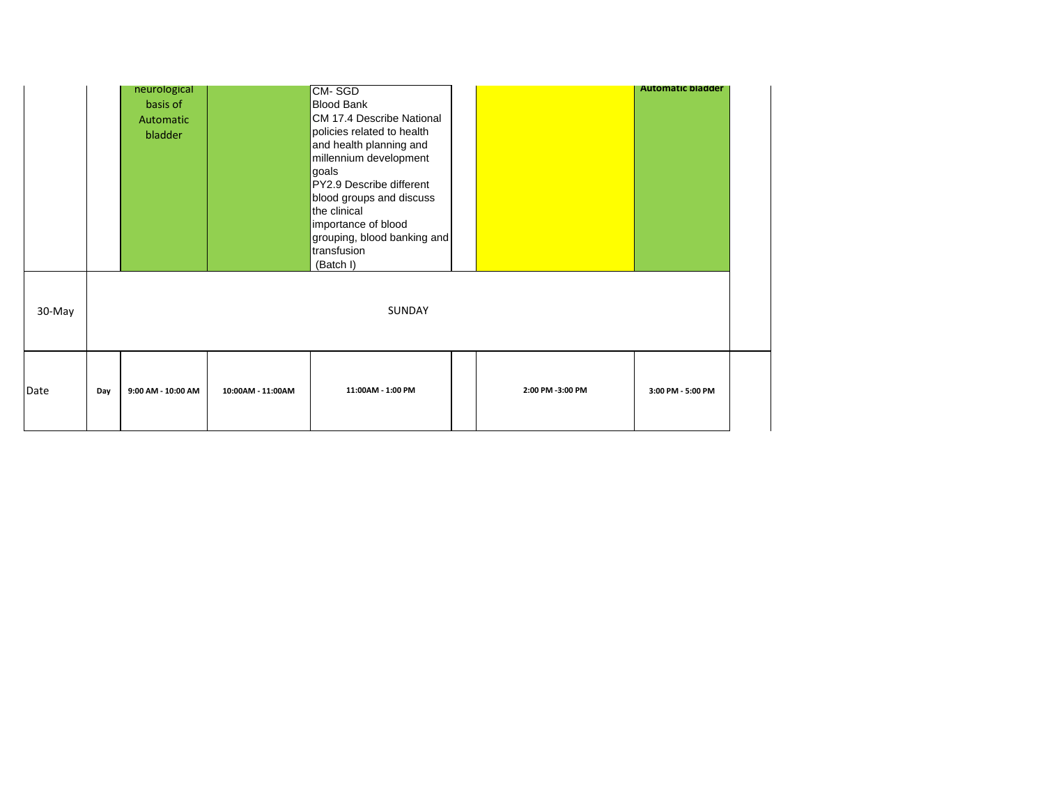| | | | | | | | | |
|---|---|---|---|---|---|---|---|---|
| | | neurological basis of Automatic bladder | | CM- SGD<br>Blood Bank<br>CM 17.4 Describe National policies related to health and health planning and millennium development goals<br>PY2.9 Describe different blood groups and discuss the clinical importance of blood grouping, blood banking and transfusion<br>(Batch I) | | | Automatic bladder | |
| 30-May | SUNDAY | | | | | | | |
| Date | Day | 9:00 AM - 10:00 AM | 10:00AM - 11:00AM | 11:00AM - 1:00 PM | | 2:00 PM -3:00 PM | 3:00 PM - 5:00 PM | |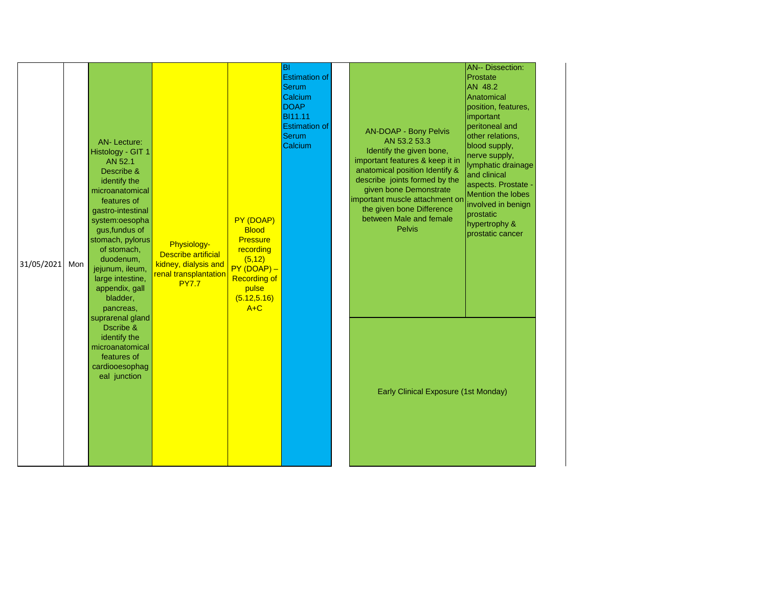| Date | Day | | | | | | |
|---|---|---|---|---|---|---|---|
| 31/05/2021 | Mon | AN- Lecture: Histology - GIT 1 AN 52.1 Describe & identify the microanatomical features of gastro-intestinal system:oesophagus,fundus of stomach, pylorus of stomach, duodenum, jejunum, ileum, large intestine, appendix, gall bladder, pancreas, suprarenal gland Dscribe & identify the microanatomical features of cardiooesophageal junction | Physiology- Describe artificial kidney, dialysis and renal transplantation PY7.7 | PY (DOAP) Blood Pressure recording (5,12) PY (DOAP) – Recording of pulse (5.12,5.16) A+C | BI Estimation of Serum Calcium DOAP BI11.11 Estimation of Serum Calcium | AN-DOAP - Bony Pelvis AN 53.2 53.3 Identify the given bone, important features & keep it in anatomical position Identify & describe joints formed by the given bone Demonstrate important muscle attachment on the given bone Difference between Male and female Pelvis | AN-- Dissection: Prostate AN 48.2 Anatomical position, features, important peritoneal and other relations, blood supply, nerve supply, lymphatic drainage and clinical aspects. Prostate - Mention the lobes involved in benign prostatic hypertrophy & prostatic cancer |
| | | | | | | Early Clinical Exposure (1st Monday) | |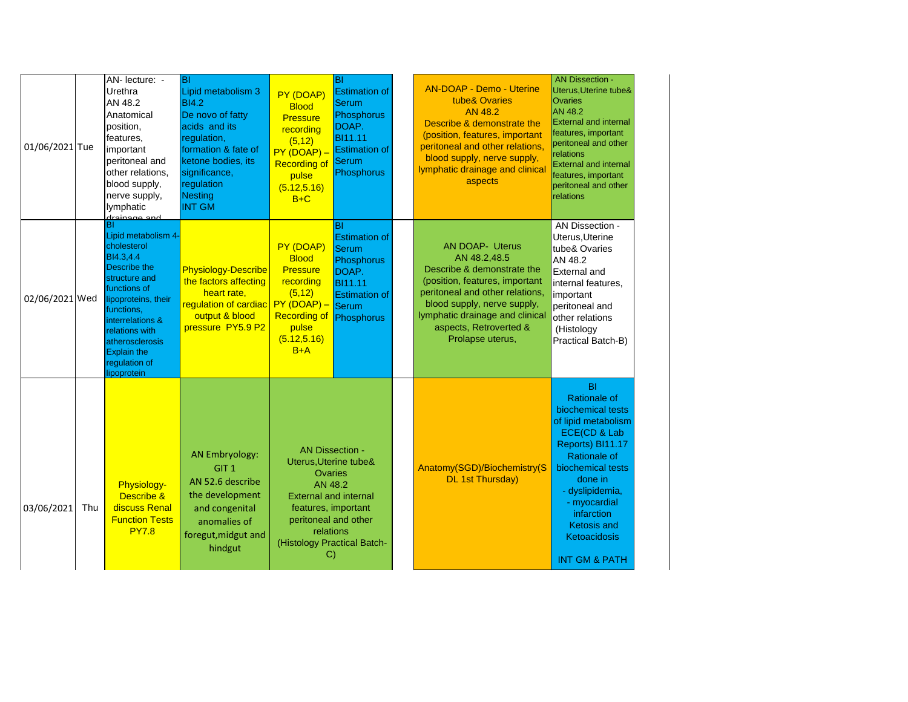| | | | | | | | | |
|---|---|---|---|---|---|---|---|---|
| 01/06/2021 | Tue | AN- lecture: - Urethra AN 48.2 Anatomical position, features, important peritoneal and other relations, blood supply, nerve supply, lymphatic drainage and | BI Lipid metabolism 3 BI4.2 De novo of fatty acids and its regulation, formation & fate of ketone bodies, its significance, regulation Nesting INT GM | PY (DOAP) Blood Pressure recording (5,12) PY (DOAP) – Recording of pulse (5.12,5.16) B+C | BI Estimation of Serum Phosphorus DOAP. BI11.11 Estimation of Serum Phosphorus | | AN-DOAP - Demo - Uterine tube& Ovaries AN 48.2 Describe & demonstrate the (position, features, important peritoneal and other relations, blood supply, nerve supply, lymphatic drainage and clinical aspects | AN Dissection - Uterus,Uterine tube& Ovaries AN 48.2 External and internal features, important peritoneal and other relations External and internal features, important peritoneal and other relations |
| 02/06/2021 | Wed | BI Lipid metabolism 4-cholesterol BI4.3,4.4 Describe the structure and functions of lipoproteins, their functions, interrelations & relations with atherosclerosis Explain the regulation of lipoprotein | Physiology-Describe the factors affecting heart rate, regulation of cardiac output & blood pressure PY5.9 P2 | PY (DOAP) Blood Pressure recording (5,12) PY (DOAP) – Recording of pulse (5.12,5.16) B+A | BI Estimation of Serum Phosphorus DOAP. BI11.11 Estimation of Serum Phosphorus | | AN DOAP- Uterus AN 48.2,48.5 Describe & demonstrate the (position, features, important peritoneal and other relations, blood supply, nerve supply, lymphatic drainage and clinical aspects, Retroverted & Prolapse uterus, | AN Dissection - Uterus,Uterine tube& Ovaries AN 48.2 External and internal features, important peritoneal and other relations (Histology Practical Batch-B) |
| 03/06/2021 | Thu | Physiology- Describe & discuss Renal Function Tests PY7.8 | AN Embryology: GIT 1 AN 52.6 describe the development and congenital anomalies of foregut,midgut and hindgut | AN Dissection - Uterus,Uterine tube& Ovaries AN 48.2 External and internal features, important peritoneal and other relations (Histology Practical Batch-C) | | | Anatomy(SGD)/Biochemistry(SDL 1st Thursday) | BI Rationale of biochemical tests of lipid metabolism ECE(CD & Lab Reports) BI11.17 Rationale of biochemical tests done in - dyslipidemia, - myocardial infarction Ketosis and Ketoacidosis INT GM & PATH |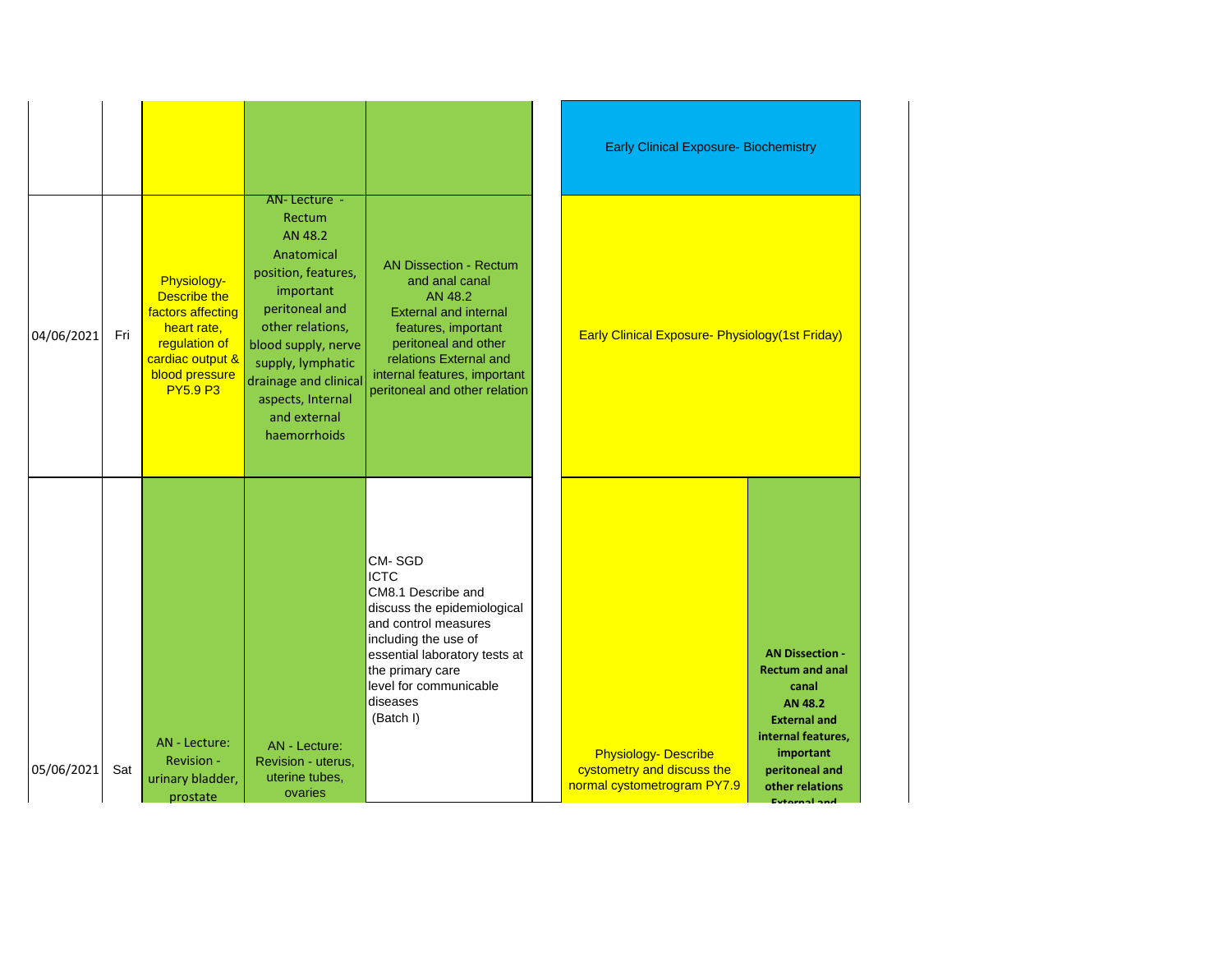| | | | | | | | |
|---|---|---|---|---|---|---|---|
| | | | | | | Early Clinical Exposure- Biochemistry | |
| 04/06/2021 | Fri | Physiology- Describe the factors affecting heart rate, regulation of cardiac output & blood pressure PY5.9 P3 | AN- Lecture - Rectum AN 48.2 Anatomical position, features, important peritoneal and other relations, blood supply, nerve supply, lymphatic drainage and clinical aspects, Internal and external haemorrhoids | AN Dissection - Rectum and anal canal AN 48.2 External and internal features, important peritoneal and other relations External and internal features, important peritoneal and other relation | | Early Clinical Exposure- Physiology(1st Friday) | |
| 05/06/2021 | Sat | AN - Lecture: Revision - urinary bladder, prostate | AN - Lecture: Revision - uterus, uterine tubes, ovaries | CM- SGD ICTC CM8.1 Describe and discuss the epidemiological and control measures including the use of essential laboratory tests at the primary care level for communicable diseases (Batch I) | | Physiology- Describe cystometry and discuss the normal cystometrogram PY7.9 | **AN Dissection - Rectum and anal canal AN 48.2 External and internal features, important peritoneal and other relations External and** |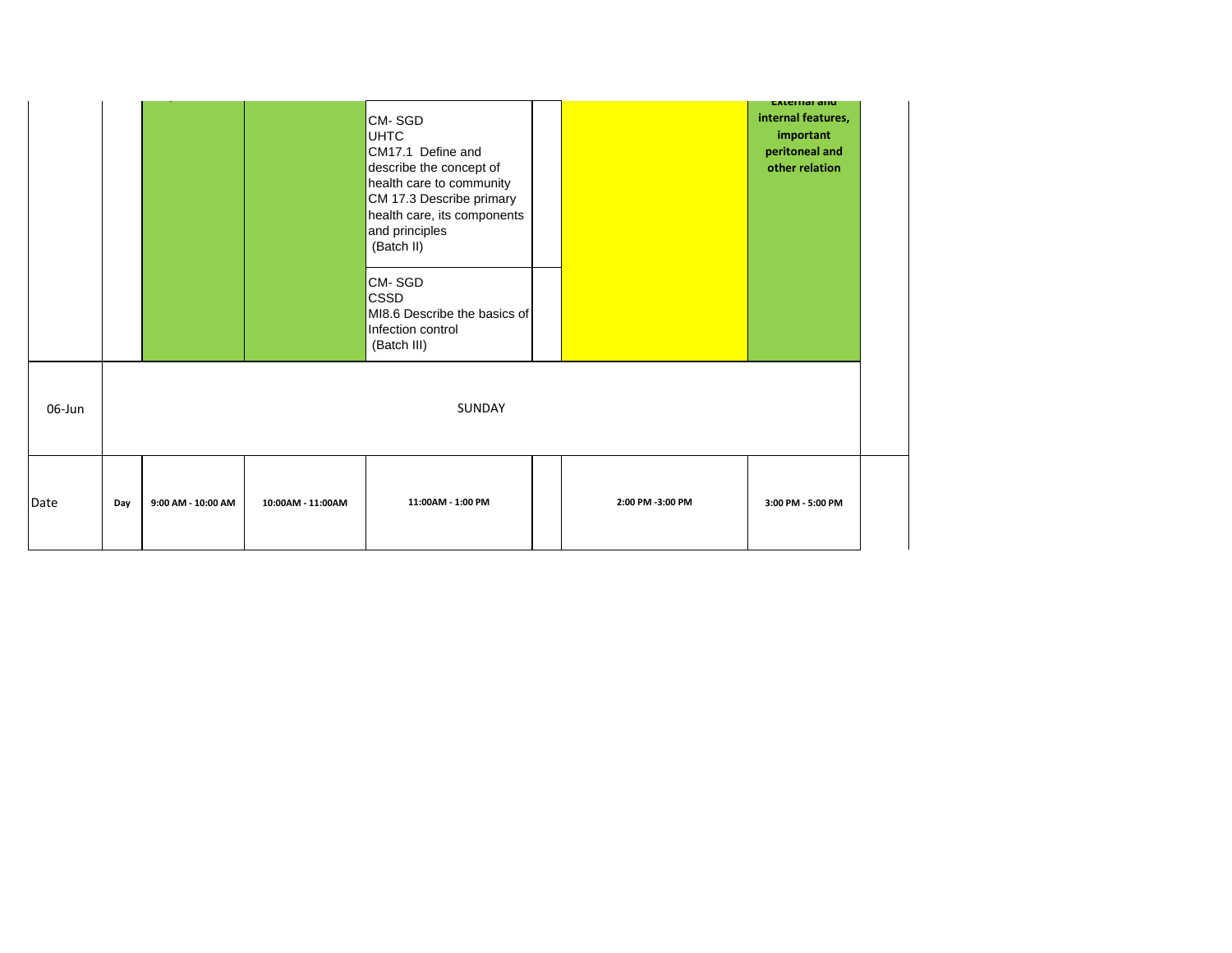| | | | | | | | |
|---|---|---|---|---|---|---|---|
| | | | | CM- SGD UHTC CM17.1 Define and describe the concept of health care to community CM 17.3 Describe primary health care, its components and principles (Batch II) | | | **External and internal features, important peritoneal and other relation** |
| | | | | CM- SGD CSSD MI8.6 Describe the basics of Infection control (Batch III) | | | |
| 06-Jun | SUNDAY | | | | | | |
| Date | **Day** | **9:00 AM - 10:00 AM** | **10:00AM - 11:00AM** | **11:00AM - 1:00 PM** | | **2:00 PM -3:00 PM** | **3:00 PM - 5:00 PM** |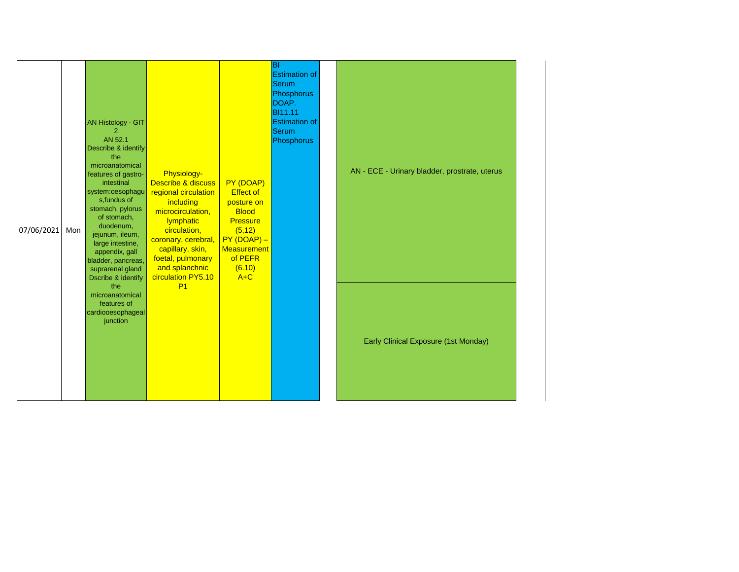| | | | | | | | |
|---|---|---|---|---|---|---|---|
| 07/06/2021 | Mon | AN Histology - GIT 2 AN 52.1 Describe & identify the microanatomical features of gastro-intestinal system:oesophagus,fundus of stomach, pylorus of stomach, duodenum, jejunum, ileum, large intestine, appendix, gall bladder, pancreas, suprarenal gland Dscribe & identify the microanatomical features of cardiooesophageal junction | Physiology- Describe & discuss regional circulation including microcirculation, lymphatic circulation, coronary, cerebral, capillary, skin, foetal, pulmonary and splanchnic circulation PY5.10 P1 | PY (DOAP) Effect of posture on Blood Pressure (5,12) PY (DOAP) – Measurement of PEFR (6.10) A+C | BI Estimation of Serum Phosphorus DOAP. BI11.11 Estimation of Serum Phosphorus | | AN - ECE - Urinary bladder, prostrate, uterus<br><br>Early Clinical Exposure (1st Monday) |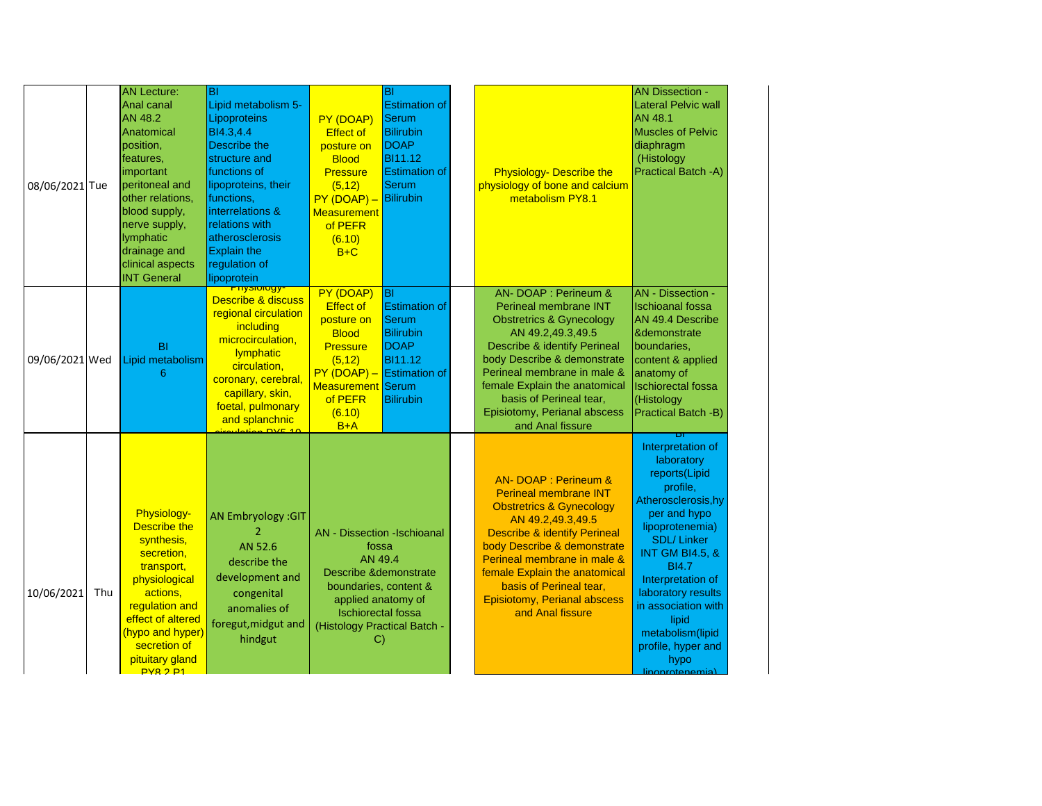| | | | | | | | | |
|---|---|---|---|---|---|---|---|---|
| 08/06/2021 | Tue | AN Lecture: Anal canal AN 48.2 Anatomical position, features, important peritoneal and other relations, blood supply, nerve supply, lymphatic drainage and clinical aspects INT General | BI Lipid metabolism 5- Lipoproteins BI4.3,4.4 Describe the structure and functions of lipoproteins, their functions, interrelations & relations with atherosclerosis Explain the regulation of lipoprotein | PY (DOAP) Effect of posture on Blood Pressure (5,12) PY (DOAP) – Measurement of PEFR (6.10) B+C | BI Estimation of Serum Bilirubin DOAP BI11.12 Estimation of Serum Bilirubin | | Physiology- Describe the physiology of bone and calcium metabolism PY8.1 | AN Dissection - Lateral Pelvic wall AN 48.1 Muscles of Pelvic diaphragm (Histology Practical Batch -A) |
| 09/06/2021 | Wed | BI Lipid metabolism 6 | Physiology- Describe & discuss regional circulation including microcirculation, lymphatic circulation, coronary, cerebral, capillary, skin, foetal, pulmonary and splanchnic circulation PY5.10 | PY (DOAP) Effect of posture on Blood Pressure (5,12) PY (DOAP) – Measurement of PEFR (6.10) B+A | BI Estimation of Serum Bilirubin DOAP BI11.12 Estimation of Serum Bilirubin | | AN- DOAP : Perineum & Perineal membrane INT Obstretrics & Gynecology AN 49.2,49.3,49.5 Describe & identify Perineal body Describe & demonstrate Perineal membrane in male & female Explain the anatomical basis of Perineal tear, Episiotomy, Perianal abscess and Anal fissure | AN - Dissection - Ischioanal fossa AN 49.4 Describe &demonstrate boundaries, content & applied anatomy of Ischiorectal fossa (Histology Practical Batch -B) |
| 10/06/2021 | Thu | Physiology- Describe the synthesis, secretion, transport, physiological actions, regulation and effect of altered (hypo and hyper) secretion of pituitary gland PY8.2 P1 | AN Embryology :GIT 2 AN 52.6 describe the development and congenital anomalies of foregut,midgut and hindgut | AN - Dissection -Ischioanal fossa AN 49.4 Describe &demonstrate boundaries, content & applied anatomy of Ischiorectal fossa (Histology Practical Batch - C) | | | AN- DOAP : Perineum & Perineal membrane INT Obstretrics & Gynecology AN 49.2,49.3,49.5 Describe & identify Perineal body Describe & demonstrate Perineal membrane in male & female Explain the anatomical basis of Perineal tear, Episiotomy, Perianal abscess and Anal fissure | BI Interpretation of laboratory reports(Lipid profile, Atherosclerosis,hyper and hypo lipoprotenemia) SDL/ Linker INT GM BI4.5, & BI4.7 Interpretation of laboratory results in association with lipid metabolism(lipid profile, hyper and hypo lipoprotenemia) |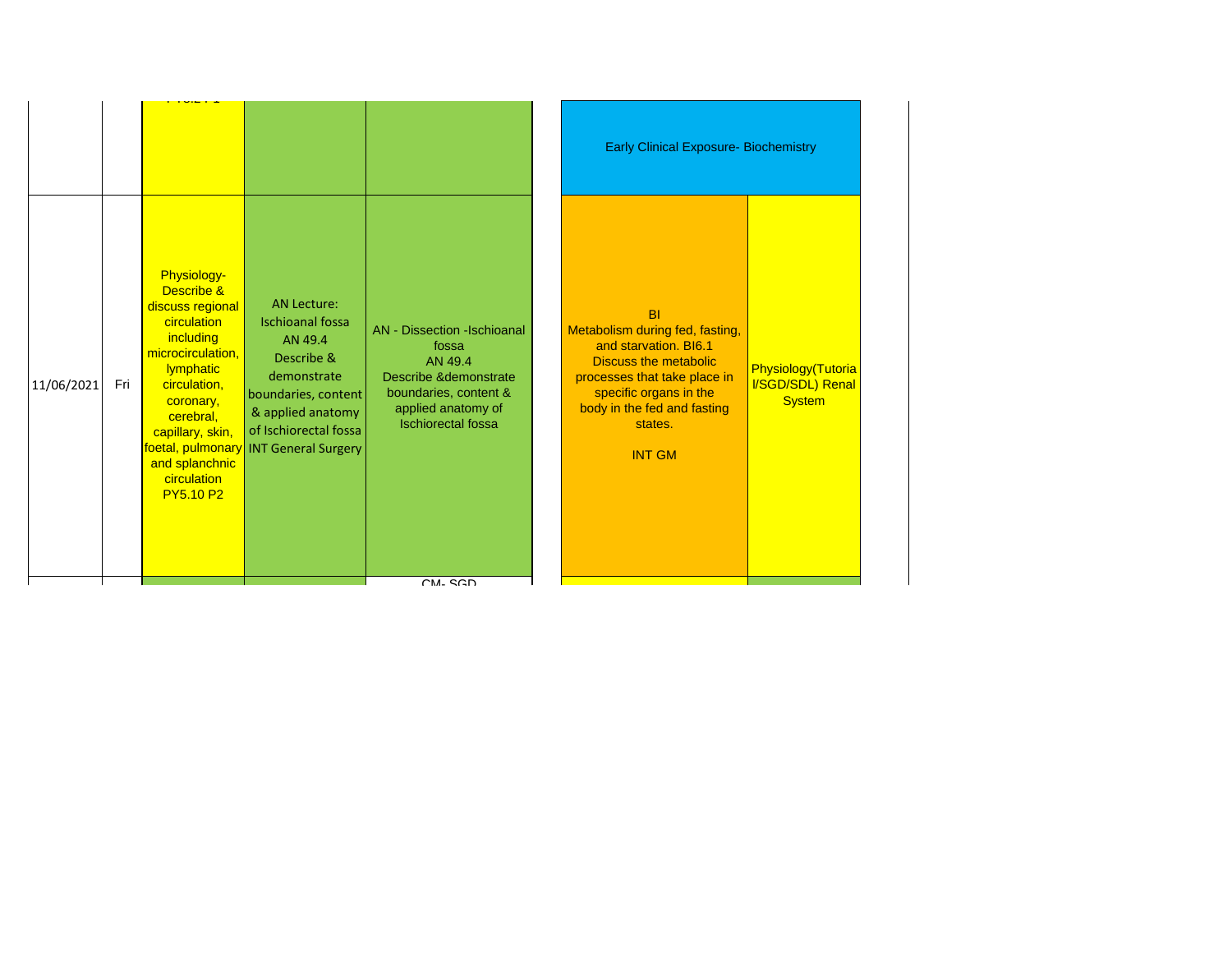| | | | | | | |
|---|---|---|---|---|---|---|
| | | | | | Early Clinical Exposure- Biochemistry | |
| 11/06/2021 | Fri | Physiology- Describe & discuss regional circulation including microcirculation, lymphatic circulation, coronary, cerebral, capillary, skin, foetal, pulmonary and splanchnic circulation PY5.10 P2 | AN Lecture: Ischioanal fossa AN 49.4 Describe & demonstrate boundaries, content & applied anatomy of Ischiorectal fossa INT General Surgery | AN - Dissection -Ischioanal fossa AN 49.4 Describe &demonstrate boundaries, content & applied anatomy of Ischiorectal fossa | BI Metabolism during fed, fasting, and starvation. BI6.1 Discuss the metabolic processes that take place in specific organs in the body in the fed and fasting states. INT GM | Physiology(Tutorial/SGD/SDL) Renal System |
| | | | | CM- SGD | | |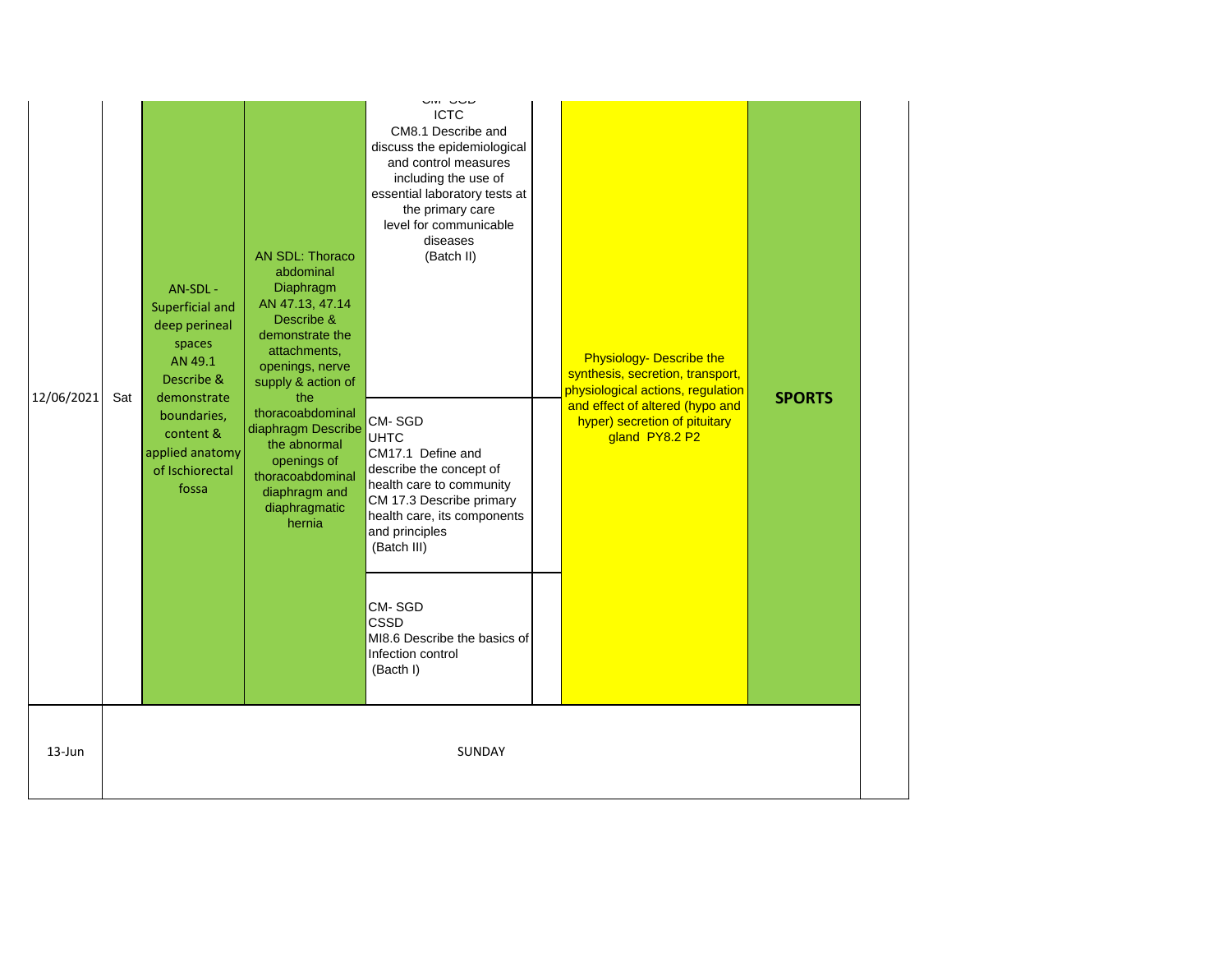| | | | | | | | |
|---|---|---|---|---|---|---|---|
| 12/06/2021 | Sat | AN-SDL - Superficial and deep perineal spaces AN 49.1 Describe & demonstrate boundaries, content & applied anatomy of Ischiorectal fossa | AN SDL: Thoraco abdominal Diaphragm AN 47.13, 47.14 Describe & demonstrate the attachments, openings, nerve supply & action of the thoracoabdominal diaphragm Describe the abnormal openings of thoracoabdominal diaphragm and diaphragmatic hernia | CM- SGD ICTC CM8.1 Describe and discuss the epidemiological and control measures including the use of essential laboratory tests at the primary care level for communicable diseases (Batch II) | | Physiology- Describe the synthesis, secretion, transport, physiological actions, regulation and effect of altered (hypo and hyper) secretion of pituitary gland PY8.2 P2 | **SPORTS** |
| | | | | CM- SGD UHTC CM17.1 Define and describe the concept of health care to community CM 17.3 Describe primary health care, its components and principles (Batch III) | | | |
| | | | | CM- SGD CSSD MI8.6 Describe the basics of Infection control (Bacth I) | | | |
| 13-Jun | | | | SUNDAY | | | |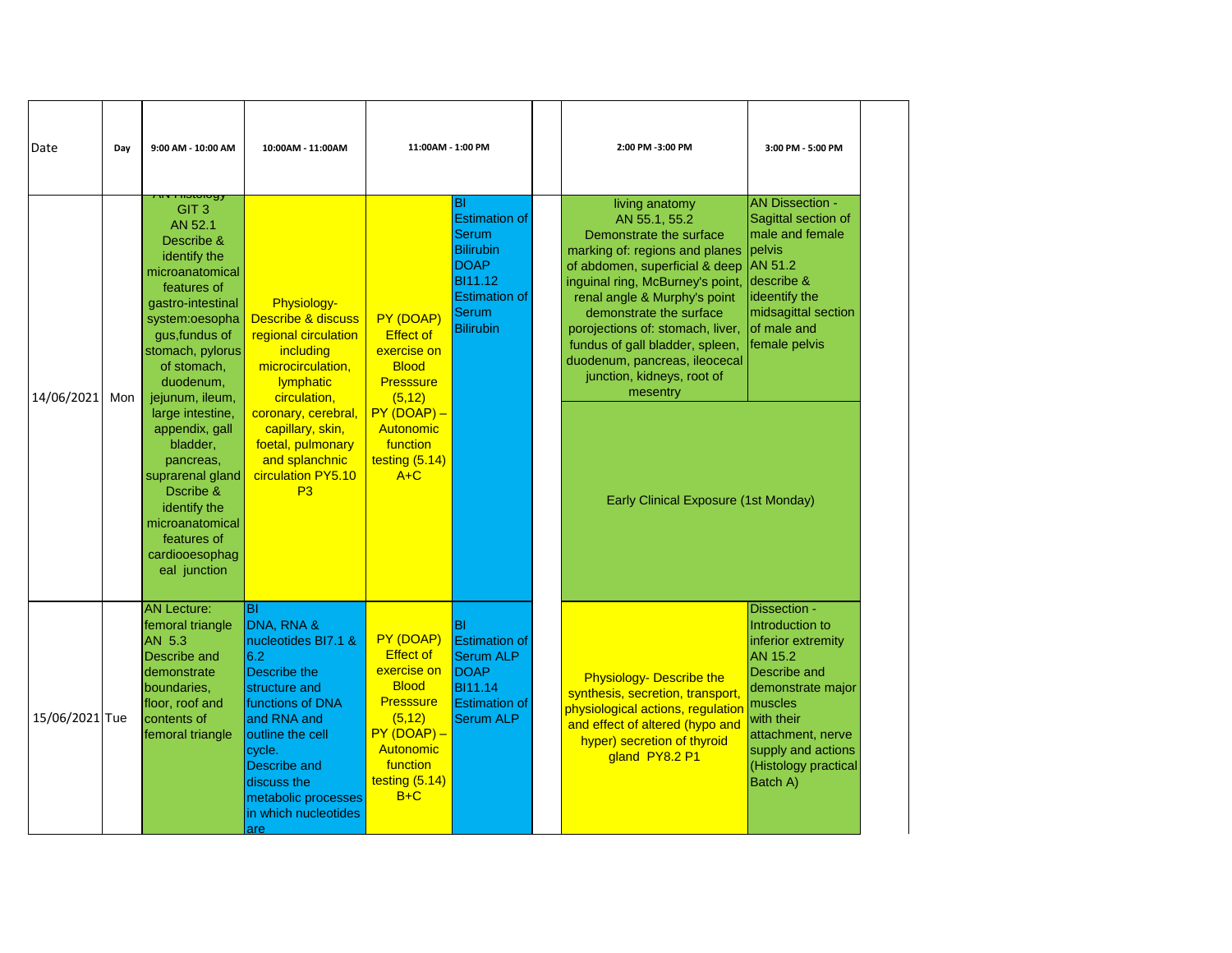| Date | Day | 9:00 AM - 10:00 AM | 10:00AM - 11:00AM | 11:00AM - 1:00 PM | | | 2:00 PM -3:00 PM | 3:00 PM - 5:00 PM |
|---|---|---|---|---|---|---|---|---|
| 14/06/2021 | Mon | AN Histology GIT 3 AN 52.1 Describe & identify the microanatomical features of gastro-intestinal system:oesophagus,fundus of stomach, pylorus of stomach, duodenum, jejunum, ileum, large intestine, appendix, gall bladder, pancreas, suprarenal gland Dscribe & identify the microanatomical features of cardiooesophageal junction | Physiology- Describe & discuss regional circulation including microcirculation, lymphatic circulation, coronary, cerebral, capillary, skin, foetal, pulmonary and splanchnic circulation PY5.10 P3 | PY (DOAP) Effect of exercise on Blood Presssure (5,12) PY (DOAP) – Autonomic function testing (5.14) A+C | BI Estimation of Serum Bilirubin DOAP BI11.12 Estimation of Serum Bilirubin | | living anatomy AN 55.1, 55.2 Demonstrate the surface marking of: regions and planes of abdomen, superficial & deep inguinal ring, McBurney's point, renal angle & Murphy's point demonstrate the surface porojections of: stomach, liver, fundus of gall bladder, spleen, duodenum, pancreas, ileocecal junction, kidneys, root of mesentry | AN Dissection - Sagittal section of male and female pelvis AN 51.2 describe & ideentify the midsagittal section of male and female pelvis |
| | | | | | | | Early Clinical Exposure (1st Monday) | |
| 15/06/2021 | Tue | AN Lecture: femoral triangle AN 5.3 Describe and demonstrate boundaries, floor, roof and contents of femoral triangle | BI DNA, RNA & nucleotides BI7.1 & 6.2 Describe the structure and functions of DNA and RNA and outline the cell cycle. Describe and discuss the metabolic processes in which nucleotides are | PY (DOAP) Effect of exercise on Blood Presssure (5,12) PY (DOAP) – Autonomic function testing (5.14) B+C | BI Estimation of Serum ALP DOAP BI11.14 Estimation of Serum ALP | | Physiology- Describe the synthesis, secretion, transport, physiological actions, regulation and effect of altered (hypo and hyper) secretion of thyroid gland PY8.2 P1 | Dissection - Introduction to inferior extremity AN 15.2 Describe and demonstrate major muscles with their attachment, nerve supply and actions (Histology practical Batch A) |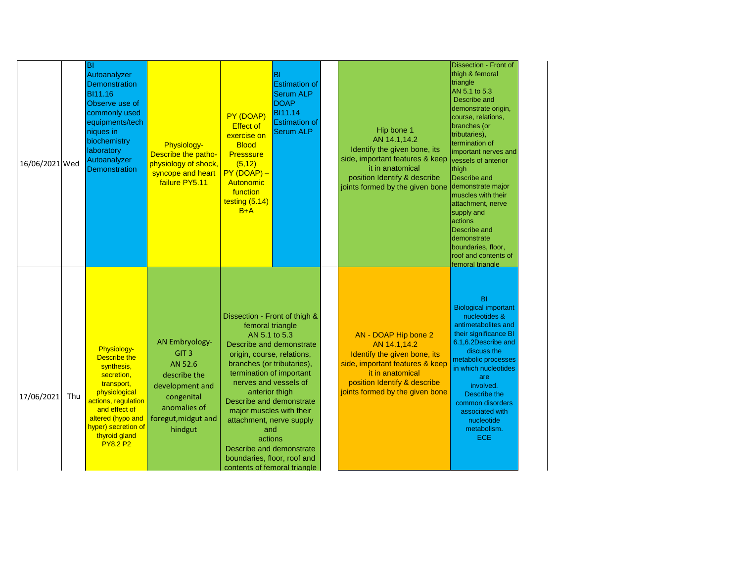| | | | | | | | | |
|---|---|---|---|---|---|---|---|---|
| 16/06/2021 | Wed | BI Autoanalyzer Demonstration BI11.16 Observe use of commonly used equipments/techniques in biochemistry laboratory Autoanalyzer Demonstration | Physiology- Describe the patho-physiology of shock, syncope and heart failure PY5.11 | PY (DOAP) Effect of exercise on Blood Presssure (5,12) PY (DOAP) – Autonomic function testing (5.14) B+A | BI Estimation of Serum ALP DOAP BI11.14 Estimation of Serum ALP | | Hip bone 1 AN 14.1,14.2 Identify the given bone, its side, important features & keep it in anatomical position Identify & describe joints formed by the given bone | Dissection - Front of thigh & femoral triangle AN 5.1 to 5.3 Describe and demonstrate origin, course, relations, branches (or tributaries), termination of important nerves and vessels of anterior thigh Describe and demonstrate major muscles with their attachment, nerve supply and actions Describe and demonstrate boundaries, floor, roof and contents of femoral triangle |
| 17/06/2021 | Thu | Physiology- Describe the synthesis, secretion, transport, physiological actions, regulation and effect of altered (hypo and hyper) secretion of thyroid gland PY8.2 P2 | AN Embryology- GIT 3 AN 52.6 describe the development and congenital anomalies of foregut,midgut and hindgut | Dissection - Front of thigh & femoral triangle AN 5.1 to 5.3 Describe and demonstrate origin, course, relations, branches (or tributaries), termination of important nerves and vessels of anterior thigh Describe and demonstrate major muscles with their attachment, nerve supply and actions Describe and demonstrate boundaries, floor, roof and contents of femoral triangle | | | AN - DOAP Hip bone 2 AN 14.1,14.2 Identify the given bone, its side, important features & keep it in anatomical position Identify & describe joints formed by the given bone | BI Biological important nucleotides & antimetabolites and their significance BI 6.1,6.2Describe and discuss the metabolic processes in which nucleotides are involved. Describe the common disorders associated with nucleotide metabolism. ECE |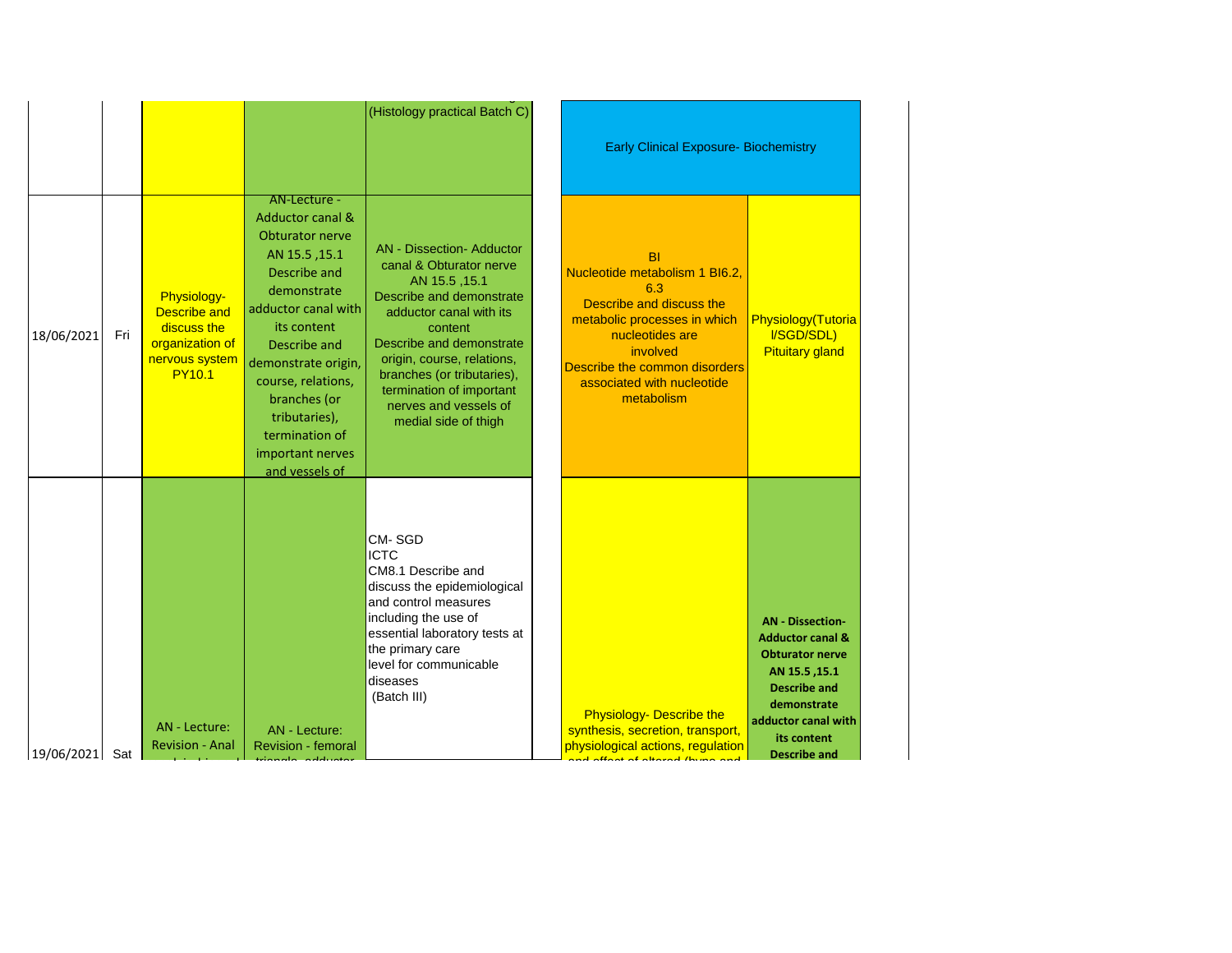| | | | | | | |
|---|---|---|---|---|---|---|
| | | | | (Histology practical Batch C) | Early Clinical Exposure- Biochemistry | |
| 18/06/2021 | Fri | Physiology- Describe and discuss the organization of nervous system PY10.1 | AN-Lecture - Adductor canal & Obturator nerve AN 15.5 ,15.1 Describe and demonstrate adductor canal with its content Describe and demonstrate origin, course, relations, branches (or tributaries), termination of important nerves and vessels of | AN - Dissection- Adductor canal & Obturator nerve AN 15.5 ,15.1 Describe and demonstrate adductor canal with its content Describe and demonstrate origin, course, relations, branches (or tributaries), termination of important nerves and vessels of medial side of thigh | BI Nucleotide metabolism 1 BI6.2, 6.3 Describe and discuss the metabolic processes in which nucleotides are involved Describe the common disorders associated with nucleotide metabolism | Physiology(Tutorial/SGD/SDL) Pituitary gland |
| 19/06/2021 | Sat | AN - Lecture: Revision - Anal | AN - Lecture: Revision - femoral triangle, adductor | CM- SGD ICTC CM8.1 Describe and discuss the epidemiological and control measures including the use of essential laboratory tests at the primary care level for communicable diseases (Batch III) | Physiology- Describe the synthesis, secretion, transport, physiological actions, regulation and effect of altered (hypo and | **AN - Dissection- Adductor canal & Obturator nerve AN 15.5 ,15.1 Describe and demonstrate adductor canal with its content Describe and** |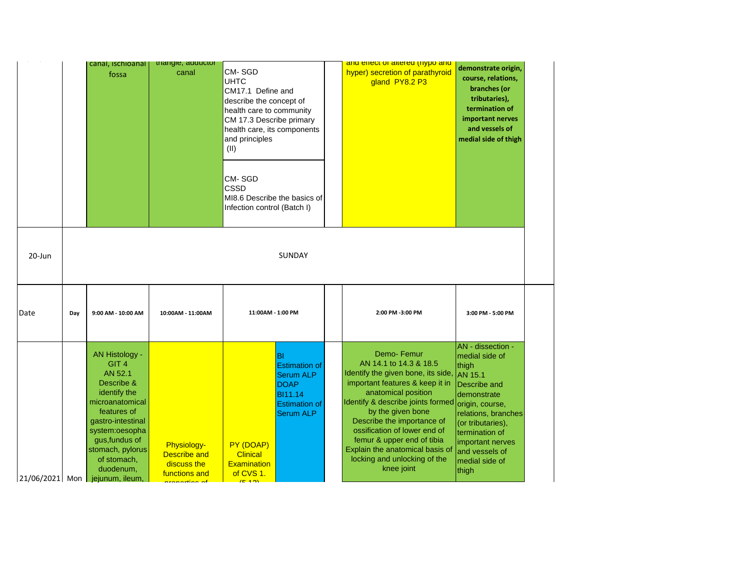| Date | Day | 9:00 AM - 10:00 AM | 10:00AM - 11:00AM | 11:00AM - 1:00 PM | | | 2:00 PM -3:00 PM | 3:00 PM - 5:00 PM |
|---|---|---|---|---|---|---|---|---|
| | | canal, ischioanal fossa | triangle, adductor canal | CM- SGD UHTC CM17.1 Define and describe the concept of health care to community CM 17.3 Describe primary health care, its components and principles (II) <br> CM- SGD CSSD MI8.6 Describe the basics of Infection control (Batch I) | | | and effect of altered (hypo and hyper) secretion of parathyroid gland PY8.2 P3 | demonstrate origin, course, relations, branches (or tributaries), termination of important nerves and vessels of medial side of thigh |
| 20-Jun | | SUNDAY | | | | | | |
| Date | Day | 9:00 AM - 10:00 AM | 10:00AM - 11:00AM | 11:00AM - 1:00 PM | | | 2:00 PM -3:00 PM | 3:00 PM - 5:00 PM |
| 21/06/2021 | Mon | AN Histology - GIT 4 AN 52.1 Describe & identify the microanatomical features of gastro-intestinal system:oesophagus,fundus of stomach, pylorus of stomach, duodenum, jejunum, ileum, | Physiology- Describe and discuss the functions and properties of | PY (DOAP) Clinical Examination of CVS 1. (5.12) | BI Estimation of Serum ALP DOAP BI11.14 Estimation of Serum ALP | | Demo- Femur AN 14.1 to 14.3 & 18.5 Identify the given bone, its side, important features & keep it in anatomical position Identify & describe joints formed by the given bone Describe the importance of ossification of lower end of femur & upper end of tibia Explain the anatomical basis of locking and unlocking of the knee joint | AN - dissection - medial side of thigh AN 15.1 Describe and demonstrate origin, course, relations, branches (or tributaries), termination of important nerves and vessels of medial side of thigh |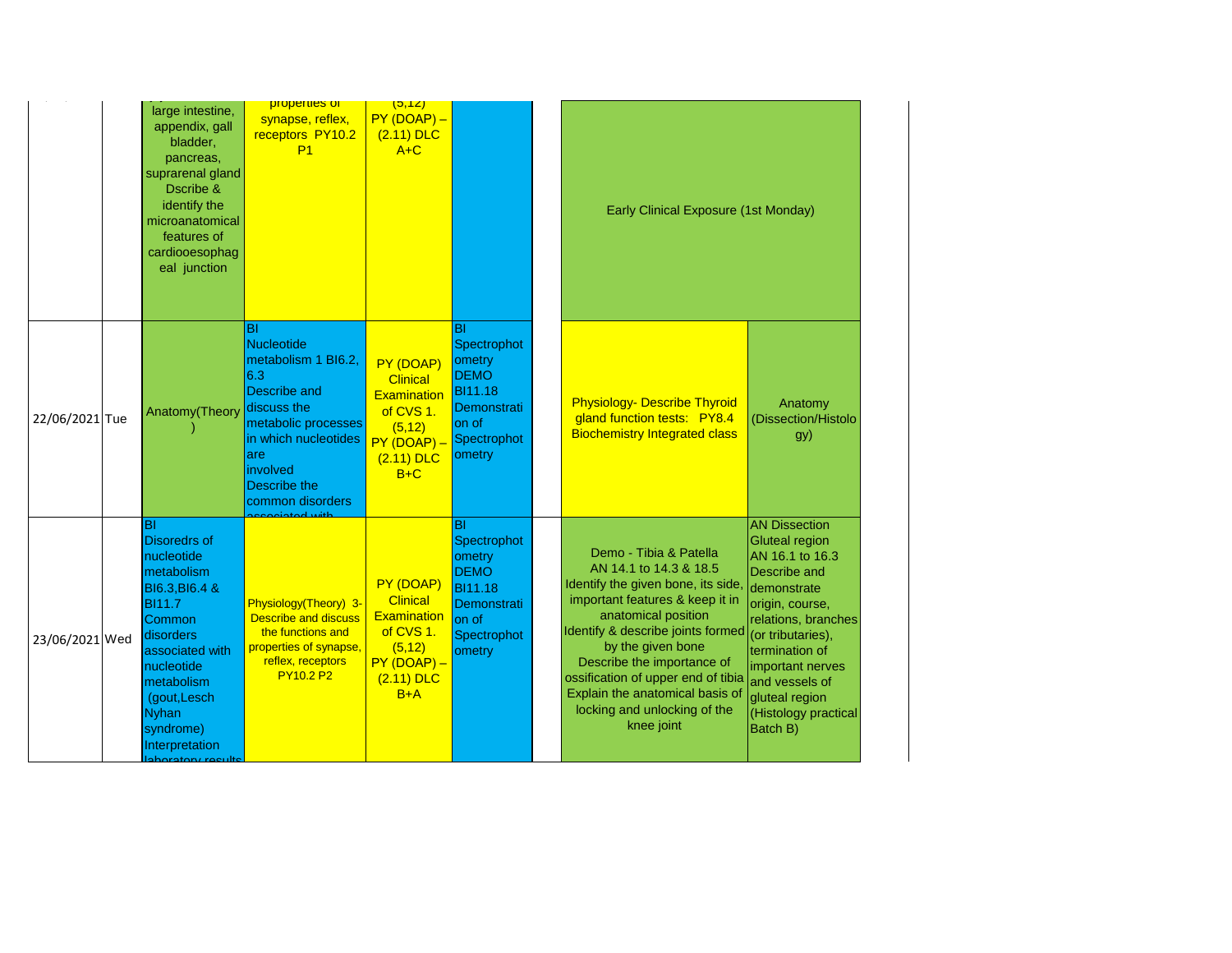| | | | | | | | | |
|---|---|---|---|---|---|---|---|---|
| | | large intestine, appendix, gall bladder, pancreas, suprarenal gland Dscribe & identify the microanatomical features of cardiooesophageal junction | properties of synapse, reflex, receptors PY10.2 P1 | (5,12) PY (DOAP) – (2.11) DLC A+C | | | Early Clinical Exposure (1st Monday) | |
| 22/06/2021 | Tue | Anatomy(Theory) | BI Nucleotide metabolism 1 BI6.2, 6.3 Describe and discuss the metabolic processes in which nucleotides are involved Describe the common disorders associated with | PY (DOAP) Clinical Examination of CVS 1. (5,12) PY (DOAP) – (2.11) DLC B+C | BI Spectrophotometry DEMO BI11.18 Demonstration of Spectrophotometry | | Physiology- Describe Thyroid gland function tests: PY8.4 Biochemistry Integrated class | Anatomy (Dissection/Histology) |
| 23/06/2021 | Wed | BI Disoredrs of nucleotide metabolism BI6.3,BI6.4 & BI11.7 Common disorders associated with nucleotide metabolism (gout,Lesch Nyhan syndrome) Interpretation laboratory results | Physiology(Theory) 3- Describe and discuss the functions and properties of synapse, reflex, receptors PY10.2 P2 | PY (DOAP) Clinical Examination of CVS 1. (5,12) PY (DOAP) – (2.11) DLC B+A | BI Spectrophotometry DEMO BI11.18 Demonstration of Spectrophotometry | | Demo - Tibia & Patella AN 14.1 to 14.3 & 18.5 Identify the given bone, its side, important features & keep it in anatomical position Identify & describe joints formed by the given bone Describe the importance of ossification of upper end of tibia Explain the anatomical basis of locking and unlocking of the knee joint | AN Dissection Gluteal region AN 16.1 to 16.3 Describe and demonstrate origin, course, relations, branches (or tributaries), termination of important nerves and vessels of gluteal region (Histology practical Batch B) |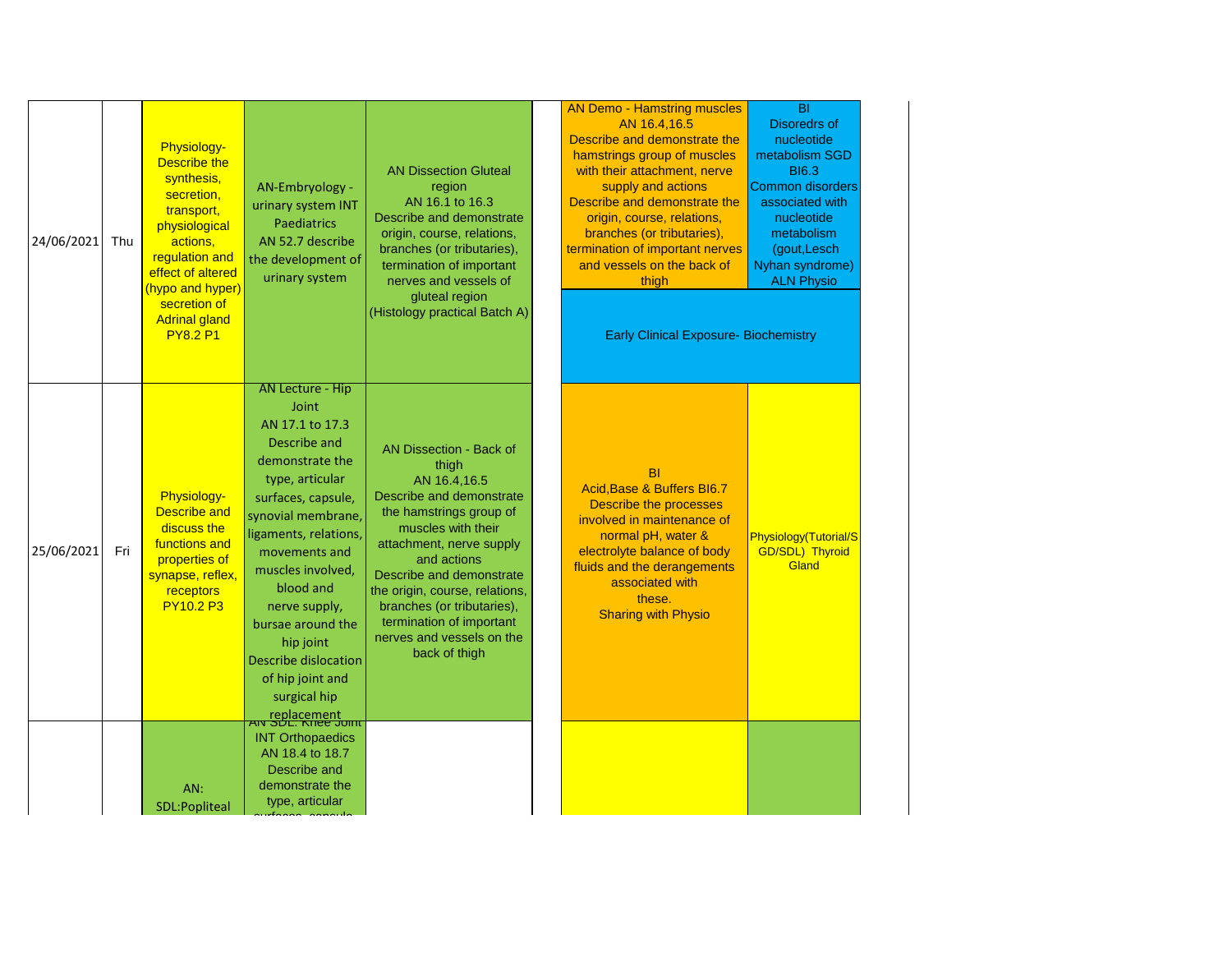| | | | | | | | |
|---|---|---|---|---|---|---|---|
| 24/06/2021 | Thu | Physiology- Describe the synthesis, secretion, transport, physiological actions, regulation and effect of altered (hypo and hyper) secretion of Adrinal gland PY8.2 P1 | AN-Embryology - urinary system INT Paediatrics AN 52.7 describe the development of urinary system | AN Dissection Gluteal region AN 16.1 to 16.3 Describe and demonstrate origin, course, relations, branches (or tributaries), termination of important nerves and vessels of gluteal region (Histology practical Batch A) | | AN Demo - Hamstring muscles AN 16.4,16.5 Describe and demonstrate the hamstrings group of muscles with their attachment, nerve supply and actions Describe and demonstrate the origin, course, relations, branches (or tributaries), termination of important nerves and vessels on the back of thigh | BI Disoredrs of nucleotide metabolism SGD BI6.3 Common disorders associated with nucleotide metabolism (gout,Lesch Nyhan syndrome) ALN Physio |
| | | | | | | Early Clinical Exposure- Biochemistry | |
| 25/06/2021 | Fri | Physiology- Describe and discuss the functions and properties of synapse, reflex, receptors PY10.2 P3 | AN Lecture - Hip Joint AN 17.1 to 17.3 Describe and demonstrate the type, articular surfaces, capsule, synovial membrane, ligaments, relations, movements and muscles involved, blood and nerve supply, bursae around the hip joint Describe dislocation of hip joint and surgical hip replacement | AN Dissection - Back of thigh AN 16.4,16.5 Describe and demonstrate the hamstrings group of muscles with their attachment, nerve supply and actions Describe and demonstrate the origin, course, relations, branches (or tributaries), termination of important nerves and vessels on the back of thigh | | BI Acid,Base & Buffers BI6.7 Describe the processes involved in maintenance of normal pH, water & electrolyte balance of body fluids and the derangements associated with these. Sharing with Physio | Physiology(Tutorial/SGD/SDL) Thyroid Gland |
| | | AN: SDL:Popliteal | AN SDL: Knee Joint INT Orthopaedics AN 18.4 to 18.7 Describe and demonstrate the type, articular surfaces, capsule | | | | |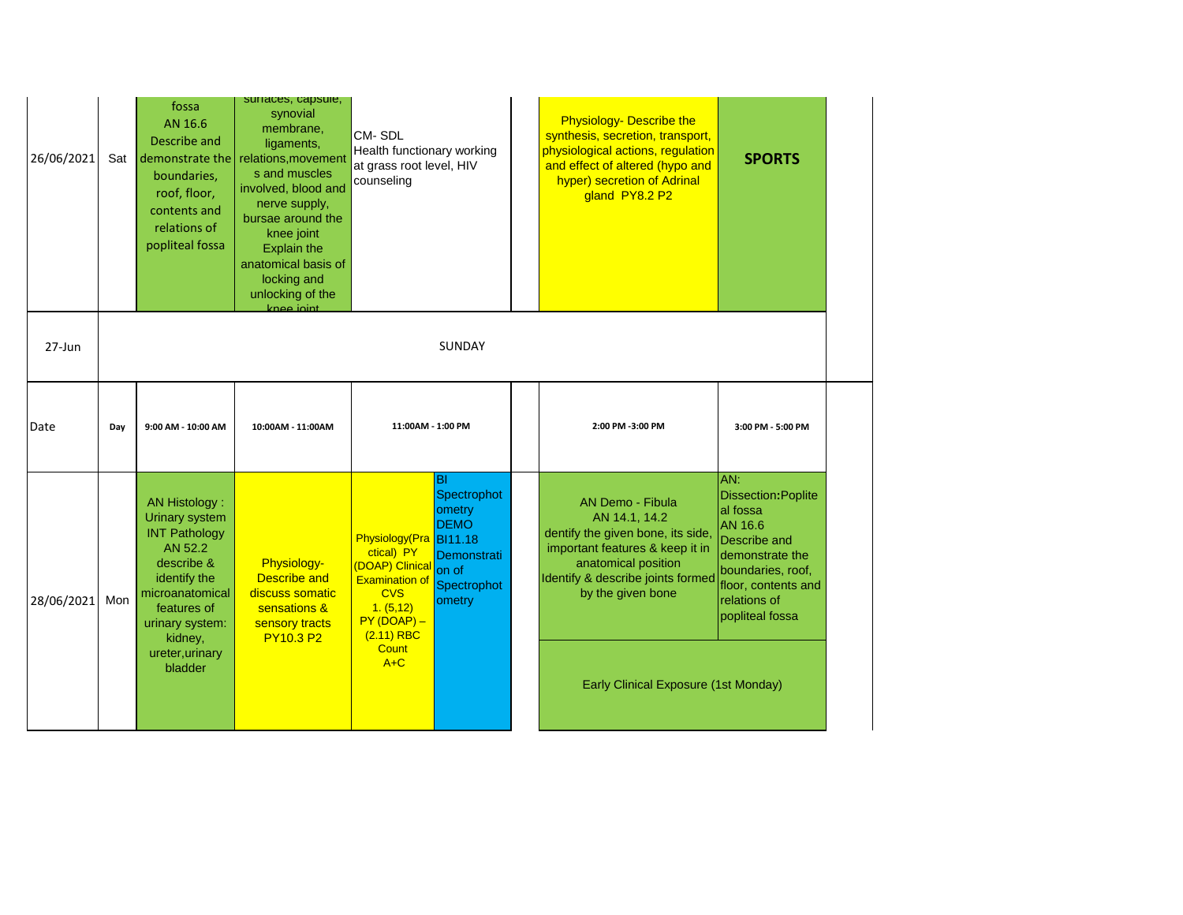| 26/06/2021 | Sat | fossa AN 16.6 Describe and demonstrate the boundaries, roof, floor, contents and relations of popliteal fossa | surfaces, capsule, synovial membrane, ligaments, relations,movements and muscles involved, blood and nerve supply, bursae around the knee joint Explain the anatomical basis of locking and unlocking of the knee joint | CM- SDL Health functionary working at grass root level, HIV counseling | | | Physiology- Describe the synthesis, secretion, transport, physiological actions, regulation and effect of altered (hypo and hyper) secretion of Adrinal gland PY8.2 P2 | **SPORTS** |
|---|---|---|---|---|---|---|---|---|
| 27-Jun | | | | SUNDAY | | | | |
| Date | Day | 9:00 AM - 10:00 AM | 10:00AM - 11:00AM | 11:00AM - 1:00 PM | | | 2:00 PM -3:00 PM | 3:00 PM - 5:00 PM |
| 28/06/2021 | Mon | AN Histology : Urinary system INT Pathology AN 52.2 describe & identify the microanatomical features of urinary system: kidney, ureter,urinary bladder | Physiology- Describe and discuss somatic sensations & sensory tracts PY10.3 P2 | Physiology(Practical) PY (DOAP) Clinical Examination of CVS 1. (5,12) PY (DOAP) – (2.11) RBC Count A+C | BI Spectrophotometry DEMO BI11.18 Demonstration of Spectrophotometry | | AN Demo - Fibula AN 14.1, 14.2 dentify the given bone, its side, important features & keep it in anatomical position Identify & describe joints formed by the given bone | AN: Dissection:Popliteal fossa AN 16.6 Describe and demonstrate the boundaries, roof, floor, contents and relations of popliteal fossa |
| | | | | | | | Early Clinical Exposure (1st Monday) | |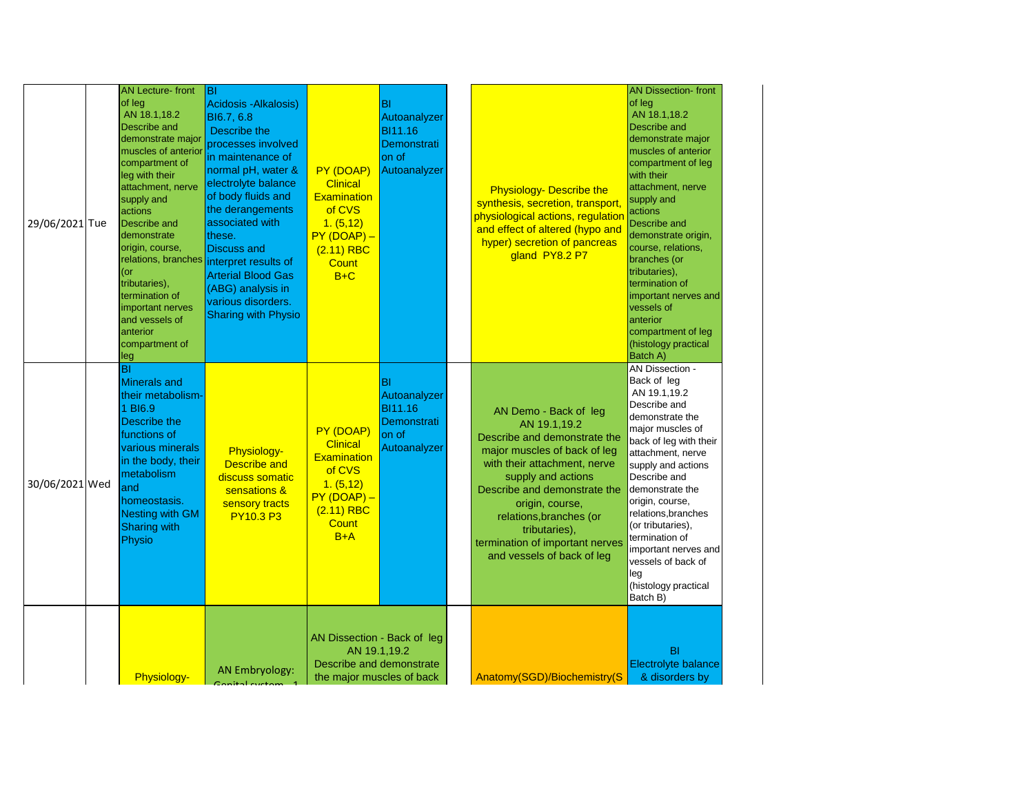| | | | | | | | | |
|---|---|---|---|---|---|---|---|---|
| 29/06/2021 | Tue | AN Lecture- front of leg AN 18.1,18.2 Describe and demonstrate major muscles of anterior compartment of leg with their attachment, nerve supply and actions Describe and demonstrate origin, course, relations, branches (or tributaries), termination of important nerves and vessels of anterior compartment of leg | BI Acidosis -Alkalosis) BI6.7, 6.8 Describe the processes involved in maintenance of normal pH, water & electrolyte balance of body fluids and the derangements associated with these. Discuss and interpret results of Arterial Blood Gas (ABG) analysis in various disorders. Sharing with Physio | PY (DOAP) Clinical Examination of CVS 1. (5,12) PY (DOAP) – (2.11) RBC Count B+C | BI Autoanalyzer BI11.16 Demonstration of Autoanalyzer | | Physiology- Describe the synthesis, secretion, transport, physiological actions, regulation and effect of altered (hypo and hyper) secretion of pancreas gland PY8.2 P7 | AN Dissection- front of leg AN 18.1,18.2 Describe and demonstrate major muscles of anterior compartment of leg with their attachment, nerve supply and actions Describe and demonstrate origin, course, relations, branches (or tributaries), termination of important nerves and vessels of anterior compartment of leg (histology practical Batch A) |
| 30/06/2021 | Wed | BI Minerals and their metabolism-1 BI6.9 Describe the functions of various minerals in the body, their metabolism and homeostasis. Nesting with GM Sharing with Physio | Physiology- Describe and discuss somatic sensations & sensory tracts PY10.3 P3 | PY (DOAP) Clinical Examination of CVS 1. (5,12) PY (DOAP) – (2.11) RBC Count B+A | BI Autoanalyzer BI11.16 Demonstration of Autoanalyzer | | AN Demo - Back of leg AN 19.1,19.2 Describe and demonstrate the major muscles of back of leg with their attachment, nerve supply and actions Describe and demonstrate the origin, course, relations,branches (or tributaries), termination of important nerves and vessels of back of leg | AN Dissection - Back of leg AN 19.1,19.2 Describe and demonstrate the major muscles of back of leg with their attachment, nerve supply and actions Describe and demonstrate the origin, course, relations,branches (or tributaries), termination of important nerves and vessels of back of leg (histology practical Batch B) |
| | | Physiology- | AN Embryology: Genital system - 1 | AN Dissection - Back of leg AN 19.1,19.2 Describe and demonstrate the major muscles of back | | | Anatomy(SGD)/Biochemistry(S | BI Electrolyte balance & disorders by |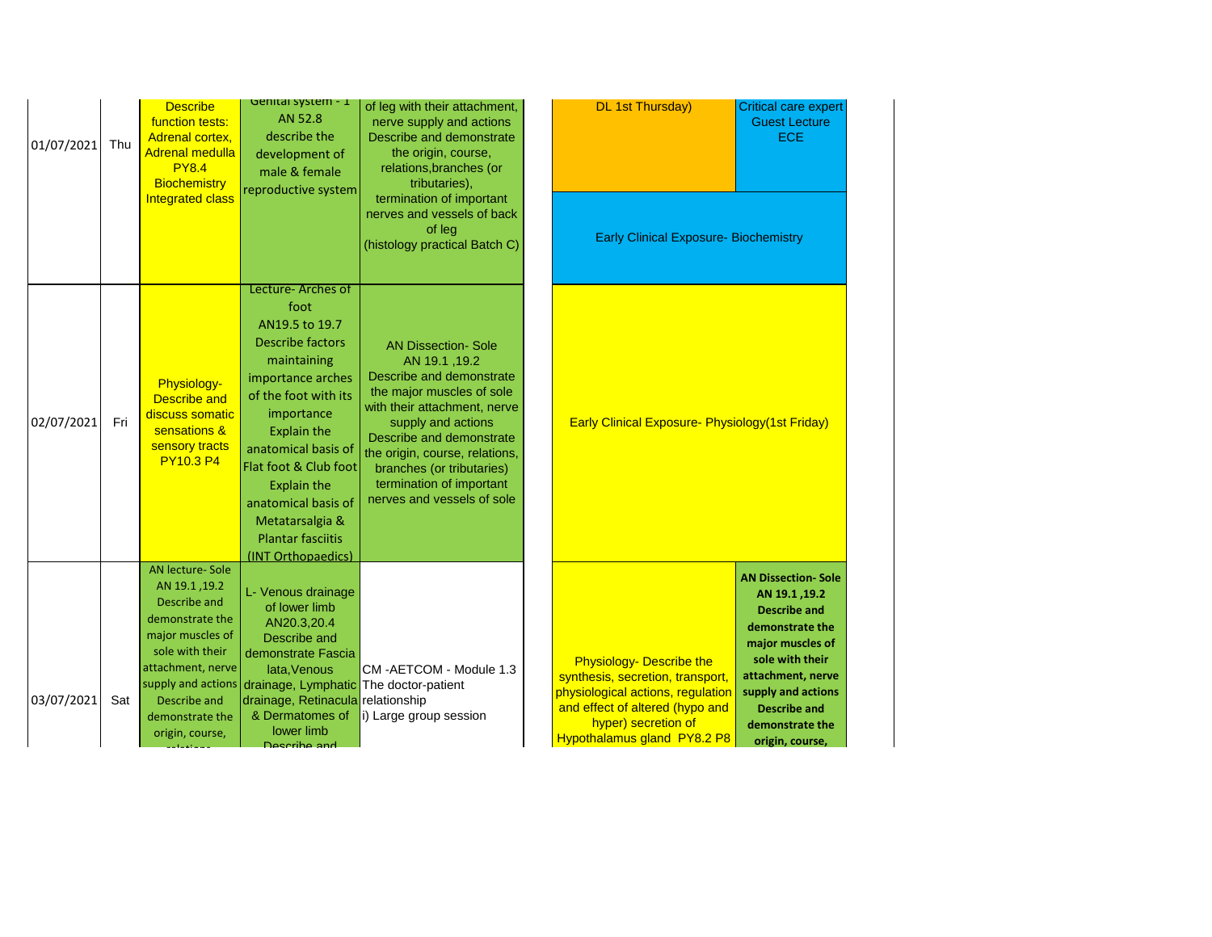| | | | | | | |
|---|---|---|---|---|---|---|
| 01/07/2021 | Thu | Describe function tests: Adrenal cortex, Adrenal medulla PY8.4 Biochemistry Integrated class | Genital system - 1 AN 52.8 describe the development of male & female reproductive system | of leg with their attachment, nerve supply and actions Describe and demonstrate the origin, course, relations,branches (or tributaries), termination of important nerves and vessels of back of leg (histology practical Batch C) | DL 1st Thursday) | Critical care expert Guest Lecture ECE |
| | | | | | Early Clinical Exposure- Biochemistry | |
| 02/07/2021 | Fri | Physiology- Describe and discuss somatic sensations & sensory tracts PY10.3 P4 | Lecture- Arches of foot AN19.5 to 19.7 Describe factors maintaining importance arches of the foot with its importance Explain the anatomical basis of Flat foot & Club foot Explain the anatomical basis of Metatarsalgia & Plantar fasciitis (INT Orthopaedics) | AN Dissection- Sole AN 19.1 ,19.2 Describe and demonstrate the major muscles of sole with their attachment, nerve supply and actions Describe and demonstrate the origin, course, relations, branches (or tributaries) termination of important nerves and vessels of sole | Early Clinical Exposure- Physiology(1st Friday) | |
| 03/07/2021 | Sat | AN lecture- Sole AN 19.1 ,19.2 Describe and demonstrate the major muscles of sole with their attachment, nerve supply and actions Describe and demonstrate the origin, course, relations | L- Venous drainage of lower limb AN20.3,20.4 Describe and demonstrate Fascia lata,Venous drainage, Lymphatic drainage, Retinacula & Dermatomes of lower limb Describe and | CM -AETCOM - Module 1.3 The doctor-patient relationship i) Large group session | Physiology- Describe the synthesis, secretion, transport, physiological actions, regulation and effect of altered (hypo and hyper) secretion of Hypothalamus gland PY8.2 P8 | **AN Dissection- Sole AN 19.1 ,19.2 Describe and demonstrate the major muscles of sole with their attachment, nerve supply and actions Describe and demonstrate the origin, course,** |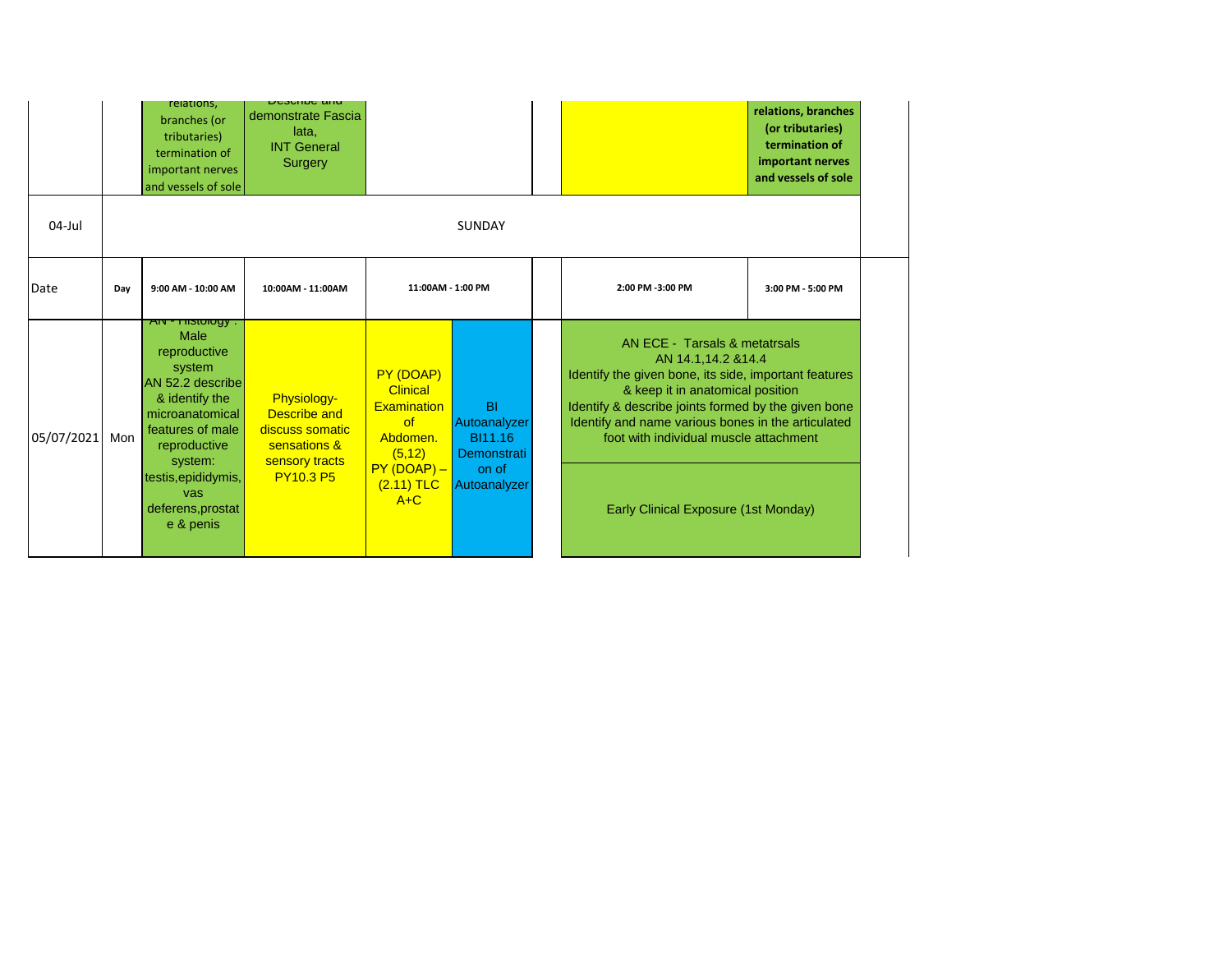| | | | | | | | | |
|---|---|---|---|---|---|---|---|---|
| | | relations, branches (or tributaries) termination of important nerves and vessels of sole | Describe and demonstrate Fascia lata, INT General Surgery | | | | | relations, branches (or tributaries) termination of important nerves and vessels of sole |
| 04-Jul | SUNDAY | | | | | | | |
| Date | Day | 9:00 AM - 10:00 AM | 10:00AM - 11:00AM | 11:00AM - 1:00 PM | | | 2:00 PM -3:00 PM | 3:00 PM - 5:00 PM |
| 05/07/2021 | Mon | AN - Histology : Male reproductive system AN 52.2 describe & identify the microanatomical features of male reproductive system: testis,epididymis, vas deferens,prostate & penis | Physiology- Describe and discuss somatic sensations & sensory tracts PY10.3 P5 | PY (DOAP) Clinical Examination of Abdomen. (5,12) PY (DOAP) – (2.11) TLC A+C | BI Autoanalyzer BI11.16 Demonstration of Autoanalyzer | | AN ECE - Tarsals & metatrsals AN 14.1,14.2 &14.4 Identify the given bone, its side, important features & keep it in anatomical position Identify & describe joints formed by the given bone Identify and name various bones in the articulated foot with individual muscle attachment<br><br>Early Clinical Exposure (1st Monday) | |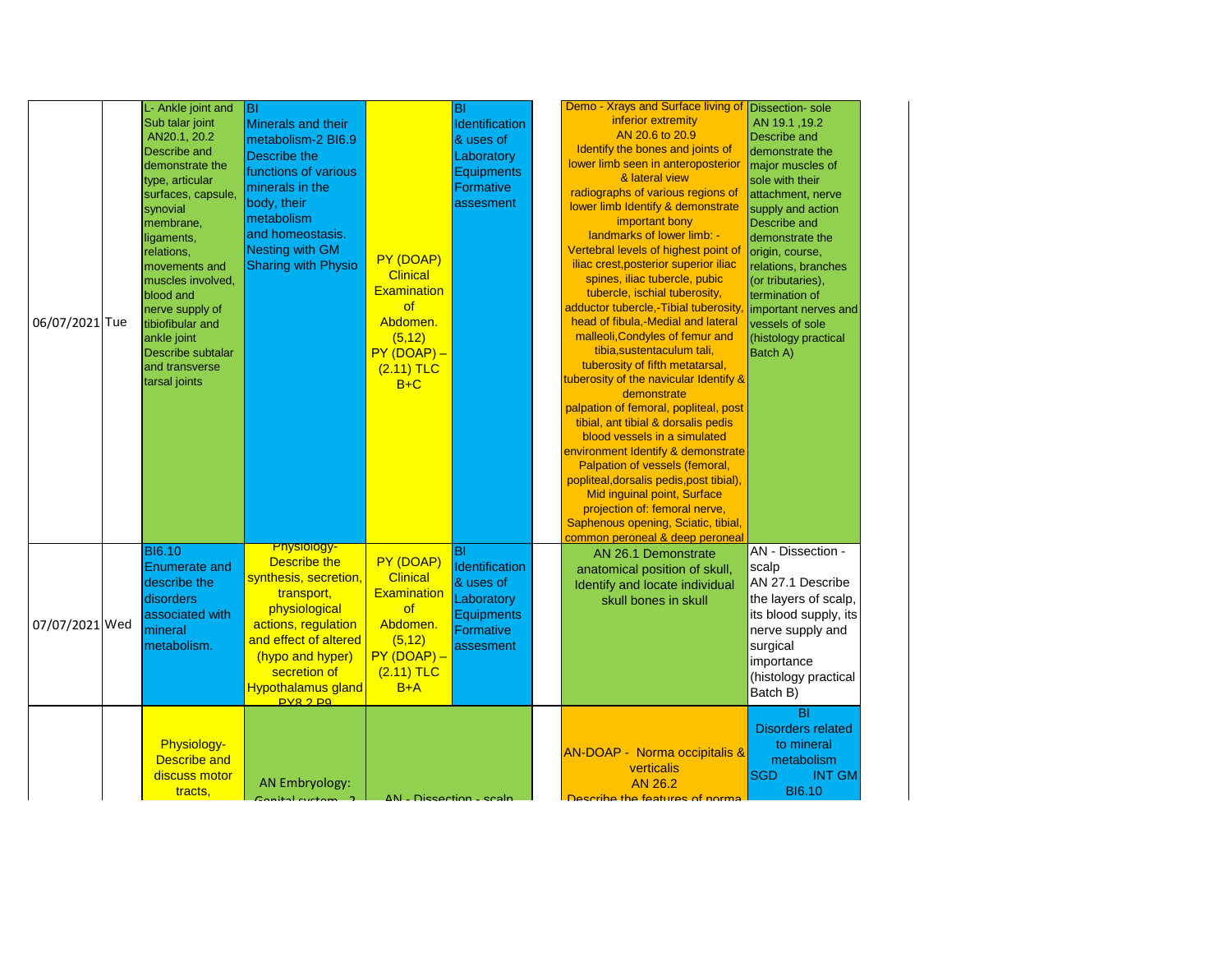| | | | | | | | | |
|---|---|---|---|---|---|---|---|---|
| 06/07/2021 | Tue | L- Ankle joint and Sub talar joint AN20.1, 20.2 Describe and demonstrate the type, articular surfaces, capsule, synovial membrane, ligaments, relations, movements and muscles involved, blood and nerve supply of tibiofibular and ankle joint Describe subtalar and transverse tarsal joints | BI Minerals and their metabolism-2 BI6.9 Describe the functions of various minerals in the body, their metabolism and homeostasis. Nesting with GM Sharing with Physio | PY (DOAP) Clinical Examination of Abdomen. (5,12) PY (DOAP) – (2.11) TLC B+C | BI Identification & uses of Laboratory Equipments Formative assesment | | Demo - Xrays and Surface living of inferior extremity AN 20.6 to 20.9 Identify the bones and joints of lower limb seen in anteroposterior & lateral view radiographs of various regions of lower limb Identify & demonstrate important bony landmarks of lower limb: - Vertebral levels of highest point of iliac crest,posterior superior iliac spines, iliac tubercle, pubic tubercle, ischial tuberosity, adductor tubercle,-Tibial tuberosity, head of fibula,-Medial and lateral malleoli,Condyles of femur and tibia,sustentaculum tali, tuberosity of fifth metatarsal, tuberosity of the navicular Identify & demonstrate palpation of femoral, popliteal, post tibial, ant tibial & dorsalis pedis blood vessels in a simulated environment Identify & demonstrate Palpation of vessels (femoral, popliteal,dorsalis pedis,post tibial), Mid inguinal point, Surface projection of: femoral nerve, Saphenous opening, Sciatic, tibial, common peroneal & deep peroneal | Dissection- sole AN 19.1 ,19.2 Describe and demonstrate the major muscles of sole with their attachment, nerve supply and action Describe and demonstrate the origin, course, relations, branches (or tributaries), termination of important nerves and vessels of sole (histology practical Batch A) |
| 07/07/2021 | Wed | BI6.10 Enumerate and describe the disorders associated with mineral metabolism. | Physiology- Describe the synthesis, secretion, transport, physiological actions, regulation and effect of altered (hypo and hyper) secretion of Hypothalamus gland PY8.2 P9 | PY (DOAP) Clinical Examination of Abdomen. (5,12) PY (DOAP) – (2.11) TLC B+A | BI Identification & uses of Laboratory Equipments Formative assesment | | AN 26.1 Demonstrate anatomical position of skull, Identify and locate individual skull bones in skull | AN - Dissection - scalp AN 27.1 Describe the layers of scalp, its blood supply, its nerve supply and surgical importance (histology practical Batch B) |
| | | Physiology- Describe and discuss motor tracts, | AN Embryology: Genital system - 2 | AN - Dissection - scalp | | | AN-DOAP - Norma occipitalis & verticalis AN 26.2 Describe the features of norma | BI Disorders related to mineral metabolism SGD INT GM BI6.10 |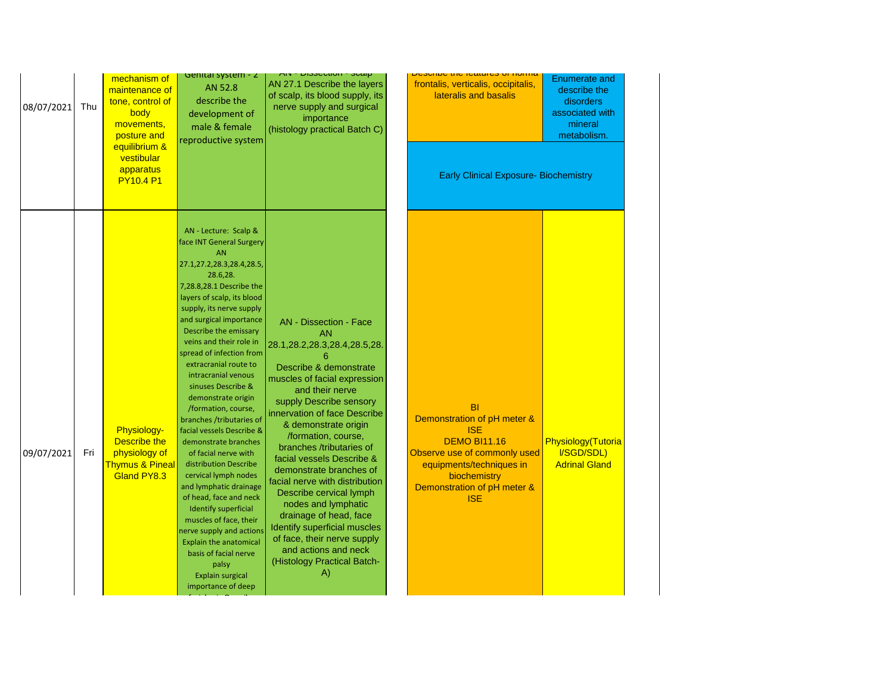| | | | | | | |
|---|---|---|---|---|---|---|
| 08/07/2021 | Thu | mechanism of maintenance of tone, control of body movements, posture and equilibrium & vestibular apparatus PY10.4 P1 | Genital system - 2 AN 52.8 describe the development of male & female reproductive system | AN - Dissection - scalp AN 27.1 Describe the layers of scalp, its blood supply, its nerve supply and surgical importance (histology practical Batch C) | Describe the features of norma frontalis, verticalis, occipitalis, lateralis and basalis | Enumerate and describe the disorders associated with mineral metabolism. |
| | | | | | Early Clinical Exposure- Biochemistry | |
| 09/07/2021 | Fri | Physiology- Describe the physiology of Thymus & Pineal Gland PY8.3 | AN - Lecture: Scalp & face INT General Surgery AN 27.1,27.2,28.3,28.4,28.5, 28.6,28. 7,28.8,28.1 Describe the layers of scalp, its blood supply, its nerve supply and surgical importance Describe the emissary veins and their role in spread of infection from extracranial route to intracranial venous sinuses Describe & demonstrate origin /formation, course, branches /tributaries of facial vessels Describe & demonstrate branches of facial nerve with distribution Describe cervical lymph nodes and lymphatic drainage of head, face and neck Identify superficial muscles of face, their nerve supply and actions Explain the anatomical basis of facial nerve palsy Explain surgical importance of deep | AN - Dissection - Face AN 28.1,28.2,28.3,28.4,28.5,28.6 Describe & demonstrate muscles of facial expression and their nerve supply Describe sensory innervation of face Describe & demonstrate origin /formation, course, branches /tributaries of facial vessels Describe & demonstrate branches of facial nerve with distribution Describe cervical lymph nodes and lymphatic drainage of head, face Identify superficial muscles of face, their nerve supply and actions and neck (Histology Practical Batch-A) | BI Demonstration of pH meter & ISE DEMO BI11.16 Observe use of commonly used equipments/techniques in biochemistry Demonstration of pH meter & ISE | Physiology(Tutorial/SGD/SDL) Adrinal Gland |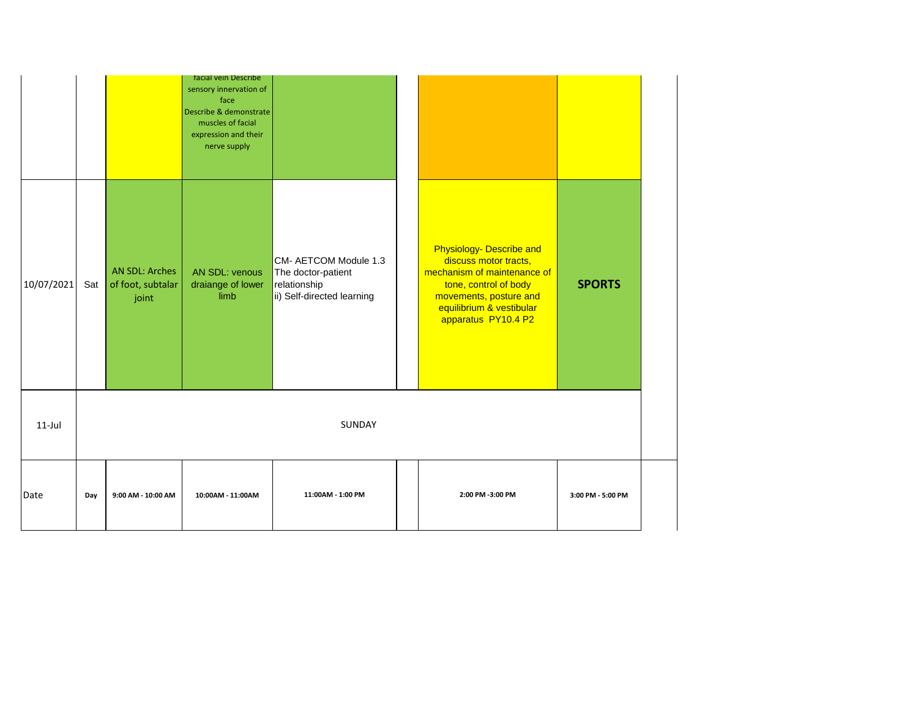| | | | | | | | |
|---|---|---|---|---|---|---|---|
| | | | facial vein Describe sensory innervation of face Describe & demonstrate muscles of facial expression and their nerve supply | | | | |
| 10/07/2021 | Sat | AN SDL: Arches of foot, subtalar joint | AN SDL: venous draiange of lower limb | CM- AETCOM Module 1.3 The doctor-patient relationship ii) Self-directed learning | | Physiology- Describe and discuss motor tracts, mechanism of maintenance of tone, control of body movements, posture and equilibrium & vestibular apparatus PY10.4 P2 | **SPORTS** |
| 11-Jul | SUNDAY | | | | | | |
| Date | Day | 9:00 AM - 10:00 AM | 10:00AM - 11:00AM | 11:00AM - 1:00 PM | | 2:00 PM -3:00 PM | 3:00 PM - 5:00 PM |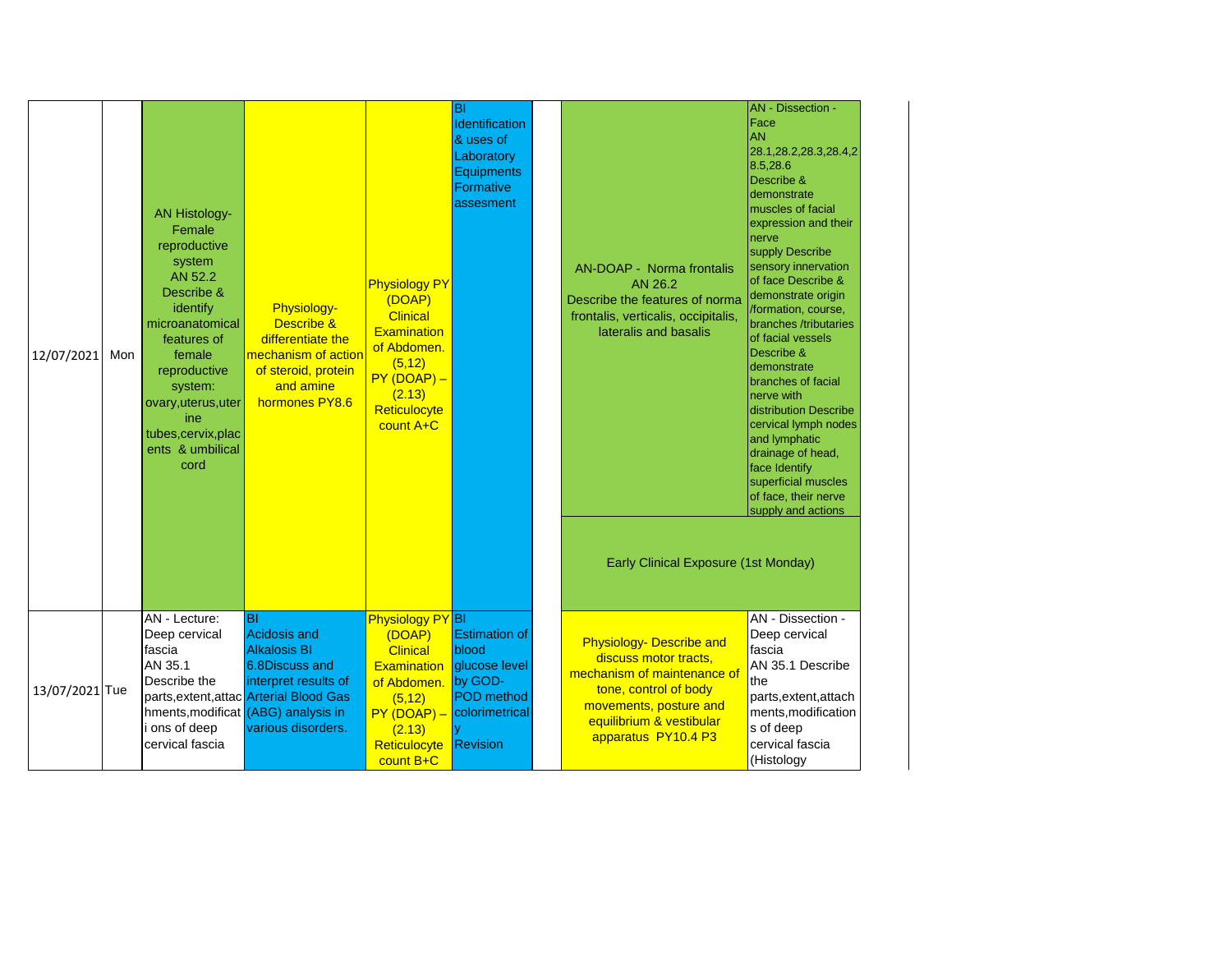| | | | | | | | | |
|---|---|---|---|---|---|---|---|---|
| 12/07/2021 | Mon | AN Histology- Female reproductive system AN 52.2 Describe & identify microanatomical features of female reproductive system: ovary,uterus,uterine tubes,cervix,placents & umbilical cord | Physiology- Describe & differentiate the mechanism of action of steroid, protein and amine hormones PY8.6 | Physiology PY (DOAP) Clinical Examination of Abdomen. (5,12) PY (DOAP) – (2.13) Reticulocyte count A+C | BI Identification & uses of Laboratory Equipments Formative assesment | | AN-DOAP - Norma frontalis AN 26.2 Describe the features of norma frontalis, verticalis, occipitalis, lateralis and basalis | AN - Dissection - Face AN 28.1,28.2,28.3,28.4,28.5,28.6 Describe & demonstrate muscles of facial expression and their nerve supply Describe sensory innervation of face Describe & demonstrate origin /formation, course, branches /tributaries of facial vessels Describe & demonstrate branches of facial nerve with distribution Describe cervical lymph nodes and lymphatic drainage of head, face Identify superficial muscles of face, their nerve supply and actions |
| | | | | | | | Early Clinical Exposure (1st Monday) | |
| 13/07/2021 | Tue | AN - Lecture: Deep cervical fascia AN 35.1 Describe the parts,extent,attachments,modifications of deep cervical fascia | BI Acidosis and Alkalosis BI 6.8Discuss and interpret results of Arterial Blood Gas (ABG) analysis in various disorders. | Physiology PY (DOAP) Clinical Examination of Abdomen. (5,12) PY (DOAP) – (2.13) Reticulocyte count B+C | BI Estimation of blood glucose level by GOD-POD method colorimetrically Revision | | Physiology- Describe and discuss motor tracts, mechanism of maintenance of tone, control of body movements, posture and equilibrium & vestibular apparatus PY10.4 P3 | AN - Dissection - Deep cervical fascia AN 35.1 Describe the parts,extent,attachments,modifications of deep cervical fascia (Histology |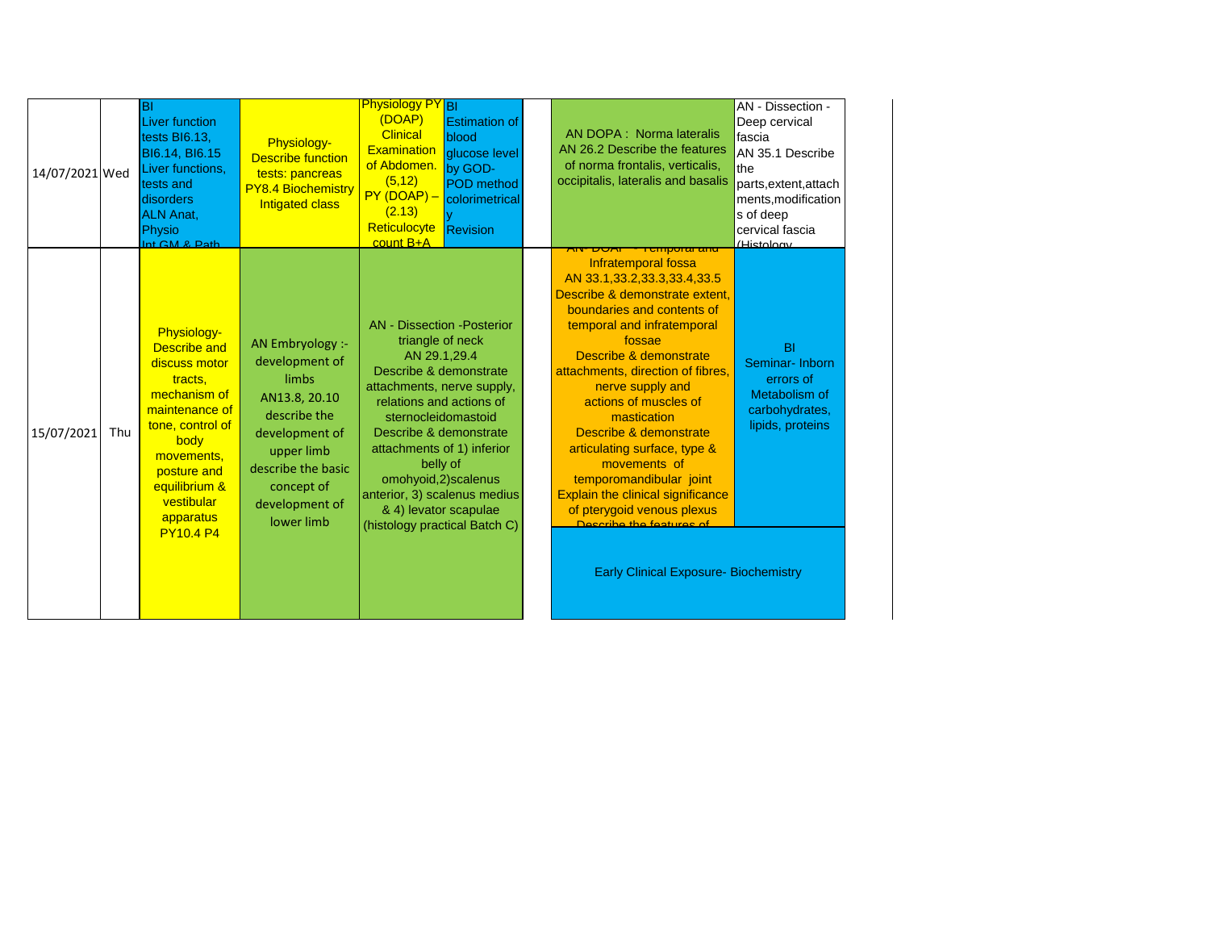| Date | Day | | | | | | | |
|---|---|---|---|---|---|---|---|---|
| 14/07/2021 | Wed | BI Liver function tests BI6.13, BI6.14, BI6.15 Liver functions, tests and disorders ALN Anat, Physio Int GM & Path | Physiology- Describe function tests: pancreas PY8.4 Biochemistry Intigated class | Physiology PY (DOAP) Clinical Examination of Abdomen. (5,12) PY (DOAP) – (2.13) Reticulocyte count B+A | BI Estimation of blood glucose level by GOD-POD method colorimetrically Revision | | AN DOPA : Norma lateralis AN 26.2 Describe the features of norma frontalis, verticalis, occipitalis, lateralis and basalis | AN - Dissection - Deep cervical fascia AN 35.1 Describe the parts,extent,attachments,modifications of deep cervical fascia (Histology |
| 15/07/2021 | Thu | Physiology- Describe and discuss motor tracts, mechanism of maintenance of tone, control of body movements, posture and equilibrium & vestibular apparatus PY10.4 P4 | AN Embryology :- development of limbs AN13.8, 20.10 describe the development of upper limb describe the basic concept of development of lower limb | AN - Dissection -Posterior triangle of neck AN 29.1,29.4 Describe & demonstrate attachments, nerve supply, relations and actions of sternocleidomastoid Describe & demonstrate attachments of 1) inferior belly of omohyoid,2)scalenus anterior, 3) scalenus medius & 4) levator scapulae (histology practical Batch C) | | | AN- DOAP - Temporal and Infratemporal fossa AN 33.1,33.2,33.3,33.4,33.5 Describe & demonstrate extent, boundaries and contents of temporal and infratemporal fossae Describe & demonstrate attachments, direction of fibres, nerve supply and actions of muscles of mastication Describe & demonstrate articulating surface, type & movements of temporomandibular joint Explain the clinical significance of pterygoid venous plexus Describe the features of | BI Seminar- Inborn errors of Metabolism of carbohydrates, lipids, proteins |
| | | | | | | | Early Clinical Exposure- Biochemistry | |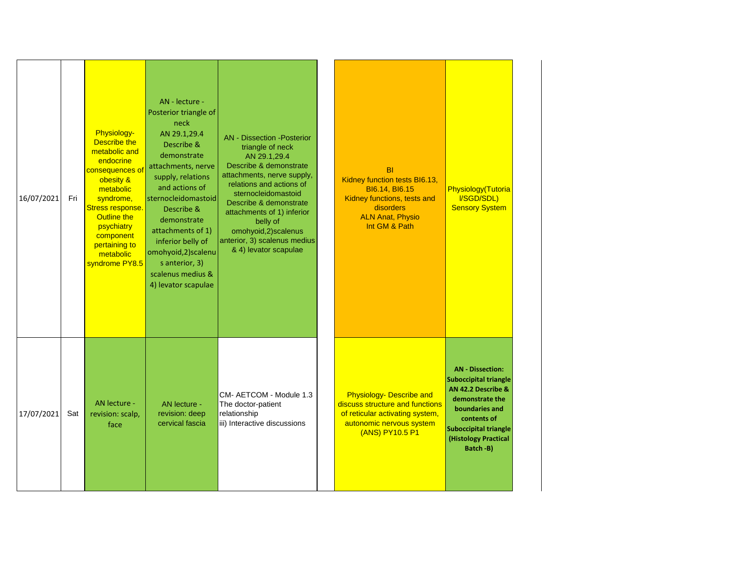| | | | | | | |
|---|---|---|---|---|---|---|
| 16/07/2021 | Fri | Physiology- Describe the metabolic and endocrine consequences of obesity & metabolic syndrome, Stress response. Outline the psychiatry component pertaining to metabolic syndrome PY8.5 | AN - lecture - Posterior triangle of neck AN 29.1,29.4 Describe & demonstrate attachments, nerve supply, relations and actions of sternocleidomastoid Describe & demonstrate attachments of 1) inferior belly of omohyoid,2)scalenus anterior, 3) scalenus medius & 4) levator scapulae | AN - Dissection -Posterior triangle of neck AN 29.1,29.4 Describe & demonstrate attachments, nerve supply, relations and actions of sternocleidomastoid Describe & demonstrate attachments of 1) inferior belly of omohyoid,2)scalenus anterior, 3) scalenus medius & 4) levator scapulae | BI Kidney function tests BI6.13, BI6.14, BI6.15 Kidney functions, tests and disorders ALN Anat, Physio Int GM & Path | Physiology(Tutorial/SGD/SDL) Sensory System |
| 17/07/2021 | Sat | AN lecture - revision: scalp, face | AN lecture - revision: deep cervical fascia | CM- AETCOM - Module 1.3 The doctor-patient relationship iii) Interactive discussions | Physiology- Describe and discuss structure and functions of reticular activating system, autonomic nervous system (ANS) PY10.5 P1 | **AN - Dissection: Suboccipital triangle AN 42.2 Describe & demonstrate the boundaries and contents of Suboccipital triangle (Histology Practical Batch -B)** |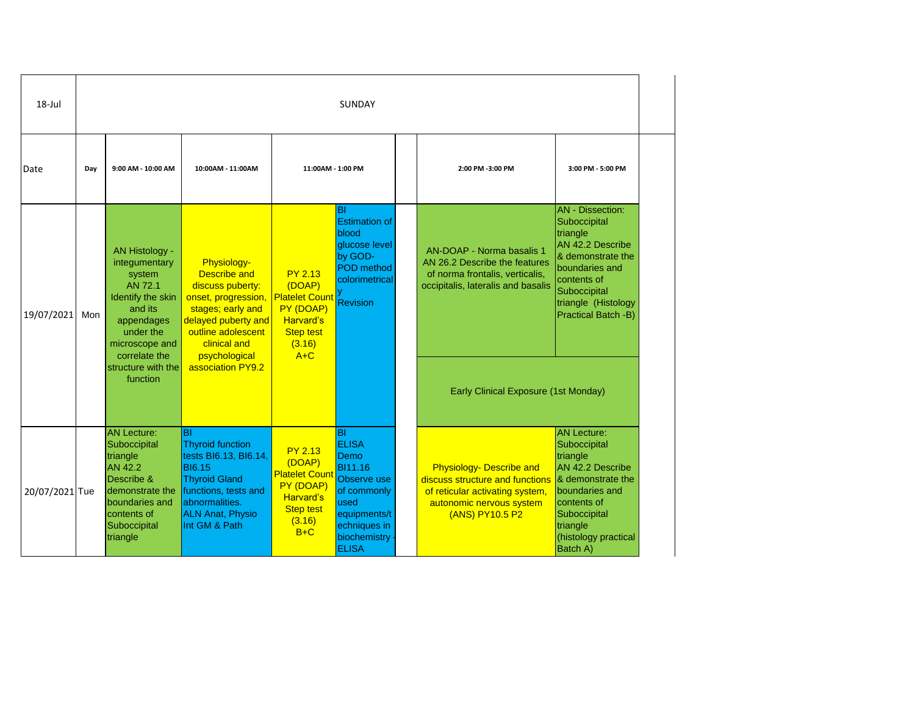| 18-Jul | | SUNDAY | | | | | | |
|---|---|---|---|---|---|---|---|---|
| Date | Day | 9:00 AM - 10:00 AM | 10:00AM - 11:00AM | 11:00AM - 1:00 PM | | | 2:00 PM -3:00 PM | 3:00 PM - 5:00 PM |
| 19/07/2021 | Mon | AN Histology - integumentary system AN 72.1 Identify the skin and its appendages under the microscope and correlate the structure with the function | Physiology- Describe and discuss puberty: onset, progression, stages; early and delayed puberty and outline adolescent clinical and psychological association PY9.2 | PY 2.13 (DOAP) Platelet Count PY (DOAP) Harvard's Step test (3.16) A+C | BI Estimation of blood glucose level by GOD-POD method colorimetrically Revision | | AN-DOAP - Norma basalis 1 AN 26.2 Describe the features of norma frontalis, verticalis, occipitalis, lateralis and basalis | AN - Dissection: Suboccipital triangle AN 42.2 Describe & demonstrate the boundaries and contents of Suboccipital triangle (Histology Practical Batch -B) |
| | | | | | | | Early Clinical Exposure (1st Monday) | |
| 20/07/2021 | Tue | AN Lecture: Suboccipital triangle AN 42.2 Describe & demonstrate the boundaries and contents of Suboccipital triangle | BI Thyroid function tests BI6.13, BI6.14, BI6.15 Thyroid Gland functions, tests and abnormalities. ALN Anat, Physio Int GM & Path | PY 2.13 (DOAP) Platelet Count PY (DOAP) Harvard's Step test (3.16) B+C | BI ELISA Demo BI11.16 Observe use of commonly used equipments/techniques in biochemistry - ELISA | | Physiology- Describe and discuss structure and functions of reticular activating system, autonomic nervous system (ANS) PY10.5 P2 | AN Lecture: Suboccipital triangle AN 42.2 Describe & demonstrate the boundaries and contents of Suboccipital triangle (histology practical Batch A) |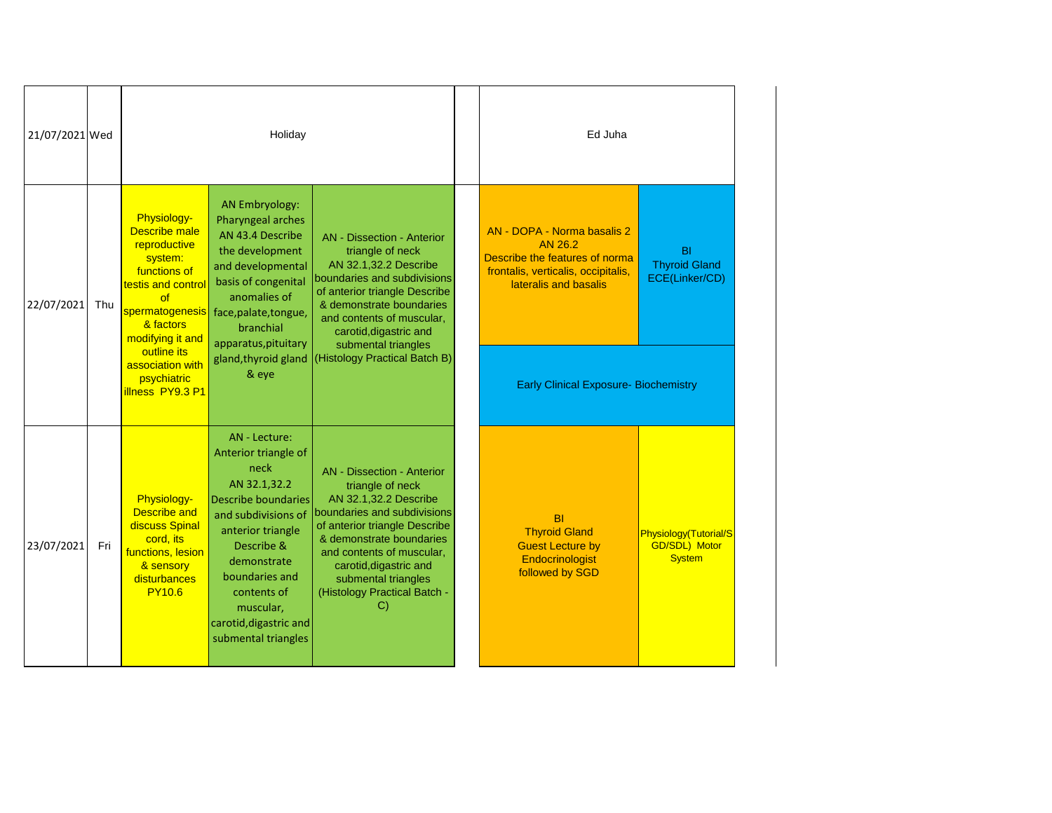| Date | Day | | | | | | |
|---|---|---|---|---|---|---|---|
| 21/07/2021 | Wed | Holiday | | | | Ed Juha | |
| 22/07/2021 | Thu | Physiology- Describe male reproductive system: functions of testis and control of spermatogenesis & factors modifying it and outline its association with psychiatric illness PY9.3 P1 | AN Embryology: Pharyngeal arches AN 43.4 Describe the development and developmental basis of congenital anomalies of face,palate,tongue, branchial apparatus,pituitary gland,thyroid gland & eye | AN - Dissection - Anterior triangle of neck AN 32.1,32.2 Describe boundaries and subdivisions of anterior triangle Describe & demonstrate boundaries and contents of muscular, carotid,digastric and submental triangles (Histology Practical Batch B) | | AN - DOPA - Norma basalis 2 AN 26.2 Describe the features of norma frontalis, verticalis, occipitalis, lateralis and basalis | BI Thyroid Gland ECE(Linker/CD) |
| | | | | | | Early Clinical Exposure- Biochemistry | |
| 23/07/2021 | Fri | Physiology- Describe and discuss Spinal cord, its functions, lesion & sensory disturbances PY10.6 | AN - Lecture: Anterior triangle of neck AN 32.1,32.2 Describe boundaries and subdivisions of anterior triangle Describe & demonstrate boundaries and contents of muscular, carotid,digastric and submental triangles | AN - Dissection - Anterior triangle of neck AN 32.1,32.2 Describe boundaries and subdivisions of anterior triangle Describe & demonstrate boundaries and contents of muscular, carotid,digastric and submental triangles (Histology Practical Batch - C) | | BI Thyroid Gland Guest Lecture by Endocrinologist followed by SGD | Physiology(Tutorial/SGD/SDL) Motor System |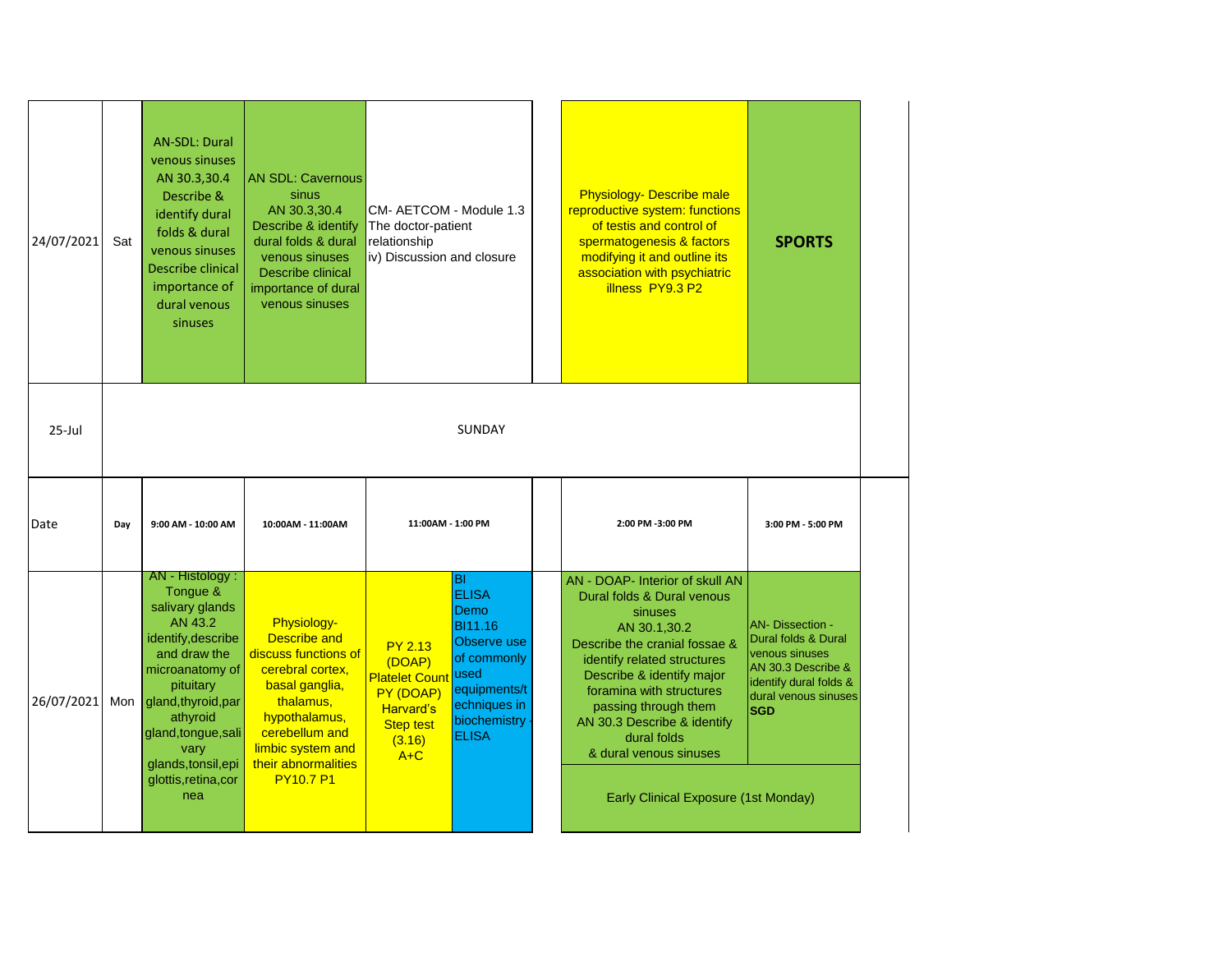| 24/07/2021 | Sat | AN-SDL: Dural venous sinuses AN 30.3,30.4 Describe & identify dural folds & dural venous sinuses Describe clinical importance of dural venous sinuses | AN SDL: Cavernous sinus AN 30.3,30.4 Describe & identify dural folds & dural venous sinuses Describe clinical importance of dural venous sinuses | CM- AETCOM - Module 1.3 The doctor-patient relationship iv) Discussion and closure | | | Physiology- Describe male reproductive system: functions of testis and control of spermatogenesis & factors modifying it and outline its association with psychiatric illness PY9.3 P2 | **SPORTS** |
|---|---|---|---|---|---|---|---|---|
| 25-Jul | SUNDAY | | | | | | | |
| Date | Day | 9:00 AM - 10:00 AM | 10:00AM - 11:00AM | 11:00AM - 1:00 PM | | | 2:00 PM -3:00 PM | 3:00 PM - 5:00 PM |
| 26/07/2021 | Mon | AN - Histology : Tongue & salivary glands AN 43.2 identify,describe and draw the microanatomy of pituitary gland,thyroid,parathyroid gland,tongue,salivary glands,tonsil,epiglottis,retina,cornea | Physiology- Describe and discuss functions of cerebral cortex, basal ganglia, thalamus, hypothalamus, cerebellum and limbic system and their abnormalities PY10.7 P1 | PY 2.13 (DOAP) Platelet Count PY (DOAP) Harvard's Step test (3.16) A+C | BI ELISA Demo BI11.16 Observe use of commonly used equipments/techniques in biochemistry - ELISA | | AN - DOAP- Interior of skull AN Dural folds & Dural venous sinuses AN 30.1,30.2 Describe the cranial fossae & identify related structures Describe & identify major foramina with structures passing through them AN 30.3 Describe & identify dural folds & dural venous sinuses | AN- Dissection - Dural folds & Dural venous sinuses AN 30.3 Describe & identify dural folds & dural venous sinuses **SGD** |
| | | | | | | | Early Clinical Exposure (1st Monday) | |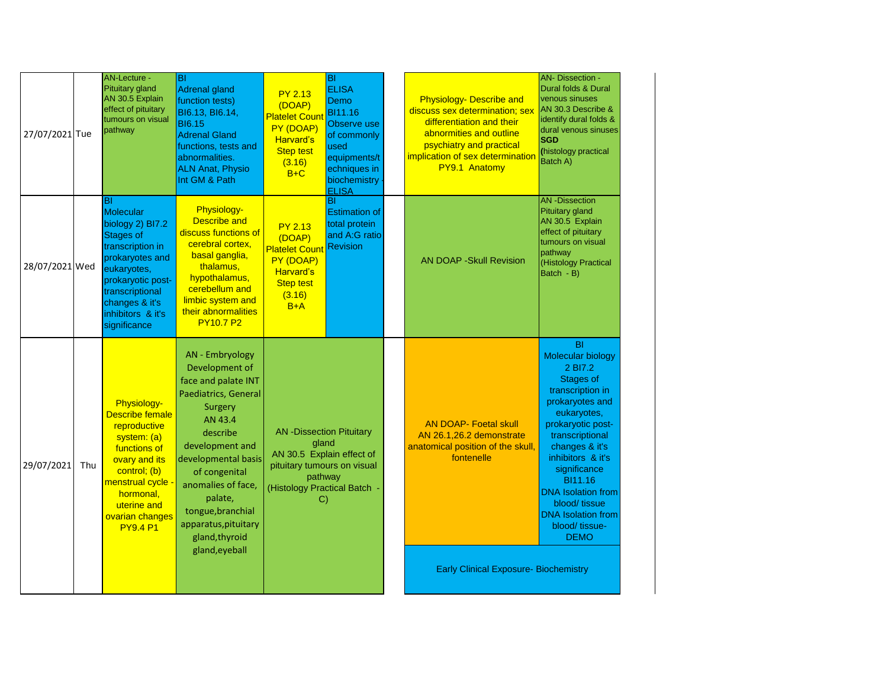| Date | Day | | | | | | |
|---|---|---|---|---|---|---|---|
| 27/07/2021 | Tue | AN-Lecture - Pituitary gland AN 30.5 Explain effect of pituitary tumours on visual pathway | BI Adrenal gland function tests) BI6.13, BI6.14, BI6.15 Adrenal Gland functions, tests and abnormalities. ALN Anat, Physio Int GM & Path | PY 2.13 (DOAP) Platelet Count PY (DOAP) Harvard's Step test (3.16) B+C | BI ELISA Demo BI11.16 Observe use of commonly used equipments/techniques in biochemistry - ELISA | Physiology- Describe and discuss sex determination; sex differentiation and their abnormities and outline psychiatry and practical implication of sex determination PY9.1 Anatomy | AN- Dissection - Dural folds & Dural venous sinuses AN 30.3 Describe & identify dural folds & dural venous sinuses **SGD** **(**histology practical Batch A) |
| 28/07/2021 | Wed | BI Molecular biology 2) BI7.2 Stages of transcription in prokaryotes and eukaryotes, prokaryotic post-transcriptional changes & it's inhibitors & it's significance | Physiology- Describe and discuss functions of cerebral cortex, basal ganglia, thalamus, hypothalamus, cerebellum and limbic system and their abnormalities PY10.7 P2 | PY 2.13 (DOAP) Platelet Count PY (DOAP) Harvard's Step test (3.16) B+A | BI Estimation of total protein and A:G ratio Revision | AN DOAP -Skull Revision | AN -Dissection Pituitary gland AN 30.5 Explain effect of pituitary tumours on visual pathway (Histology Practical Batch - B) |
| 29/07/2021 | Thu | Physiology- Describe female reproductive system: (a) functions of ovary and its control; (b) menstrual cycle - hormonal, uterine and ovarian changes PY9.4 P1 | AN - Embryology Development of face and palate INT Paediatrics, General Surgery AN 43.4 describe development and developmental basis of congenital anomalies of face, palate, tongue,branchial apparatus,pituitary gland,thyroid gland,eyeball | AN -Dissection Pituitary gland AN 30.5 Explain effect of pituitary tumours on visual pathway (Histology Practical Batch - C) | | AN DOAP- Foetal skull AN 26.1,26.2 demonstrate anatomical position of the skull, fontenelle | BI Molecular biology 2 BI7.2 Stages of transcription in prokaryotes and eukaryotes, prokaryotic post-transcriptional changes & it's inhibitors & it's significance BI11.16 DNA Isolation from blood/ tissue DNA Isolation from blood/ tissue- DEMO |
| | | | | | | Early Clinical Exposure- Biochemistry | |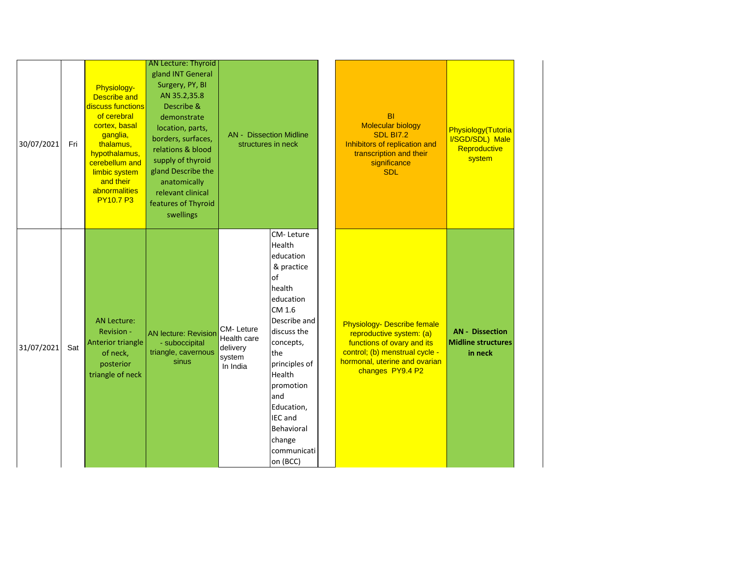| | | | | | | | | |
|---|---|---|---|---|---|---|---|---|
| 30/07/2021 | Fri | Physiology- Describe and discuss functions of cerebral cortex, basal ganglia, thalamus, hypothalamus, cerebellum and limbic system and their abnormalities PY10.7 P3 | AN Lecture: Thyroid gland INT General Surgery, PY, BI AN 35.2,35.8 Describe & demonstrate location, parts, borders, surfaces, relations & blood supply of thyroid gland Describe the anatomically relevant clinical features of Thyroid swellings | AN - Dissection Midline structures in neck | | | BI Molecular biology SDL BI7.2 Inhibitors of replication and transcription and their significance SDL | Physiology(Tutorial/SGD/SDL) Male Reproductive system |
| 31/07/2021 | Sat | AN Lecture: Revision - Anterior triangle of neck, posterior triangle of neck | AN lecture: Revision - suboccipital triangle, cavernous sinus | CM- Leture Health care delivery system In India | CM- Leture Health education & practice of health education CM 1.6 Describe and discuss the concepts, the principles of Health promotion and Education, IEC and Behavioral change communication (BCC) | | Physiology- Describe female reproductive system: (a) functions of ovary and its control; (b) menstrual cycle - hormonal, uterine and ovarian changes PY9.4 P2 | **AN - Dissection Midline structures in neck** |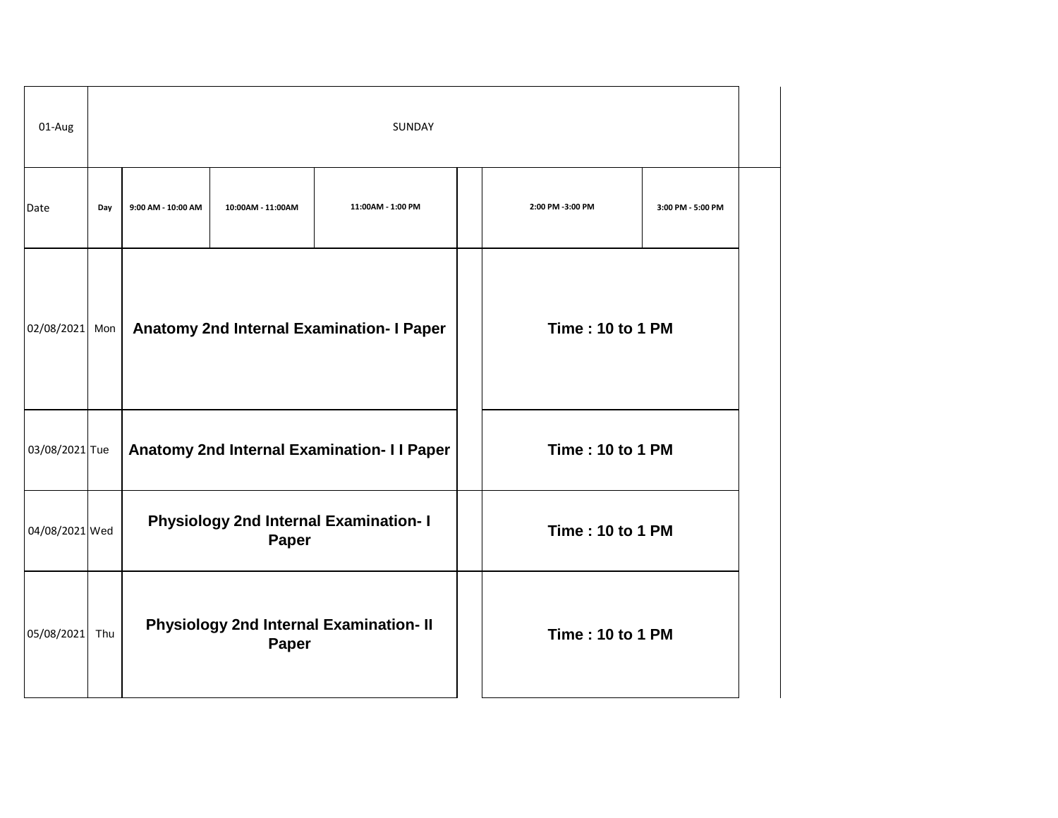| 01-Aug | SUNDAY | | | | | |
|---|---|---|---|---|---|---|
| Date | Day | 9:00 AM - 10:00 AM | 10:00AM - 11:00AM | 11:00AM - 1:00 PM | 2:00 PM -3:00 PM | 3:00 PM - 5:00 PM |
| 02/08/2021 | Mon | **Anatomy 2nd Internal Examination- I Paper** | | | **Time : 10 to 1 PM** | |
| 03/08/2021 | Tue | **Anatomy 2nd Internal Examination- I I Paper** | | | **Time : 10 to 1 PM** | |
| 04/08/2021 | Wed | **Physiology 2nd Internal Examination- I Paper** | | | **Time : 10 to 1 PM** | |
| 05/08/2021 | Thu | **Physiology 2nd Internal Examination- II Paper** | | | **Time : 10 to 1 PM** | |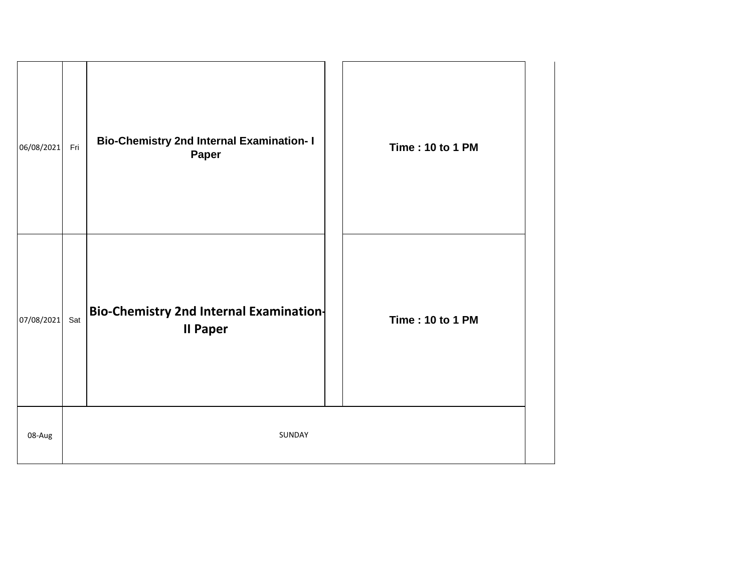| | | | | | |
|---|---|---|---|---|---|
| 06/08/2021 | Fri | **Bio-Chemistry 2nd Internal Examination- I Paper** | | **Time : 10 to 1 PM** | |
| 07/08/2021 | Sat | **Bio-Chemistry 2nd Internal Examination-II Paper** | | **Time : 10 to 1 PM** | |
| 08-Aug | SUNDAY | | | | |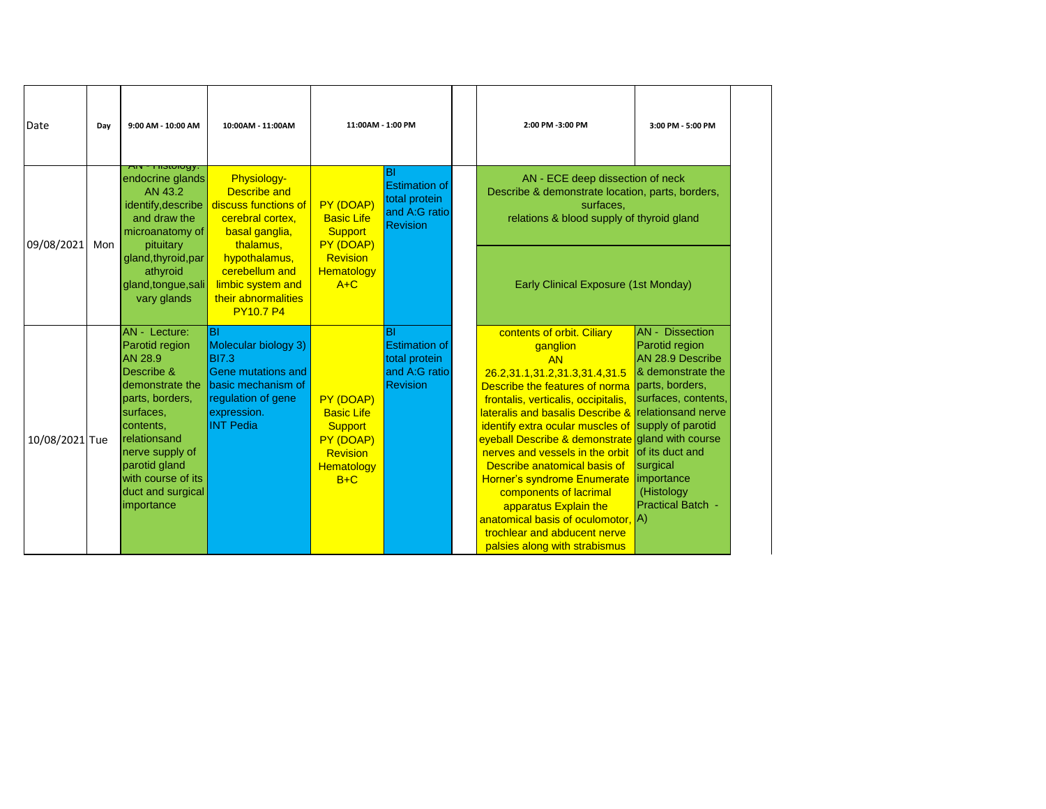| Date | Day | 9:00 AM - 10:00 AM | 10:00AM - 11:00AM | 11:00AM - 1:00 PM | | | 2:00 PM -3:00 PM | 3:00 PM - 5:00 PM |
|---|---|---|---|---|---|---|---|---|
| 09/08/2021 | Mon | AN - Histology: endocrine glands AN 43.2 identify,describe and draw the microanatomy of pituitary gland,thyroid,parathyroid gland,tongue,salivary glands | Physiology- Describe and discuss functions of cerebral cortex, basal ganglia, thalamus, hypothalamus, cerebellum and limbic system and their abnormalities PY10.7 P4 | PY (DOAP) Basic Life Support PY (DOAP) Revision Hematology A+C | BI Estimation of total protein and A:G ratio Revision | | AN - ECE deep dissection of neck Describe & demonstrate location, parts, borders, surfaces, relations & blood supply of thyroid gland<br><br>Early Clinical Exposure (1st Monday) | |
| 10/08/2021 | Tue | AN - Lecture: Parotid region AN 28.9 Describe & demonstrate the parts, borders, surfaces, contents, relationsand nerve supply of parotid gland with course of its duct and surgical importance | BI Molecular biology 3) BI7.3 Gene mutations and basic mechanism of regulation of gene expression. INT Pedia | PY (DOAP) Basic Life Support PY (DOAP) Revision Hematology B+C | BI Estimation of total protein and A:G ratio Revision | | contents of orbit. Ciliary ganglion AN 26.2,31.1,31.2,31.3,31.4,31.5 Describe the features of norma frontalis, verticalis, occipitalis, lateralis and basalis Describe & identify extra ocular muscles of eyeball Describe & demonstrate nerves and vessels in the orbit Describe anatomical basis of Horner's syndrome Enumerate components of lacrimal apparatus Explain the anatomical basis of oculomotor, trochlear and abducent nerve palsies along with strabismus | AN - Dissection Parotid region AN 28.9 Describe & demonstrate the parts, borders, surfaces, contents, relationsand nerve supply of parotid gland with course of its duct and surgical importance (Histology Practical Batch - A) |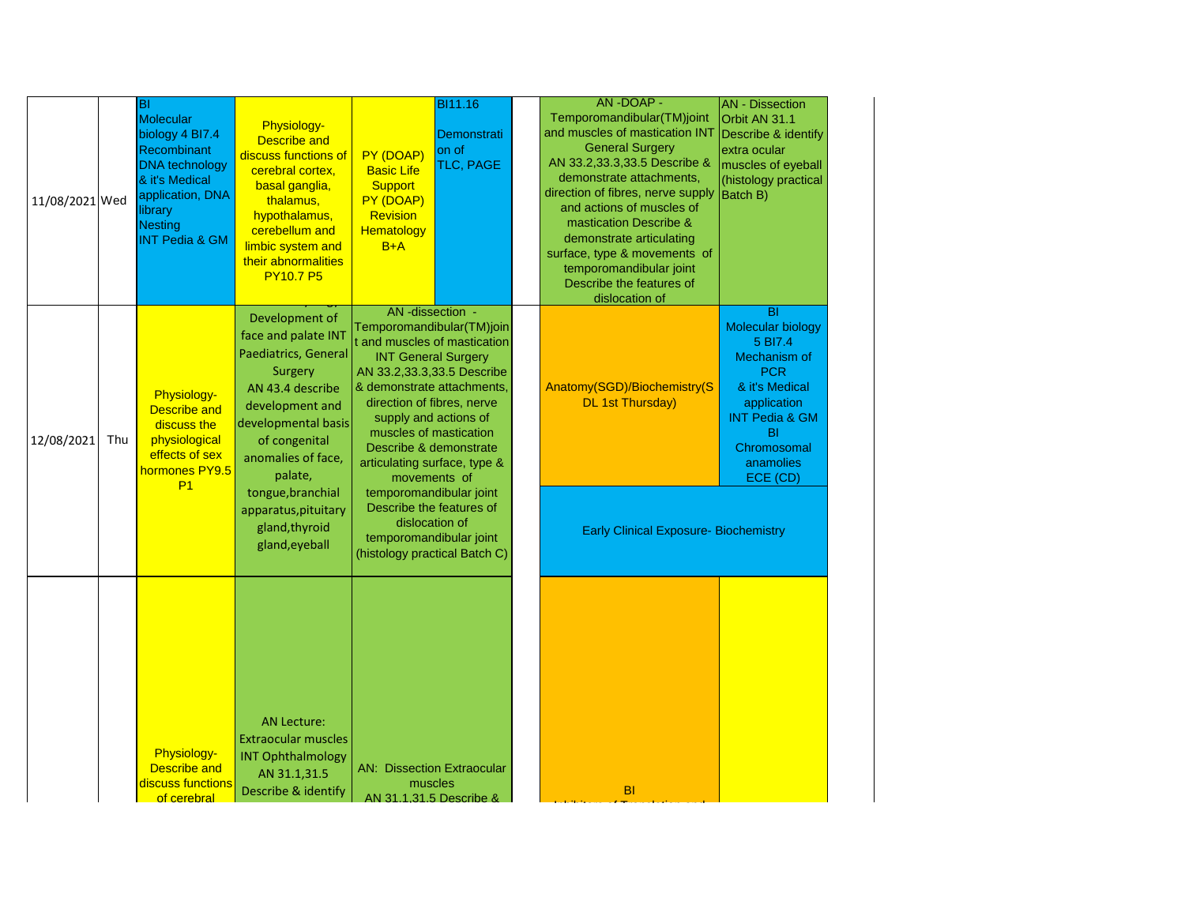| Date | Day | | | | | | | |
|---|---|---|---|---|---|---|---|---|
| 11/08/2021 | Wed | BI Molecular biology 4 BI7.4 Recombinant DNA technology & it's Medical application, DNA library Nesting INT Pedia & GM | Physiology- Describe and discuss functions of cerebral cortex, basal ganglia, thalamus, hypothalamus, cerebellum and limbic system and their abnormalities PY10.7 P5 | PY (DOAP) Basic Life Support PY (DOAP) Revision Hematology B+A | BI11.16 Demonstration of TLC, PAGE | | AN -DOAP - Temporomandibular(TM)joint and muscles of mastication INT General Surgery AN 33.2,33.3,33.5 Describe & demonstrate attachments, direction of fibres, nerve supply and actions of muscles of mastication Describe & demonstrate articulating surface, type & movements of temporomandibular joint Describe the features of dislocation of | AN - Dissection Orbit AN 31.1 Describe & identify extra ocular muscles of eyeball (histology practical Batch B) |
| 12/08/2021 | Thu | Physiology- Describe and discuss the physiological effects of sex hormones PY9.5 P1 | Development of face and palate INT Paediatrics, General Surgery AN 43.4 describe development and developmental basis of congenital anomalies of face, palate, tongue,branchial apparatus,pituitary gland,thyroid gland,eyeball | AN -dissection - Temporomandibular(TM)joint and muscles of mastication INT General Surgery AN 33.2,33.3,33.5 Describe & demonstrate attachments, direction of fibres, nerve supply and actions of muscles of mastication Describe & demonstrate articulating surface, type & movements of temporomandibular joint Describe the features of dislocation of temporomandibular joint (histology practical Batch C) | | | Anatomy(SGD)/Biochemistry(SDL 1st Thursday) / Early Clinical Exposure- Biochemistry | BI Molecular biology 5 BI7.4 Mechanism of PCR & it's Medical application INT Pedia & GM BI Chromosomal anamolies ECE (CD) / Early Clinical Exposure- Biochemistry |
| | | Physiology- Describe and discuss functions of cerebral | AN Lecture: Extraocular muscles INT Ophthalmology AN 31.1,31.5 Describe & identify | AN: Dissection Extraocular muscles AN 31.1,31.5 Describe & | | | BI | |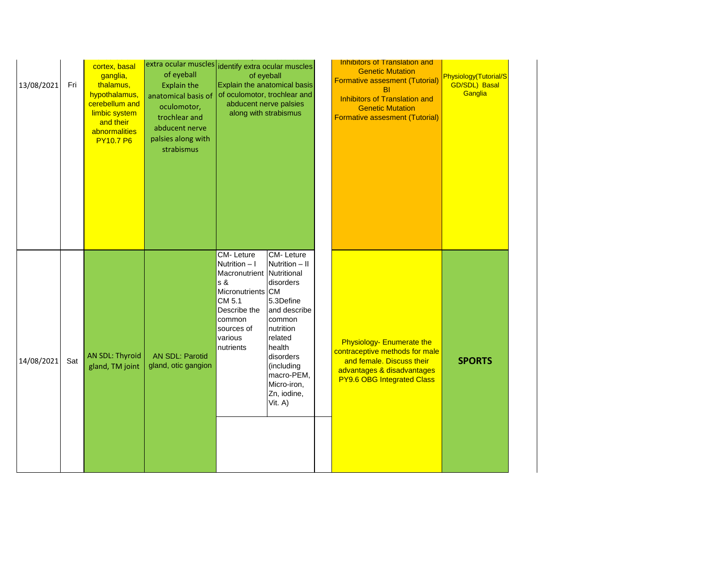| | | | | | | | | |
|---|---|---|---|---|---|---|---|---|
| 13/08/2021 | Fri | cortex, basal ganglia, thalamus, hypothalamus, cerebellum and limbic system and their abnormalities PY10.7 P6 | extra ocular muscles of eyeball Explain the anatomical basis of oculomotor, trochlear and abducent nerve palsies along with strabismus | identify extra ocular muscles of eyeball Explain the anatomical basis of oculomotor, trochlear and abducent nerve palsies along with strabismus | | | Inhibitors of Translation and Genetic Mutation Formative assesment (Tutorial) BI Inhibitors of Translation and Genetic Mutation Formative assesment (Tutorial) | Physiology(Tutorial/SGD/SDL) Basal Ganglia |
| 14/08/2021 | Sat | AN SDL: Thyroid gland, TM joint | AN SDL: Parotid gland, otic gangion | CM- Leture Nutrition – I Macronutrients & Micronutrients CM 5.1 Describe the common sources of various nutrients | CM- Leture Nutrition – II Nutritional disorders CM 5.3Define and describe common nutrition related health disorders (including macro-PEM, Micro-iron, Zn, iodine, Vit. A) | | Physiology- Enumerate the contraceptive methods for male and female. Discuss their advantages & disadvantages PY9.6 OBG Integrated Class | **SPORTS** |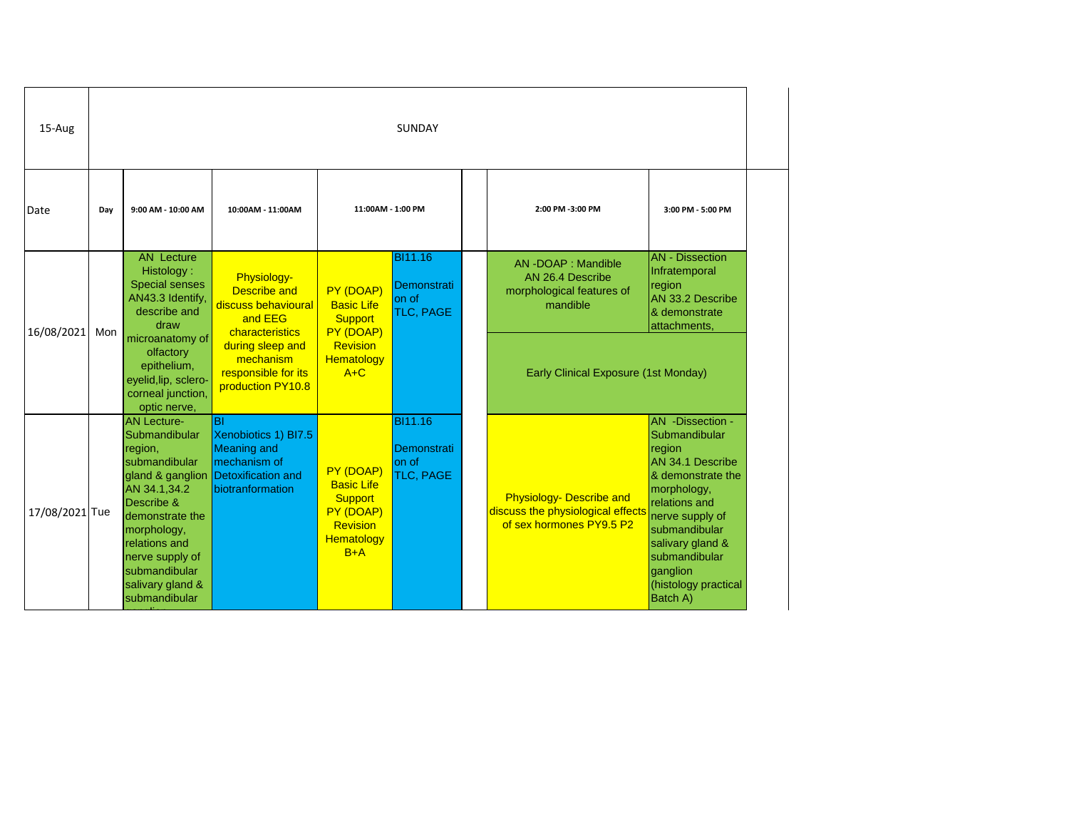| Date | Day | 9:00 AM - 10:00 AM | 10:00AM - 11:00AM | 11:00AM - 1:00 PM | | | 2:00 PM -3:00 PM | 3:00 PM - 5:00 PM |
|---|---|---|---|---|---|---|---|---|
| 15-Aug | SUNDAY | | | | | | | |
| 16/08/2021 | Mon | AN Lecture Histology : Special senses AN43.3 Identify, describe and draw microanatomy of olfactory epithelium, eyelid,lip, sclero-corneal junction, optic nerve, | Physiology- Describe and discuss behavioural and EEG characteristics during sleep and mechanism responsible for its production PY10.8 | PY (DOAP) Basic Life Support PY (DOAP) Revision Hematology A+C | BI11.16 Demonstration of TLC, PAGE | | AN -DOAP : Mandible AN 26.4 Describe morphological features of mandible | AN - Dissection Infratemporal region AN 33.2 Describe & demonstrate attachments, |
| | | | | | | | Early Clinical Exposure (1st Monday) | |
| 17/08/2021 | Tue | AN Lecture- Submandibular region, submandibular gland & ganglion AN 34.1,34.2 Describe & demonstrate the morphology, relations and nerve supply of submandibular salivary gland & submandibular ganglion | BI Xenobiotics 1) BI7.5 Meaning and mechanism of Detoxification and biotranformation | PY (DOAP) Basic Life Support PY (DOAP) Revision Hematology B+A | BI11.16 Demonstration of TLC, PAGE | | Physiology- Describe and discuss the physiological effects of sex hormones PY9.5 P2 | AN -Dissection - Submandibular region AN 34.1 Describe & demonstrate the morphology, relations and nerve supply of submandibular salivary gland & submandibular ganglion (histology practical Batch A) |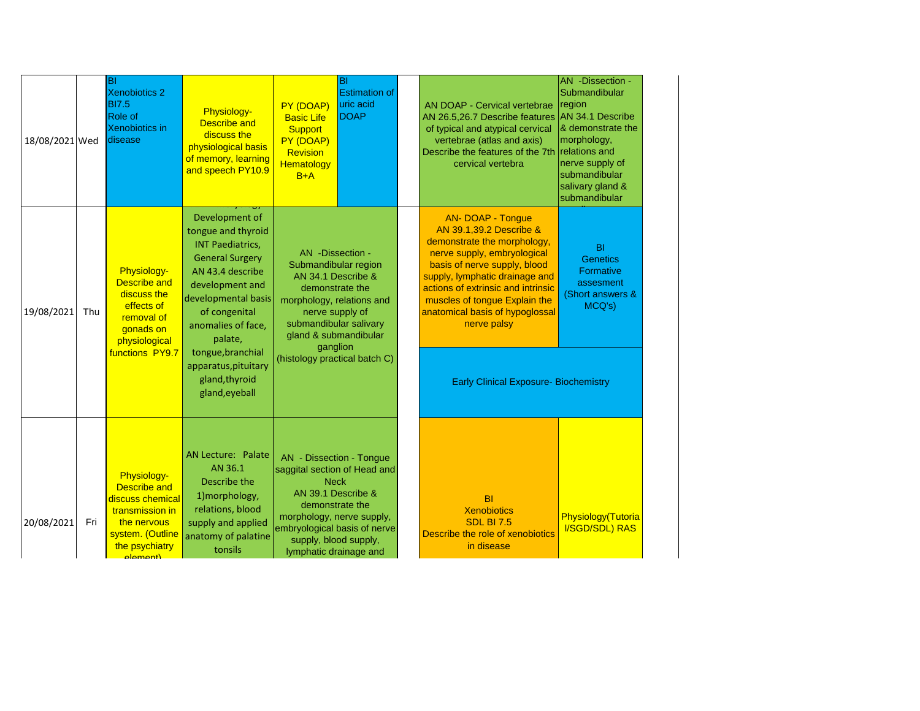| Date | Day | | | | | | | |
|---|---|---|---|---|---|---|---|---|
| 18/08/2021 | Wed | BI Xenobiotics 2 BI7.5 Role of Xenobiotics in disease | Physiology- Describe and discuss the physiological basis of memory, learning and speech PY10.9 | PY (DOAP) Basic Life Support PY (DOAP) Revision Hematology B+A | BI Estimation of uric acid DOAP | | AN DOAP - Cervical vertebrae AN 26.5,26.7 Describe features of typical and atypical cervical vertebrae (atlas and axis) Describe the features of the 7th cervical vertebra | AN -Dissection - Submandibular region AN 34.1 Describe & demonstrate the morphology, relations and nerve supply of submandibular salivary gland & submandibular |
| 19/08/2021 | Thu | Physiology- Describe and discuss the effects of removal of gonads on physiological functions PY9.7 | Development of tongue and thyroid INT Paediatrics, General Surgery AN 43.4 describe development and developmental basis of congenital anomalies of face, palate, tongue,branchial apparatus,pituitary gland,thyroid gland,eyeball | AN -Dissection - Submandibular region AN 34.1 Describe & demonstrate the morphology, relations and nerve supply of submandibular salivary gland & submandibular ganglion (histology practical batch C) | | | AN- DOAP - Tongue AN 39.1,39.2 Describe & demonstrate the morphology, nerve supply, embryological basis of nerve supply, blood supply, lymphatic drainage and actions of extrinsic and intrinsic muscles of tongue Explain the anatomical basis of hypoglossal nerve palsy | BI Genetics Formative assesment (Short answers & MCQ's) |
| | | | | | | | Early Clinical Exposure- Biochemistry | |
| 20/08/2021 | Fri | Physiology- Describe and discuss chemical transmission in the nervous system. (Outline the psychiatry element) | AN Lecture: Palate AN 36.1 Describe the 1)morphology, relations, blood supply and applied anatomy of palatine tonsils | AN - Dissection - Tongue saggital section of Head and Neck AN 39.1 Describe & demonstrate the morphology, nerve supply, embryological basis of nerve supply, blood supply, lymphatic drainage and | | | BI Xenobiotics SDL BI 7.5 Describe the role of xenobiotics in disease | Physiology(Tutorial/SGD/SDL) RAS |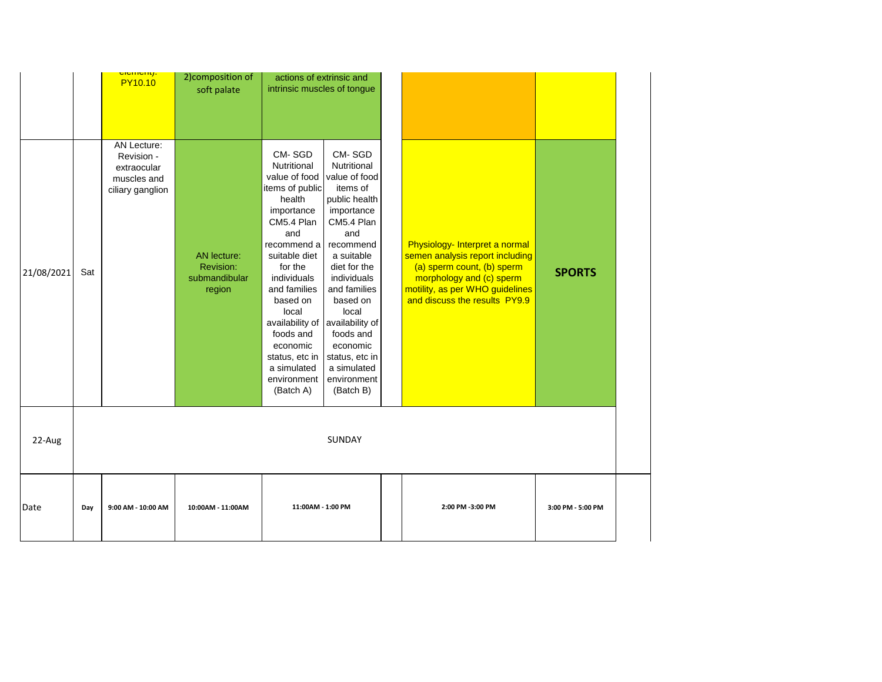| | | element): PY10.10 | 2)composition of soft palate | actions of extrinsic and intrinsic muscles of tongue | | | | |
|---|---|---|---|---|---|---|---|---|
| 21/08/2021 | Sat | AN Lecture: Revision - extraocular muscles and ciliary ganglion | AN lecture: Revision: submandibular region | CM- SGD Nutritional value of food items of public health importance CM5.4 Plan and recommend a suitable diet for the individuals and families based on local availability of foods and economic status, etc in a simulated environment (Batch A) | CM- SGD Nutritional value of food items of public health importance CM5.4 Plan and recommend a suitable diet for the individuals and families based on local availability of foods and economic status, etc in a simulated environment (Batch B) | | Physiology- Interpret a normal semen analysis report including (a) sperm count, (b) sperm morphology and (c) sperm motility, as per WHO guidelines and discuss the results PY9.9 | **SPORTS** |
| 22-Aug | SUNDAY | | | | | | | |
| Date | Day | 9:00 AM - 10:00 AM | 10:00AM - 11:00AM | 11:00AM - 1:00 PM | | | 2:00 PM -3:00 PM | 3:00 PM - 5:00 PM |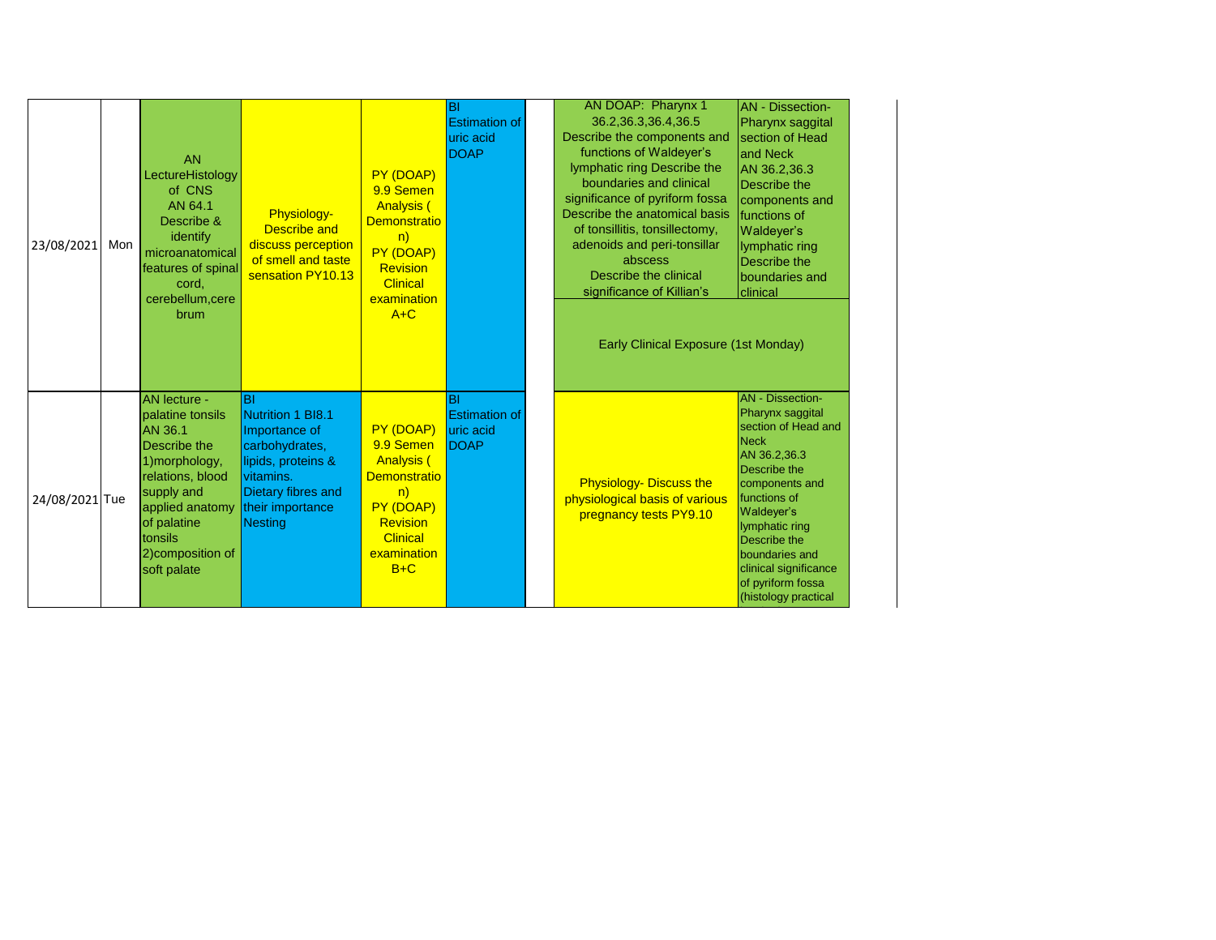| Date | Day | | | | | | | |
|---|---|---|---|---|---|---|---|---|
| 23/08/2021 | Mon | AN LectureHistology of CNS AN 64.1 Describe & identify microanatomical features of spinal cord, cerebellum,cerebrum | Physiology- Describe and discuss perception of smell and taste sensation PY10.13 | PY (DOAP) 9.9 Semen Analysis ( Demonstration) PY (DOAP) Revision Clinical examination A+C | BI Estimation of uric acid DOAP | | AN DOAP: Pharynx 1 36.2,36.3,36.4,36.5 Describe the components and functions of Waldeyer's lymphatic ring Describe the boundaries and clinical significance of pyriform fossa Describe the anatomical basis of tonsillitis, tonsillectomy, adenoids and peri-tonsillar abscess Describe the clinical significance of Killian's<br>Early Clinical Exposure (1st Monday) | AN - Dissection-Pharynx saggital section of Head and Neck AN 36.2,36.3 Describe the components and functions of Waldeyer's lymphatic ring Describe the boundaries and clinical |
| 24/08/2021 | Tue | AN lecture - palatine tonsils AN 36.1 Describe the 1)morphology, relations, blood supply and applied anatomy of palatine tonsils 2)composition of soft palate | BI Nutrition 1 BI8.1 Importance of carbohydrates, lipids, proteins & vitamins. Dietary fibres and their importance Nesting | PY (DOAP) 9.9 Semen Analysis ( Demonstration) PY (DOAP) Revision Clinical examination B+C | BI Estimation of uric acid DOAP | | Physiology- Discuss the physiological basis of various pregnancy tests PY9.10 | AN - Dissection-Pharynx saggital section of Head and Neck AN 36.2,36.3 Describe the components and functions of Waldeyer's lymphatic ring Describe the boundaries and clinical significance of pyriform fossa (histology practical |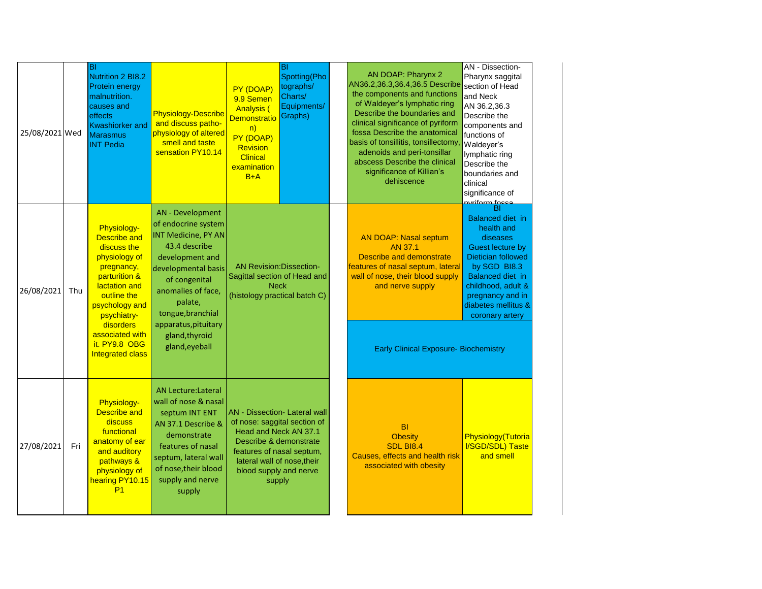| Date | Day | | | | | | | |
|---|---|---|---|---|---|---|---|---|
| 25/08/2021 | Wed | BI Nutrition 2 BI8.2 Protein energy malnutrition. causes and effects Kwashiorker and Marasmus INT Pedia | Physiology-Describe and discuss patho-physiology of altered smell and taste sensation PY10.14 | PY (DOAP) 9.9 Semen Analysis ( Demonstration) PY (DOAP) Revision Clinical examination B+A | BI Spotting(Photographs/ Charts/ Equipments/ Graphs) | | AN DOAP: Pharynx 2 AN36.2,36.3,36.4,36.5 Describe the components and functions of Waldeyer's lymphatic ring Describe the boundaries and clinical significance of pyriform fossa Describe the anatomical basis of tonsillitis, tonsillectomy, adenoids and peri-tonsillar abscess Describe the clinical significance of Killian's dehiscence | AN - Dissection- Pharynx saggital section of Head and Neck AN 36.2,36.3 Describe the components and functions of Waldeyer's lymphatic ring Describe the boundaries and clinical significance of pyriform fossa |
| 26/08/2021 | Thu | Physiology- Describe and discuss the physiology of pregnancy, parturition & lactation and outline the psychology and psychiatry- disorders associated with it. PY9.8 OBG Integrated class | AN - Development of endocrine system INT Medicine, PY AN 43.4 describe development and developmental basis of congenital anomalies of face, palate, tongue,branchial apparatus,pituitary gland,thyroid gland,eyeball | AN Revision:Dissection- Sagittal section of Head and Neck (histology practical batch C) | | | AN DOAP: Nasal septum AN 37.1 Describe and demonstrate features of nasal septum, lateral wall of nose, their blood supply and nerve supply | BI Balanced diet in health and diseases Guest lecture by Dietician followed by SGD BI8.3 Balanced diet in childhood, adult & pregnancy and in diabetes mellitus & coronary artery |
| | | | | | | | Early Clinical Exposure- Biochemistry | |
| 27/08/2021 | Fri | Physiology- Describe and discuss functional anatomy of ear and auditory pathways & physiology of hearing PY10.15 P1 | AN Lecture:Lateral wall of nose & nasal septum INT ENT AN 37.1 Describe & demonstrate features of nasal septum, lateral wall of nose,their blood supply and nerve supply | AN - Dissection- Lateral wall of nose: saggital section of Head and Neck AN 37.1 Describe & demonstrate features of nasal septum, lateral wall of nose,their blood supply and nerve supply | | | BI Obesity SDL BI8.4 Causes, effects and health risk associated with obesity | Physiology(Tutorial/SGD/SDL) Taste and smell |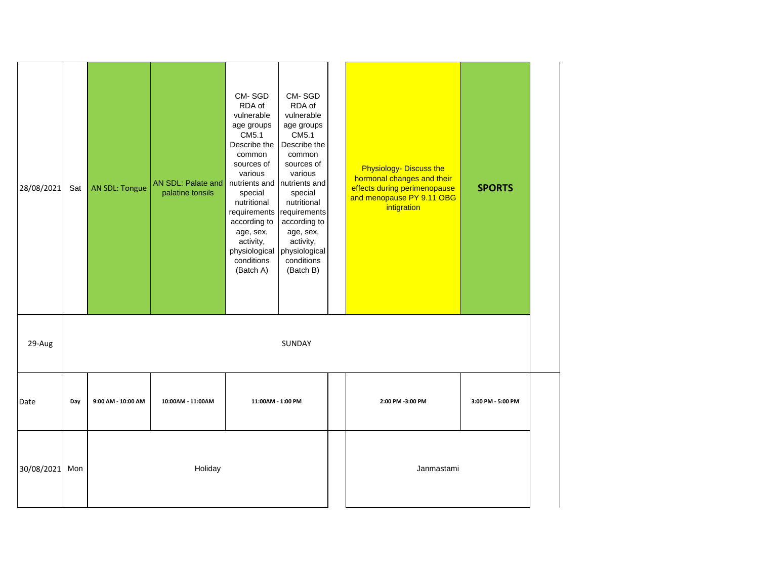| | | | | | | | | |
|---|---|---|---|---|---|---|---|---|
| 28/08/2021 | Sat | AN SDL: Tongue | AN SDL: Palate and palatine tonsils | CM- SGD RDA of vulnerable age groups CM5.1 Describe the common sources of various nutrients and special nutritional requirements according to age, sex, activity, physiological conditions (Batch A) | CM- SGD RDA of vulnerable age groups CM5.1 Describe the common sources of various nutrients and special nutritional requirements according to age, sex, activity, physiological conditions (Batch B) | | Physiology- Discuss the hormonal changes and their effects during perimenopause and menopause PY 9.11 OBG intigration | **SPORTS** |
| 29-Aug | SUNDAY | | | | | | | |
| Date | Day | 9:00 AM - 10:00 AM | 10:00AM - 11:00AM | 11:00AM - 1:00 PM | | | 2:00 PM -3:00 PM | 3:00 PM - 5:00 PM |
| 30/08/2021 | Mon | Holiday | | | | | Janmastami | |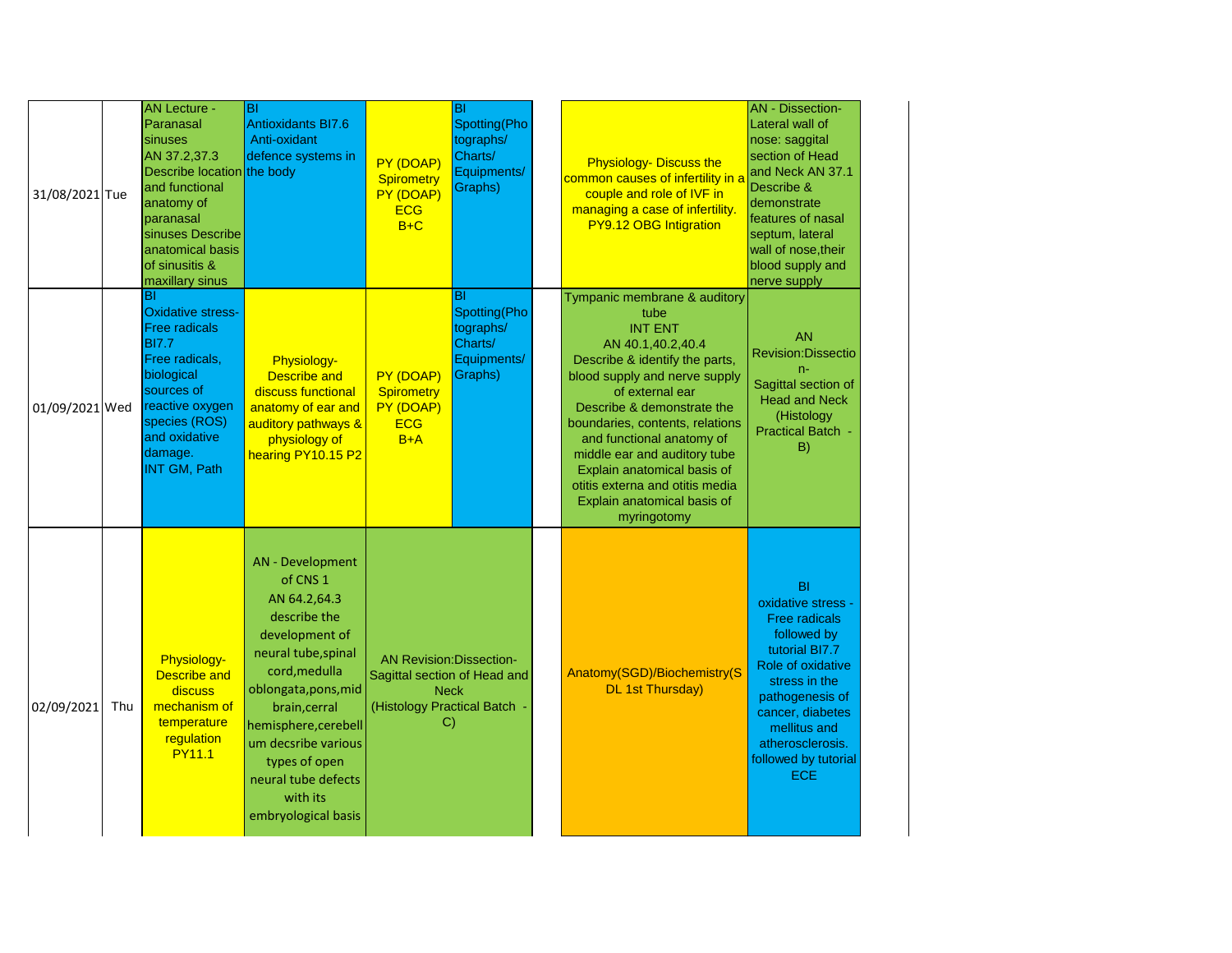| Date | Day | | | | | | | |
|---|---|---|---|---|---|---|---|---|
| 31/08/2021 | Tue | AN Lecture - Paranasal sinuses AN 37.2,37.3 Describe location and functional anatomy of paranasal sinuses Describe anatomical basis of sinusitis & maxillary sinus | BI Antioxidants BI7.6 Anti-oxidant defence systems in the body | PY (DOAP) Spirometry PY (DOAP) ECG B+C | BI Spotting(Photographs/ Charts/ Equipments/ Graphs) | | Physiology- Discuss the common causes of infertility in a couple and role of IVF in managing a case of infertility. PY9.12 OBG Intigration | AN - Dissection- Lateral wall of nose: saggital section of Head and Neck AN 37.1 Describe & demonstrate features of nasal septum, lateral wall of nose,their blood supply and nerve supply |
| 01/09/2021 | Wed | BI Oxidative stress- Free radicals BI7.7 Free radicals, biological sources of reactive oxygen species (ROS) and oxidative damage. INT GM, Path | Physiology- Describe and discuss functional anatomy of ear and auditory pathways & physiology of hearing PY10.15 P2 | PY (DOAP) Spirometry PY (DOAP) ECG B+A | BI Spotting(Photographs/ Charts/ Equipments/ Graphs) | | Tympanic membrane & auditory tube INT ENT AN 40.1,40.2,40.4 Describe & identify the parts, blood supply and nerve supply of external ear Describe & demonstrate the boundaries, contents, relations and functional anatomy of middle ear and auditory tube Explain anatomical basis of otitis externa and otitis media Explain anatomical basis of myringotomy | AN Revision:Dissection- Sagittal section of Head and Neck (Histology Practical Batch - B) |
| 02/09/2021 | Thu | Physiology- Describe and discuss mechanism of temperature regulation PY11.1 | AN - Development of CNS 1 AN 64.2,64.3 describe the development of neural tube,spinal cord,medulla oblongata,pons,mid brain,cerral hemisphere,cerebellum decsribe various types of open neural tube defects with its embryological basis | AN Revision:Dissection- Sagittal section of Head and Neck (Histology Practical Batch - C) | | | Anatomy(SGD)/Biochemistry(SDL 1st Thursday) | BI oxidative stress - Free radicals followed by tutorial BI7.7 Role of oxidative stress in the pathogenesis of cancer, diabetes mellitus and atherosclerosis. followed by tutorial ECE |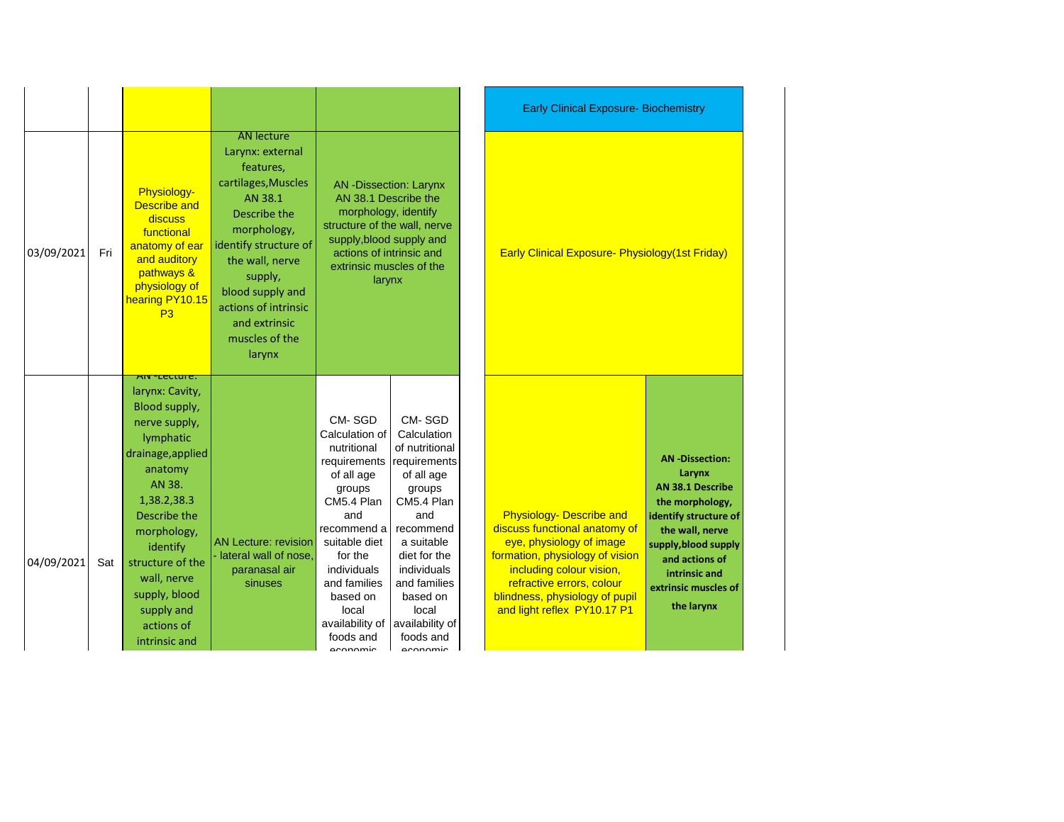| | | | | | | | |
|---|---|---|---|---|---|---|---|
| | | | | | Early Clinical Exposure- Biochemistry | | |
| 03/09/2021 | Fri | Physiology- Describe and discuss functional anatomy of ear and auditory pathways & physiology of hearing PY10.15 P3 | AN lecture Larynx: external features, cartilages,Muscles AN 38.1 Describe the morphology, identify structure of the wall, nerve supply, blood supply and actions of intrinsic and extrinsic muscles of the larynx | AN -Dissection: Larynx AN 38.1 Describe the morphology, identify structure of the wall, nerve supply,blood supply and actions of intrinsic and extrinsic muscles of the larynx | | Early Clinical Exposure- Physiology(1st Friday) | |
| 04/09/2021 | Sat | AN -Lecture: larynx: Cavity, Blood supply, nerve supply, lymphatic drainage,applied anatomy AN 38. 1,38.2,38.3 Describe the morphology, identify structure of the wall, nerve supply, blood supply and actions of intrinsic and | AN Lecture: revision - lateral wall of nose, paranasal air sinuses | CM- SGD Calculation of nutritional requirements of all age groups CM5.4 Plan and recommend a suitable diet for the individuals and families based on local availability of foods and economic | CM- SGD Calculation of nutritional requirements of all age groups CM5.4 Plan and recommend a suitable diet for the individuals and families based on local availability of foods and economic | Physiology- Describe and discuss functional anatomy of eye, physiology of image formation, physiology of vision including colour vision, refractive errors, colour blindness, physiology of pupil and light reflex PY10.17 P1 | **AN -Dissection: Larynx AN 38.1 Describe the morphology, identify structure of the wall, nerve supply,blood supply and actions of intrinsic and extrinsic muscles of the larynx** |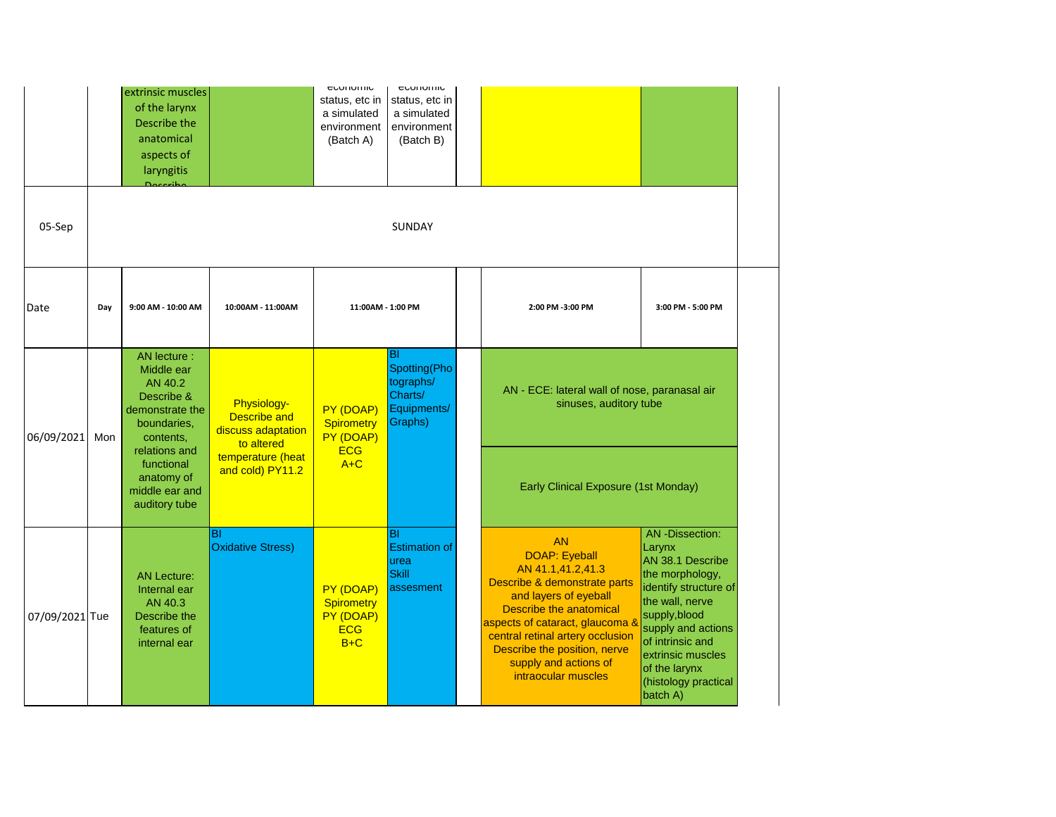| Date | Day | 9:00 AM - 10:00 AM | 10:00AM - 11:00AM | 11:00AM - 1:00 PM | | | 2:00 PM -3:00 PM | 3:00 PM - 5:00 PM |
|---|---|---|---|---|---|---|---|---|
| | | extrinsic muscles of the larynx Describe the anatomical aspects of laryngitis Describe | | economic status, etc in a simulated environment (Batch A) | economic status, etc in a simulated environment (Batch B) | | | |
| 05-Sep | SUNDAY | | | | | | | |
| 06/09/2021 | Mon | AN lecture : Middle ear AN 40.2 Describe & demonstrate the boundaries, contents, relations and functional anatomy of middle ear and auditory tube | Physiology- Describe and discuss adaptation to altered temperature (heat and cold) PY11.2 | PY (DOAP) Spirometry PY (DOAP) ECG A+C | BI Spotting(Photographs/ Charts/ Equipments/ Graphs) | | AN - ECE: lateral wall of nose, paranasal air sinuses, auditory tube<br><br>Early Clinical Exposure (1st Monday) | |
| 07/09/2021 | Tue | AN Lecture: Internal ear AN 40.3 Describe the features of internal ear | BI Oxidative Stress) | PY (DOAP) Spirometry PY (DOAP) ECG B+C | BI Estimation of urea Skill assesment | | AN DOAP: Eyeball AN 41.1,41.2,41.3 Describe & demonstrate parts and layers of eyeball Describe the anatomical aspects of cataract, glaucoma & central retinal artery occlusion Describe the position, nerve supply and actions of intraocular muscles | AN -Dissection: Larynx AN 38.1 Describe the morphology, identify structure of the wall, nerve supply,blood supply and actions of intrinsic and extrinsic muscles of the larynx (histology practical batch A) |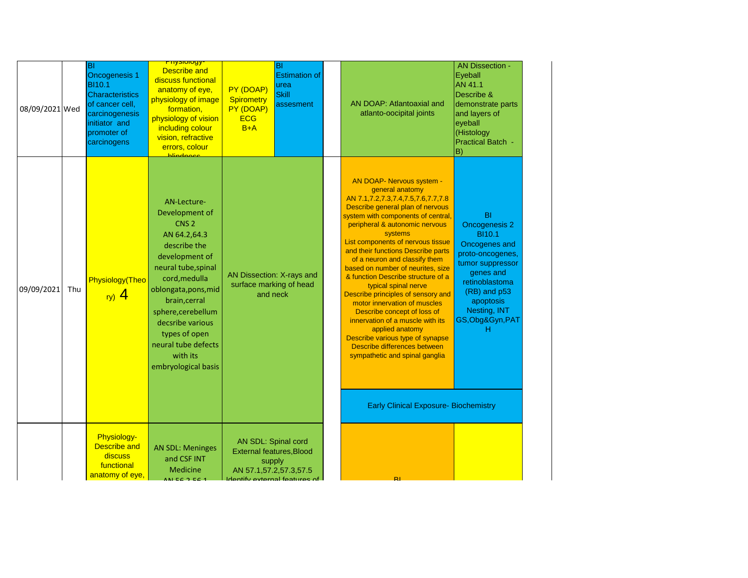| Date | Day | | | | | | | |
|---|---|---|---|---|---|---|---|---|
| 08/09/2021 | Wed | BI Oncogenesis 1 BI10.1 Characteristics of cancer cell, carcinogenesis initiator and promoter of carcinogens | Physiology- Describe and discuss functional anatomy of eye, physiology of image formation, physiology of vision including colour vision, refractive errors, colour blindness | PY (DOAP) Spirometry PY (DOAP) ECG B+A | BI Estimation of urea Skill assesment | | AN DOAP: Atlantoaxial and atlanto-oocipital joints | AN Dissection - Eyeball AN 41.1 Describe & demonstrate parts and layers of eyeball (Histology Practical Batch - B) |
| 09/09/2021 | Thu | Physiology(Theory) 4 | AN-Lecture- Development of CNS 2 AN 64.2,64.3 describe the development of neural tube,spinal cord,medulla oblongata,pons,mid brain,cerral sphere,cerebellum decsribe various types of open neural tube defects with its embryological basis | AN Dissection: X-rays and surface marking of head and neck | | | AN DOAP- Nervous system - general anatomy AN 7.1,7.2,7.3,7.4,7.5,7.6,7.7,7.8 Describe general plan of nervous system with components of central, peripheral & autonomic nervous systems List components of nervous tissue and their functions Describe parts of a neuron and classify them based on number of neurites, size & function Describe structure of a typical spinal nerve Describe principles of sensory and motor innervation of muscles Describe concept of loss of innervation of a muscle with its applied anatomy Describe various type of synapse Describe differences between sympathetic and spinal ganglia<br>Early Clinical Exposure- Biochemistry | BI Oncogenesis 2 BI10.1 Oncogenes and proto-oncogenes, tumor suppressor genes and retinoblastoma (RB) and p53 apoptosis Nesting, INT GS,Obg&Gyn,PATH |
| | | Physiology- Describe and discuss functional anatomy of eye, | AN SDL: Meninges and CSF INT Medicine AN 56.2,56.1 | AN SDL: Spinal cord External features,Blood supply AN 57.1,57.2,57.3,57.5 Identify external features of | | | BI | |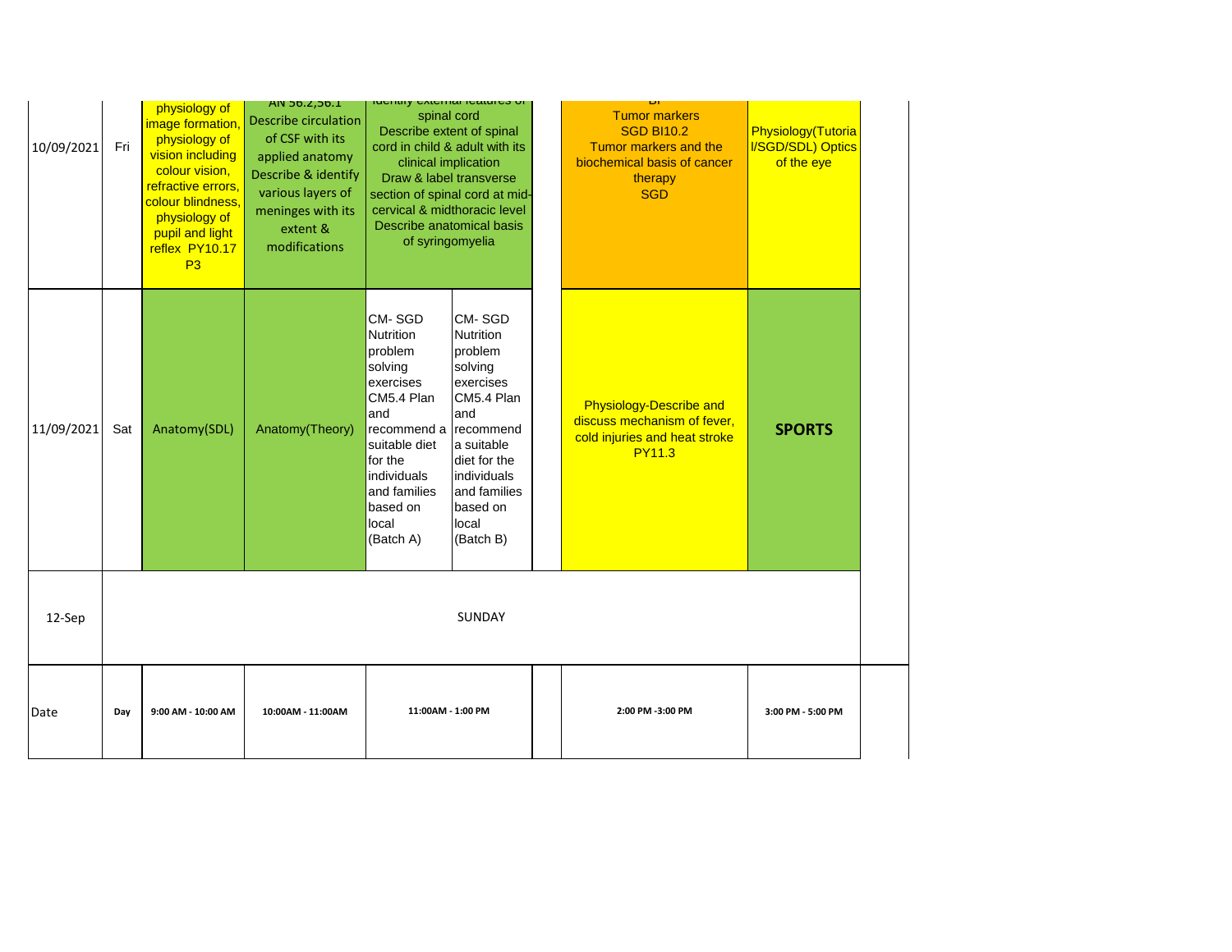| Date | Day | 9:00 AM - 10:00 AM | 10:00AM - 11:00AM | 11:00AM - 1:00 PM | | | 2:00 PM -3:00 PM | 3:00 PM - 5:00 PM |
|---|---|---|---|---|---|---|---|---|
| 10/09/2021 | Fri | physiology of image formation, physiology of vision including colour vision, refractive errors, colour blindness, physiology of pupil and light reflex PY10.17 P3 | AN 56.2,56.1 Describe circulation of CSF with its applied anatomy Describe & identify various layers of meninges with its extent & modifications | Identify external features of spinal cord Describe extent of spinal cord in child & adult with its clinical implication Draw & label transverse section of spinal cord at mid-cervical & midthoracic level Describe anatomical basis of syringomyelia | | | BI Tumor markers SGD BI10.2 Tumor markers and the biochemical basis of cancer therapy SGD | Physiology(Tutorial/SGD/SDL) Optics of the eye |
| 11/09/2021 | Sat | Anatomy(SDL) | Anatomy(Theory) | CM- SGD Nutrition problem solving exercises CM5.4 Plan and recommend a suitable diet for the individuals and families based on local (Batch A) | CM- SGD Nutrition problem solving exercises CM5.4 Plan and recommend a suitable diet for the individuals and families based on local (Batch B) | | Physiology-Describe and discuss mechanism of fever, cold injuries and heat stroke PY11.3 | **SPORTS** |
| 12-Sep | | SUNDAY | | | | | | |
| Date | Day | 9:00 AM - 10:00 AM | 10:00AM - 11:00AM | 11:00AM - 1:00 PM | | | 2:00 PM -3:00 PM | 3:00 PM - 5:00 PM |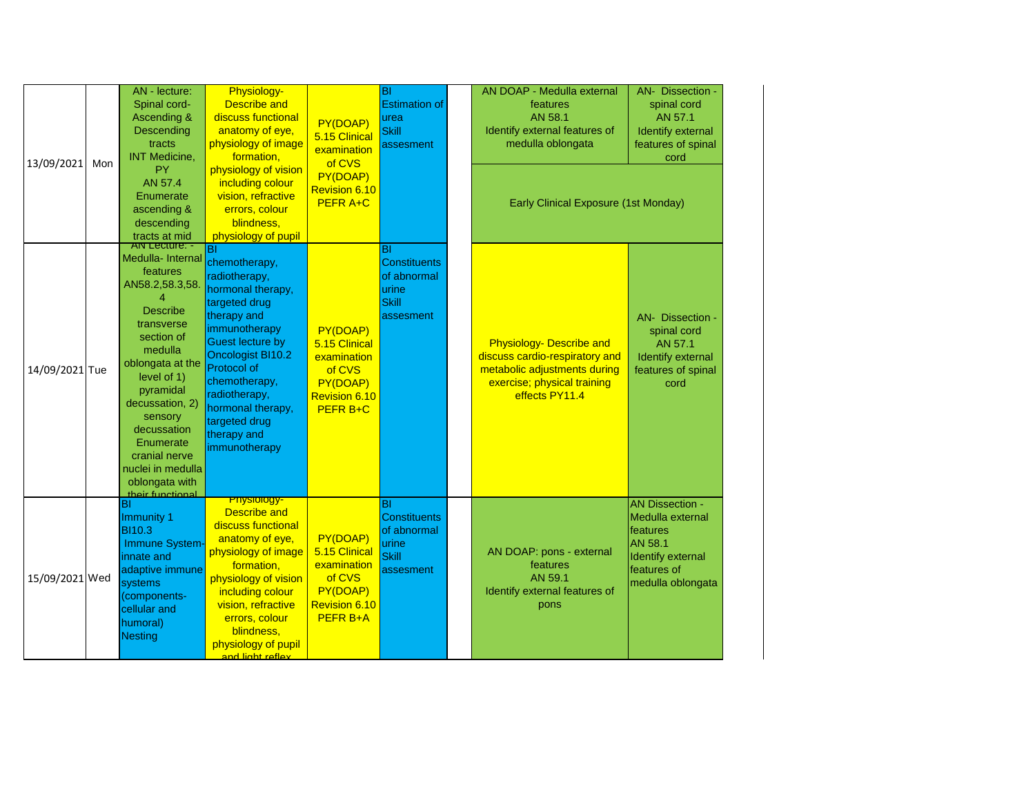| | | | | | | | | |
|---|---|---|---|---|---|---|---|---|
| 13/09/2021 | Mon | AN - lecture: Spinal cord- Ascending & Descending tracts INT Medicine, PY AN 57.4 Enumerate ascending & descending tracts at mid | Physiology- Describe and discuss functional anatomy of eye, physiology of image formation, physiology of vision including colour vision, refractive errors, colour blindness, physiology of pupil | PY(DOAP) 5.15 Clinical examination of CVS PY(DOAP) Revision 6.10 PEFR A+C | BI Estimation of urea Skill assesment | | AN DOAP - Medulla external features AN 58.1 Identify external features of medulla oblongata / Early Clinical Exposure (1st Monday) | AN- Dissection - spinal cord AN 57.1 Identify external features of spinal cord |
| 14/09/2021 | Tue | AN Lecture: - Medulla- Internal features AN58.2,58.3,58.4 Describe transverse section of medulla oblongata at the level of 1) pyramidal decussation, 2) sensory decussation Enumerate cranial nerve nuclei in medulla oblongata with their functional | BI chemotherapy, radiotherapy, hormonal therapy, targeted drug therapy and immunotherapy Guest lecture by Oncologist BI10.2 Protocol of chemotherapy, radiotherapy, hormonal therapy, targeted drug therapy and immunotherapy | PY(DOAP) 5.15 Clinical examination of CVS PY(DOAP) Revision 6.10 PEFR B+C | BI Constituents of abnormal urine Skill assesment | | Physiology- Describe and discuss cardio-respiratory and metabolic adjustments during exercise; physical training effects PY11.4 | AN- Dissection - spinal cord AN 57.1 Identify external features of spinal cord |
| 15/09/2021 | Wed | BI Immunity 1 BI10.3 Immune System- innate and adaptive immune systems (components- cellular and humoral) Nesting | Physiology- Describe and discuss functional anatomy of eye, physiology of image formation, physiology of vision including colour vision, refractive errors, colour blindness, physiology of pupil and light reflex | PY(DOAP) 5.15 Clinical examination of CVS PY(DOAP) Revision 6.10 PEFR B+A | BI Constituents of abnormal urine Skill assesment | | AN DOAP: pons - external features AN 59.1 Identify external features of pons | AN Dissection - Medulla external features AN 58.1 Identify external features of medulla oblongata |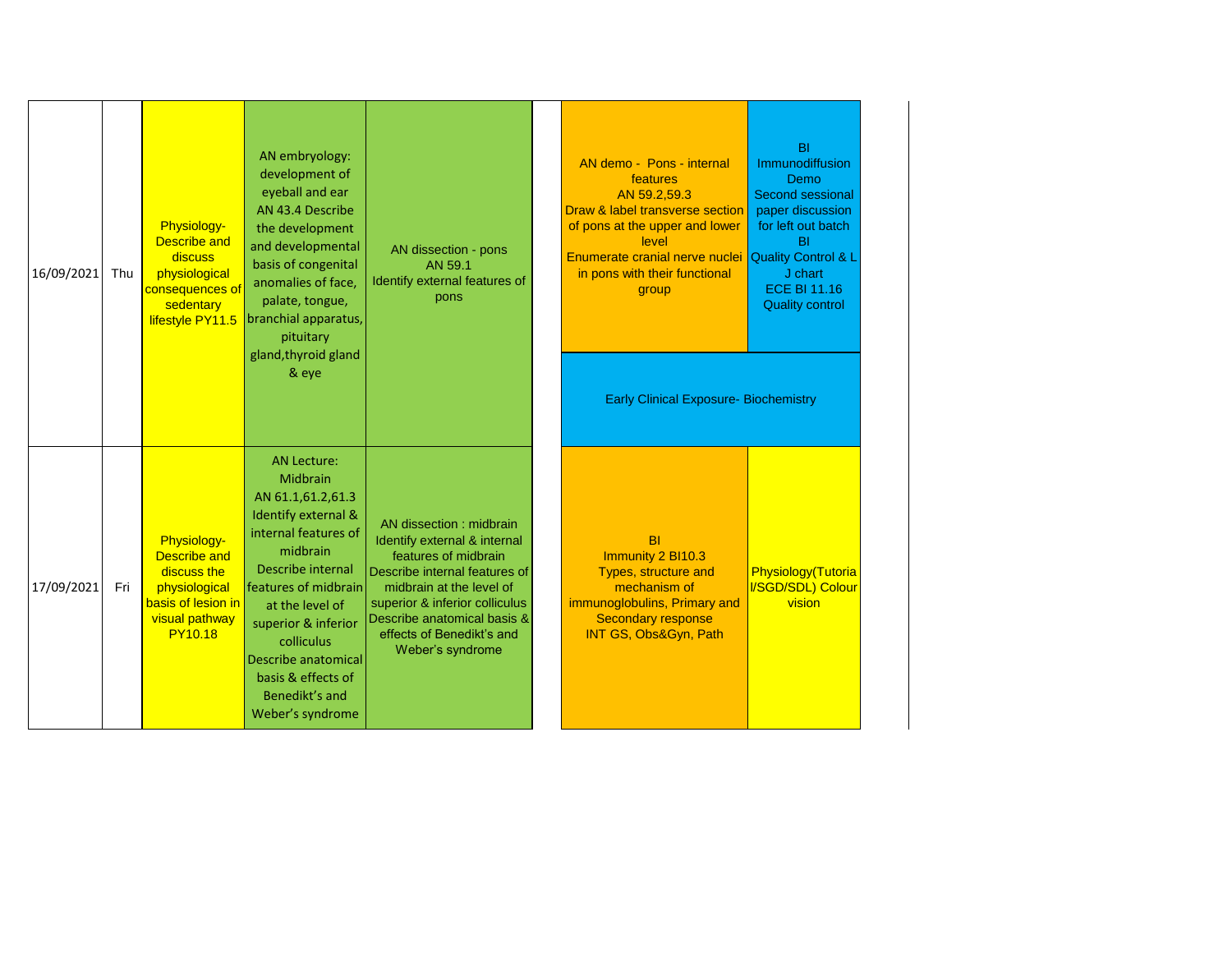| | | | | | | | |
|---|---|---|---|---|---|---|---|
| 16/09/2021 | Thu | Physiology- Describe and discuss physiological consequences of sedentary lifestyle PY11.5 | AN embryology: development of eyeball and ear AN 43.4 Describe the development and developmental basis of congenital anomalies of face, palate, tongue, branchial apparatus, pituitary gland,thyroid gland & eye | AN dissection - pons AN 59.1 Identify external features of pons | | AN demo - Pons - internal features AN 59.2,59.3 Draw & label transverse section of pons at the upper and lower level Enumerate cranial nerve nuclei in pons with their functional group | BI Immunodiffusion Demo Second sessional paper discussion for left out batch BI Quality Control & L J chart ECE BI 11.16 Quality control |
| | | | | | | Early Clinical Exposure- Biochemistry | |
| 17/09/2021 | Fri | Physiology- Describe and discuss the physiological basis of lesion in visual pathway PY10.18 | AN Lecture: Midbrain AN 61.1,61.2,61.3 Identify external & internal features of midbrain Describe internal features of midbrain at the level of superior & inferior colliculus Describe anatomical basis & effects of Benedikt's and Weber's syndrome | AN dissection : midbrain Identify external & internal features of midbrain Describe internal features of midbrain at the level of superior & inferior colliculus Describe anatomical basis & effects of Benedikt's and Weber's syndrome | | BI Immunity 2 BI10.3 Types, structure and mechanism of immunoglobulins, Primary and Secondary response INT GS, Obs&Gyn, Path | Physiology(Tutorial/SGD/SDL) Colour vision |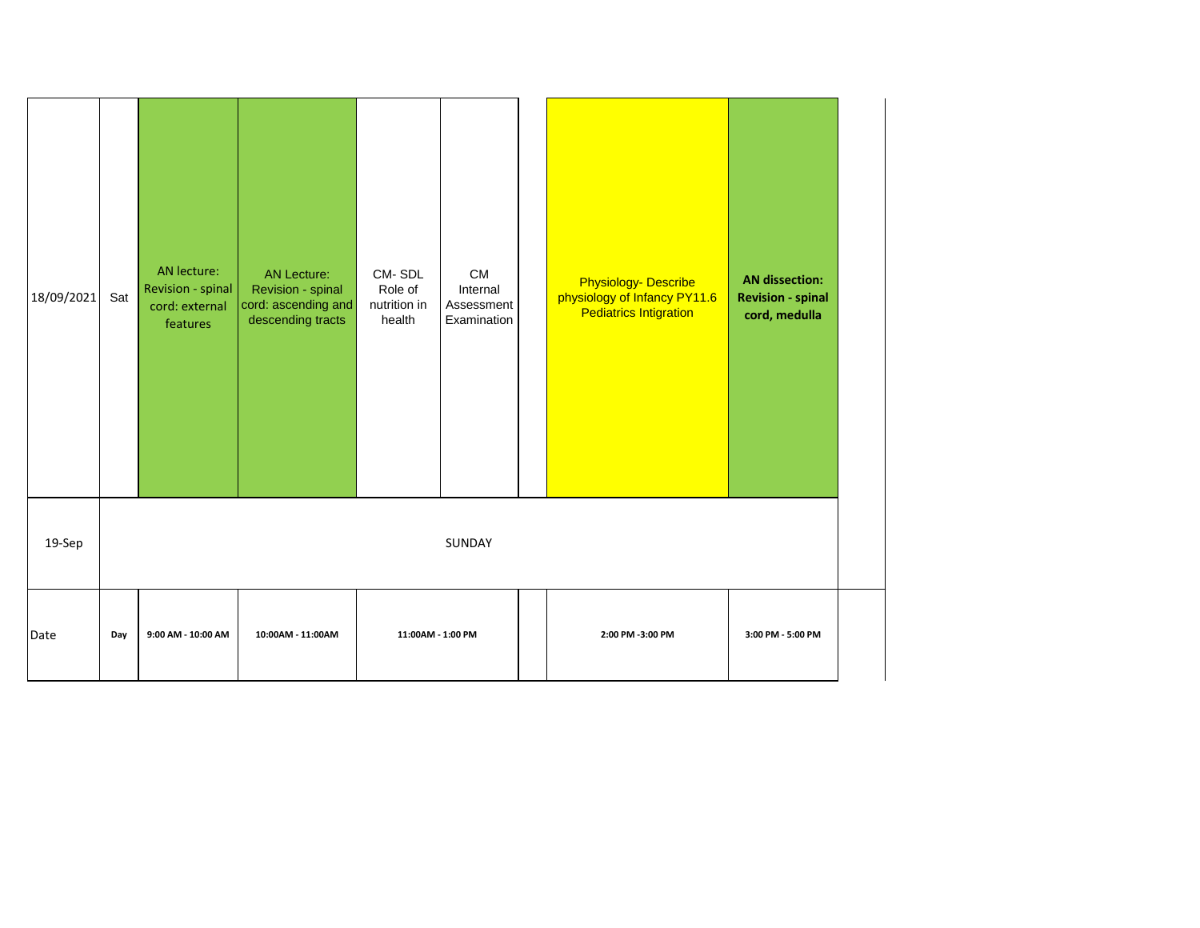| Date | Day | 9:00 AM - 10:00 AM | 10:00AM - 11:00AM | 11:00AM - 1:00 PM | | | 2:00 PM -3:00 PM | 3:00 PM - 5:00 PM |
|---|---|---|---|---|---|---|---|---|
| 18/09/2021 | Sat | AN lecture: Revision - spinal cord: external features | AN Lecture: Revision - spinal cord: ascending and descending tracts | CM- SDL Role of nutrition in health | CM Internal Assessment Examination | | Physiology- Describe physiology of Infancy PY11.6 Pediatrics Intigration | **AN dissection: Revision - spinal cord, medulla** |
| 19-Sep | SUNDAY | | | | | | | |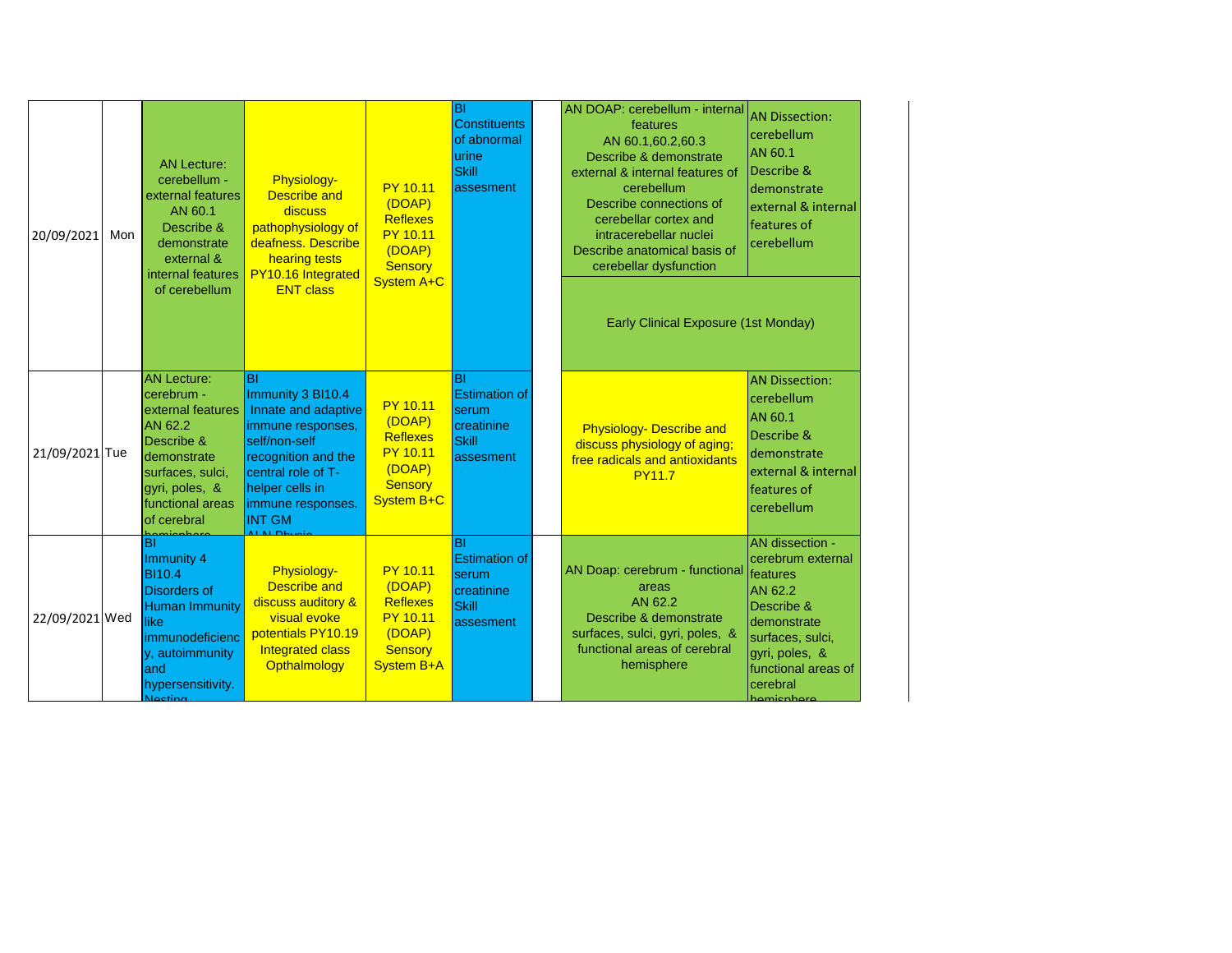| | | | | | | | | |
|---|---|---|---|---|---|---|---|---|
| 20/09/2021 | Mon | AN Lecture: cerebellum - external features AN 60.1 Describe & demonstrate external & internal features of cerebellum | Physiology- Describe and discuss pathophysiology of deafness. Describe hearing tests PY10.16 Integrated ENT class | PY 10.11 (DOAP) Reflexes PY 10.11 (DOAP) Sensory System A+C | BI Constituents of abnormal urine Skill assesment | | AN DOAP: cerebellum - internal features AN 60.1,60.2,60.3 Describe & demonstrate external & internal features of cerebellum Describe connections of cerebellar cortex and intracerebellar nuclei Describe anatomical basis of cerebellar dysfunction | AN Dissection: cerebellum AN 60.1 Describe & demonstrate external & internal features of cerebellum |
| | | | | | | | Early Clinical Exposure (1st Monday) | |
| 21/09/2021 | Tue | AN Lecture: cerebrum - external features AN 62.2 Describe & demonstrate surfaces, sulci, gyri, poles, & functional areas of cerebral hemisphere | BI Immunity 3 BI10.4 Innate and adaptive immune responses, self/non-self recognition and the central role of T-helper cells in immune responses. INT GM AI N Physio | PY 10.11 (DOAP) Reflexes PY 10.11 (DOAP) Sensory System B+C | BI Estimation of serum creatinine Skill assesment | | Physiology- Describe and discuss physiology of aging; free radicals and antioxidants PY11.7 | AN Dissection: cerebellum AN 60.1 Describe & demonstrate external & internal features of cerebellum |
| 22/09/2021 | Wed | BI Immunity 4 BI10.4 Disorders of Human Immunity like immunodeficiency, autoimmunity and hypersensitivity. Nesting | Physiology- Describe and discuss auditory & visual evoke potentials PY10.19 Integrated class Opthalmology | PY 10.11 (DOAP) Reflexes PY 10.11 (DOAP) Sensory System B+A | BI Estimation of serum creatinine Skill assesment | | AN Doap: cerebrum - functional areas AN 62.2 Describe & demonstrate surfaces, sulci, gyri, poles, & functional areas of cerebral hemisphere | AN dissection - cerebrum external features AN 62.2 Describe & demonstrate surfaces, sulci, gyri, poles, & functional areas of cerebral hemisphere |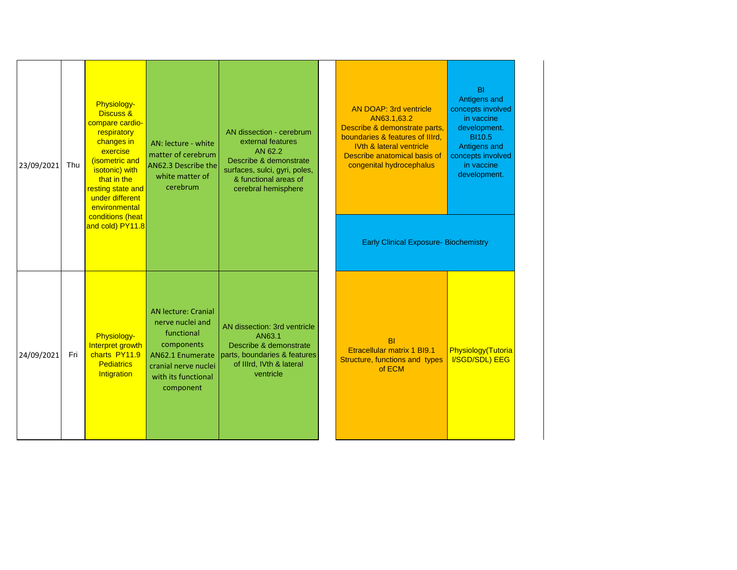| Date | Day | | | | | | |
|---|---|---|---|---|---|---|---|
| 23/09/2021 | Thu | Physiology- Discuss & compare cardio-respiratory changes in exercise (isometric and isotonic) with that in the resting state and under different environmental conditions (heat and cold) PY11.8 | AN: lecture - white matter of cerebrum AN62.3 Describe the white matter of cerebrum | AN dissection - cerebrum external features AN 62.2 Describe & demonstrate surfaces, sulci, gyri, poles, & functional areas of cerebral hemisphere | | AN DOAP: 3rd ventricle AN63.1,63.2 Describe & demonstrate parts, boundaries & features of IIIrd, IVth & lateral ventricle Describe anatomical basis of congenital hydrocephalus | BI Antigens and concepts involved in vaccine development. BI10.5 Antigens and concepts involved in vaccine development. |
| | | | | | | Early Clinical Exposure- Biochemistry | |
| 24/09/2021 | Fri | Physiology- Interpret growth charts PY11.9 Pediatrics Intigration | AN lecture: Cranial nerve nuclei and functional components AN62.1 Enumerate cranial nerve nuclei with its functional component | AN dissection: 3rd ventricle AN63.1 Describe & demonstrate parts, boundaries & features of IIIrd, IVth & lateral ventricle | | BI Etracellular matrix 1 BI9.1 Structure, functions and types of ECM | Physiology(Tutorial/SGD/SDL) EEG |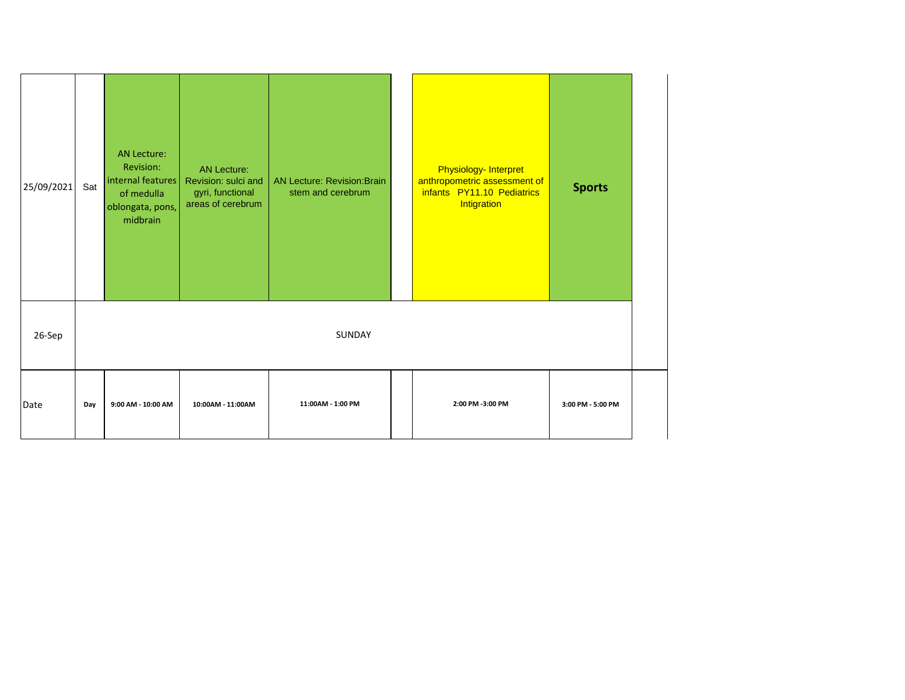| 25/09/2021 | Sat | AN Lecture: Revision: internal features of medulla oblongata, pons, midbrain | AN Lecture: Revision: sulci and gyri, functional areas of cerebrum | AN Lecture: Revision:Brain stem and cerebrum | | Physiology- Interpret anthropometric assessment of infants PY11.10 Pediatrics Intigration | **Sports** |
|---|---|---|---|---|---|---|---|
| 26-Sep | SUNDAY | | | | | | |
| Date | Day | 9:00 AM - 10:00 AM | 10:00AM - 11:00AM | 11:00AM - 1:00 PM | | 2:00 PM -3:00 PM | 3:00 PM - 5:00 PM |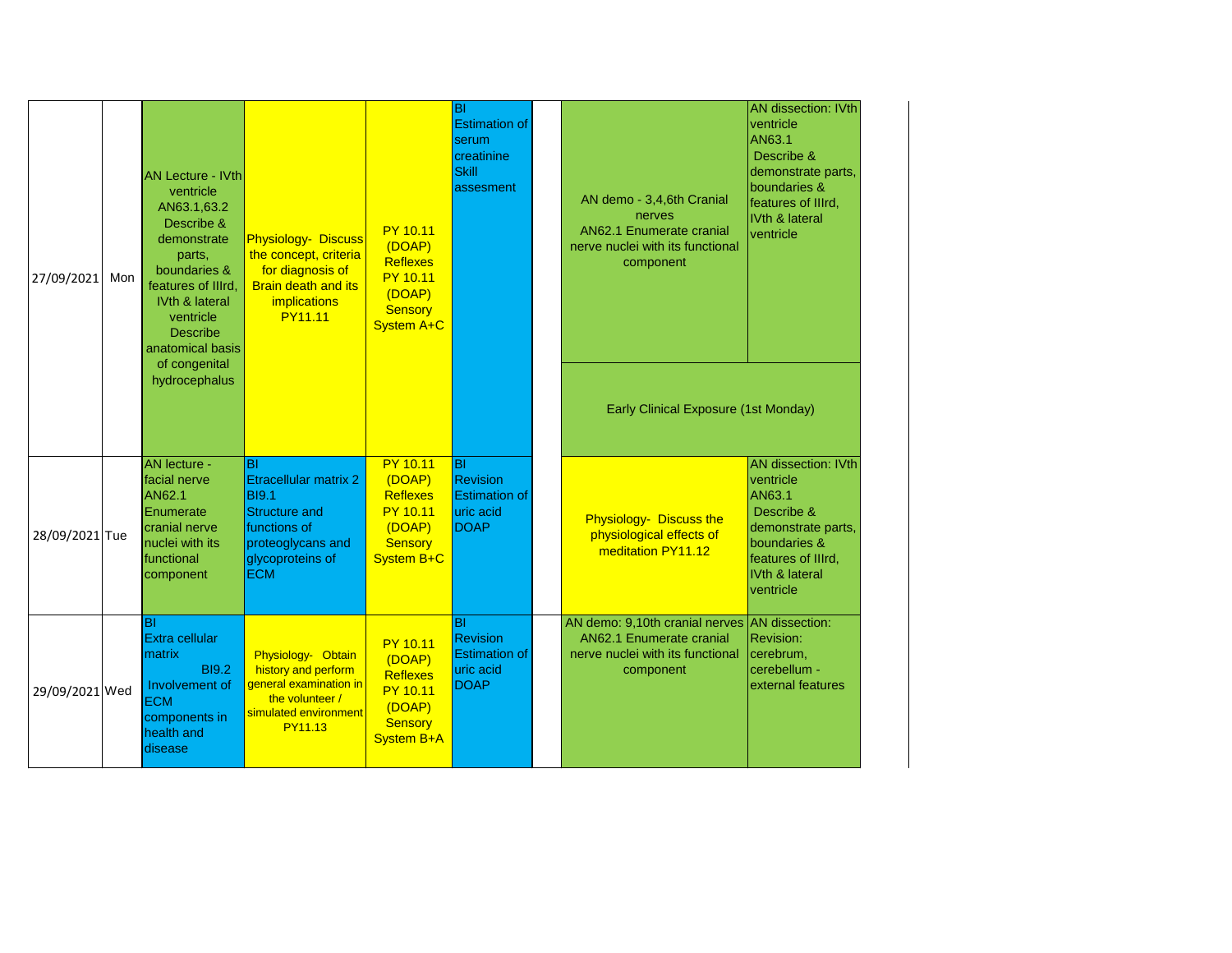| Date | Day | | | | | | | |
|---|---|---|---|---|---|---|---|---|
| 27/09/2021 | Mon | AN Lecture - IVth ventricle AN63.1,63.2 Describe & demonstrate parts, boundaries & features of IIIrd, IVth & lateral ventricle Describe anatomical basis of congenital hydrocephalus | Physiology- Discuss the concept, criteria for diagnosis of Brain death and its implications PY11.11 | PY 10.11 (DOAP) Reflexes PY 10.11 (DOAP) Sensory System A+C | BI Estimation of serum creatinine Skill assesment | | AN demo - 3,4,6th Cranial nerves AN62.1 Enumerate cranial nerve nuclei with its functional component | AN dissection: IVth ventricle AN63.1 Describe & demonstrate parts, boundaries & features of IIIrd, IVth & lateral ventricle |
| | | | | | | | Early Clinical Exposure (1st Monday) | |
| 28/09/2021 | Tue | AN lecture - facial nerve AN62.1 Enumerate cranial nerve nuclei with its functional component | BI Etracellular matrix 2 BI9.1 Structure and functions of proteoglycans and glycoproteins of ECM | PY 10.11 (DOAP) Reflexes PY 10.11 (DOAP) Sensory System B+C | BI Revision Estimation of uric acid DOAP | | Physiology- Discuss the physiological effects of meditation PY11.12 | AN dissection: IVth ventricle AN63.1 Describe & demonstrate parts, boundaries & features of IIIrd, IVth & lateral ventricle |
| 29/09/2021 | Wed | BI Extra cellular matrix BI9.2 Involvement of ECM components in health and disease | Physiology- Obtain history and perform general examination in the volunteer / simulated environment PY11.13 | PY 10.11 (DOAP) Reflexes PY 10.11 (DOAP) Sensory System B+A | BI Revision Estimation of uric acid DOAP | | AN demo: 9,10th cranial nerves AN62.1 Enumerate cranial nerve nuclei with its functional component | AN dissection: Revision: cerebrum, cerebellum - external features |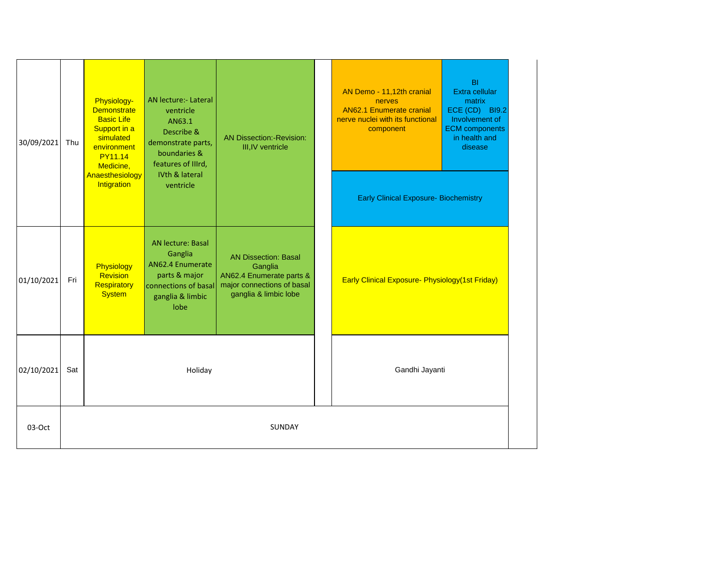| Date | Day | | | | | | |
|---|---|---|---|---|---|---|---|
| 30/09/2021 | Thu | Physiology- Demonstrate Basic Life Support in a simulated environment PY11.14 Medicine, Anaesthesiology Intigration | AN lecture:- Lateral ventricle AN63.1 Describe & demonstrate parts, boundaries & features of IIIrd, IVth & lateral ventricle | AN Dissection:-Revision: III,IV ventricle | | AN Demo - 11,12th cranial nerves AN62.1 Enumerate cranial nerve nuclei with its functional component | BI Extra cellular matrix ECE (CD) BI9.2 Involvement of ECM components in health and disease |
| | | | | | | Early Clinical Exposure- Biochemistry | |
| 01/10/2021 | Fri | Physiology Revision Respiratory System | AN lecture: Basal Ganglia AN62.4 Enumerate parts & major connections of basal ganglia & limbic lobe | AN Dissection: Basal Ganglia AN62.4 Enumerate parts & major connections of basal ganglia & limbic lobe | | Early Clinical Exposure- Physiology(1st Friday) | |
| 02/10/2021 | Sat | Holiday | | | | Gandhi Jayanti | |
| 03-Oct | | SUNDAY | | | | | |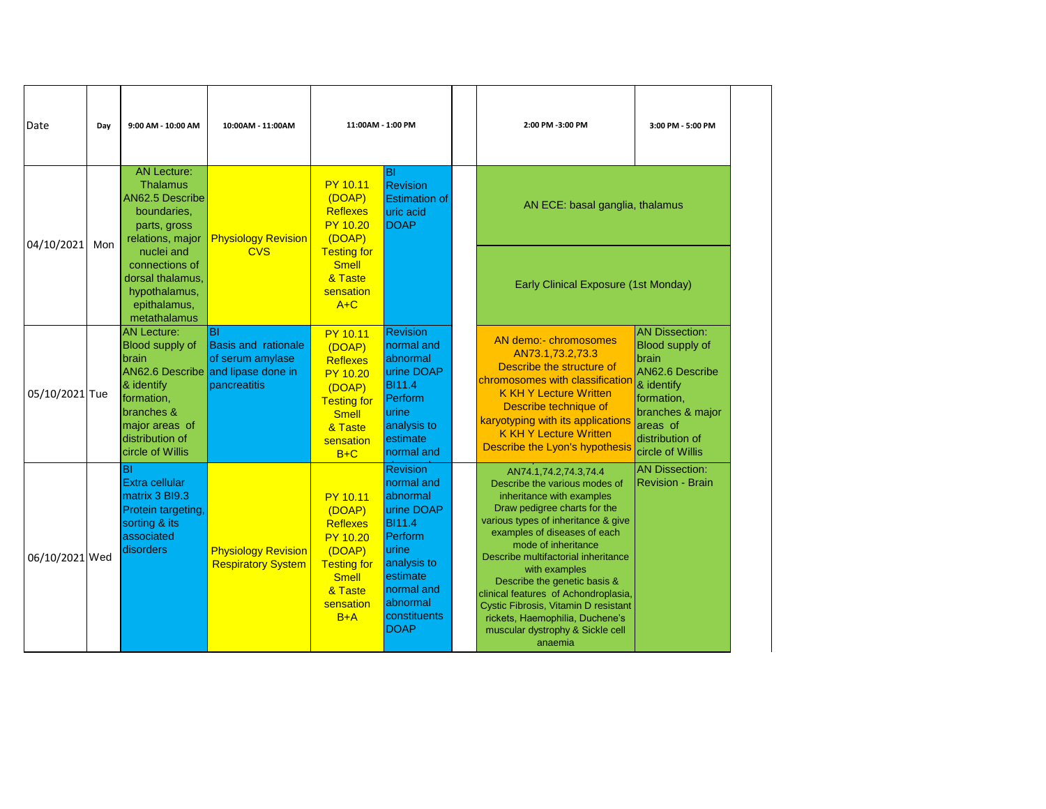| Date | Day | 9:00 AM - 10:00 AM | 10:00AM - 11:00AM | 11:00AM - 1:00 PM | | | 2:00 PM -3:00 PM | 3:00 PM - 5:00 PM |
|---|---|---|---|---|---|---|---|---|
| 04/10/2021 | Mon | AN Lecture: Thalamus AN62.5 Describe boundaries, parts, gross relations, major nuclei and connections of dorsal thalamus, hypothalamus, epithalamus, metathalamus | Physiology Revision CVS | PY 10.11 (DOAP) Reflexes PY 10.20 (DOAP) Testing for Smell & Taste sensation A+C | BI Revision Estimation of uric acid DOAP | | AN ECE: basal ganglia, thalamus<br>Early Clinical Exposure (1st Monday) | |
| 05/10/2021 | Tue | AN Lecture: Blood supply of brain AN62.6 Describe & identify formation, branches & major areas of distribution of circle of Willis | BI Basis and rationale of serum amylase and lipase done in pancreatitis | PY 10.11 (DOAP) Reflexes PY 10.20 (DOAP) Testing for Smell & Taste sensation B+C | Revision normal and abnormal urine DOAP BI11.4 Perform urine analysis to estimate normal and | | AN demo:- chromosomes AN73.1,73.2,73.3 Describe the structure of chromosomes with classification K KH Y Lecture Written Describe technique of karyotyping with its applications K KH Y Lecture Written Describe the Lyon's hypothesis | AN Dissection: Blood supply of brain AN62.6 Describe & identify formation, branches & major areas of distribution of circle of Willis |
| 06/10/2021 | Wed | BI Extra cellular matrix 3 BI9.3 Protein targeting, sorting & its associated disorders | Physiology Revision Respiratory System | PY 10.11 (DOAP) Reflexes PY 10.20 (DOAP) Testing for Smell & Taste sensation B+A | Revision normal and abnormal urine DOAP BI11.4 Perform urine analysis to estimate normal and abnormal constituents DOAP | | AN74.1,74.2,74.3,74.4 Describe the various modes of inheritance with examples Draw pedigree charts for the various types of inheritance & give examples of diseases of each mode of inheritance Describe multifactorial inheritance with examples Describe the genetic basis & clinical features of Achondroplasia, Cystic Fibrosis, Vitamin D resistant rickets, Haemophilia, Duchene's muscular dystrophy & Sickle cell anaemia | AN Dissection: Revision - Brain |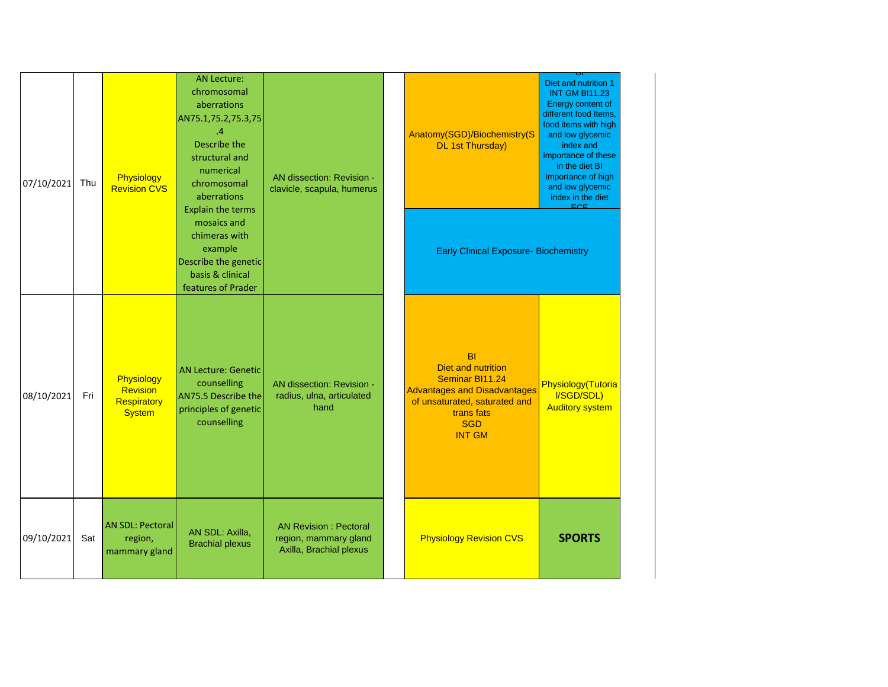| | | | | | | | |
|---|---|---|---|---|---|---|---|
| 07/10/2021 | Thu | Physiology Revision CVS | AN Lecture: chromosomal aberrations AN75.1,75.2,75.3,75.4 Describe the structural and numerical chromosomal aberrations Explain the terms mosaics and chimeras with example Describe the genetic basis & clinical features of Prader | AN dissection: Revision - clavicle, scapula, humerus | | Anatomy(SGD)/Biochemistry(SDL 1st Thursday) | BI Diet and nutrition 1 INT GM BI11.23 Energy content of different food Items, food items with high and low glycemic index and importance of these in the diet BI Importance of high and low glycemic index in the diet ECE |
| | | | | | | Early Clinical Exposure- Biochemistry | |
| 08/10/2021 | Fri | Physiology Revision Respiratory System | AN Lecture: Genetic counselling AN75.5 Describe the principles of genetic counselling | AN dissection: Revision - radius, ulna, articulated hand | | BI Diet and nutrition Seminar BI11.24 Advantages and Disadvantages of unsaturated, saturated and trans fats SGD INT GM | Physiology(Tutorial/SGD/SDL) Auditory system |
| 09/10/2021 | Sat | AN SDL: Pectoral region, mammary gland | AN SDL: Axilla, Brachial plexus | AN Revision : Pectoral region, mammary gland Axilla, Brachial plexus | | Physiology Revision CVS | **SPORTS** |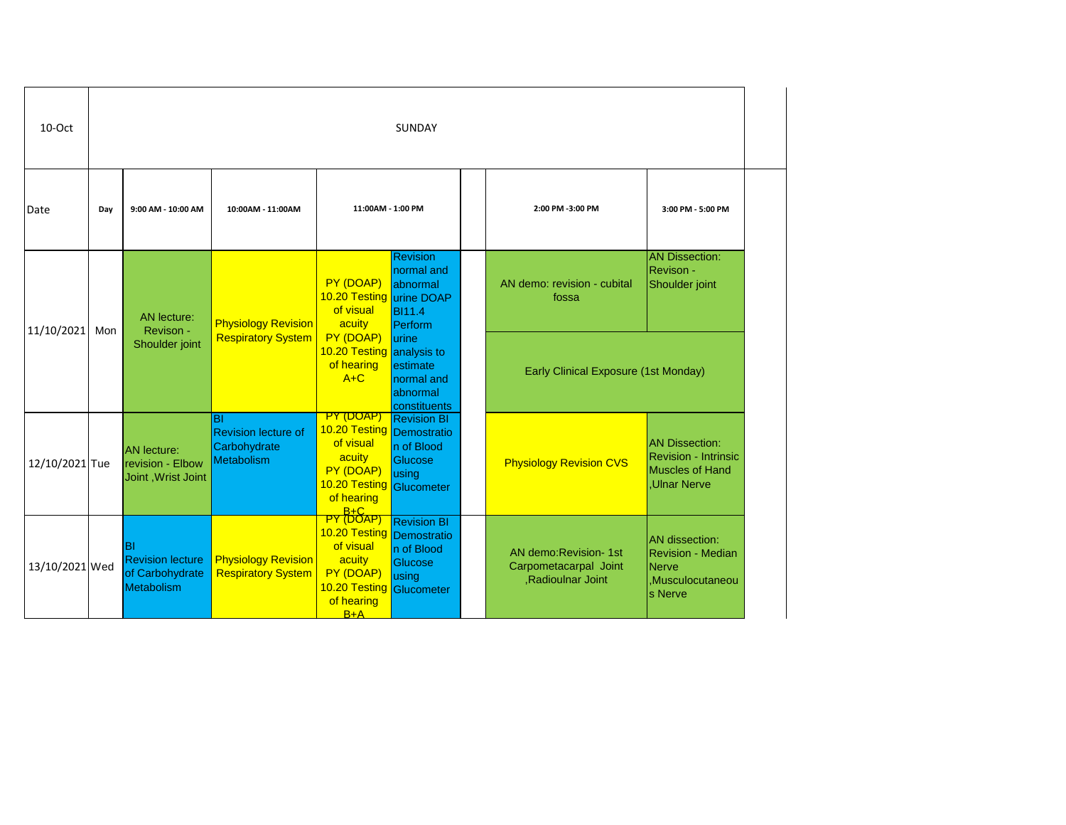| 10-Oct | SUNDAY | | | | | | | |
|---|---|---|---|---|---|---|---|---|
| Date | Day | 9:00 AM - 10:00 AM | 10:00AM - 11:00AM | 11:00AM - 1:00 PM | | | 2:00 PM -3:00 PM | 3:00 PM - 5:00 PM |
| 11/10/2021 | Mon | AN lecture: Revison - Shoulder joint | Physiology Revision Respiratory System | PY (DOAP) 10.20 Testing of visual acuity PY (DOAP) 10.20 Testing of hearing A+C | Revision normal and abnormal urine DOAP BI11.4 Perform urine analysis to estimate normal and abnormal constituents | | AN demo: revision - cubital fossa | AN Dissection: Revison - Shoulder joint |
| | | | | | | | Early Clinical Exposure (1st Monday) | |
| 12/10/2021 | Tue | AN lecture: revision - Elbow Joint ,Wrist Joint | BI Revision lecture of Carbohydrate Metabolism | PY (DOAP) 10.20 Testing of visual acuity PY (DOAP) 10.20 Testing of hearing B+C | Revision BI Demostration of Blood Glucose using Glucometer | | Physiology Revision CVS | AN Dissection: Revision - Intrinsic Muscles of Hand ,Ulnar Nerve |
| 13/10/2021 | Wed | BI Revision lecture of Carbohydrate Metabolism | Physiology Revision Respiratory System | PY (DOAP) 10.20 Testing of visual acuity PY (DOAP) 10.20 Testing of hearing B+A | Revision BI Demostration of Blood Glucose using Glucometer | | AN demo:Revision- 1st Carpometacarpal Joint ,Radioulnar Joint | AN dissection: Revision - Median Nerve ,Musculocutaneous Nerve |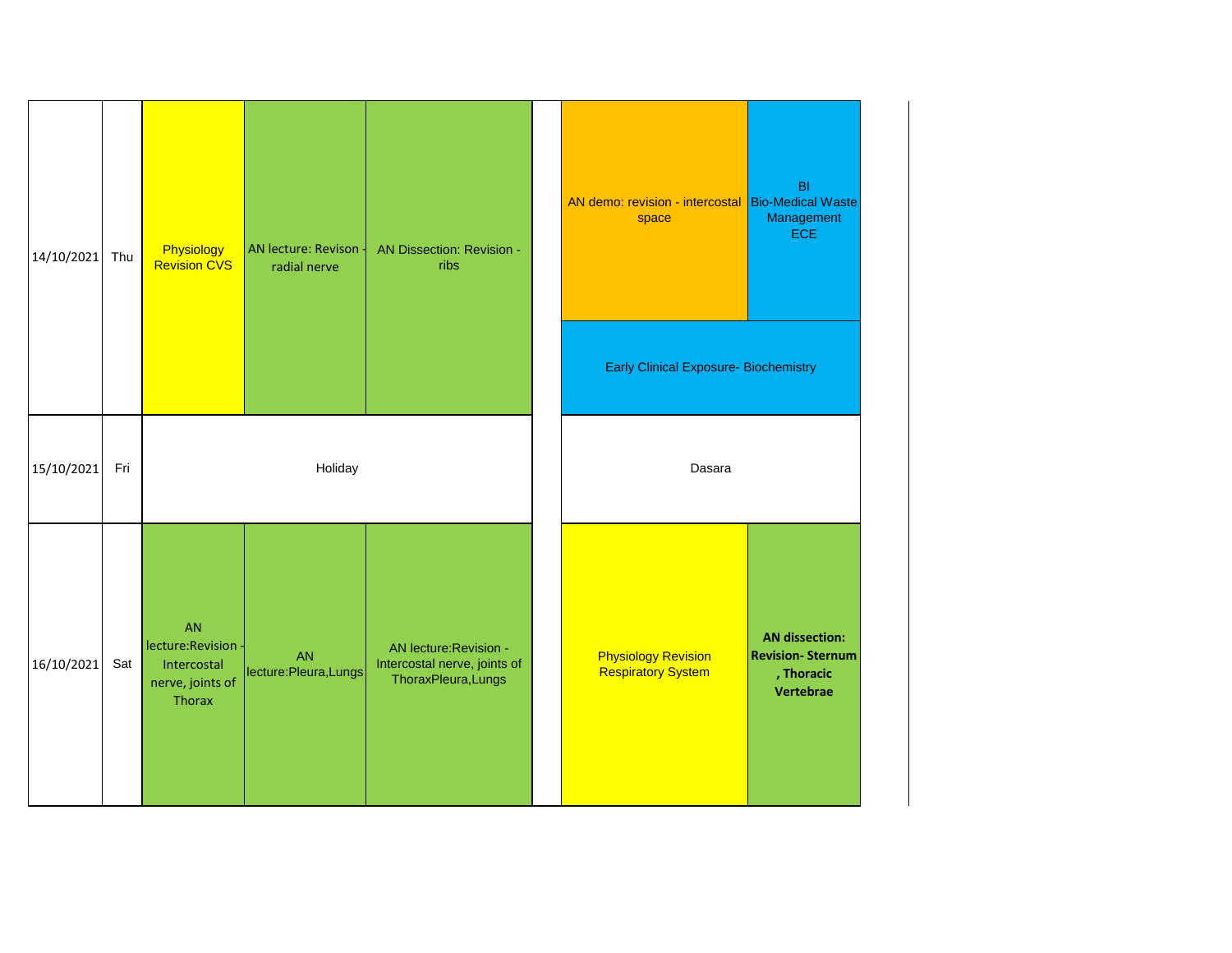| Date | Day | | | | | | |
|---|---|---|---|---|---|---|---|
| 14/10/2021 | Thu | Physiology Revision CVS | AN lecture: Revison - radial nerve | AN Dissection: Revision - ribs | | AN demo: revision - intercostal space | BI Bio-Medical Waste Management ECE |
| | | | | | | Early Clinical Exposure- Biochemistry | |
| 15/10/2021 | Fri | Holiday | | | | Dasara | |
| 16/10/2021 | Sat | AN lecture:Revision - Intercostal nerve, joints of Thorax | AN lecture:Pleura,Lungs | AN lecture:Revision - Intercostal nerve, joints of ThoraxPleura,Lungs | | Physiology Revision Respiratory System | **AN dissection: Revision- Sternum , Thoracic Vertebrae** |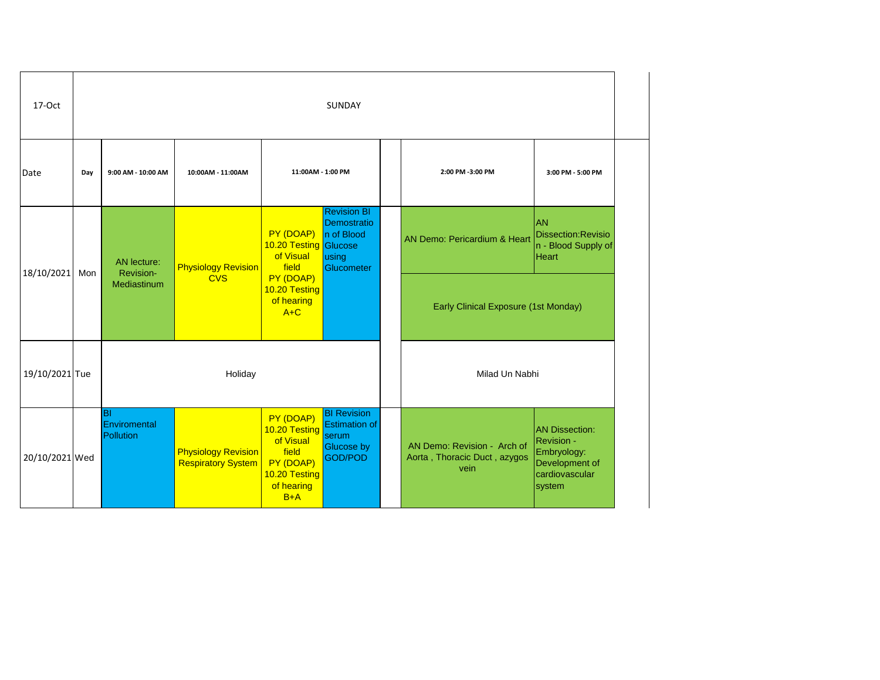| 17-Oct | SUNDAY | | | | | | |
|---|---|---|---|---|---|---|---|
| Date | Day | 9:00 AM - 10:00 AM | 10:00AM - 11:00AM | 11:00AM - 1:00 PM | | 2:00 PM -3:00 PM | 3:00 PM - 5:00 PM |
| 18/10/2021 | Mon | AN lecture: Revision- Mediastinum | Physiology Revision CVS | PY (DOAP) 10.20 Testing of Visual field PY (DOAP) 10.20 Testing of hearing A+C | Revision BI Demostration of Blood Glucose using Glucometer | AN Demo: Pericardium & Heart | AN Dissection:Revision - Blood Supply of Heart |
| | | | | | | Early Clinical Exposure (1st Monday) | |
| 19/10/2021 | Tue | Holiday | | | | Milad Un Nabhi | |
| 20/10/2021 | Wed | BI Enviromental Pollution | Physiology Revision Respiratory System | PY (DOAP) 10.20 Testing of Visual field PY (DOAP) 10.20 Testing of hearing B+A | BI Revision Estimation of serum Glucose by GOD/POD | AN Demo: Revision - Arch of Aorta , Thoracic Duct , azygos vein | AN Dissection: Revision - Embryology: Development of cardiovascular system |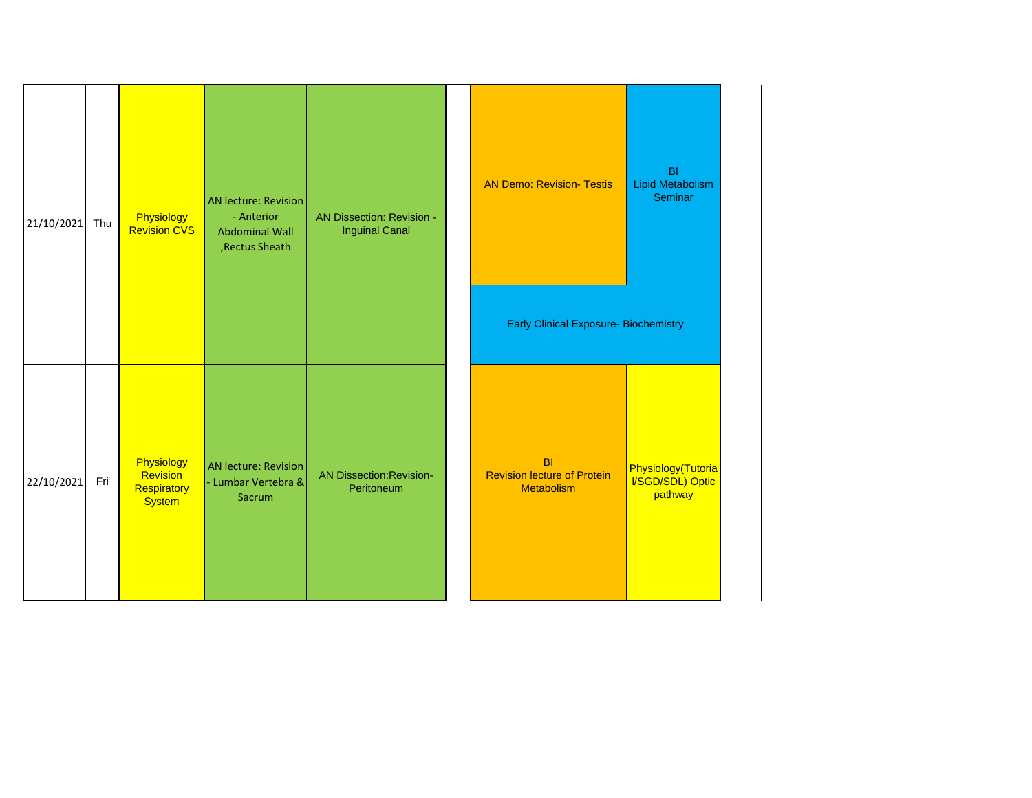| | | | | | | | |
|---|---|---|---|---|---|---|---|
| 21/10/2021 | Thu | Physiology Revision CVS | AN lecture: Revision - Anterior Abdominal Wall ,Rectus Sheath | AN Dissection: Revision - Inguinal Canal | | AN Demo: Revision- Testis | BI Lipid Metabolism Seminar |
| | | | | | | Early Clinical Exposure- Biochemistry | |
| 22/10/2021 | Fri | Physiology Revision Respiratory System | AN lecture: Revision - Lumbar Vertebra & Sacrum | AN Dissection:Revision- Peritoneum | | BI Revision lecture of Protein Metabolism | Physiology(Tutorial/SGD/SDL) Optic pathway |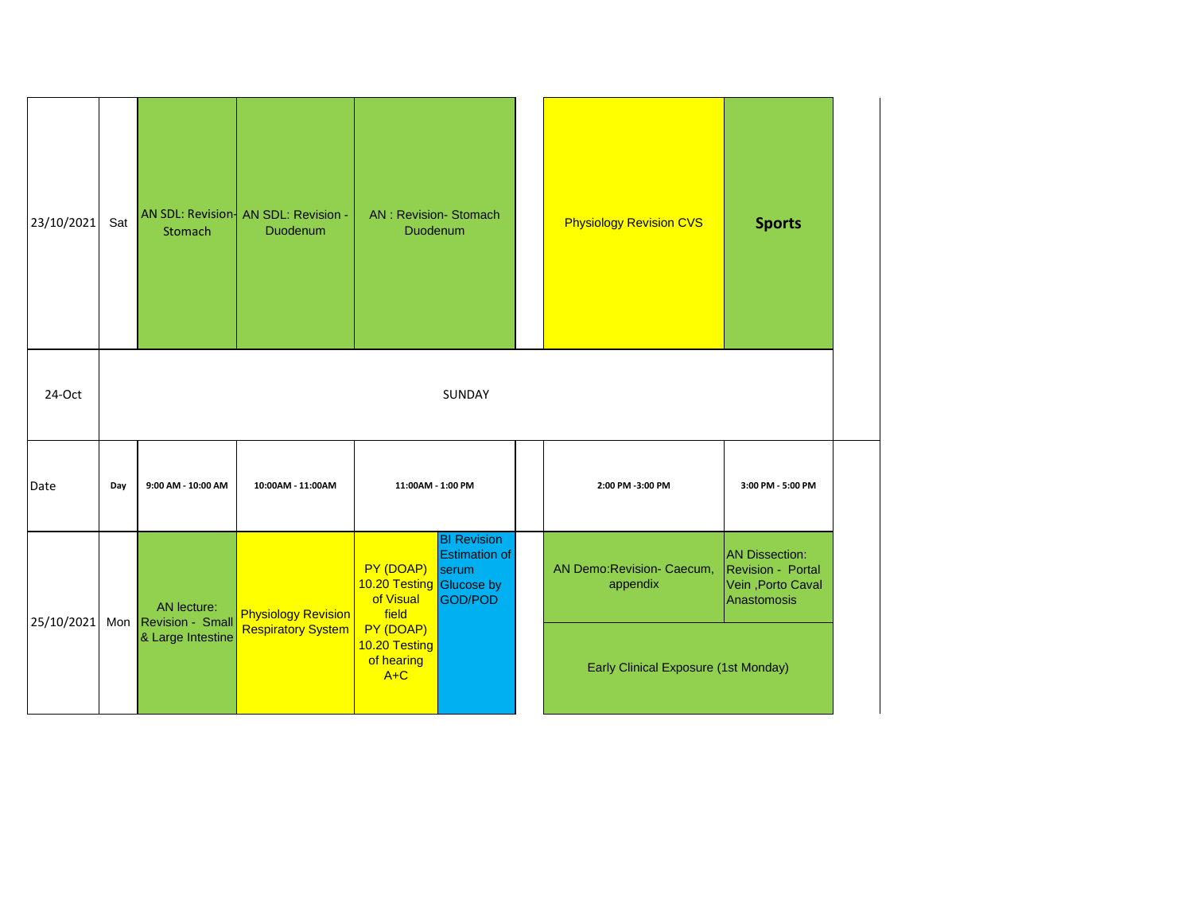| 23/10/2021 | Sat | AN SDL: Revision- Stomach | AN SDL: Revision - Duodenum | AN : Revision- Stomach Duodenum | | | Physiology Revision CVS | **Sports** |
|---|---|---|---|---|---|---|---|---|
| 24-Oct | SUNDAY | | | | | | | |
| Date | Day | 9:00 AM - 10:00 AM | 10:00AM - 11:00AM | 11:00AM - 1:00 PM | | | 2:00 PM -3:00 PM | 3:00 PM - 5:00 PM |
| 25/10/2021 | Mon | AN lecture: Revision - Small & Large Intestine | Physiology Revision Respiratory System | PY (DOAP) 10.20 Testing of Visual field PY (DOAP) 10.20 Testing of hearing A+C | BI Revision Estimation of serum Glucose by GOD/POD | | AN Demo:Revision- Caecum, appendix | AN Dissection: Revision - Portal Vein ,Porto Caval Anastomosis |
| | | | | | | | Early Clinical Exposure (1st Monday) | |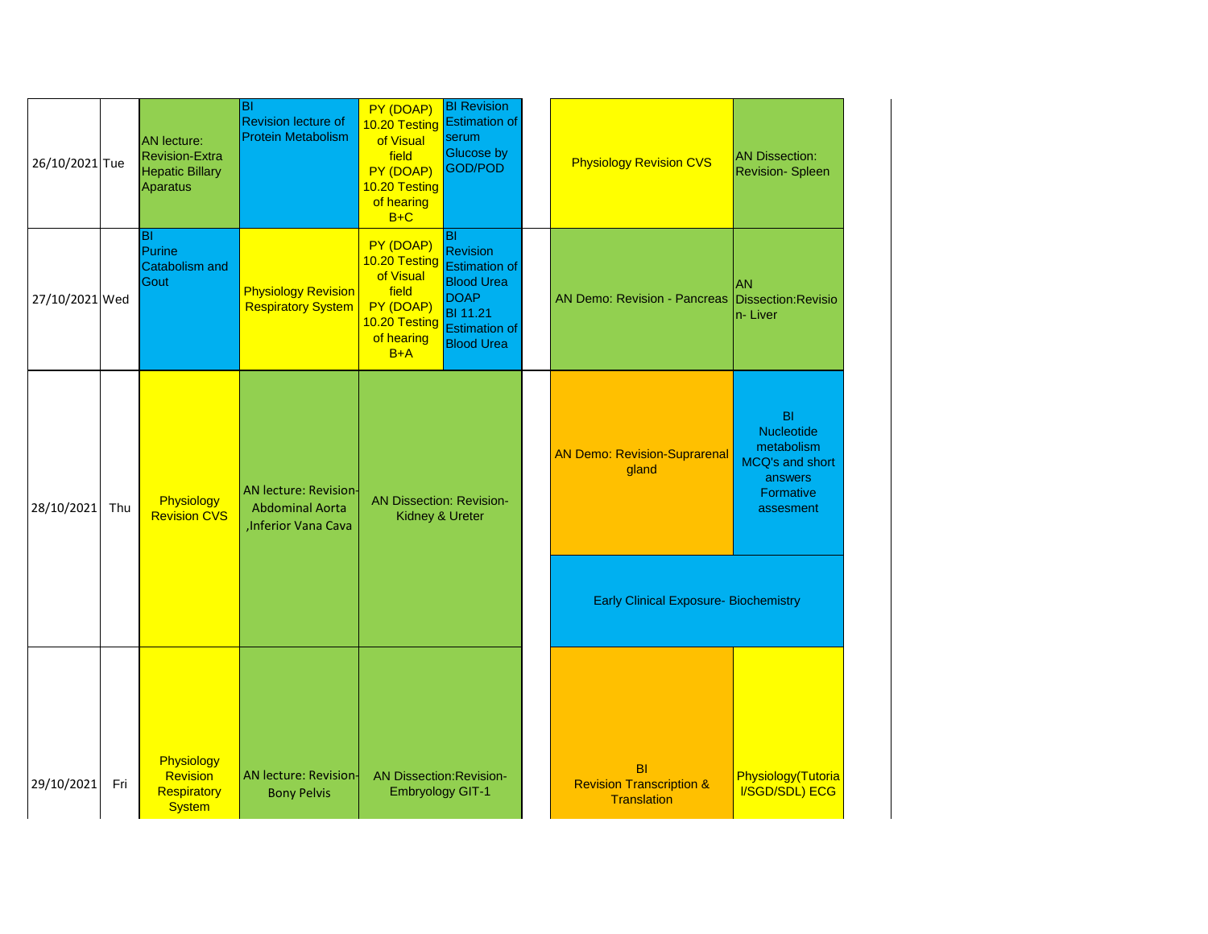| | | | | | | | | |
|---|---|---|---|---|---|---|---|---|
| 26/10/2021 | Tue | AN lecture: Revision-Extra Hepatic Billary Aparatus | BI Revision lecture of Protein Metabolism | PY (DOAP) 10.20 Testing of Visual field PY (DOAP) 10.20 Testing of hearing B+C | BI Revision Estimation of serum Glucose by GOD/POD | | Physiology Revision CVS | AN Dissection: Revision- Spleen |
| 27/10/2021 | Wed | BI Purine Catabolism and Gout | Physiology Revision Respiratory System | PY (DOAP) 10.20 Testing of Visual field PY (DOAP) 10.20 Testing of hearing B+A | BI Revision Estimation of Blood Urea DOAP BI 11.21 Estimation of Blood Urea | | AN Demo: Revision - Pancreas | AN Dissection:Revision- Liver |
| 28/10/2021 | Thu | Physiology Revision CVS | AN lecture: Revision-Abdominal Aorta ,Inferior Vana Cava | AN Dissection: Revision-Kidney & Ureter | | | AN Demo: Revision-Suprarenal gland | BI Nucleotide metabolism MCQ's and short answers Formative assesment |
| | | | | | | | Early Clinical Exposure- Biochemistry | |
| 29/10/2021 | Fri | Physiology Revision Respiratory System | AN lecture: Revision-Bony Pelvis | AN Dissection:Revision-Embryology GIT-1 | | | BI Revision Transcription & Translation | Physiology(Tutorial/SGD/SDL) ECG |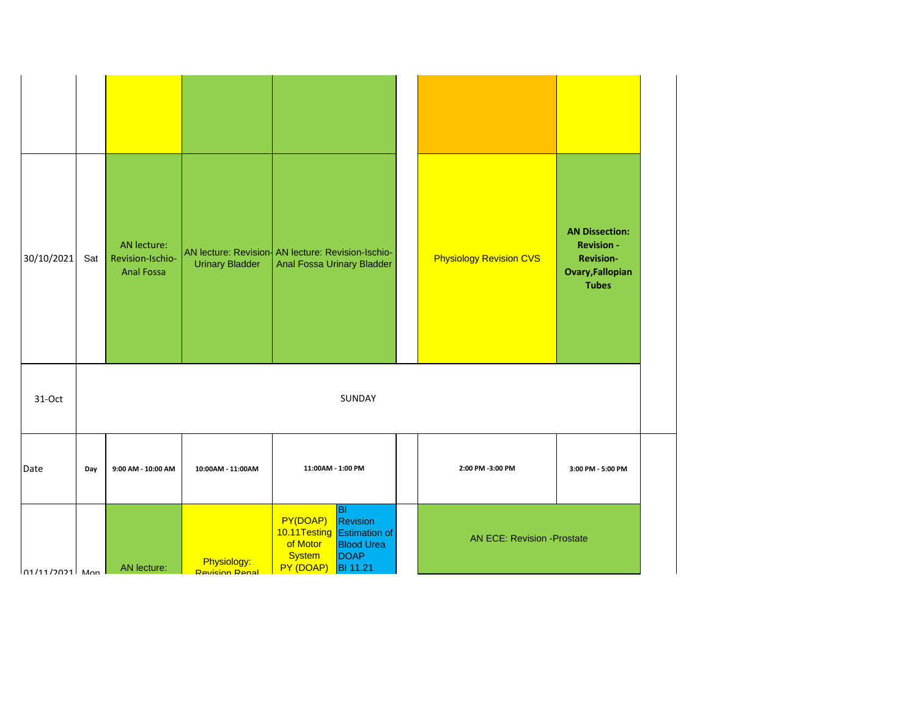| | | | | | | | | |
|---|---|---|---|---|---|---|---|---|
| | | | | | | | | |
| 30/10/2021 | Sat | AN lecture: Revision-Ischio-Anal Fossa | AN lecture: Revision-Urinary Bladder | AN lecture: Revision-Ischio-Anal Fossa Urinary Bladder | | | Physiology Revision CVS | **AN Dissection: Revision - Revision-Ovary,Fallopian Tubes** |
| 31-Oct | SUNDAY | | | | | | | |
| Date | Day | 9:00 AM - 10:00 AM | 10:00AM - 11:00AM | 11:00AM - 1:00 PM | | | 2:00 PM -3:00 PM | 3:00 PM - 5:00 PM |
| 01/11/2021 | Mon | AN lecture: | Physiology: Revision Renal | PY(DOAP) 10.11Testing of Motor System PY (DOAP) | BI Revision Estimation of Blood Urea DOAP BI 11.21 | | AN ECE: Revision -Prostate | |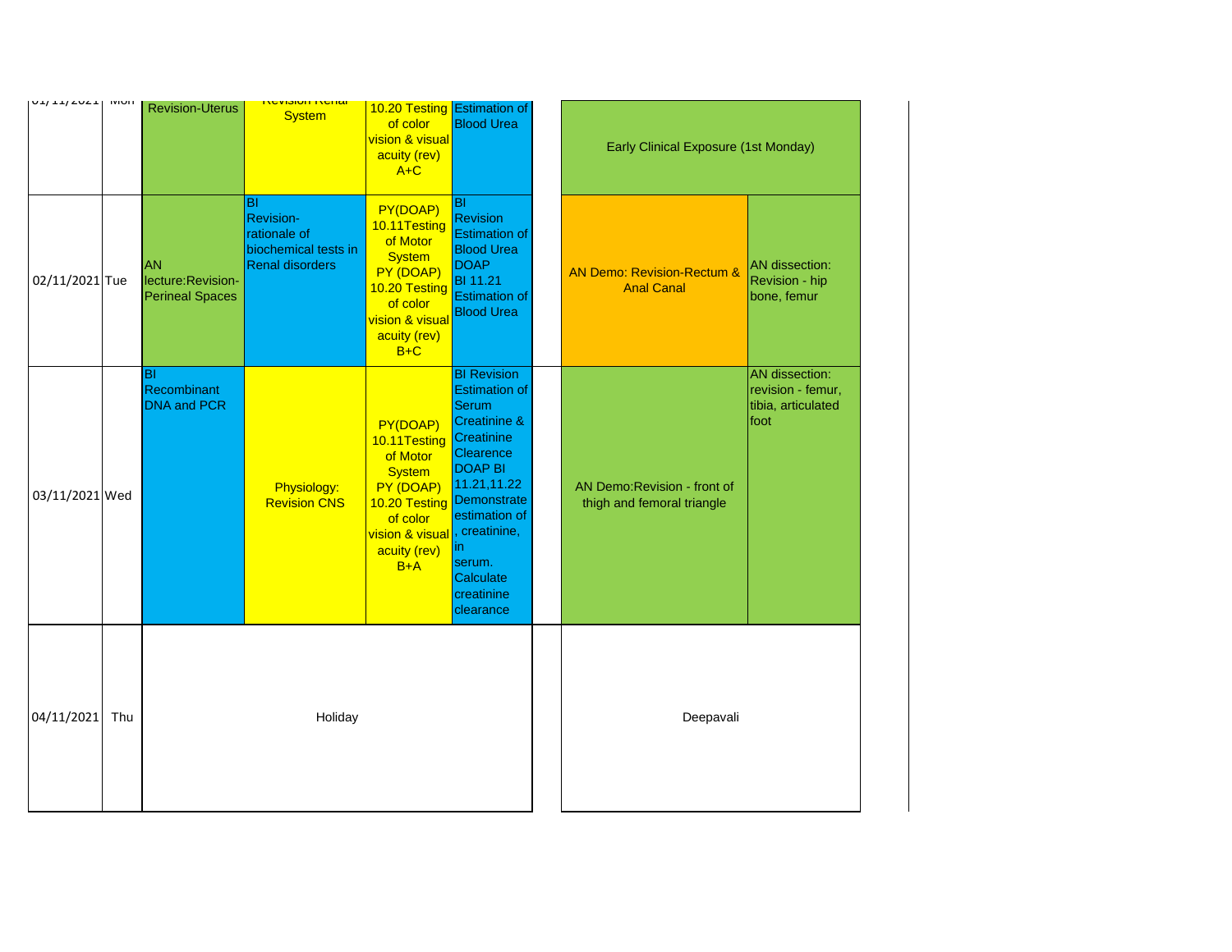| 01/11/2021 | Mon | Revision-Uterus | Revision Renal System | 10.20 Testing of color vision & visual acuity (rev) A+C | Estimation of Blood Urea | | Early Clinical Exposure (1st Monday) | |
|---|---|---|---|---|---|---|---|---|
| 02/11/2021 | Tue | AN lecture:Revision-Perineal Spaces | BI Revision-rationale of biochemical tests in Renal disorders | PY(DOAP) 10.11Testing of Motor System PY (DOAP) 10.20 Testing of color vision & visual acuity (rev) B+C | BI Revision Estimation of Blood Urea DOAP BI 11.21 Estimation of Blood Urea | | AN Demo: Revision-Rectum & Anal Canal | AN dissection: Revision - hip bone, femur |
| 03/11/2021 | Wed | BI Recombinant DNA and PCR | Physiology: Revision CNS | PY(DOAP) 10.11Testing of Motor System PY (DOAP) 10.20 Testing of color vision & visual acuity (rev) B+A | BI Revision Estimation of Serum Creatinine & Creatinine Clearence DOAP BI 11.21,11.22 Demonstrate estimation of , creatinine, in serum. Calculate creatinine clearance | | AN Demo:Revision - front of thigh and femoral triangle | AN dissection: revision - femur, tibia, articulated foot |
| 04/11/2021 | Thu | Holiday | | | | | Deepavali | |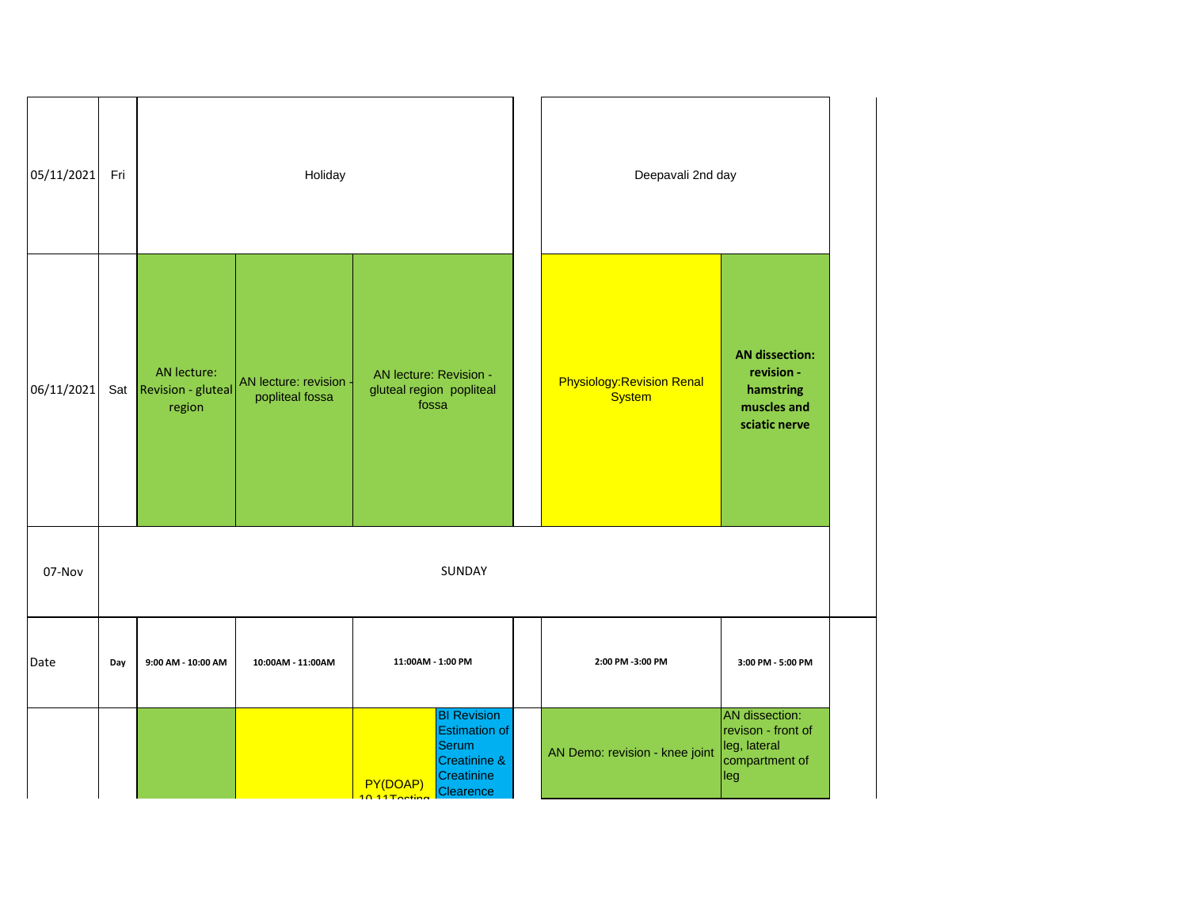| 05/11/2021 | Fri | Holiday | | | | Deepavali 2nd day | |
|---|---|---|---|---|---|---|---|
| 06/11/2021 | Sat | AN lecture: Revision - gluteal region | AN lecture: revision - popliteal fossa | AN lecture: Revision - gluteal region popliteal fossa | | Physiology:Revision Renal System | **AN dissection: revision - hamstring muscles and sciatic nerve** |
| 07-Nov | SUNDAY | | | | | | |
| Date | Day | 9:00 AM - 10:00 AM | 10:00AM - 11:00AM | 11:00AM - 1:00 PM | | 2:00 PM -3:00 PM | 3:00 PM - 5:00 PM |
| | | | | PY(DOAP) 10.11Testing | BI Revision Estimation of Serum Creatinine & Creatinine Clearence | AN Demo: revision - knee joint | AN dissection: revison - front of leg, lateral compartment of leg |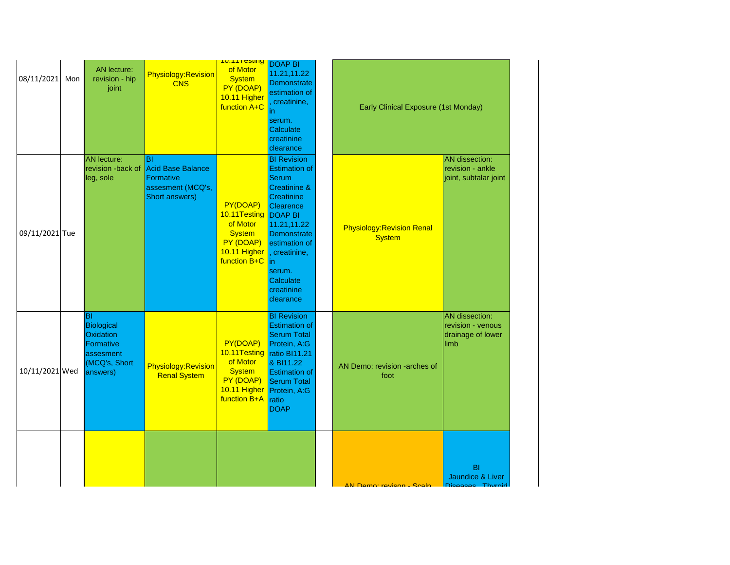| | | | | | | | | |
|---|---|---|---|---|---|---|---|---|
| 08/11/2021 | Mon | AN lecture: revision - hip joint | Physiology:Revision CNS | 10.11Testing of Motor System PY (DOAP) 10.11 Higher function A+C | DOAP BI 11.21,11.22 Demonstrate estimation of , creatinine, in serum. Calculate creatinine clearance | | Early Clinical Exposure (1st Monday) | |
| 09/11/2021 | Tue | AN lecture: revision -back of leg, sole | BI Acid Base Balance Formative assesment (MCQ's, Short answers) | PY(DOAP) 10.11Testing of Motor System PY (DOAP) 10.11 Higher function B+C | BI Revision Estimation of Serum Creatinine & Creatinine Clearence DOAP BI 11.21,11.22 Demonstrate estimation of , creatinine, in serum. Calculate creatinine clearance | | Physiology:Revision Renal System | AN dissection: revision - ankle joint, subtalar joint |
| 10/11/2021 | Wed | BI Biological Oxidation Formative assesment (MCQ's, Short answers) | Physiology:Revision Renal System | PY(DOAP) 10.11Testing of Motor System PY (DOAP) 10.11 Higher function B+A | BI Revision Estimation of Serum Total Protein, A:G ratio BI11.21 & BI11.22 Estimation of Serum Total Protein, A:G ratio DOAP | | AN Demo: revision -arches of foot | AN dissection: revision - venous drainage of lower limb |
| | | | | | | | AN Demo: revison - Scalp | BI Jaundice & Liver Diseases , Thyroid |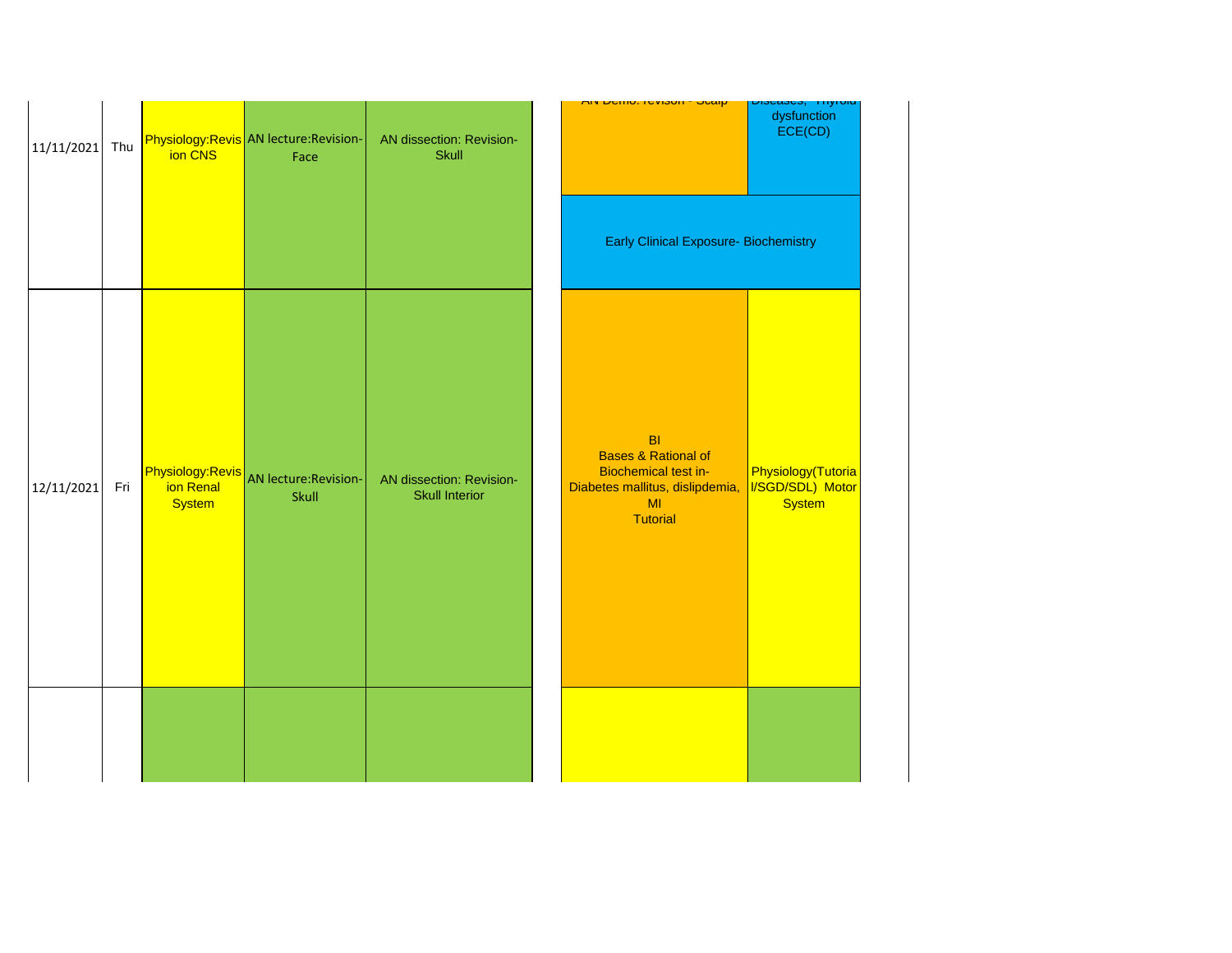| | | | | | | |
|---|---|---|---|---|---|---|
| 11/11/2021 | Thu | Physiology:Revision CNS | AN lecture:Revision-Face | AN dissection: Revision-Skull | AN Demo: revison - Scalp | Diseases, Thyroid dysfunction ECE(CD) |
| | | | | | Early Clinical Exposure- Biochemistry | |
| 12/11/2021 | Fri | Physiology:Revision Renal System | AN lecture:Revision-Skull | AN dissection: Revision-Skull Interior | BI Bases & Rational of Biochemical test in-Diabetes mallitus, dislipdemia, MI Tutorial | Physiology(Tutorial/SGD/SDL) Motor System |
| | | | | | | |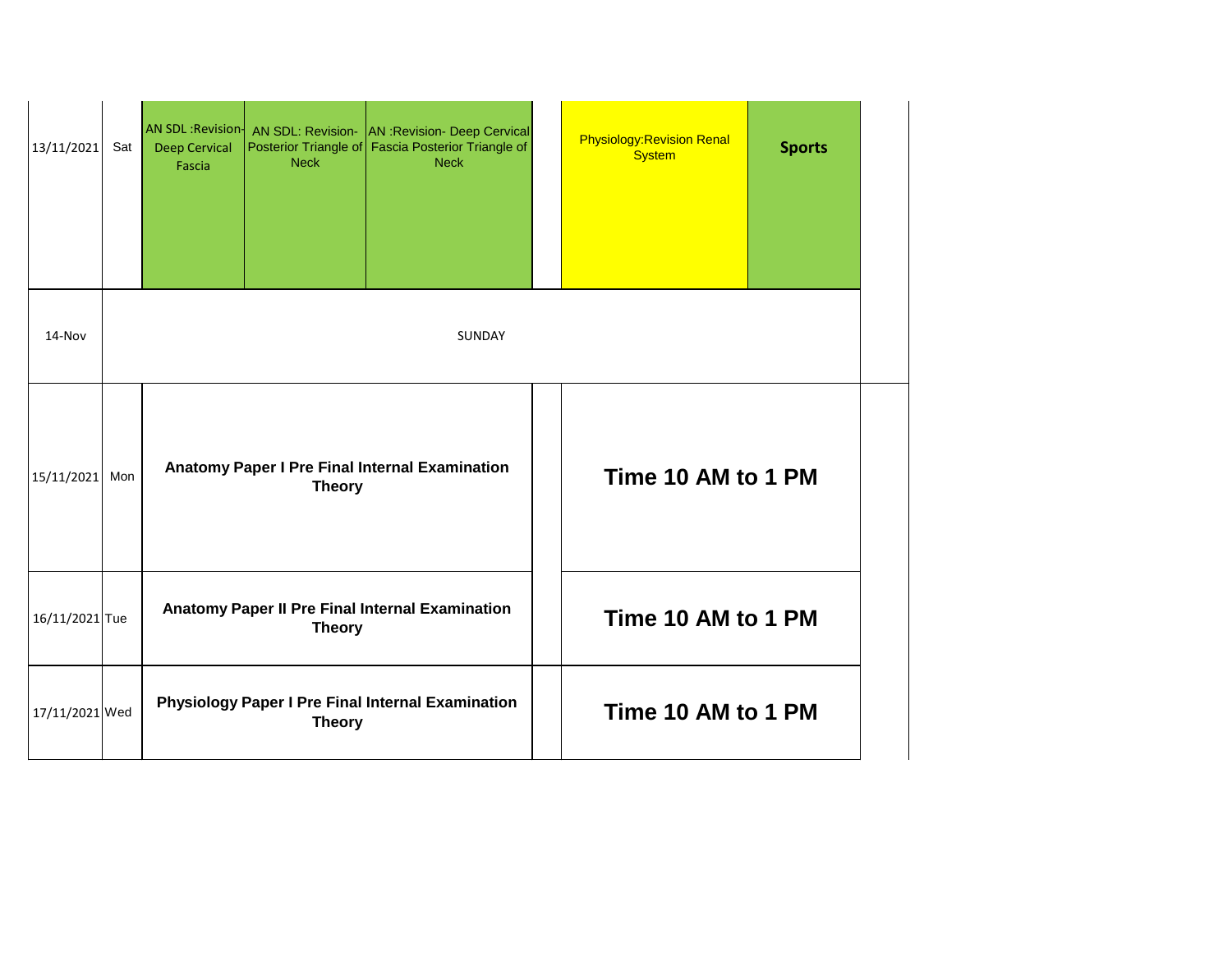| 13/11/2021 | Sat | AN SDL :Revision- Deep Cervical Fascia | AN SDL: Revision- Posterior Triangle of Neck | AN :Revision- Deep Cervical Fascia Posterior Triangle of Neck | | Physiology:Revision Renal System | **Sports** |
|---|---|---|---|---|---|---|---|
| 14-Nov | SUNDAY | | | | | | |
| 15/11/2021 | Mon | **Anatomy Paper I Pre Final Internal Examination Theory** | | | | **Time 10 AM to 1 PM** | |
| 16/11/2021 | Tue | **Anatomy Paper II Pre Final Internal Examination Theory** | | | | **Time 10 AM to 1 PM** | |
| 17/11/2021 | Wed | **Physiology Paper I Pre Final Internal Examination Theory** | | | | **Time 10 AM to 1 PM** | |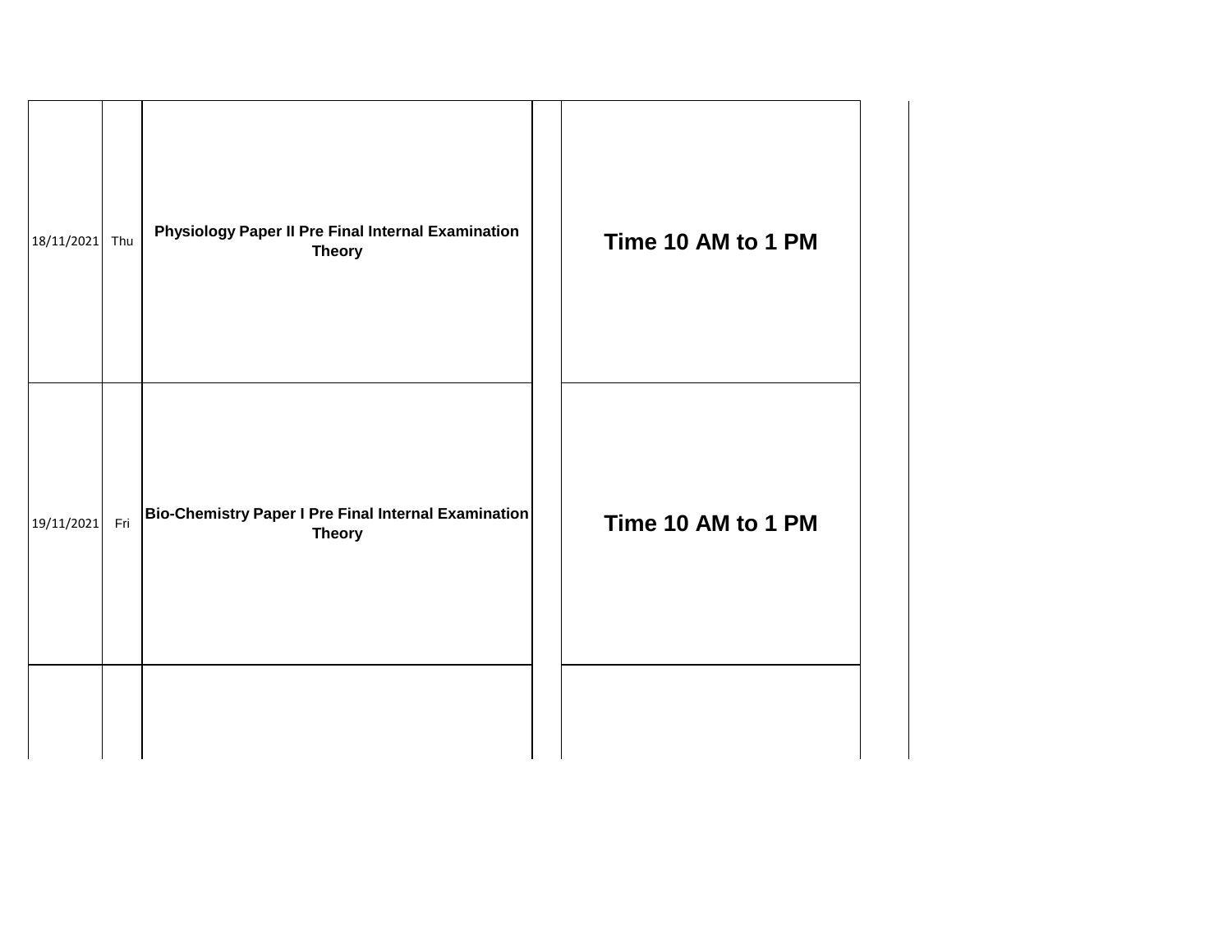| | | | | | |
|---|---|---|---|---|---|
| 18/11/2021 | Thu | **Physiology Paper II Pre Final Internal Examination Theory** | | **Time 10 AM to 1 PM** | |
| 19/11/2021 | Fri | **Bio-Chemistry Paper I Pre Final Internal Examination Theory** | | **Time 10 AM to 1 PM** | |
| | | | | | |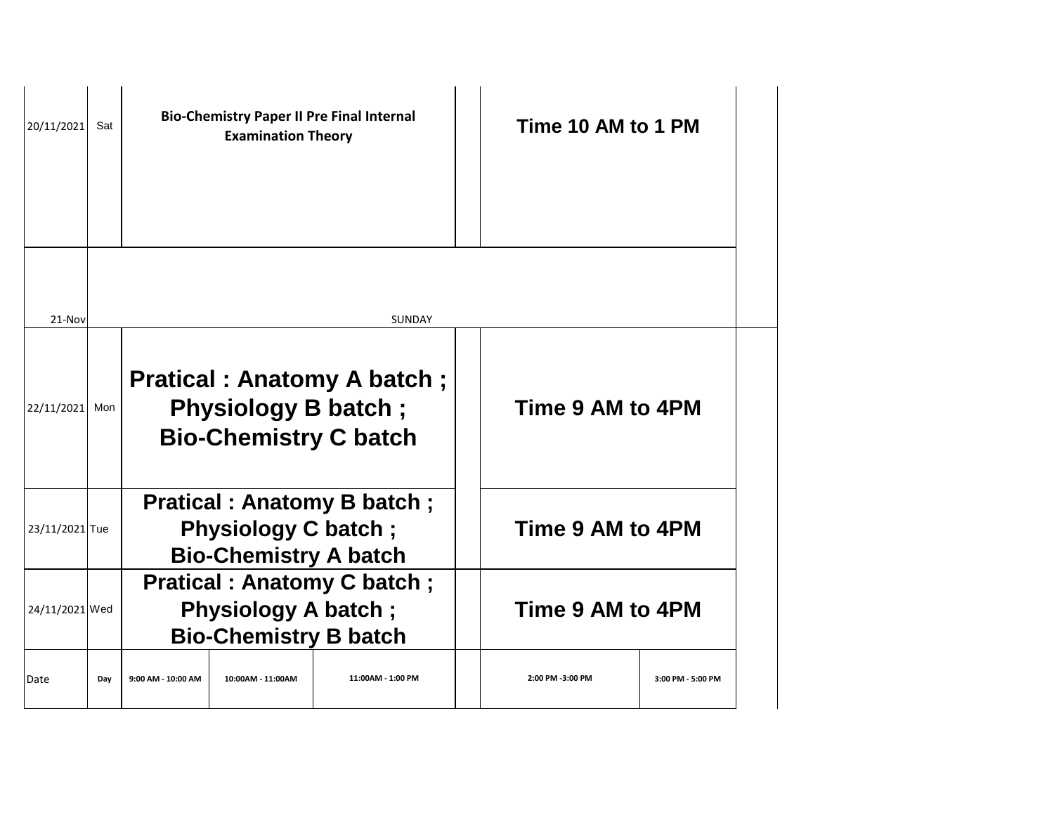| Date | Day | 9:00 AM - 10:00 AM | 10:00AM - 11:00AM | 11:00AM - 1:00 PM | | 2:00 PM -3:00 PM | 3:00 PM - 5:00 PM |
|---|---|---|---|---|---|---|---|
| 20/11/2021 | Sat | **Bio-Chemistry Paper II Pre Final Internal Examination Theory** | | | | **Time 10 AM to 1 PM** | |
| 21-Nov | | SUNDAY | | | | | |
| 22/11/2021 | Mon | **Pratical : Anatomy A batch ; Physiology B batch ; Bio-Chemistry C batch** | | | | **Time 9 AM to 4PM** | |
| 23/11/2021 | Tue | **Pratical : Anatomy B batch ; Physiology C batch ; Bio-Chemistry A batch** | | | | **Time 9 AM to 4PM** | |
| 24/11/2021 | Wed | **Pratical : Anatomy C batch ; Physiology A batch ; Bio-Chemistry B batch** | | | | **Time 9 AM to 4PM** | |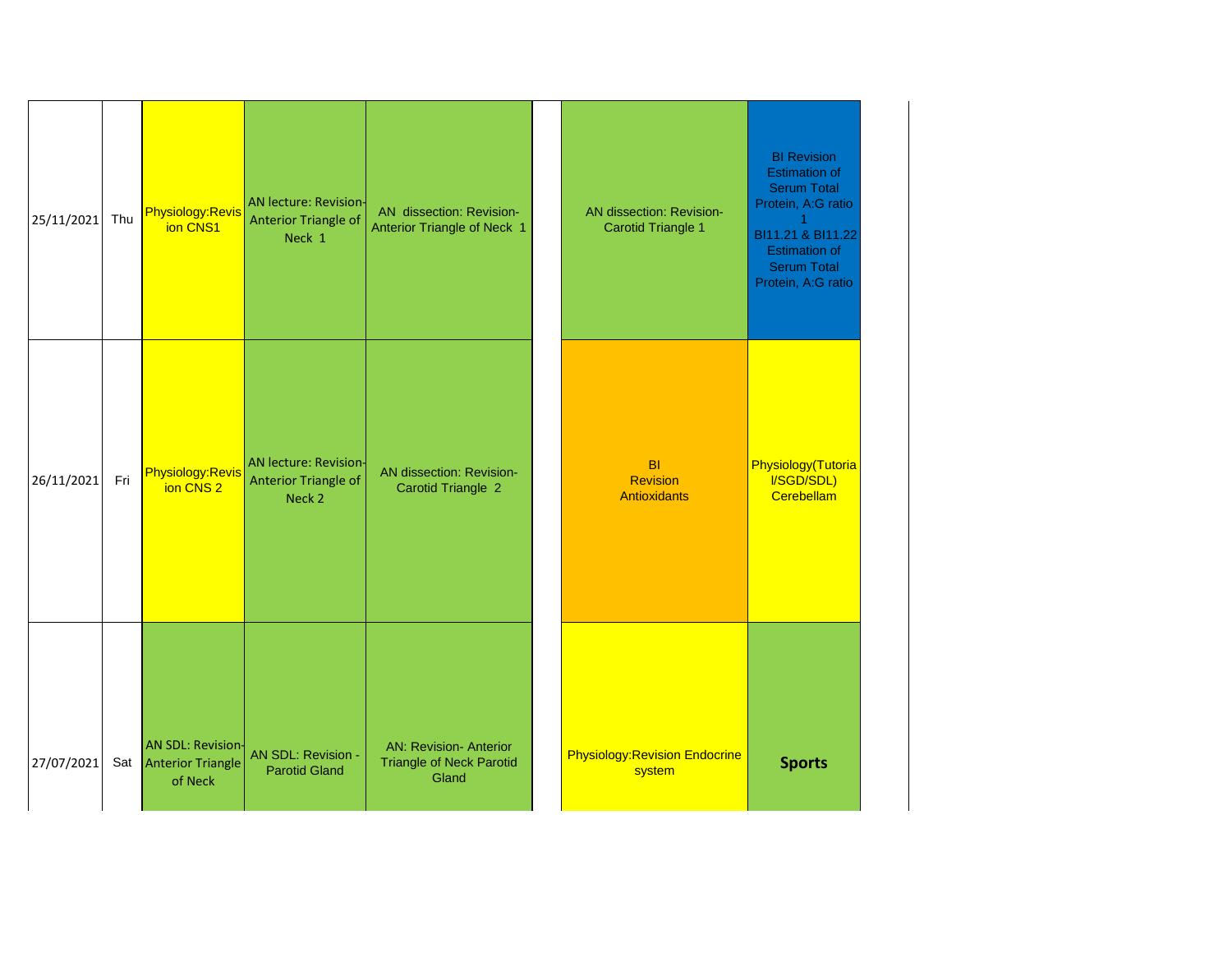| | | | | | | | |
|---|---|---|---|---|---|---|---|
| 25/11/2021 | Thu | Physiology:Revision CNS1 | AN lecture: Revision-Anterior Triangle of Neck 1 | AN dissection: Revision-Anterior Triangle of Neck 1 | | AN dissection: Revision-Carotid Triangle 1 | BI Revision Estimation of Serum Total Protein, A:G ratio 1 BI11.21 & BI11.22 Estimation of Serum Total Protein, A:G ratio |
| 26/11/2021 | Fri | Physiology:Revision CNS 2 | AN lecture: Revision-Anterior Triangle of Neck 2 | AN dissection: Revision-Carotid Triangle 2 | | BI Revision Antioxidants | Physiology(Tutorial/SGD/SDL) Cerebellam |
| 27/07/2021 | Sat | AN SDL: Revision-Anterior Triangle of Neck | AN SDL: Revision - Parotid Gland | AN: Revision- Anterior Triangle of Neck Parotid Gland | | Physiology:Revision Endocrine system | **Sports** |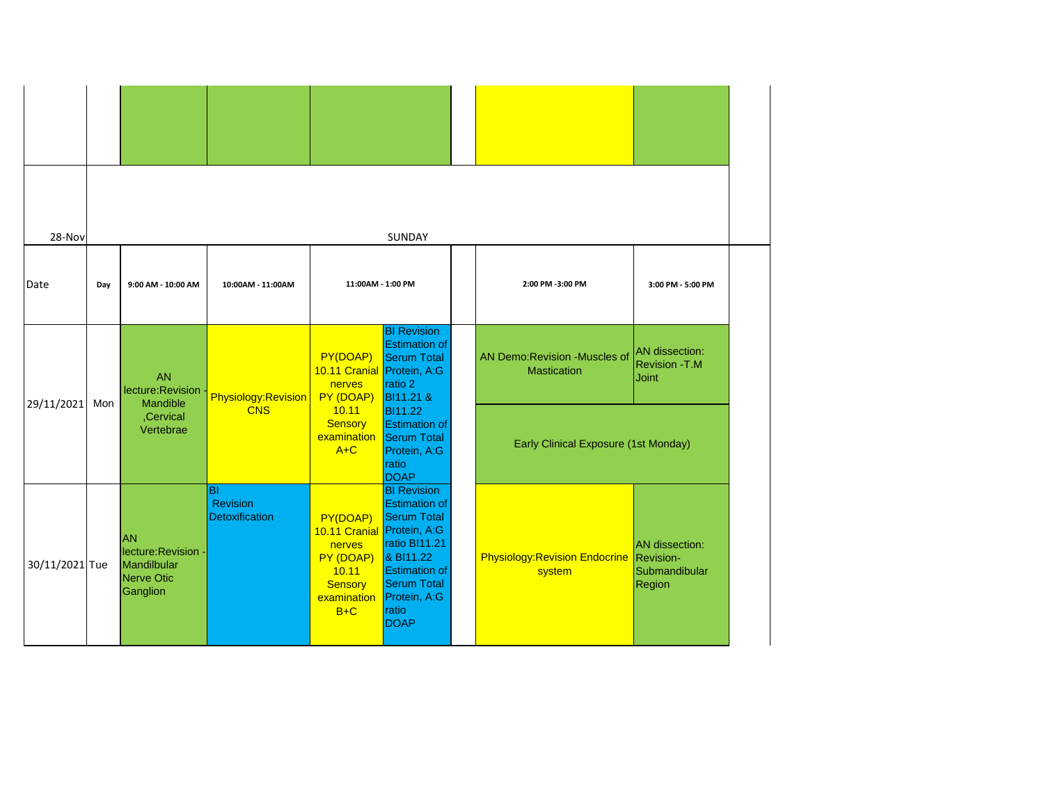| | | | | | | | | |
|---|---|---|---|---|---|---|---|---|
| 28-Nov | | | | SUNDAY | | | | |
| Date | Day | 9:00 AM - 10:00 AM | 10:00AM - 11:00AM | 11:00AM - 1:00 PM | | | 2:00 PM -3:00 PM | 3:00 PM - 5:00 PM |
| 29/11/2021 | Mon | AN lecture:Revision - Mandible ,Cervical Vertebrae | Physiology:Revision CNS | PY(DOAP) 10.11 Cranial nerves PY (DOAP) 10.11 Sensory examination A+C | BI Revision Estimation of Serum Total Protein, A:G ratio 2 BI11.21 & BI11.22 Estimation of Serum Total Protein, A:G ratio DOAP | | AN Demo:Revision -Muscles of Mastication | AN dissection: Revision -T.M Joint |
| | | | | | | | Early Clinical Exposure (1st Monday) | |
| 30/11/2021 | Tue | AN lecture:Revision - Mandilbular Nerve Otic Ganglion | BI Revision Detoxification | PY(DOAP) 10.11 Cranial nerves PY (DOAP) 10.11 Sensory examination B+C | BI Revision Estimation of Serum Total Protein, A:G ratio BI11.21 & BI11.22 Estimation of Serum Total Protein, A:G ratio DOAP | | Physiology:Revision Endocrine system | AN dissection: Revision- Submandibular Region |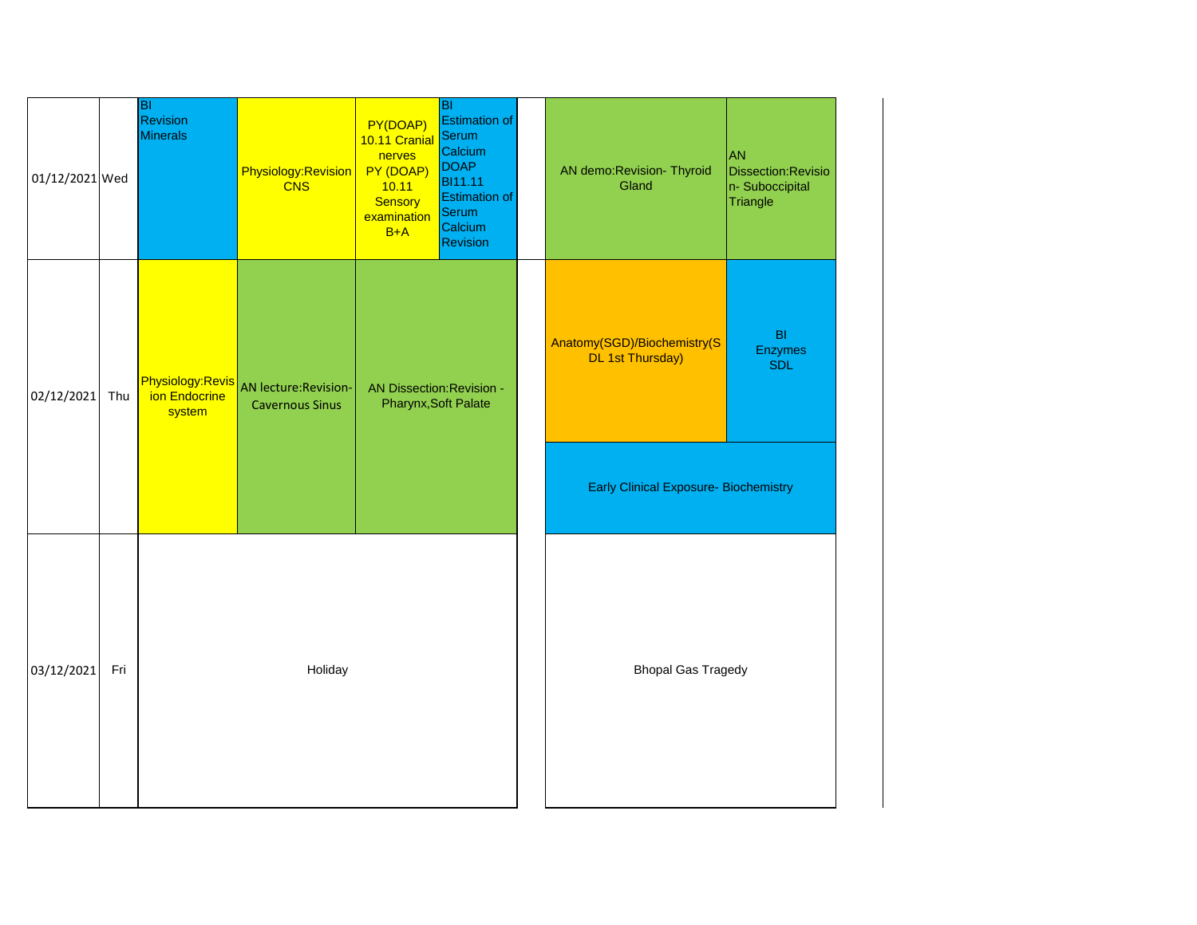| Date | Day | | | | | | | |
|---|---|---|---|---|---|---|---|---|
| 01/12/2021 | Wed | BI Revision Minerals | Physiology:Revision CNS | PY(DOAP) 10.11 Cranial nerves PY (DOAP) 10.11 Sensory examination B+A | BI Estimation of Serum Calcium DOAP BI11.11 Estimation of Serum Calcium Revision | | AN demo:Revision- Thyroid Gland | AN Dissection:Revision- Suboccipital Triangle |
| 02/12/2021 | Thu | Physiology:Revision Endocrine system | AN lecture:Revision- Cavernous Sinus | AN Dissection:Revision - Pharynx,Soft Palate | | | Anatomy(SGD)/Biochemistry(SDL 1st Thursday) | BI Enzymes SDL |
| | | | | | | | Early Clinical Exposure- Biochemistry | |
| 03/12/2021 | Fri | Holiday | | | | | Bhopal Gas Tragedy | |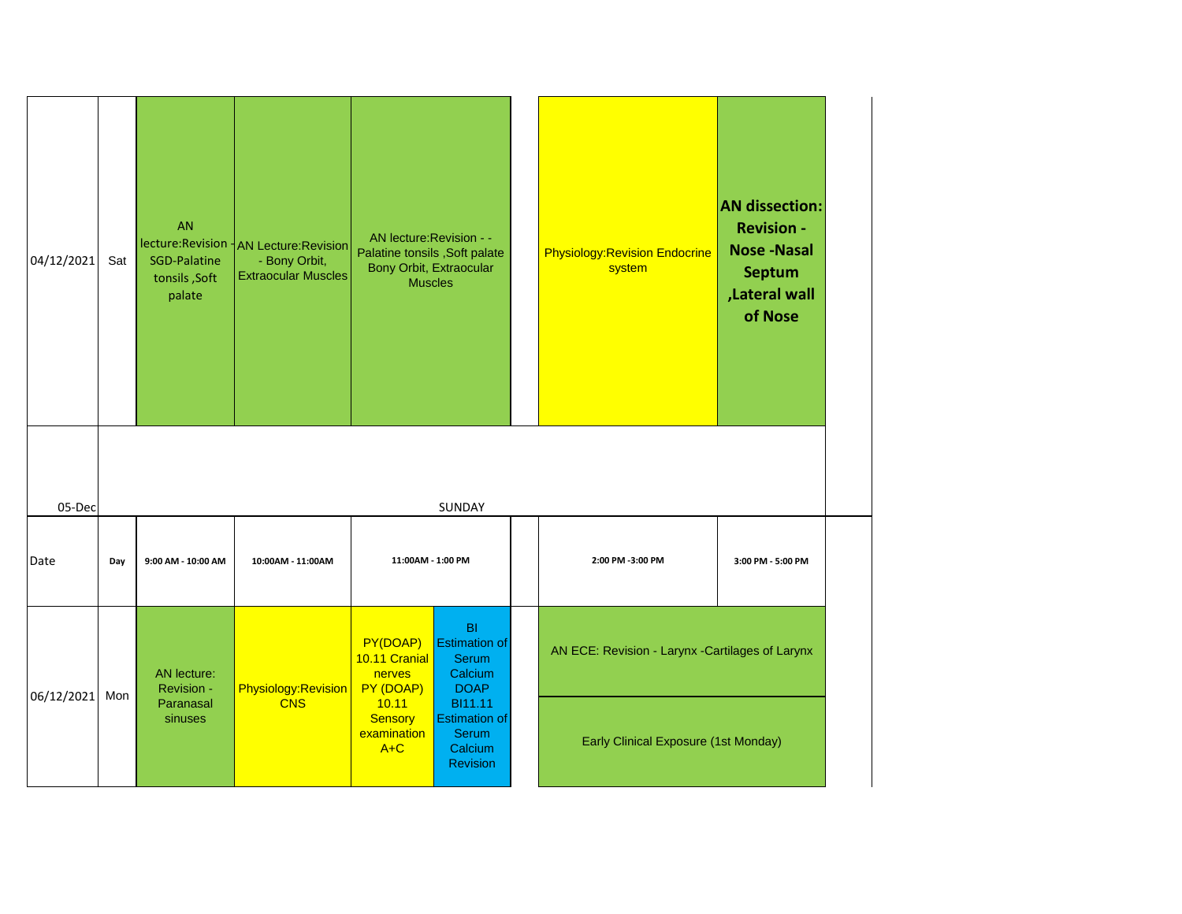| Date | Day | 9:00 AM - 10:00 AM | 10:00AM - 11:00AM | 11:00AM - 1:00 PM | | | 2:00 PM -3:00 PM | 3:00 PM - 5:00 PM |
|---|---|---|---|---|---|---|---|---|
| 04/12/2021 | Sat | AN lecture:Revision - SGD-Palatine tonsils ,Soft palate | AN Lecture:Revision - Bony Orbit, Extraocular Muscles | AN lecture:Revision - - Palatine tonsils ,Soft palate Bony Orbit, Extraocular Muscles | | | Physiology:Revision Endocrine system | **AN dissection: Revision - Nose -Nasal Septum ,Lateral wall of Nose** |
| 05-Dec | SUNDAY | | | | | | | |
| 06/12/2021 | Mon | AN lecture: Revision - Paranasal sinuses | Physiology:Revision CNS | PY(DOAP) 10.11 Cranial nerves PY (DOAP) 10.11 Sensory examination A+C | BI Estimation of Serum Calcium DOAP BI11.11 Estimation of Serum Calcium Revision | | AN ECE: Revision - Larynx -Cartilages of Larynx / Early Clinical Exposure (1st Monday) | |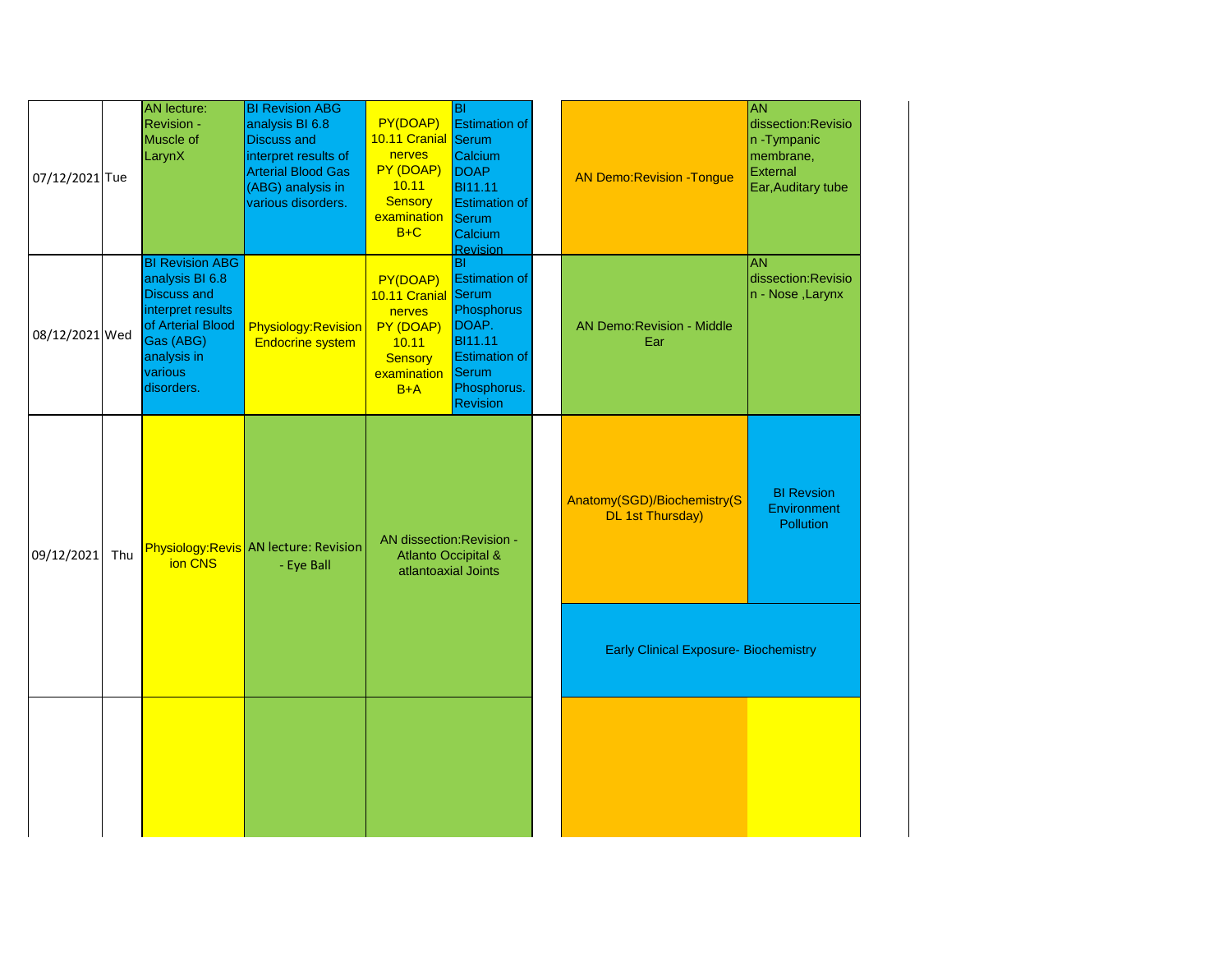| | | | | | | | | |
|---|---|---|---|---|---|---|---|---|
| 07/12/2021 | Tue | AN lecture: Revision - Muscle of LarynX | BI Revision ABG analysis BI 6.8 Discuss and interpret results of Arterial Blood Gas (ABG) analysis in various disorders. | PY(DOAP) 10.11 Cranial nerves PY (DOAP) 10.11 Sensory examination B+C | BI Estimation of Serum Calcium DOAP BI11.11 Estimation of Serum Calcium Revision | | AN Demo:Revision -Tongue | AN dissection:Revision -Tympanic membrane, External Ear,Auditary tube |
| 08/12/2021 | Wed | BI Revision ABG analysis BI 6.8 Discuss and interpret results of Arterial Blood Gas (ABG) analysis in various disorders. | Physiology:Revision Endocrine system | PY(DOAP) 10.11 Cranial nerves PY (DOAP) 10.11 Sensory examination B+A | BI Estimation of Serum Phosphorus DOAP. BI11.11 Estimation of Serum Phosphorus. Revision | | AN Demo:Revision - Middle Ear | AN dissection:Revision - Nose ,Larynx |
| 09/12/2021 | Thu | Physiology:Revision CNS | AN lecture: Revision - Eye Ball | AN dissection:Revision - Atlanto Occipital & atlantoaxial Joints | | | Anatomy(SGD)/Biochemistry(SDL 1st Thursday) | BI Revsion Environment Pollution |
| | | | | | | | Early Clinical Exposure- Biochemistry | |
| | | | | | | | | |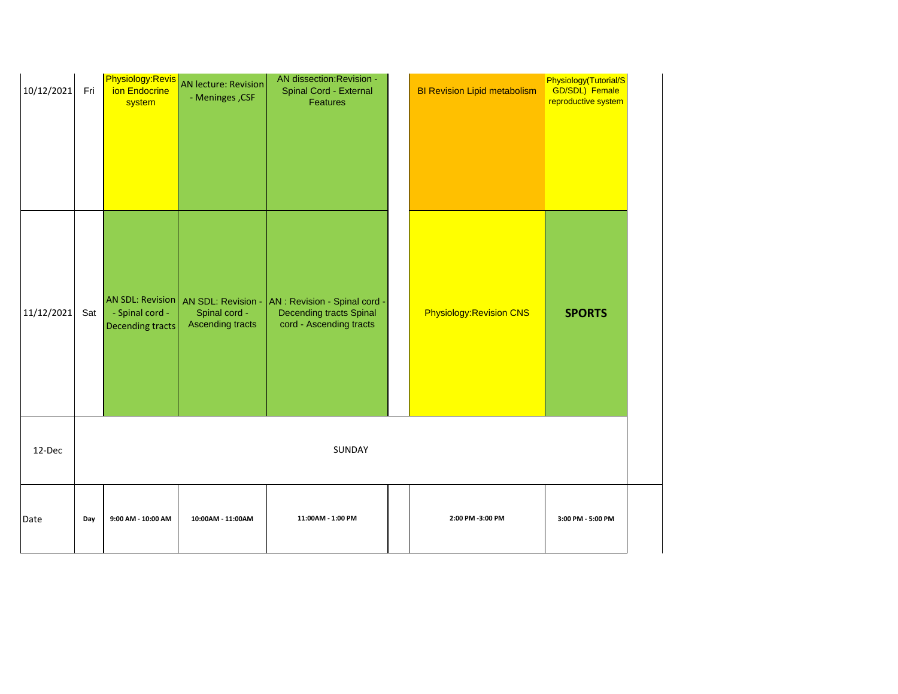| Date | Day | 9:00 AM - 10:00 AM | 10:00AM - 11:00AM | 11:00AM - 1:00 PM | | 2:00 PM -3:00 PM | 3:00 PM - 5:00 PM |
|---|---|---|---|---|---|---|---|
| 10/12/2021 | Fri | Physiology:Revision Endocrine system | AN lecture: Revision - Meninges ,CSF | AN dissection:Revision - Spinal Cord - External Features | | BI Revision Lipid metabolism | Physiology(Tutorial/SGD/SDL) Female reproductive system |
| 11/12/2021 | Sat | AN SDL: Revision - Spinal cord - Decending tracts | AN SDL: Revision - Spinal cord - Ascending tracts | AN : Revision - Spinal cord - Decending tracts Spinal cord - Ascending tracts | | Physiology:Revision CNS | **SPORTS** |
| 12-Dec | | SUNDAY | | | | | |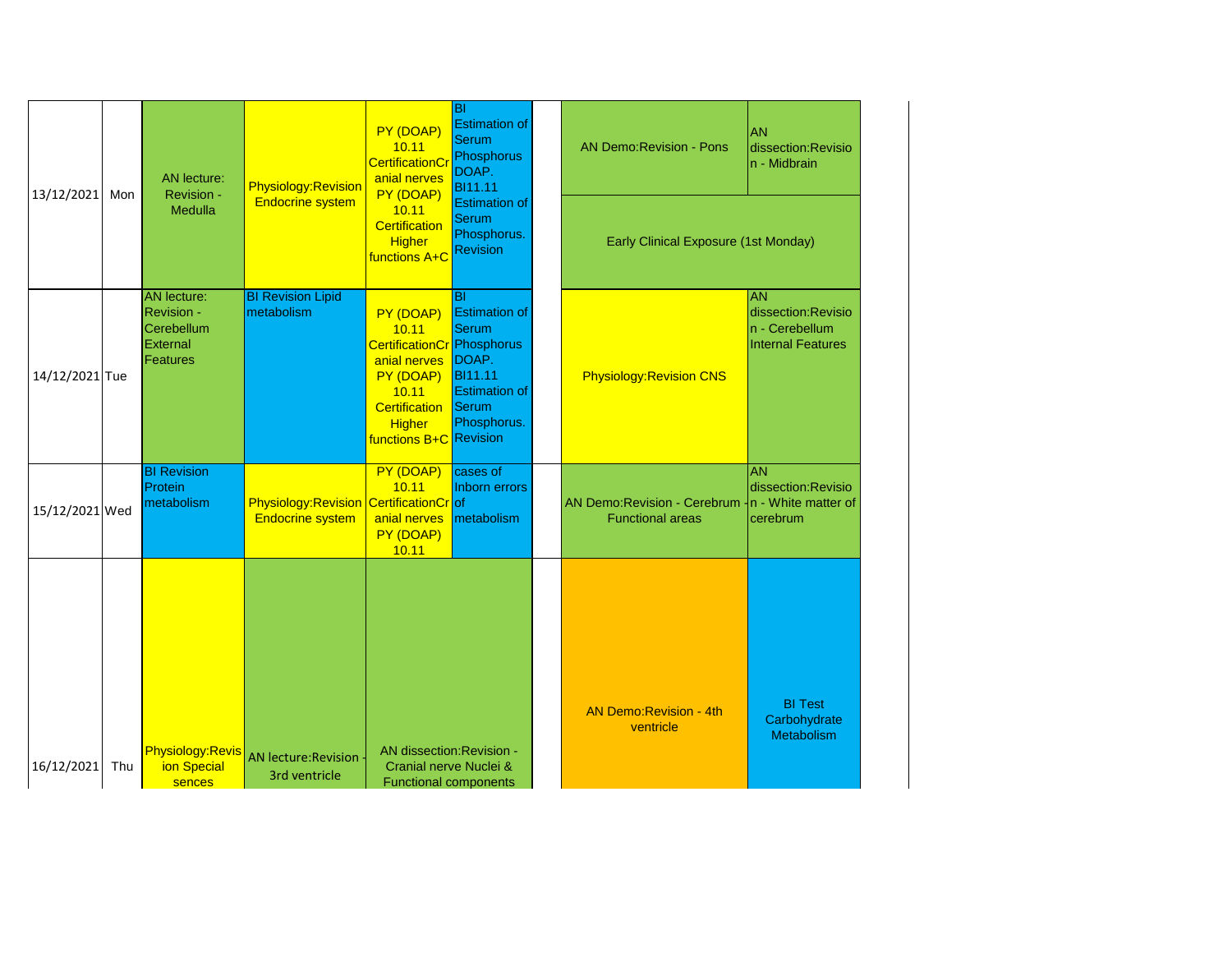| Date | Day | | | | | | | |
|---|---|---|---|---|---|---|---|---|
| 13/12/2021 | Mon | AN lecture: Revision - Medulla | Physiology:Revision Endocrine system | PY (DOAP) 10.11 CertificationCranial nerves PY (DOAP) 10.11 Certification Higher functions A+C | BI Estimation of Serum Phosphorus DOAP. BI11.11 Estimation of Serum Phosphorus. Revision | | AN Demo:Revision - Pons | AN dissection:Revision - Midbrain |
| | | | | | | | Early Clinical Exposure (1st Monday) | |
| 14/12/2021 | Tue | AN lecture: Revision - Cerebellum External Features | BI Revision Lipid metabolism | PY (DOAP) 10.11 CertificationCranial nerves PY (DOAP) 10.11 Certification Higher functions B+C | BI Estimation of Serum Phosphorus DOAP. BI11.11 Estimation of Serum Phosphorus. Revision | | Physiology:Revision CNS | AN dissection:Revision - Cerebellum Internal Features |
| 15/12/2021 | Wed | BI Revision Protein metabolism | Physiology:Revision Endocrine system | PY (DOAP) 10.11 CertificationCranial nerves PY (DOAP) 10.11 | cases of Inborn errors of metabolism | | AN Demo:Revision - Cerebrum - Functional areas | AN dissection:Revision - White matter of cerebrum |
| 16/12/2021 | Thu | Physiology:Revision Special sences | AN lecture:Revision - 3rd ventricle | AN dissection:Revision - Cranial nerve Nuclei & Functional components | | | AN Demo:Revision - 4th ventricle | BI Test Carbohydrate Metabolism |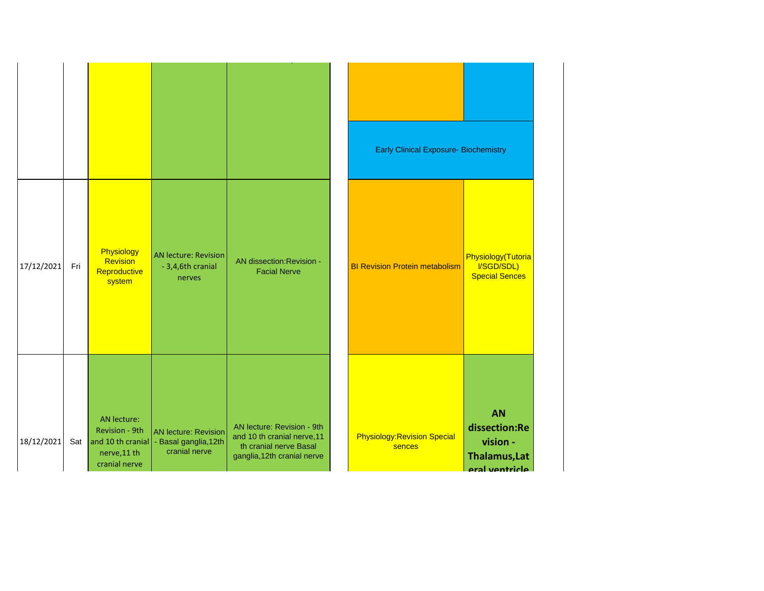| | | | | | | |
|---|---|---|---|---|---|---|
| | | | | | | |
| | | | | | Early Clinical Exposure- Biochemistry | |
| 17/12/2021 | Fri | Physiology Revision Reproductive system | AN lecture: Revision - 3,4,6th cranial nerves | AN dissection:Revision - Facial Nerve | BI Revision Protein metabolism | Physiology(Tutorial/SGD/SDL) Special Sences |
| 18/12/2021 | Sat | AN lecture: Revision - 9th and 10 th cranial nerve,11 th cranial nerve | AN lecture: Revision - Basal ganglia,12th cranial nerve | AN lecture: Revision - 9th and 10 th cranial nerve,11 th cranial nerve Basal ganglia,12th cranial nerve | Physiology:Revision Special sences | **AN dissection:Revision - Thalamus,Lateral ventricle** |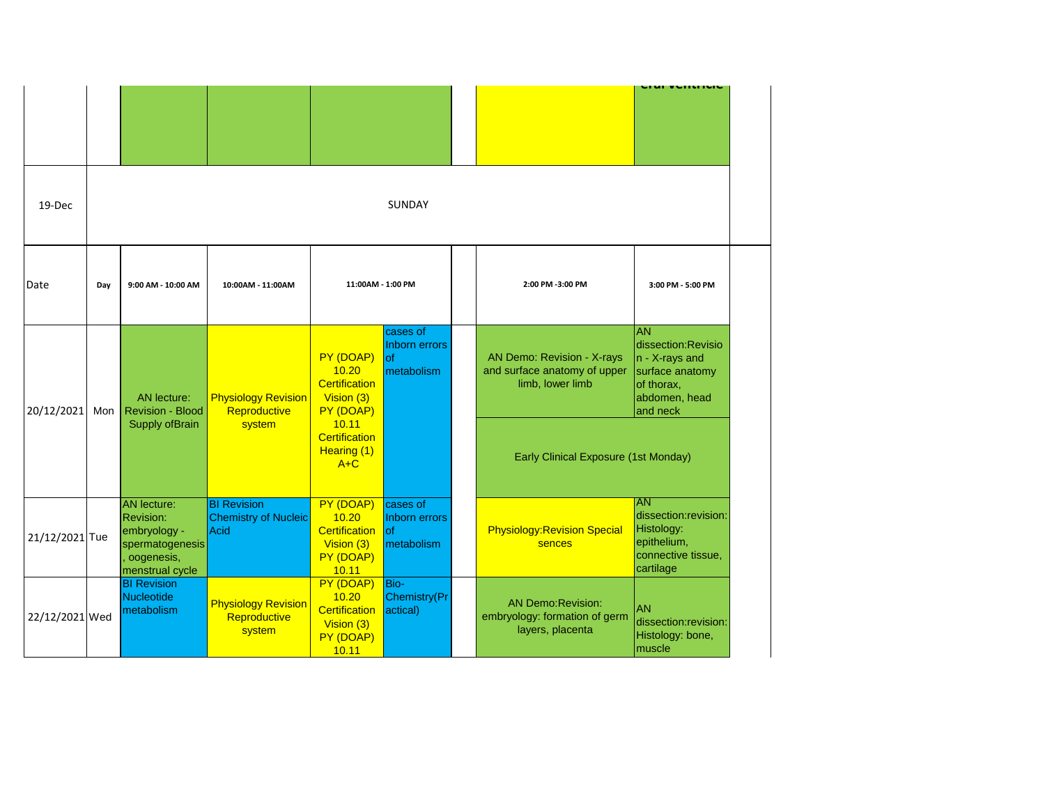| | | | | | | | | |
|---|---|---|---|---|---|---|---|---|
| | | | | | | | | ...cral ventricle |
| 19-Dec | SUNDAY | | | | | | | |
| Date | Day | 9:00 AM - 10:00 AM | 10:00AM - 11:00AM | 11:00AM - 1:00 PM | | | 2:00 PM -3:00 PM | 3:00 PM - 5:00 PM |
| 20/12/2021 | Mon | AN lecture: Revision - Blood Supply ofBrain | Physiology Revision Reproductive system | PY (DOAP) 10.20 Certification Vision (3) PY (DOAP) 10.11 Certification Hearing (1) A+C | cases of Inborn errors of metabolism | | AN Demo: Revision - X-rays and surface anatomy of upper limb, lower limb | AN dissection:Revision - X-rays and surface anatomy of thorax, abdomen, head and neck |
| | | | | | | | Early Clinical Exposure (1st Monday) | |
| 21/12/2021 | Tue | AN lecture: Revision: embryology - spermatogenesis, oogenesis, menstrual cycle | BI Revision Chemistry of Nucleic Acid | PY (DOAP) 10.20 Certification Vision (3) PY (DOAP) 10.11 | cases of Inborn errors of metabolism | | Physiology:Revision Special sences | AN dissection:revision: Histology: epithelium, connective tissue, cartilage |
| 22/12/2021 | Wed | BI Revision Nucleotide metabolism | Physiology Revision Reproductive system | PY (DOAP) 10.20 Certification Vision (3) PY (DOAP) 10.11 | Bio-Chemistry(Practical) | | AN Demo:Revision: embryology: formation of germ layers, placenta | AN dissection:revision: Histology: bone, muscle |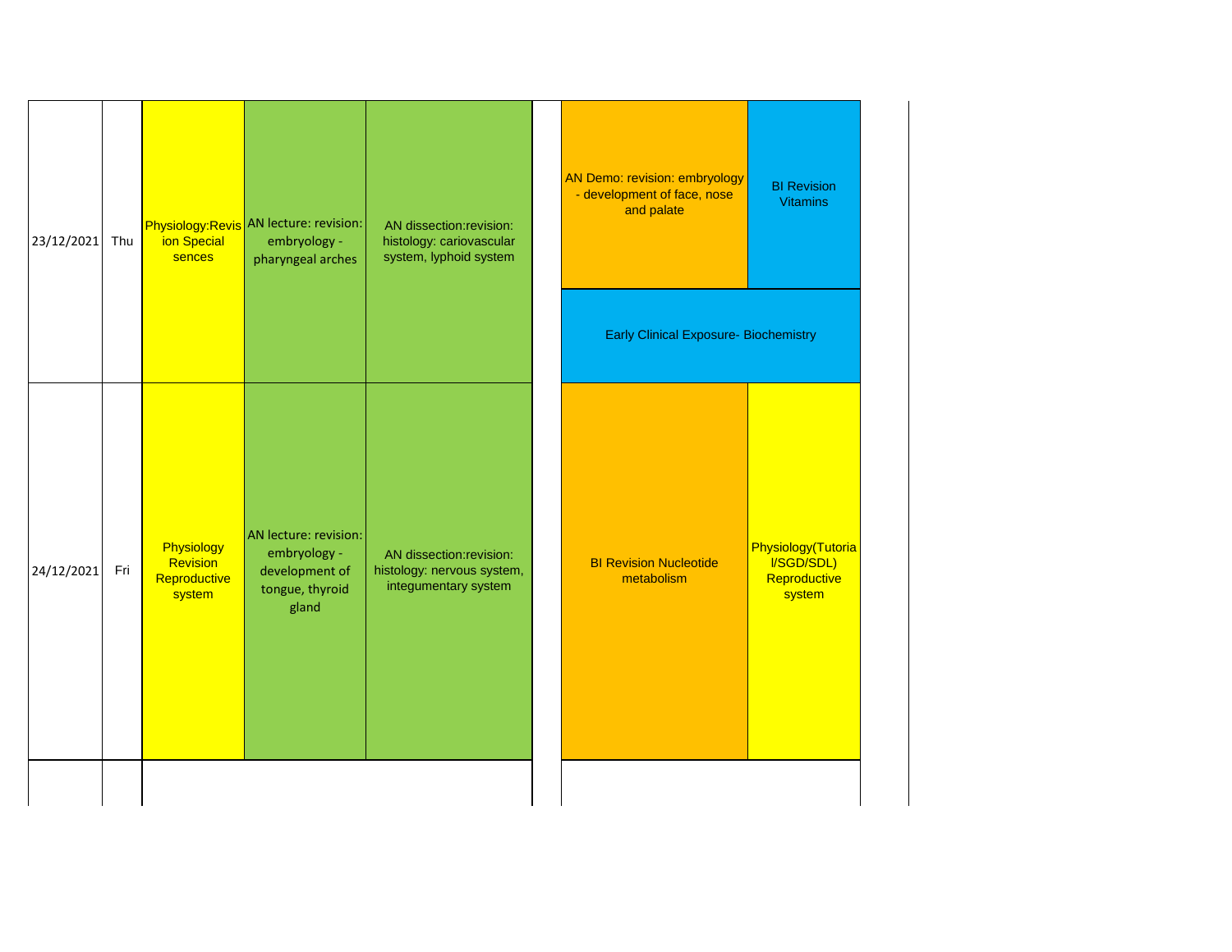| Date | Day | | | | | | |
|---|---|---|---|---|---|---|---|
| 23/12/2021 | Thu | Physiology:Revision Special sences | AN lecture: revision: embryology - pharyngeal arches | AN dissection:revision: histology: cariovascular system, lyphoid system | | AN Demo: revision: embryology - development of face, nose and palate | BI Revision Vitamins |
| | | | | | | Early Clinical Exposure- Biochemistry | |
| 24/12/2021 | Fri | Physiology Revision Reproductive system | AN lecture: revision: embryology - development of tongue, thyroid gland | AN dissection:revision: histology: nervous system, integumentary system | | BI Revision Nucleotide metabolism | Physiology(Tutorial/SGD/SDL) Reproductive system |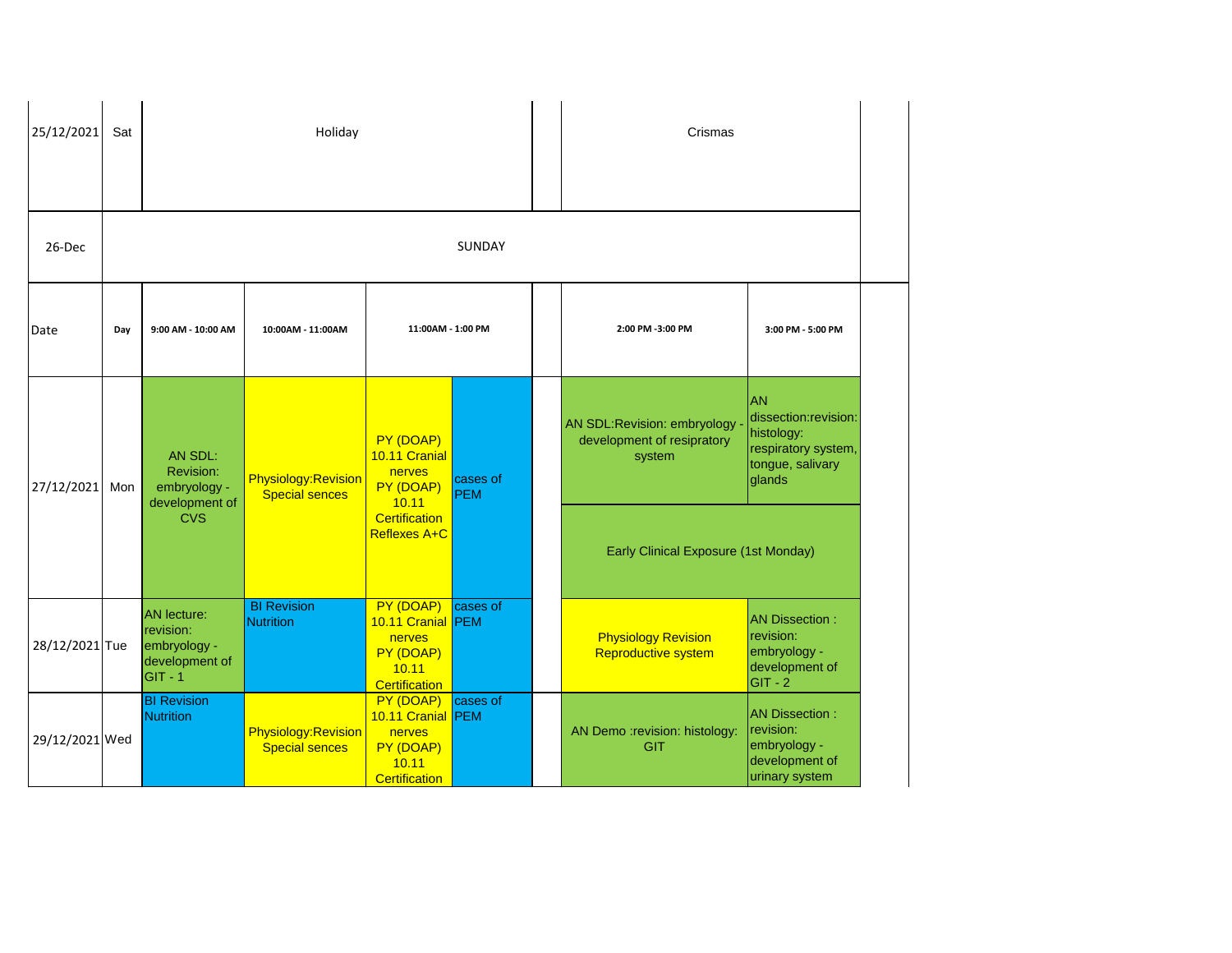| Date | Day | 9:00 AM - 10:00 AM | 10:00AM - 11:00AM | 11:00AM - 1:00 PM | | | 2:00 PM -3:00 PM | 3:00 PM - 5:00 PM |
|---|---|---|---|---|---|---|---|---|
| 25/12/2021 | Sat | Holiday | | | | | Crismas | |
| 26-Dec | SUNDAY | | | | | | | |
| 27/12/2021 | Mon | AN SDL: Revision: embryology - development of CVS | Physiology:Revision Special sences | PY (DOAP) 10.11 Cranial nerves PY (DOAP) 10.11 Certification Reflexes A+C | cases of PEM | | AN SDL:Revision: embryology - development of resipratory system | AN dissection:revision: histology: respiratory system, tongue, salivary glands |
| | | | | | | | Early Clinical Exposure (1st Monday) | |
| 28/12/2021 | Tue | AN lecture: revision: embryology - development of GIT - 1 | BI Revision Nutrition | PY (DOAP) 10.11 Cranial nerves PY (DOAP) 10.11 Certification | cases of PEM | | Physiology Revision Reproductive system | AN Dissection : revision: embryology - development of GIT - 2 |
| 29/12/2021 | Wed | BI Revision Nutrition | Physiology:Revision Special sences | PY (DOAP) 10.11 Cranial nerves PY (DOAP) 10.11 Certification | cases of PEM | | AN Demo :revision: histology: GIT | AN Dissection : revision: embryology - development of urinary system |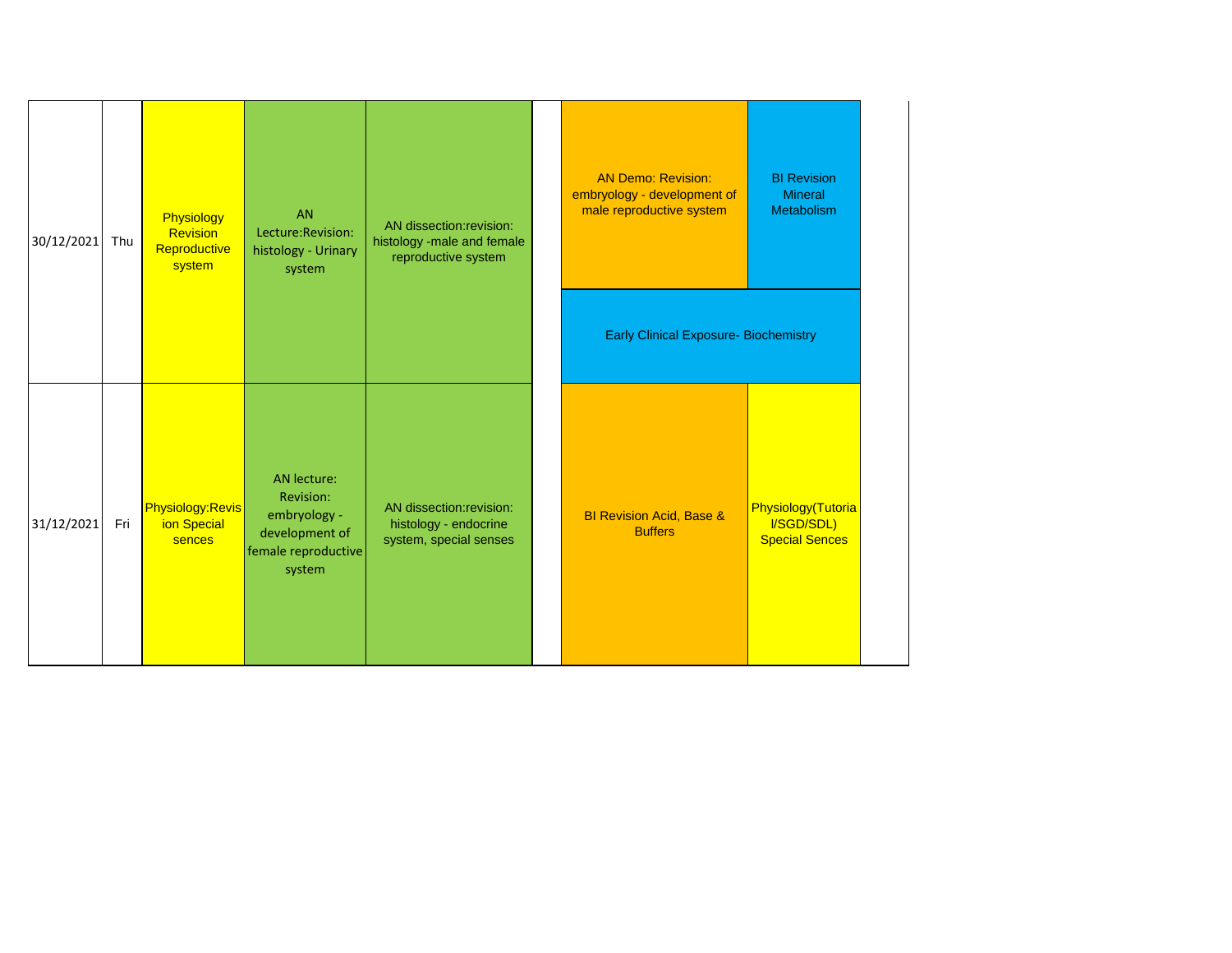| | | | | | | | |
|---|---|---|---|---|---|---|---|
| 30/12/2021 | Thu | Physiology Revision Reproductive system | AN Lecture:Revision: histology - Urinary system | AN dissection:revision: histology -male and female reproductive system | | AN Demo: Revision: embryology - development of male reproductive system | BI Revision Mineral Metabolism |
| | | | | | | Early Clinical Exposure- Biochemistry | |
| 31/12/2021 | Fri | Physiology:Revision Special sences | AN lecture: Revision: embryology - development of female reproductive system | AN dissection:revision: histology - endocrine system, special senses | | BI Revision Acid, Base & Buffers | Physiology(Tutorial/SGD/SDL) Special Sences |